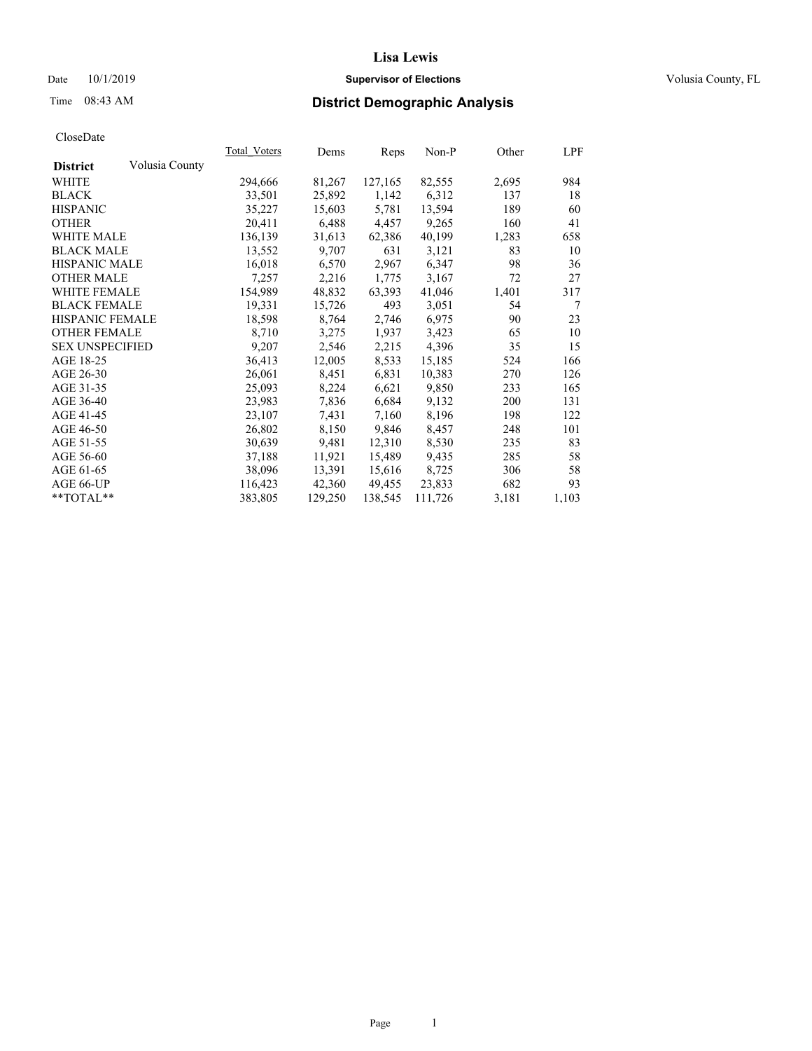# Lisa Lewis

Date 10/1/2019 **Supervisor of Elections** Volusia County, FL

Time 08:43 AM **District Demographic Analysis**

CloseDate

| **District** Volusia County | Total_Voters | Dems | Reps | Non-P | Other | LPF |
|---|---|---|---|---|---|---|
| WHITE | 294,666 | 81,267 | 127,165 | 82,555 | 2,695 | 984 |
| BLACK | 33,501 | 25,892 | 1,142 | 6,312 | 137 | 18 |
| HISPANIC | 35,227 | 15,603 | 5,781 | 13,594 | 189 | 60 |
| OTHER | 20,411 | 6,488 | 4,457 | 9,265 | 160 | 41 |
| WHITE MALE | 136,139 | 31,613 | 62,386 | 40,199 | 1,283 | 658 |
| BLACK MALE | 13,552 | 9,707 | 631 | 3,121 | 83 | 10 |
| HISPANIC MALE | 16,018 | 6,570 | 2,967 | 6,347 | 98 | 36 |
| OTHER MALE | 7,257 | 2,216 | 1,775 | 3,167 | 72 | 27 |
| WHITE FEMALE | 154,989 | 48,832 | 63,393 | 41,046 | 1,401 | 317 |
| BLACK FEMALE | 19,331 | 15,726 | 493 | 3,051 | 54 | 7 |
| HISPANIC FEMALE | 18,598 | 8,764 | 2,746 | 6,975 | 90 | 23 |
| OTHER FEMALE | 8,710 | 3,275 | 1,937 | 3,423 | 65 | 10 |
| SEX UNSPECIFIED | 9,207 | 2,546 | 2,215 | 4,396 | 35 | 15 |
| AGE 18-25 | 36,413 | 12,005 | 8,533 | 15,185 | 524 | 166 |
| AGE 26-30 | 26,061 | 8,451 | 6,831 | 10,383 | 270 | 126 |
| AGE 31-35 | 25,093 | 8,224 | 6,621 | 9,850 | 233 | 165 |
| AGE 36-40 | 23,983 | 7,836 | 6,684 | 9,132 | 200 | 131 |
| AGE 41-45 | 23,107 | 7,431 | 7,160 | 8,196 | 198 | 122 |
| AGE 46-50 | 26,802 | 8,150 | 9,846 | 8,457 | 248 | 101 |
| AGE 51-55 | 30,639 | 9,481 | 12,310 | 8,530 | 235 | 83 |
| AGE 56-60 | 37,188 | 11,921 | 15,489 | 9,435 | 285 | 58 |
| AGE 61-65 | 38,096 | 13,391 | 15,616 | 8,725 | 306 | 58 |
| AGE 66-UP | 116,423 | 42,360 | 49,455 | 23,833 | 682 | 93 |
| **TOTAL** | 383,805 | 129,250 | 138,545 | 111,726 | 3,181 | 1,103 |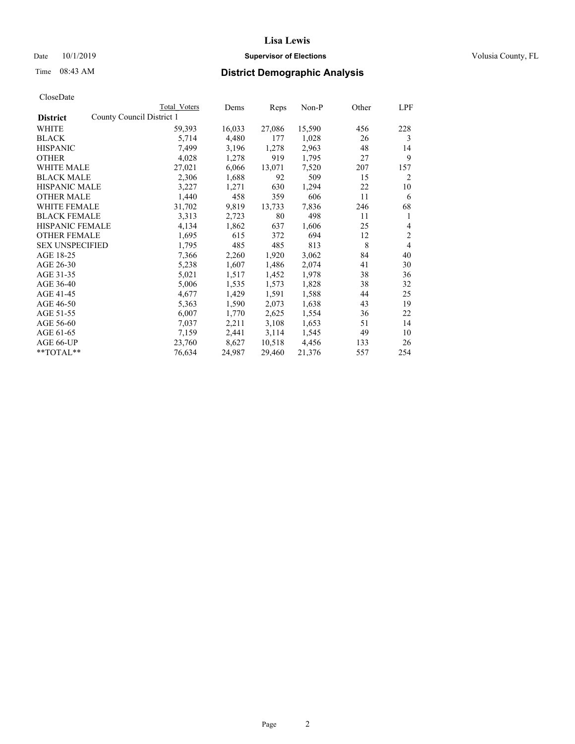# Lisa Lewis

Date 10/1/2019 **Supervisor of Elections** Volusia County, FL

Time 08:43 AM **District Demographic Analysis**

CloseDate

| **District** | Total Voters | Dems | Reps | Non-P | Other | LPF |
|---|---|---|---|---|---|---|
| County Council District 1 | | | | | | |
| WHITE | 59,393 | 16,033 | 27,086 | 15,590 | 456 | 228 |
| BLACK | 5,714 | 4,480 | 177 | 1,028 | 26 | 3 |
| HISPANIC | 7,499 | 3,196 | 1,278 | 2,963 | 48 | 14 |
| OTHER | 4,028 | 1,278 | 919 | 1,795 | 27 | 9 |
| WHITE MALE | 27,021 | 6,066 | 13,071 | 7,520 | 207 | 157 |
| BLACK MALE | 2,306 | 1,688 | 92 | 509 | 15 | 2 |
| HISPANIC MALE | 3,227 | 1,271 | 630 | 1,294 | 22 | 10 |
| OTHER MALE | 1,440 | 458 | 359 | 606 | 11 | 6 |
| WHITE FEMALE | 31,702 | 9,819 | 13,733 | 7,836 | 246 | 68 |
| BLACK FEMALE | 3,313 | 2,723 | 80 | 498 | 11 | 1 |
| HISPANIC FEMALE | 4,134 | 1,862 | 637 | 1,606 | 25 | 4 |
| OTHER FEMALE | 1,695 | 615 | 372 | 694 | 12 | 2 |
| SEX UNSPECIFIED | 1,795 | 485 | 485 | 813 | 8 | 4 |
| AGE 18-25 | 7,366 | 2,260 | 1,920 | 3,062 | 84 | 40 |
| AGE 26-30 | 5,238 | 1,607 | 1,486 | 2,074 | 41 | 30 |
| AGE 31-35 | 5,021 | 1,517 | 1,452 | 1,978 | 38 | 36 |
| AGE 36-40 | 5,006 | 1,535 | 1,573 | 1,828 | 38 | 32 |
| AGE 41-45 | 4,677 | 1,429 | 1,591 | 1,588 | 44 | 25 |
| AGE 46-50 | 5,363 | 1,590 | 2,073 | 1,638 | 43 | 19 |
| AGE 51-55 | 6,007 | 1,770 | 2,625 | 1,554 | 36 | 22 |
| AGE 56-60 | 7,037 | 2,211 | 3,108 | 1,653 | 51 | 14 |
| AGE 61-65 | 7,159 | 2,441 | 3,114 | 1,545 | 49 | 10 |
| AGE 66-UP | 23,760 | 8,627 | 10,518 | 4,456 | 133 | 26 |
| **TOTAL** | 76,634 | 24,987 | 29,460 | 21,376 | 557 | 254 |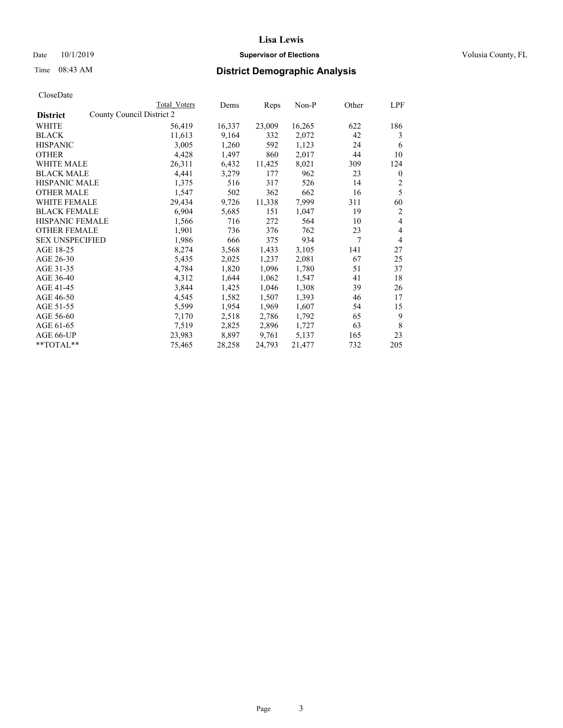**Lisa Lewis**

Date 10/1/2019 **Supervisor of Elections** Volusia County, FL

Time 08:43 AM **District Demographic Analysis**

CloseDate

| **District** | County Council District 2 | Total Voters | Dems | Reps | Non-P | Other | LPF |
|---|---|---|---|---|---|---|---|
| WHITE | | 56,419 | 16,337 | 23,009 | 16,265 | 622 | 186 |
| BLACK | | 11,613 | 9,164 | 332 | 2,072 | 42 | 3 |
| HISPANIC | | 3,005 | 1,260 | 592 | 1,123 | 24 | 6 |
| OTHER | | 4,428 | 1,497 | 860 | 2,017 | 44 | 10 |
| WHITE MALE | | 26,311 | 6,432 | 11,425 | 8,021 | 309 | 124 |
| BLACK MALE | | 4,441 | 3,279 | 177 | 962 | 23 | 0 |
| HISPANIC MALE | | 1,375 | 516 | 317 | 526 | 14 | 2 |
| OTHER MALE | | 1,547 | 502 | 362 | 662 | 16 | 5 |
| WHITE FEMALE | | 29,434 | 9,726 | 11,338 | 7,999 | 311 | 60 |
| BLACK FEMALE | | 6,904 | 5,685 | 151 | 1,047 | 19 | 2 |
| HISPANIC FEMALE | | 1,566 | 716 | 272 | 564 | 10 | 4 |
| OTHER FEMALE | | 1,901 | 736 | 376 | 762 | 23 | 4 |
| SEX UNSPECIFIED | | 1,986 | 666 | 375 | 934 | 7 | 4 |
| AGE 18-25 | | 8,274 | 3,568 | 1,433 | 3,105 | 141 | 27 |
| AGE 26-30 | | 5,435 | 2,025 | 1,237 | 2,081 | 67 | 25 |
| AGE 31-35 | | 4,784 | 1,820 | 1,096 | 1,780 | 51 | 37 |
| AGE 36-40 | | 4,312 | 1,644 | 1,062 | 1,547 | 41 | 18 |
| AGE 41-45 | | 3,844 | 1,425 | 1,046 | 1,308 | 39 | 26 |
| AGE 46-50 | | 4,545 | 1,582 | 1,507 | 1,393 | 46 | 17 |
| AGE 51-55 | | 5,599 | 1,954 | 1,969 | 1,607 | 54 | 15 |
| AGE 56-60 | | 7,170 | 2,518 | 2,786 | 1,792 | 65 | 9 |
| AGE 61-65 | | 7,519 | 2,825 | 2,896 | 1,727 | 63 | 8 |
| AGE 66-UP | | 23,983 | 8,897 | 9,761 | 5,137 | 165 | 23 |
| **TOTAL** | | 75,465 | 28,258 | 24,793 | 21,477 | 732 | 205 |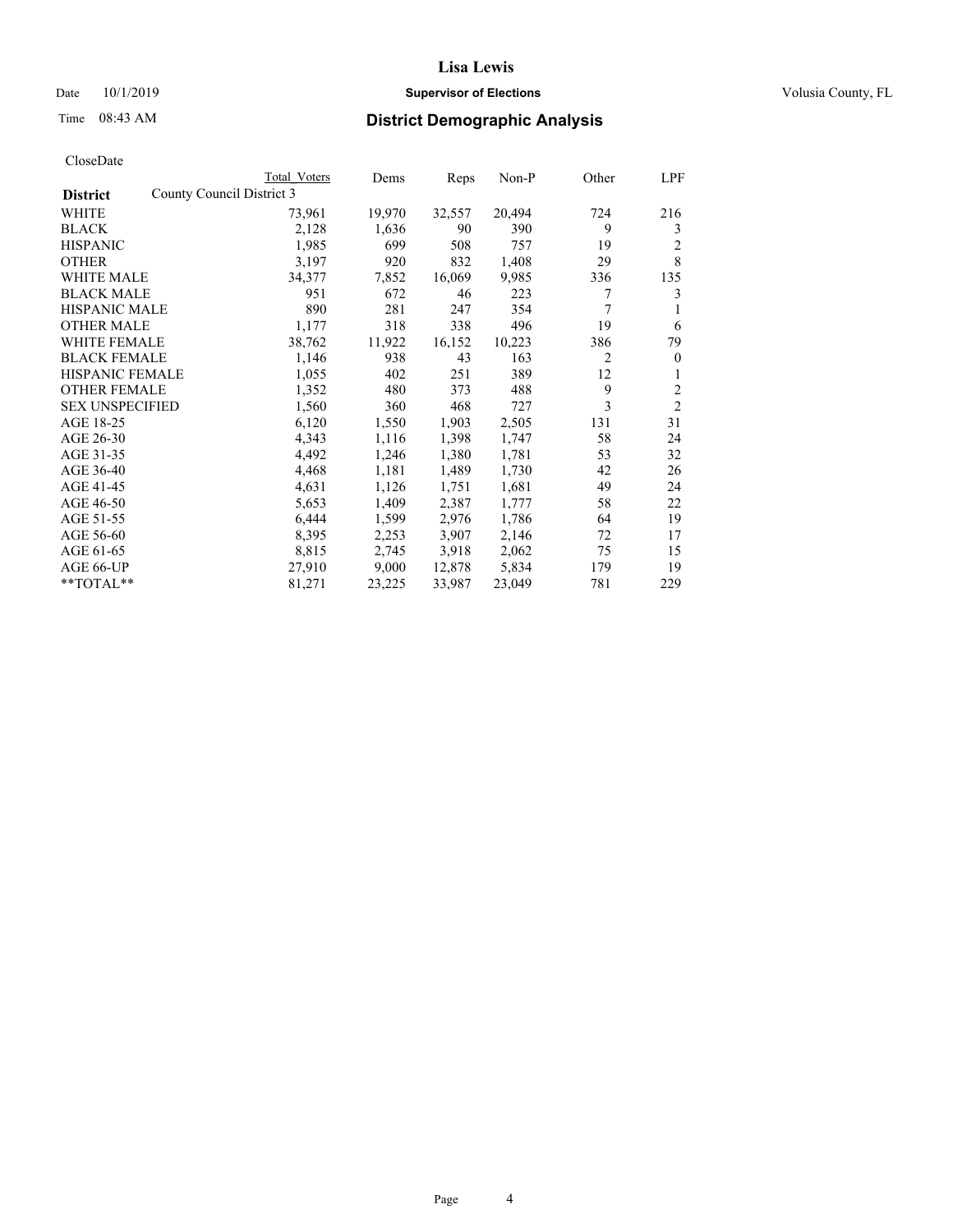**Lisa Lewis**

Date 10/1/2019 **Supervisor of Elections** Volusia County, FL

Time 08:43 AM **District Demographic Analysis**

CloseDate

| **District** | Total Voters | Dems | Reps | Non-P | Other | LPF |
|---|---|---|---|---|---|---|
| County Council District 3 | | | | | | |
| WHITE | 73,961 | 19,970 | 32,557 | 20,494 | 724 | 216 |
| BLACK | 2,128 | 1,636 | 90 | 390 | 9 | 3 |
| HISPANIC | 1,985 | 699 | 508 | 757 | 19 | 2 |
| OTHER | 3,197 | 920 | 832 | 1,408 | 29 | 8 |
| WHITE MALE | 34,377 | 7,852 | 16,069 | 9,985 | 336 | 135 |
| BLACK MALE | 951 | 672 | 46 | 223 | 7 | 3 |
| HISPANIC MALE | 890 | 281 | 247 | 354 | 7 | 1 |
| OTHER MALE | 1,177 | 318 | 338 | 496 | 19 | 6 |
| WHITE FEMALE | 38,762 | 11,922 | 16,152 | 10,223 | 386 | 79 |
| BLACK FEMALE | 1,146 | 938 | 43 | 163 | 2 | 0 |
| HISPANIC FEMALE | 1,055 | 402 | 251 | 389 | 12 | 1 |
| OTHER FEMALE | 1,352 | 480 | 373 | 488 | 9 | 2 |
| SEX UNSPECIFIED | 1,560 | 360 | 468 | 727 | 3 | 2 |
| AGE 18-25 | 6,120 | 1,550 | 1,903 | 2,505 | 131 | 31 |
| AGE 26-30 | 4,343 | 1,116 | 1,398 | 1,747 | 58 | 24 |
| AGE 31-35 | 4,492 | 1,246 | 1,380 | 1,781 | 53 | 32 |
| AGE 36-40 | 4,468 | 1,181 | 1,489 | 1,730 | 42 | 26 |
| AGE 41-45 | 4,631 | 1,126 | 1,751 | 1,681 | 49 | 24 |
| AGE 46-50 | 5,653 | 1,409 | 2,387 | 1,777 | 58 | 22 |
| AGE 51-55 | 6,444 | 1,599 | 2,976 | 1,786 | 64 | 19 |
| AGE 56-60 | 8,395 | 2,253 | 3,907 | 2,146 | 72 | 17 |
| AGE 61-65 | 8,815 | 2,745 | 3,918 | 2,062 | 75 | 15 |
| AGE 66-UP | 27,910 | 9,000 | 12,878 | 5,834 | 179 | 19 |
| **TOTAL** | 81,271 | 23,225 | 33,987 | 23,049 | 781 | 229 |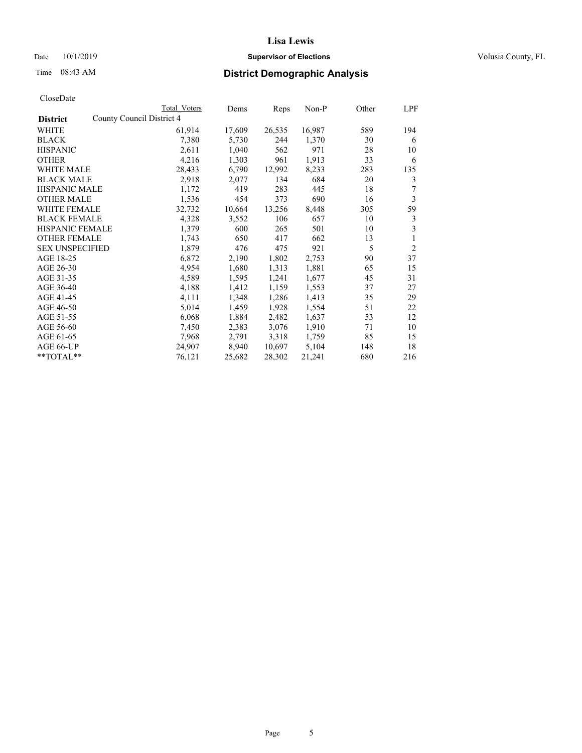# Lisa Lewis

Date 10/1/2019 **Supervisor of Elections** Volusia County, FL

Time 08:43 AM **District Demographic Analysis**

CloseDate

| **District** | County Council District 4 Total Voters | Dems | Reps | Non-P | Other | LPF |
|---|---|---|---|---|---|---|
| WHITE | 61,914 | 17,609 | 26,535 | 16,987 | 589 | 194 |
| BLACK | 7,380 | 5,730 | 244 | 1,370 | 30 | 6 |
| HISPANIC | 2,611 | 1,040 | 562 | 971 | 28 | 10 |
| OTHER | 4,216 | 1,303 | 961 | 1,913 | 33 | 6 |
| WHITE MALE | 28,433 | 6,790 | 12,992 | 8,233 | 283 | 135 |
| BLACK MALE | 2,918 | 2,077 | 134 | 684 | 20 | 3 |
| HISPANIC MALE | 1,172 | 419 | 283 | 445 | 18 | 7 |
| OTHER MALE | 1,536 | 454 | 373 | 690 | 16 | 3 |
| WHITE FEMALE | 32,732 | 10,664 | 13,256 | 8,448 | 305 | 59 |
| BLACK FEMALE | 4,328 | 3,552 | 106 | 657 | 10 | 3 |
| HISPANIC FEMALE | 1,379 | 600 | 265 | 501 | 10 | 3 |
| OTHER FEMALE | 1,743 | 650 | 417 | 662 | 13 | 1 |
| SEX UNSPECIFIED | 1,879 | 476 | 475 | 921 | 5 | 2 |
| AGE 18-25 | 6,872 | 2,190 | 1,802 | 2,753 | 90 | 37 |
| AGE 26-30 | 4,954 | 1,680 | 1,313 | 1,881 | 65 | 15 |
| AGE 31-35 | 4,589 | 1,595 | 1,241 | 1,677 | 45 | 31 |
| AGE 36-40 | 4,188 | 1,412 | 1,159 | 1,553 | 37 | 27 |
| AGE 41-45 | 4,111 | 1,348 | 1,286 | 1,413 | 35 | 29 |
| AGE 46-50 | 5,014 | 1,459 | 1,928 | 1,554 | 51 | 22 |
| AGE 51-55 | 6,068 | 1,884 | 2,482 | 1,637 | 53 | 12 |
| AGE 56-60 | 7,450 | 2,383 | 3,076 | 1,910 | 71 | 10 |
| AGE 61-65 | 7,968 | 2,791 | 3,318 | 1,759 | 85 | 15 |
| AGE 66-UP | 24,907 | 8,940 | 10,697 | 5,104 | 148 | 18 |
| **TOTAL** | 76,121 | 25,682 | 28,302 | 21,241 | 680 | 216 |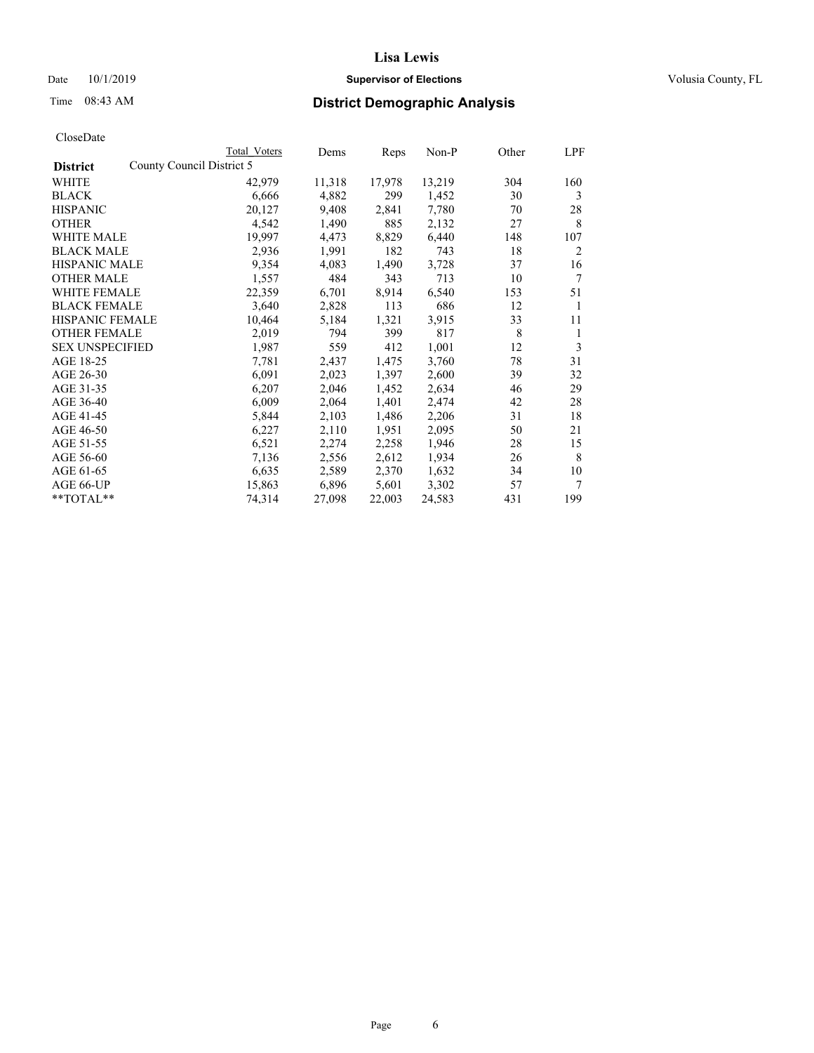# Lisa Lewis

Date 10/1/2019 **Supervisor of Elections** Volusia County, FL

Time 08:43 AM **District Demographic Analysis**

CloseDate

| District | Total Voters | Dems | Reps | Non-P | Other | LPF |
|---|---|---|---|---|---|---|
| County Council District 5 | | | | | | |
| WHITE | 42,979 | 11,318 | 17,978 | 13,219 | 304 | 160 |
| BLACK | 6,666 | 4,882 | 299 | 1,452 | 30 | 3 |
| HISPANIC | 20,127 | 9,408 | 2,841 | 7,780 | 70 | 28 |
| OTHER | 4,542 | 1,490 | 885 | 2,132 | 27 | 8 |
| WHITE MALE | 19,997 | 4,473 | 8,829 | 6,440 | 148 | 107 |
| BLACK MALE | 2,936 | 1,991 | 182 | 743 | 18 | 2 |
| HISPANIC MALE | 9,354 | 4,083 | 1,490 | 3,728 | 37 | 16 |
| OTHER MALE | 1,557 | 484 | 343 | 713 | 10 | 7 |
| WHITE FEMALE | 22,359 | 6,701 | 8,914 | 6,540 | 153 | 51 |
| BLACK FEMALE | 3,640 | 2,828 | 113 | 686 | 12 | 1 |
| HISPANIC FEMALE | 10,464 | 5,184 | 1,321 | 3,915 | 33 | 11 |
| OTHER FEMALE | 2,019 | 794 | 399 | 817 | 8 | 1 |
| SEX UNSPECIFIED | 1,987 | 559 | 412 | 1,001 | 12 | 3 |
| AGE 18-25 | 7,781 | 2,437 | 1,475 | 3,760 | 78 | 31 |
| AGE 26-30 | 6,091 | 2,023 | 1,397 | 2,600 | 39 | 32 |
| AGE 31-35 | 6,207 | 2,046 | 1,452 | 2,634 | 46 | 29 |
| AGE 36-40 | 6,009 | 2,064 | 1,401 | 2,474 | 42 | 28 |
| AGE 41-45 | 5,844 | 2,103 | 1,486 | 2,206 | 31 | 18 |
| AGE 46-50 | 6,227 | 2,110 | 1,951 | 2,095 | 50 | 21 |
| AGE 51-55 | 6,521 | 2,274 | 2,258 | 1,946 | 28 | 15 |
| AGE 56-60 | 7,136 | 2,556 | 2,612 | 1,934 | 26 | 8 |
| AGE 61-65 | 6,635 | 2,589 | 2,370 | 1,632 | 34 | 10 |
| AGE 66-UP | 15,863 | 6,896 | 5,601 | 3,302 | 57 | 7 |
| **TOTAL** | 74,314 | 27,098 | 22,003 | 24,583 | 431 | 199 |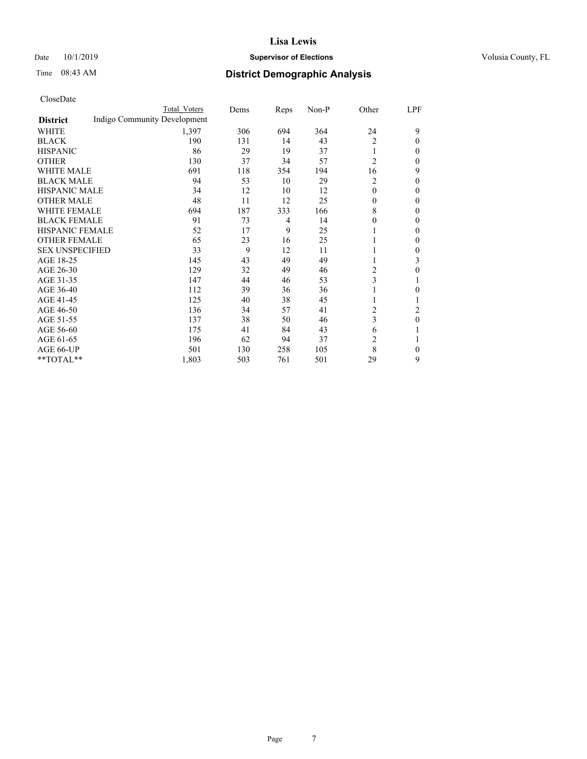# Lisa Lewis

Date 10/1/2019 **Supervisor of Elections** Volusia County, FL

Time 08:43 AM **District Demographic Analysis**

CloseDate

| District | Total Voters | Dems | Reps | Non-P | Other | LPF |
|---|---|---|---|---|---|---|
| Indigo Community Development | | | | | | |
| WHITE | 1,397 | 306 | 694 | 364 | 24 | 9 |
| BLACK | 190 | 131 | 14 | 43 | 2 | 0 |
| HISPANIC | 86 | 29 | 19 | 37 | 1 | 0 |
| OTHER | 130 | 37 | 34 | 57 | 2 | 0 |
| WHITE MALE | 691 | 118 | 354 | 194 | 16 | 9 |
| BLACK MALE | 94 | 53 | 10 | 29 | 2 | 0 |
| HISPANIC MALE | 34 | 12 | 10 | 12 | 0 | 0 |
| OTHER MALE | 48 | 11 | 12 | 25 | 0 | 0 |
| WHITE FEMALE | 694 | 187 | 333 | 166 | 8 | 0 |
| BLACK FEMALE | 91 | 73 | 4 | 14 | 0 | 0 |
| HISPANIC FEMALE | 52 | 17 | 9 | 25 | 1 | 0 |
| OTHER FEMALE | 65 | 23 | 16 | 25 | 1 | 0 |
| SEX UNSPECIFIED | 33 | 9 | 12 | 11 | 1 | 0 |
| AGE 18-25 | 145 | 43 | 49 | 49 | 1 | 3 |
| AGE 26-30 | 129 | 32 | 49 | 46 | 2 | 0 |
| AGE 31-35 | 147 | 44 | 46 | 53 | 3 | 1 |
| AGE 36-40 | 112 | 39 | 36 | 36 | 1 | 0 |
| AGE 41-45 | 125 | 40 | 38 | 45 | 1 | 1 |
| AGE 46-50 | 136 | 34 | 57 | 41 | 2 | 2 |
| AGE 51-55 | 137 | 38 | 50 | 46 | 3 | 0 |
| AGE 56-60 | 175 | 41 | 84 | 43 | 6 | 1 |
| AGE 61-65 | 196 | 62 | 94 | 37 | 2 | 1 |
| AGE 66-UP | 501 | 130 | 258 | 105 | 8 | 0 |
| **TOTAL** | 1,803 | 503 | 761 | 501 | 29 | 9 |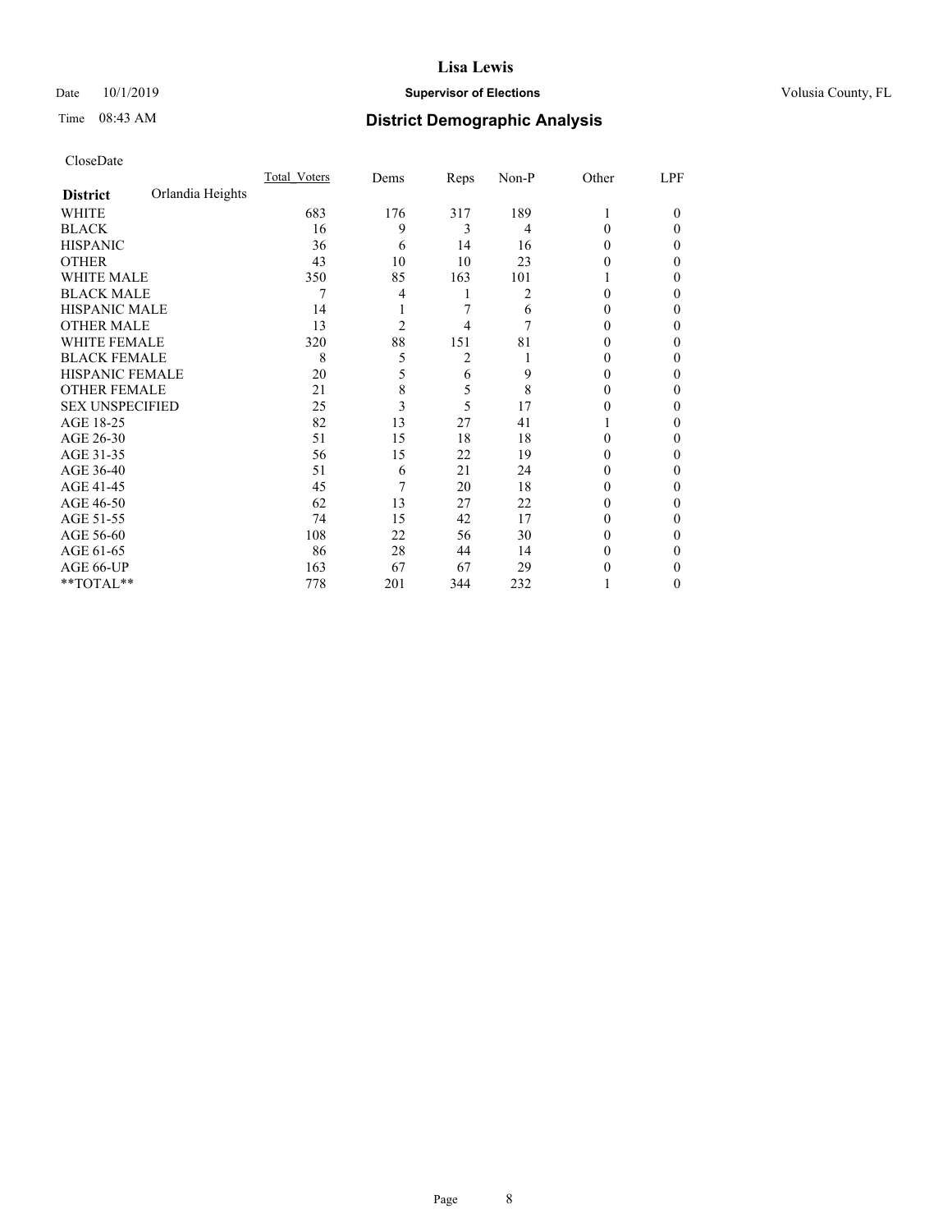**Lisa Lewis**

Date 10/1/2019 **Supervisor of Elections** Volusia County, FL

Time 08:43 AM **District Demographic Analysis**

CloseDate

| **District** Orlandia Heights | Total_Voters | Dems | Reps | Non-P | Other | LPF |
|---|---|---|---|---|---|---|
| WHITE | 683 | 176 | 317 | 189 | 1 | 0 |
| BLACK | 16 | 9 | 3 | 4 | 0 | 0 |
| HISPANIC | 36 | 6 | 14 | 16 | 0 | 0 |
| OTHER | 43 | 10 | 10 | 23 | 0 | 0 |
| WHITE MALE | 350 | 85 | 163 | 101 | 1 | 0 |
| BLACK MALE | 7 | 4 | 1 | 2 | 0 | 0 |
| HISPANIC MALE | 14 | 1 | 7 | 6 | 0 | 0 |
| OTHER MALE | 13 | 2 | 4 | 7 | 0 | 0 |
| WHITE FEMALE | 320 | 88 | 151 | 81 | 0 | 0 |
| BLACK FEMALE | 8 | 5 | 2 | 1 | 0 | 0 |
| HISPANIC FEMALE | 20 | 5 | 6 | 9 | 0 | 0 |
| OTHER FEMALE | 21 | 8 | 5 | 8 | 0 | 0 |
| SEX UNSPECIFIED | 25 | 3 | 5 | 17 | 0 | 0 |
| AGE 18-25 | 82 | 13 | 27 | 41 | 1 | 0 |
| AGE 26-30 | 51 | 15 | 18 | 18 | 0 | 0 |
| AGE 31-35 | 56 | 15 | 22 | 19 | 0 | 0 |
| AGE 36-40 | 51 | 6 | 21 | 24 | 0 | 0 |
| AGE 41-45 | 45 | 7 | 20 | 18 | 0 | 0 |
| AGE 46-50 | 62 | 13 | 27 | 22 | 0 | 0 |
| AGE 51-55 | 74 | 15 | 42 | 17 | 0 | 0 |
| AGE 56-60 | 108 | 22 | 56 | 30 | 0 | 0 |
| AGE 61-65 | 86 | 28 | 44 | 14 | 0 | 0 |
| AGE 66-UP | 163 | 67 | 67 | 29 | 0 | 0 |
| **TOTAL** | 778 | 201 | 344 | 232 | 1 | 0 |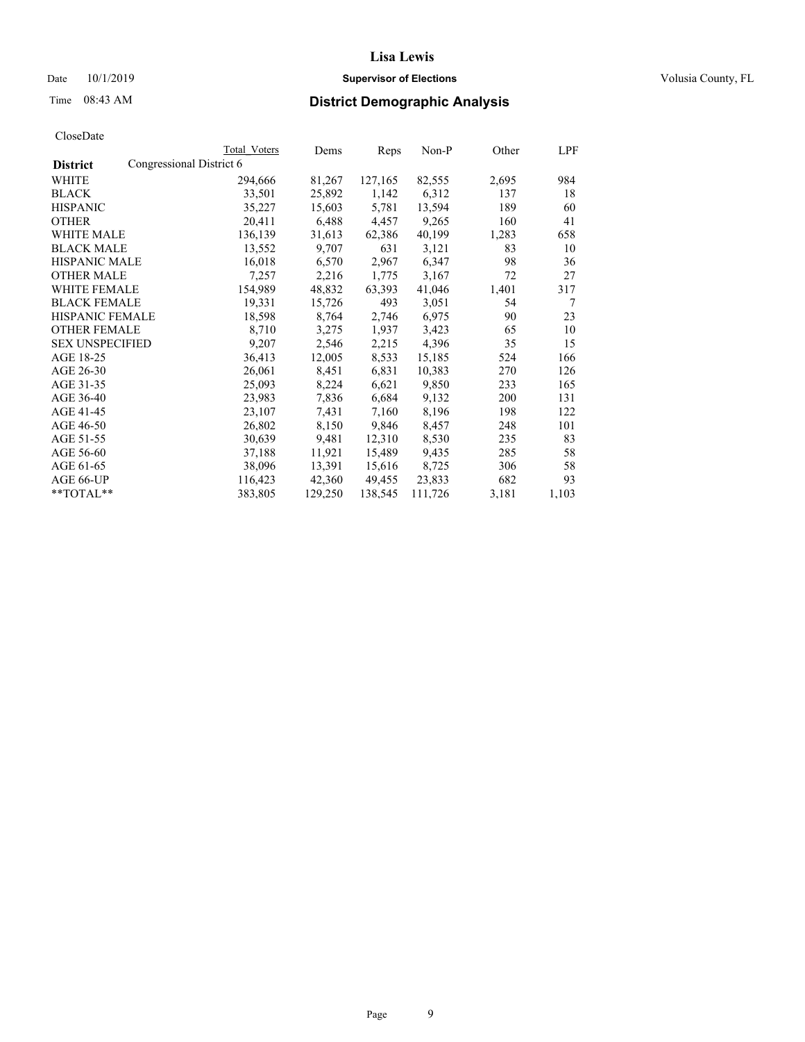**Lisa Lewis**

Date 10/1/2019 **Supervisor of Elections** Volusia County, FL

Time 08:43 AM

## District Demographic Analysis

CloseDate

| District | Congressional District 6 | Total Voters | Dems | Reps | Non-P | Other | LPF |
|---|---|---|---|---|---|---|---|
| WHITE | | 294,666 | 81,267 | 127,165 | 82,555 | 2,695 | 984 |
| BLACK | | 33,501 | 25,892 | 1,142 | 6,312 | 137 | 18 |
| HISPANIC | | 35,227 | 15,603 | 5,781 | 13,594 | 189 | 60 |
| OTHER | | 20,411 | 6,488 | 4,457 | 9,265 | 160 | 41 |
| WHITE MALE | | 136,139 | 31,613 | 62,386 | 40,199 | 1,283 | 658 |
| BLACK MALE | | 13,552 | 9,707 | 631 | 3,121 | 83 | 10 |
| HISPANIC MALE | | 16,018 | 6,570 | 2,967 | 6,347 | 98 | 36 |
| OTHER MALE | | 7,257 | 2,216 | 1,775 | 3,167 | 72 | 27 |
| WHITE FEMALE | | 154,989 | 48,832 | 63,393 | 41,046 | 1,401 | 317 |
| BLACK FEMALE | | 19,331 | 15,726 | 493 | 3,051 | 54 | 7 |
| HISPANIC FEMALE | | 18,598 | 8,764 | 2,746 | 6,975 | 90 | 23 |
| OTHER FEMALE | | 8,710 | 3,275 | 1,937 | 3,423 | 65 | 10 |
| SEX UNSPECIFIED | | 9,207 | 2,546 | 2,215 | 4,396 | 35 | 15 |
| AGE 18-25 | | 36,413 | 12,005 | 8,533 | 15,185 | 524 | 166 |
| AGE 26-30 | | 26,061 | 8,451 | 6,831 | 10,383 | 270 | 126 |
| AGE 31-35 | | 25,093 | 8,224 | 6,621 | 9,850 | 233 | 165 |
| AGE 36-40 | | 23,983 | 7,836 | 6,684 | 9,132 | 200 | 131 |
| AGE 41-45 | | 23,107 | 7,431 | 7,160 | 8,196 | 198 | 122 |
| AGE 46-50 | | 26,802 | 8,150 | 9,846 | 8,457 | 248 | 101 |
| AGE 51-55 | | 30,639 | 9,481 | 12,310 | 8,530 | 235 | 83 |
| AGE 56-60 | | 37,188 | 11,921 | 15,489 | 9,435 | 285 | 58 |
| AGE 61-65 | | 38,096 | 13,391 | 15,616 | 8,725 | 306 | 58 |
| AGE 66-UP | | 116,423 | 42,360 | 49,455 | 23,833 | 682 | 93 |
| **TOTAL** | | 383,805 | 129,250 | 138,545 | 111,726 | 3,181 | 1,103 |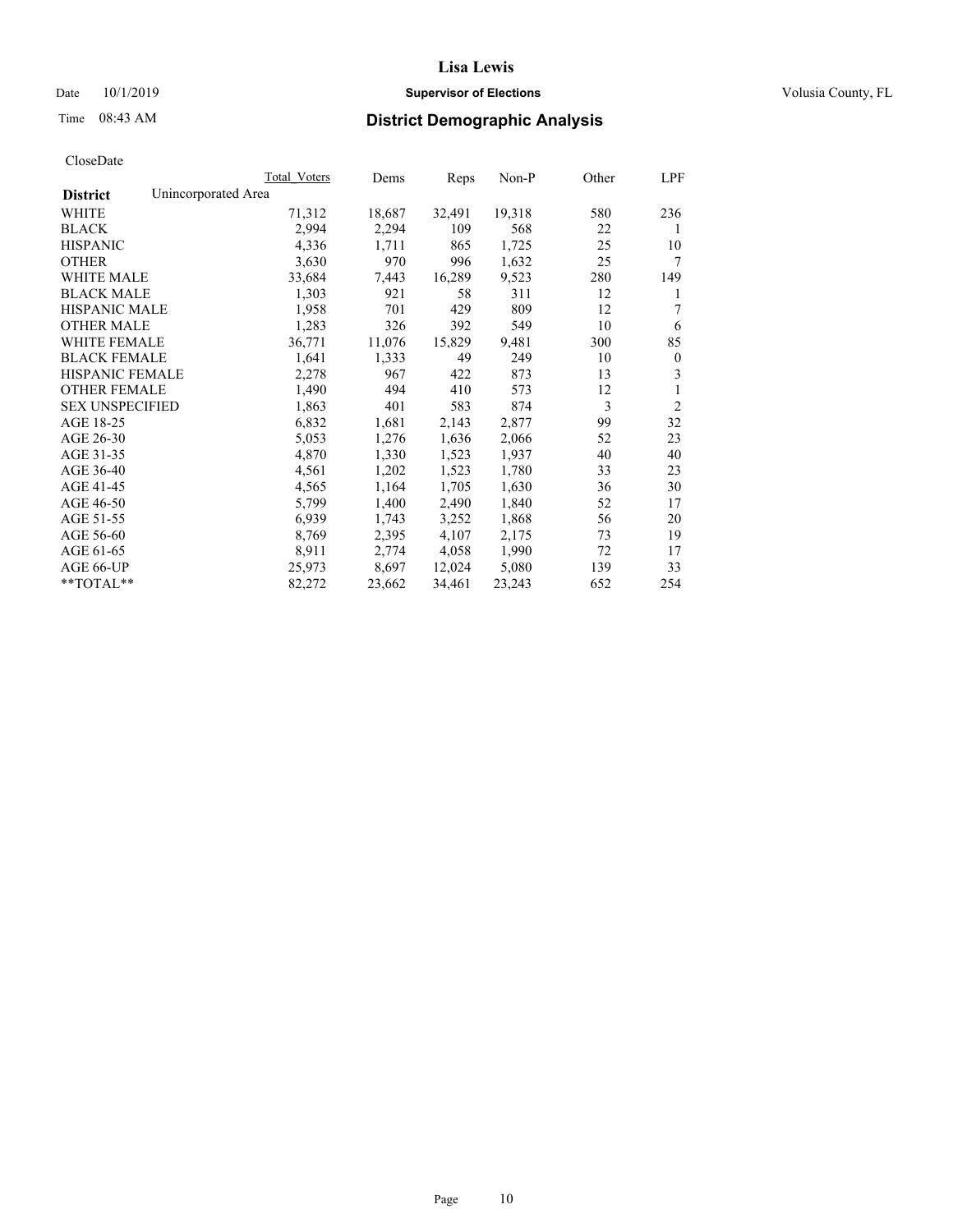# Lisa Lewis

Date 10/1/2019 **Supervisor of Elections** Volusia County, FL

Time 08:43 AM **District Demographic Analysis**

CloseDate

| District | Unincorporated Area | Total Voters | Dems | Reps | Non-P | Other | LPF |
|---|---|---|---|---|---|---|---|
| WHITE | | 71,312 | 18,687 | 32,491 | 19,318 | 580 | 236 |
| BLACK | | 2,994 | 2,294 | 109 | 568 | 22 | 1 |
| HISPANIC | | 4,336 | 1,711 | 865 | 1,725 | 25 | 10 |
| OTHER | | 3,630 | 970 | 996 | 1,632 | 25 | 7 |
| WHITE MALE | | 33,684 | 7,443 | 16,289 | 9,523 | 280 | 149 |
| BLACK MALE | | 1,303 | 921 | 58 | 311 | 12 | 1 |
| HISPANIC MALE | | 1,958 | 701 | 429 | 809 | 12 | 7 |
| OTHER MALE | | 1,283 | 326 | 392 | 549 | 10 | 6 |
| WHITE FEMALE | | 36,771 | 11,076 | 15,829 | 9,481 | 300 | 85 |
| BLACK FEMALE | | 1,641 | 1,333 | 49 | 249 | 10 | 0 |
| HISPANIC FEMALE | | 2,278 | 967 | 422 | 873 | 13 | 3 |
| OTHER FEMALE | | 1,490 | 494 | 410 | 573 | 12 | 1 |
| SEX UNSPECIFIED | | 1,863 | 401 | 583 | 874 | 3 | 2 |
| AGE 18-25 | | 6,832 | 1,681 | 2,143 | 2,877 | 99 | 32 |
| AGE 26-30 | | 5,053 | 1,276 | 1,636 | 2,066 | 52 | 23 |
| AGE 31-35 | | 4,870 | 1,330 | 1,523 | 1,937 | 40 | 40 |
| AGE 36-40 | | 4,561 | 1,202 | 1,523 | 1,780 | 33 | 23 |
| AGE 41-45 | | 4,565 | 1,164 | 1,705 | 1,630 | 36 | 30 |
| AGE 46-50 | | 5,799 | 1,400 | 2,490 | 1,840 | 52 | 17 |
| AGE 51-55 | | 6,939 | 1,743 | 3,252 | 1,868 | 56 | 20 |
| AGE 56-60 | | 8,769 | 2,395 | 4,107 | 2,175 | 73 | 19 |
| AGE 61-65 | | 8,911 | 2,774 | 4,058 | 1,990 | 72 | 17 |
| AGE 66-UP | | 25,973 | 8,697 | 12,024 | 5,080 | 139 | 33 |
| **TOTAL** | | 82,272 | 23,662 | 34,461 | 23,243 | 652 | 254 |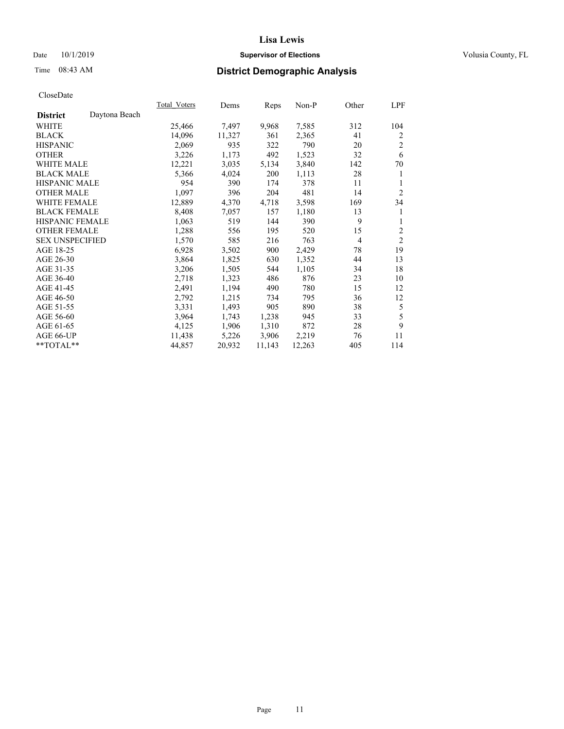# Lisa Lewis

Date 10/1/2019 **Supervisor of Elections** Volusia County, FL

Time 08:43 AM **District Demographic Analysis**

CloseDate

| **District** Daytona Beach | Total_Voters | Dems | Reps | Non-P | Other | LPF |
|---|---|---|---|---|---|---|
| WHITE | 25,466 | 7,497 | 9,968 | 7,585 | 312 | 104 |
| BLACK | 14,096 | 11,327 | 361 | 2,365 | 41 | 2 |
| HISPANIC | 2,069 | 935 | 322 | 790 | 20 | 2 |
| OTHER | 3,226 | 1,173 | 492 | 1,523 | 32 | 6 |
| WHITE MALE | 12,221 | 3,035 | 5,134 | 3,840 | 142 | 70 |
| BLACK MALE | 5,366 | 4,024 | 200 | 1,113 | 28 | 1 |
| HISPANIC MALE | 954 | 390 | 174 | 378 | 11 | 1 |
| OTHER MALE | 1,097 | 396 | 204 | 481 | 14 | 2 |
| WHITE FEMALE | 12,889 | 4,370 | 4,718 | 3,598 | 169 | 34 |
| BLACK FEMALE | 8,408 | 7,057 | 157 | 1,180 | 13 | 1 |
| HISPANIC FEMALE | 1,063 | 519 | 144 | 390 | 9 | 1 |
| OTHER FEMALE | 1,288 | 556 | 195 | 520 | 15 | 2 |
| SEX UNSPECIFIED | 1,570 | 585 | 216 | 763 | 4 | 2 |
| AGE 18-25 | 6,928 | 3,502 | 900 | 2,429 | 78 | 19 |
| AGE 26-30 | 3,864 | 1,825 | 630 | 1,352 | 44 | 13 |
| AGE 31-35 | 3,206 | 1,505 | 544 | 1,105 | 34 | 18 |
| AGE 36-40 | 2,718 | 1,323 | 486 | 876 | 23 | 10 |
| AGE 41-45 | 2,491 | 1,194 | 490 | 780 | 15 | 12 |
| AGE 46-50 | 2,792 | 1,215 | 734 | 795 | 36 | 12 |
| AGE 51-55 | 3,331 | 1,493 | 905 | 890 | 38 | 5 |
| AGE 56-60 | 3,964 | 1,743 | 1,238 | 945 | 33 | 5 |
| AGE 61-65 | 4,125 | 1,906 | 1,310 | 872 | 28 | 9 |
| AGE 66-UP | 11,438 | 5,226 | 3,906 | 2,219 | 76 | 11 |
| **TOTAL** | 44,857 | 20,932 | 11,143 | 12,263 | 405 | 114 |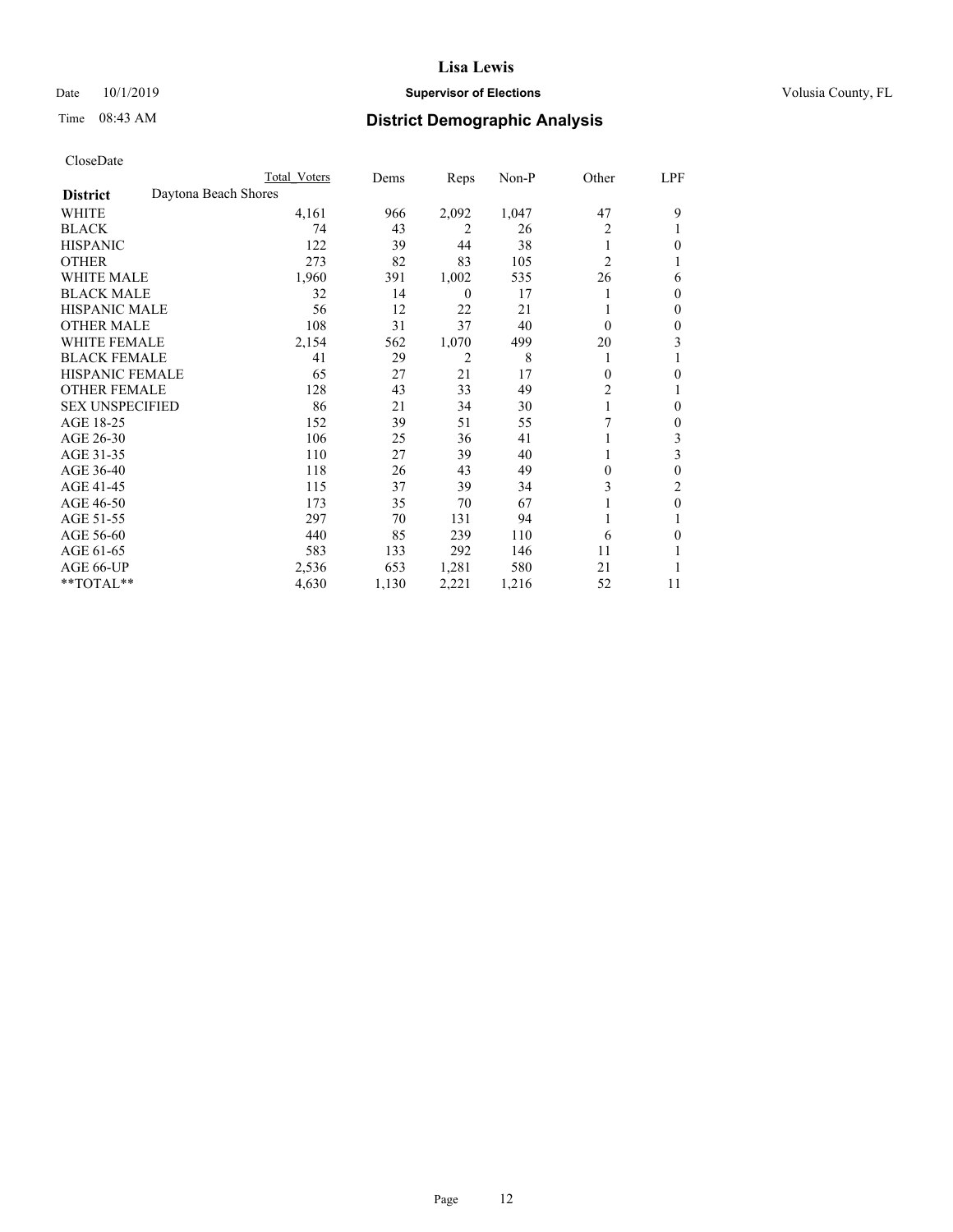# Lisa Lewis

Date 10/1/2019 **Supervisor of Elections** Volusia County, FL

Time 08:43 AM **District Demographic Analysis**

CloseDate

| | Total Voters | Dems | Reps | Non-P | Other | LPF |
|---|---|---|---|---|---|---|
| **District** Daytona Beach Shores | | | | | | |
| WHITE | 4,161 | 966 | 2,092 | 1,047 | 47 | 9 |
| BLACK | 74 | 43 | 2 | 26 | 2 | 1 |
| HISPANIC | 122 | 39 | 44 | 38 | 1 | 0 |
| OTHER | 273 | 82 | 83 | 105 | 2 | 1 |
| WHITE MALE | 1,960 | 391 | 1,002 | 535 | 26 | 6 |
| BLACK MALE | 32 | 14 | 0 | 17 | 1 | 0 |
| HISPANIC MALE | 56 | 12 | 22 | 21 | 1 | 0 |
| OTHER MALE | 108 | 31 | 37 | 40 | 0 | 0 |
| WHITE FEMALE | 2,154 | 562 | 1,070 | 499 | 20 | 3 |
| BLACK FEMALE | 41 | 29 | 2 | 8 | 1 | 1 |
| HISPANIC FEMALE | 65 | 27 | 21 | 17 | 0 | 0 |
| OTHER FEMALE | 128 | 43 | 33 | 49 | 2 | 1 |
| SEX UNSPECIFIED | 86 | 21 | 34 | 30 | 1 | 0 |
| AGE 18-25 | 152 | 39 | 51 | 55 | 7 | 0 |
| AGE 26-30 | 106 | 25 | 36 | 41 | 1 | 3 |
| AGE 31-35 | 110 | 27 | 39 | 40 | 1 | 3 |
| AGE 36-40 | 118 | 26 | 43 | 49 | 0 | 0 |
| AGE 41-45 | 115 | 37 | 39 | 34 | 3 | 2 |
| AGE 46-50 | 173 | 35 | 70 | 67 | 1 | 0 |
| AGE 51-55 | 297 | 70 | 131 | 94 | 1 | 1 |
| AGE 56-60 | 440 | 85 | 239 | 110 | 6 | 0 |
| AGE 61-65 | 583 | 133 | 292 | 146 | 11 | 1 |
| AGE 66-UP | 2,536 | 653 | 1,281 | 580 | 21 | 1 |
| **TOTAL** | 4,630 | 1,130 | 2,221 | 1,216 | 52 | 11 |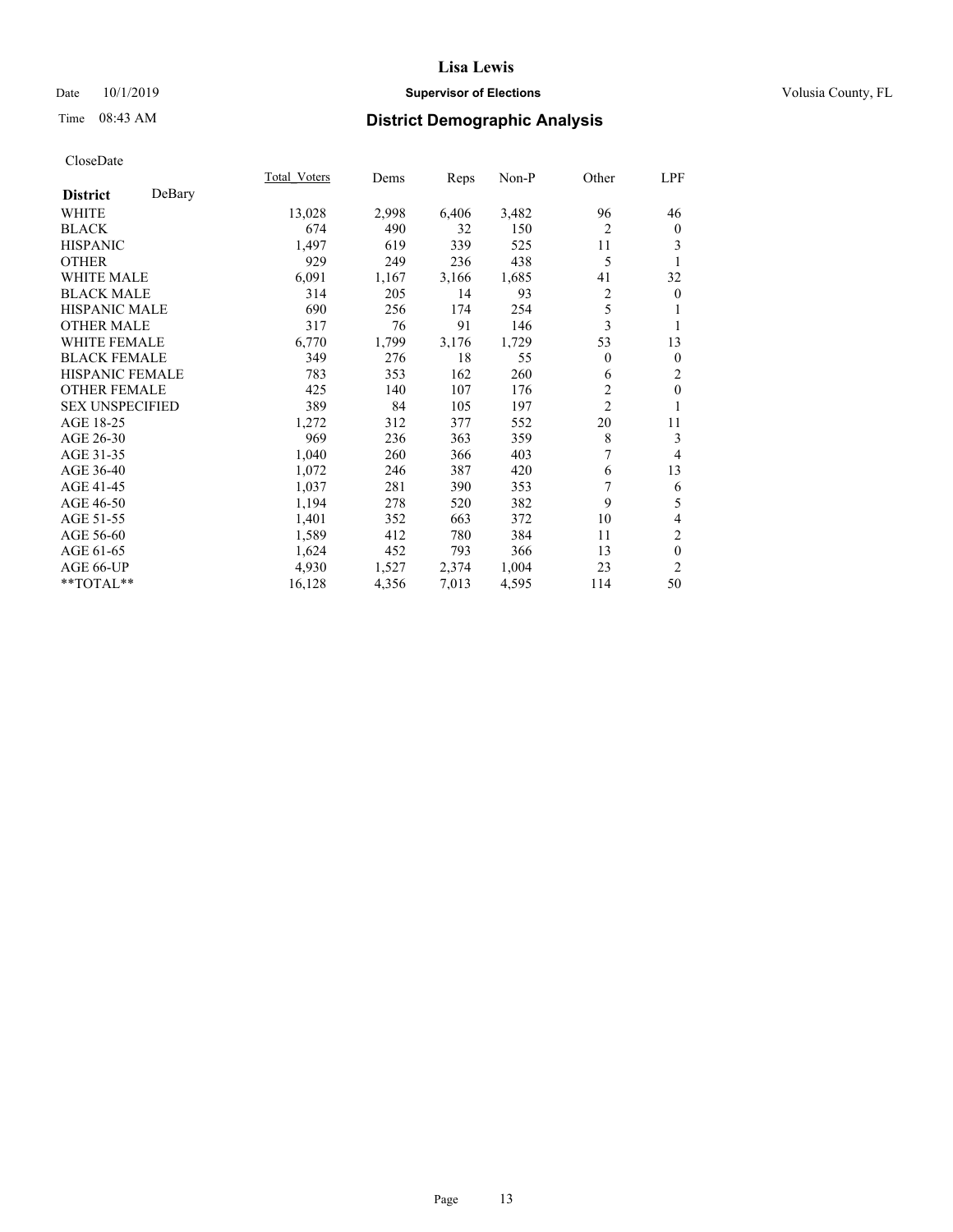Lisa Lewis

Date 10/1/2019 **Supervisor of Elections** Volusia County, FL

Time 08:43 AM

## District Demographic Analysis

CloseDate

| **District** DeBary | Total_Voters | Dems | Reps | Non-P | Other | LPF |
|---|---|---|---|---|---|---|
| WHITE | 13,028 | 2,998 | 6,406 | 3,482 | 96 | 46 |
| BLACK | 674 | 490 | 32 | 150 | 2 | 0 |
| HISPANIC | 1,497 | 619 | 339 | 525 | 11 | 3 |
| OTHER | 929 | 249 | 236 | 438 | 5 | 1 |
| WHITE MALE | 6,091 | 1,167 | 3,166 | 1,685 | 41 | 32 |
| BLACK MALE | 314 | 205 | 14 | 93 | 2 | 0 |
| HISPANIC MALE | 690 | 256 | 174 | 254 | 5 | 1 |
| OTHER MALE | 317 | 76 | 91 | 146 | 3 | 1 |
| WHITE FEMALE | 6,770 | 1,799 | 3,176 | 1,729 | 53 | 13 |
| BLACK FEMALE | 349 | 276 | 18 | 55 | 0 | 0 |
| HISPANIC FEMALE | 783 | 353 | 162 | 260 | 6 | 2 |
| OTHER FEMALE | 425 | 140 | 107 | 176 | 2 | 0 |
| SEX UNSPECIFIED | 389 | 84 | 105 | 197 | 2 | 1 |
| AGE 18-25 | 1,272 | 312 | 377 | 552 | 20 | 11 |
| AGE 26-30 | 969 | 236 | 363 | 359 | 8 | 3 |
| AGE 31-35 | 1,040 | 260 | 366 | 403 | 7 | 4 |
| AGE 36-40 | 1,072 | 246 | 387 | 420 | 6 | 13 |
| AGE 41-45 | 1,037 | 281 | 390 | 353 | 7 | 6 |
| AGE 46-50 | 1,194 | 278 | 520 | 382 | 9 | 5 |
| AGE 51-55 | 1,401 | 352 | 663 | 372 | 10 | 4 |
| AGE 56-60 | 1,589 | 412 | 780 | 384 | 11 | 2 |
| AGE 61-65 | 1,624 | 452 | 793 | 366 | 13 | 0 |
| AGE 66-UP | 4,930 | 1,527 | 2,374 | 1,004 | 23 | 2 |
| **TOTAL** | 16,128 | 4,356 | 7,013 | 4,595 | 114 | 50 |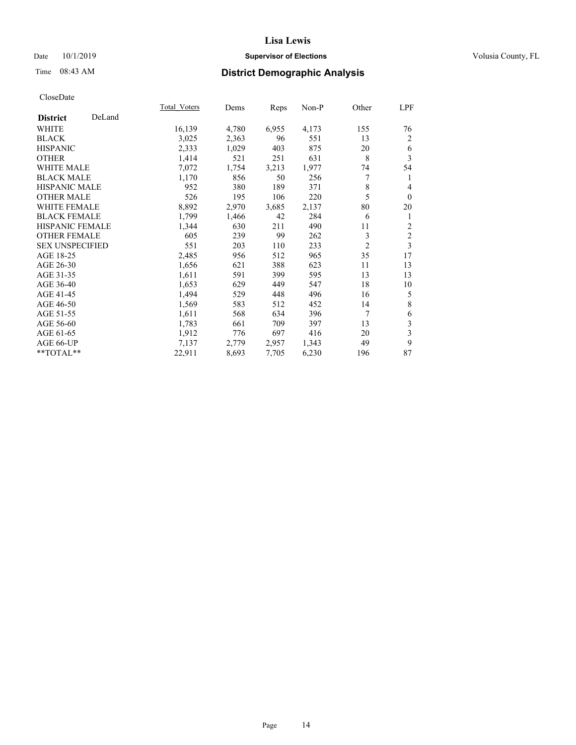# Lisa Lewis

Date 10/1/2019 **Supervisor of Elections** Volusia County, FL

Time 08:43 AM **District Demographic Analysis**

CloseDate

| **District** DeLand | Total_Voters | Dems | Reps | Non-P | Other | LPF |
|---|---|---|---|---|---|---|
| WHITE | 16,139 | 4,780 | 6,955 | 4,173 | 155 | 76 |
| BLACK | 3,025 | 2,363 | 96 | 551 | 13 | 2 |
| HISPANIC | 2,333 | 1,029 | 403 | 875 | 20 | 6 |
| OTHER | 1,414 | 521 | 251 | 631 | 8 | 3 |
| WHITE MALE | 7,072 | 1,754 | 3,213 | 1,977 | 74 | 54 |
| BLACK MALE | 1,170 | 856 | 50 | 256 | 7 | 1 |
| HISPANIC MALE | 952 | 380 | 189 | 371 | 8 | 4 |
| OTHER MALE | 526 | 195 | 106 | 220 | 5 | 0 |
| WHITE FEMALE | 8,892 | 2,970 | 3,685 | 2,137 | 80 | 20 |
| BLACK FEMALE | 1,799 | 1,466 | 42 | 284 | 6 | 1 |
| HISPANIC FEMALE | 1,344 | 630 | 211 | 490 | 11 | 2 |
| OTHER FEMALE | 605 | 239 | 99 | 262 | 3 | 2 |
| SEX UNSPECIFIED | 551 | 203 | 110 | 233 | 2 | 3 |
| AGE 18-25 | 2,485 | 956 | 512 | 965 | 35 | 17 |
| AGE 26-30 | 1,656 | 621 | 388 | 623 | 11 | 13 |
| AGE 31-35 | 1,611 | 591 | 399 | 595 | 13 | 13 |
| AGE 36-40 | 1,653 | 629 | 449 | 547 | 18 | 10 |
| AGE 41-45 | 1,494 | 529 | 448 | 496 | 16 | 5 |
| AGE 46-50 | 1,569 | 583 | 512 | 452 | 14 | 8 |
| AGE 51-55 | 1,611 | 568 | 634 | 396 | 7 | 6 |
| AGE 56-60 | 1,783 | 661 | 709 | 397 | 13 | 3 |
| AGE 61-65 | 1,912 | 776 | 697 | 416 | 20 | 3 |
| AGE 66-UP | 7,137 | 2,779 | 2,957 | 1,343 | 49 | 9 |
| **TOTAL** | 22,911 | 8,693 | 7,705 | 6,230 | 196 | 87 |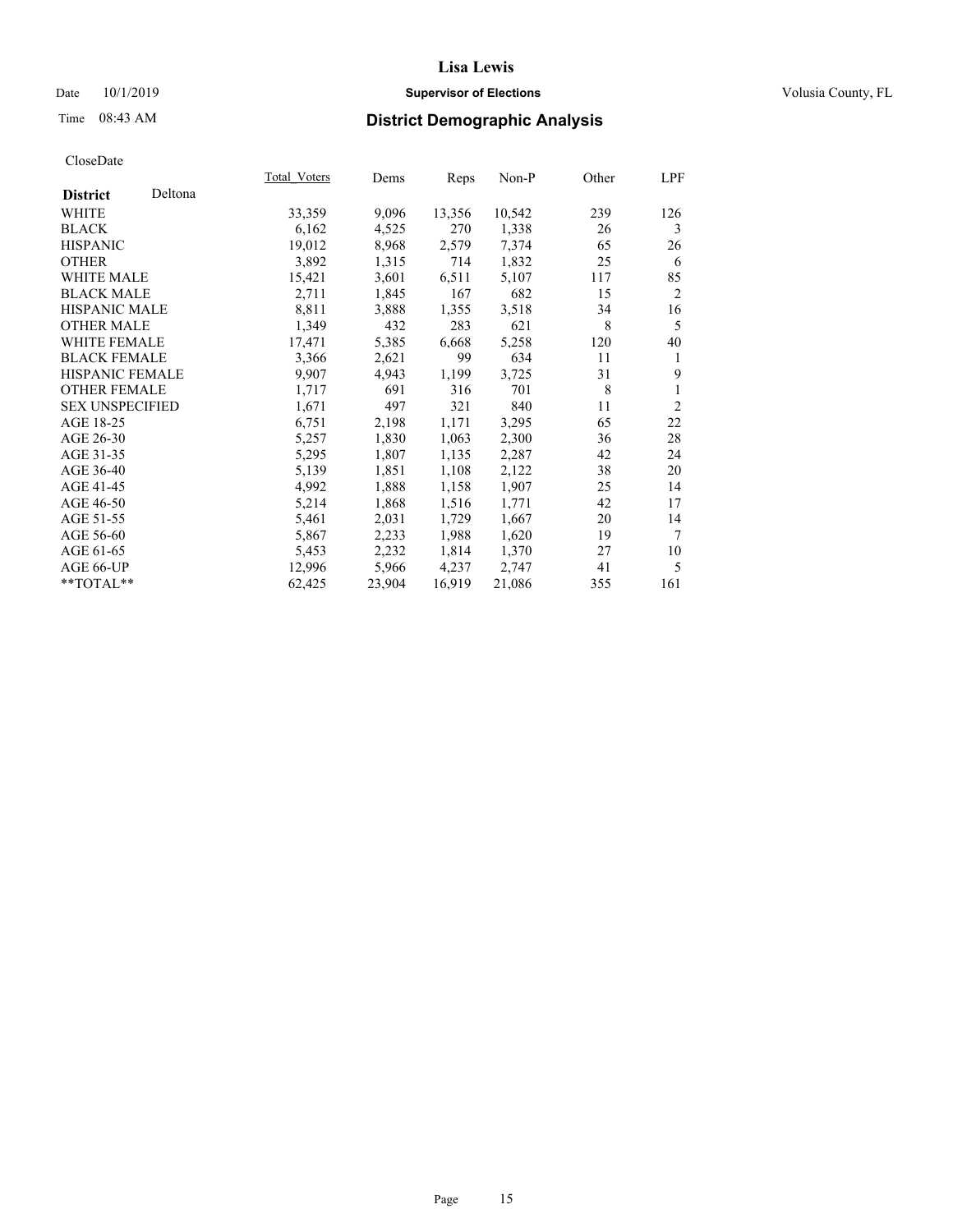**Lisa Lewis**

Date 10/1/2019 **Supervisor of Elections** Volusia County, FL

Time 08:43 AM **District Demographic Analysis**

CloseDate

| **District** Deltona | Total_Voters | Dems | Reps | Non-P | Other | LPF |
|---|---|---|---|---|---|---|
| WHITE | 33,359 | 9,096 | 13,356 | 10,542 | 239 | 126 |
| BLACK | 6,162 | 4,525 | 270 | 1,338 | 26 | 3 |
| HISPANIC | 19,012 | 8,968 | 2,579 | 7,374 | 65 | 26 |
| OTHER | 3,892 | 1,315 | 714 | 1,832 | 25 | 6 |
| WHITE MALE | 15,421 | 3,601 | 6,511 | 5,107 | 117 | 85 |
| BLACK MALE | 2,711 | 1,845 | 167 | 682 | 15 | 2 |
| HISPANIC MALE | 8,811 | 3,888 | 1,355 | 3,518 | 34 | 16 |
| OTHER MALE | 1,349 | 432 | 283 | 621 | 8 | 5 |
| WHITE FEMALE | 17,471 | 5,385 | 6,668 | 5,258 | 120 | 40 |
| BLACK FEMALE | 3,366 | 2,621 | 99 | 634 | 11 | 1 |
| HISPANIC FEMALE | 9,907 | 4,943 | 1,199 | 3,725 | 31 | 9 |
| OTHER FEMALE | 1,717 | 691 | 316 | 701 | 8 | 1 |
| SEX UNSPECIFIED | 1,671 | 497 | 321 | 840 | 11 | 2 |
| AGE 18-25 | 6,751 | 2,198 | 1,171 | 3,295 | 65 | 22 |
| AGE 26-30 | 5,257 | 1,830 | 1,063 | 2,300 | 36 | 28 |
| AGE 31-35 | 5,295 | 1,807 | 1,135 | 2,287 | 42 | 24 |
| AGE 36-40 | 5,139 | 1,851 | 1,108 | 2,122 | 38 | 20 |
| AGE 41-45 | 4,992 | 1,888 | 1,158 | 1,907 | 25 | 14 |
| AGE 46-50 | 5,214 | 1,868 | 1,516 | 1,771 | 42 | 17 |
| AGE 51-55 | 5,461 | 2,031 | 1,729 | 1,667 | 20 | 14 |
| AGE 56-60 | 5,867 | 2,233 | 1,988 | 1,620 | 19 | 7 |
| AGE 61-65 | 5,453 | 2,232 | 1,814 | 1,370 | 27 | 10 |
| AGE 66-UP | 12,996 | 5,966 | 4,237 | 2,747 | 41 | 5 |
| **TOTAL** | 62,425 | 23,904 | 16,919 | 21,086 | 355 | 161 |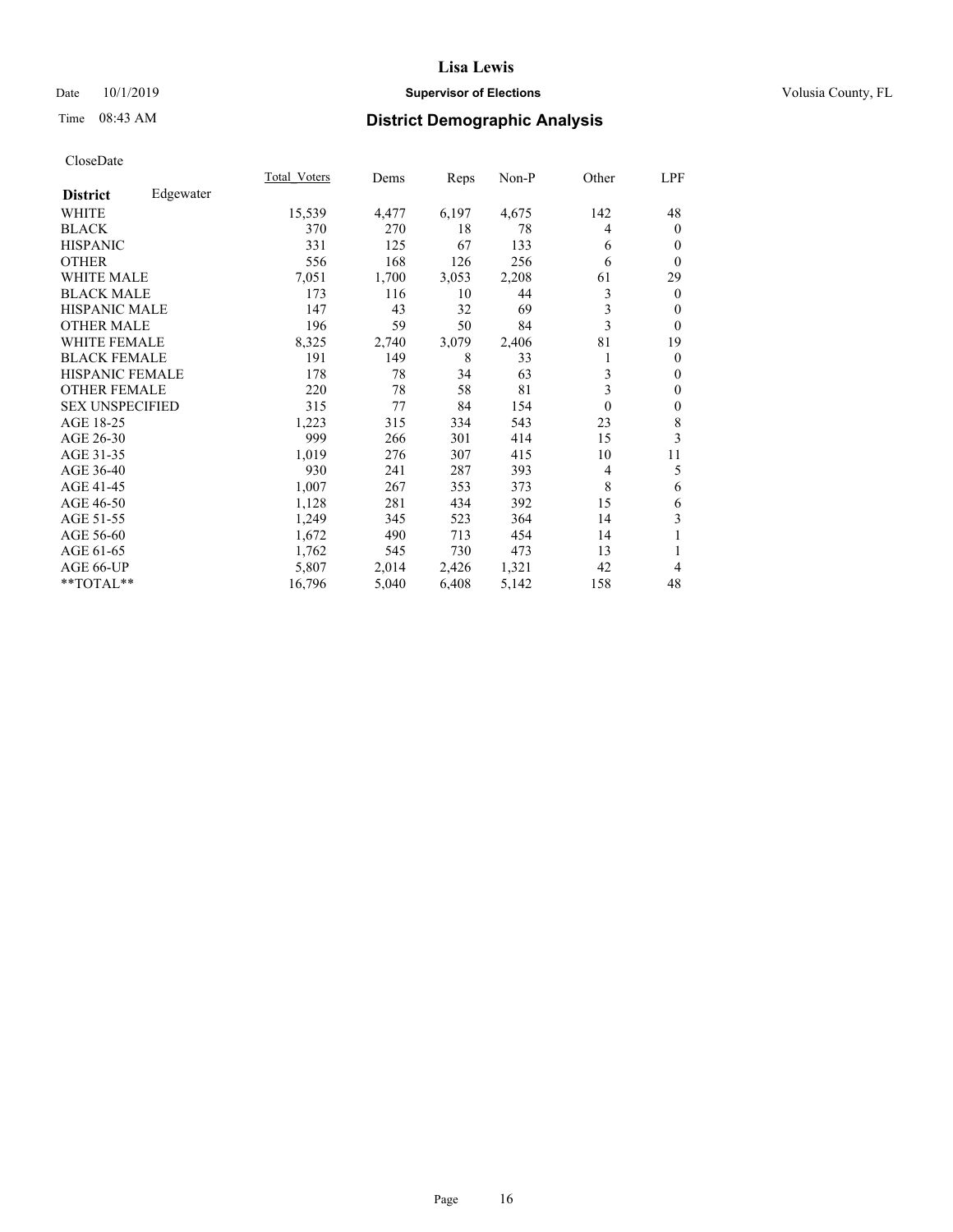# Lisa Lewis

Date 10/1/2019 **Supervisor of Elections** Volusia County, FL

Time 08:43 AM **District Demographic Analysis**

CloseDate

| **District** Edgewater | Total_Voters | Dems | Reps | Non-P | Other | LPF |
|---|---|---|---|---|---|---|
| WHITE | 15,539 | 4,477 | 6,197 | 4,675 | 142 | 48 |
| BLACK | 370 | 270 | 18 | 78 | 4 | 0 |
| HISPANIC | 331 | 125 | 67 | 133 | 6 | 0 |
| OTHER | 556 | 168 | 126 | 256 | 6 | 0 |
| WHITE MALE | 7,051 | 1,700 | 3,053 | 2,208 | 61 | 29 |
| BLACK MALE | 173 | 116 | 10 | 44 | 3 | 0 |
| HISPANIC MALE | 147 | 43 | 32 | 69 | 3 | 0 |
| OTHER MALE | 196 | 59 | 50 | 84 | 3 | 0 |
| WHITE FEMALE | 8,325 | 2,740 | 3,079 | 2,406 | 81 | 19 |
| BLACK FEMALE | 191 | 149 | 8 | 33 | 1 | 0 |
| HISPANIC FEMALE | 178 | 78 | 34 | 63 | 3 | 0 |
| OTHER FEMALE | 220 | 78 | 58 | 81 | 3 | 0 |
| SEX UNSPECIFIED | 315 | 77 | 84 | 154 | 0 | 0 |
| AGE 18-25 | 1,223 | 315 | 334 | 543 | 23 | 8 |
| AGE 26-30 | 999 | 266 | 301 | 414 | 15 | 3 |
| AGE 31-35 | 1,019 | 276 | 307 | 415 | 10 | 11 |
| AGE 36-40 | 930 | 241 | 287 | 393 | 4 | 5 |
| AGE 41-45 | 1,007 | 267 | 353 | 373 | 8 | 6 |
| AGE 46-50 | 1,128 | 281 | 434 | 392 | 15 | 6 |
| AGE 51-55 | 1,249 | 345 | 523 | 364 | 14 | 3 |
| AGE 56-60 | 1,672 | 490 | 713 | 454 | 14 | 1 |
| AGE 61-65 | 1,762 | 545 | 730 | 473 | 13 | 1 |
| AGE 66-UP | 5,807 | 2,014 | 2,426 | 1,321 | 42 | 4 |
| **TOTAL** | 16,796 | 5,040 | 6,408 | 5,142 | 158 | 48 |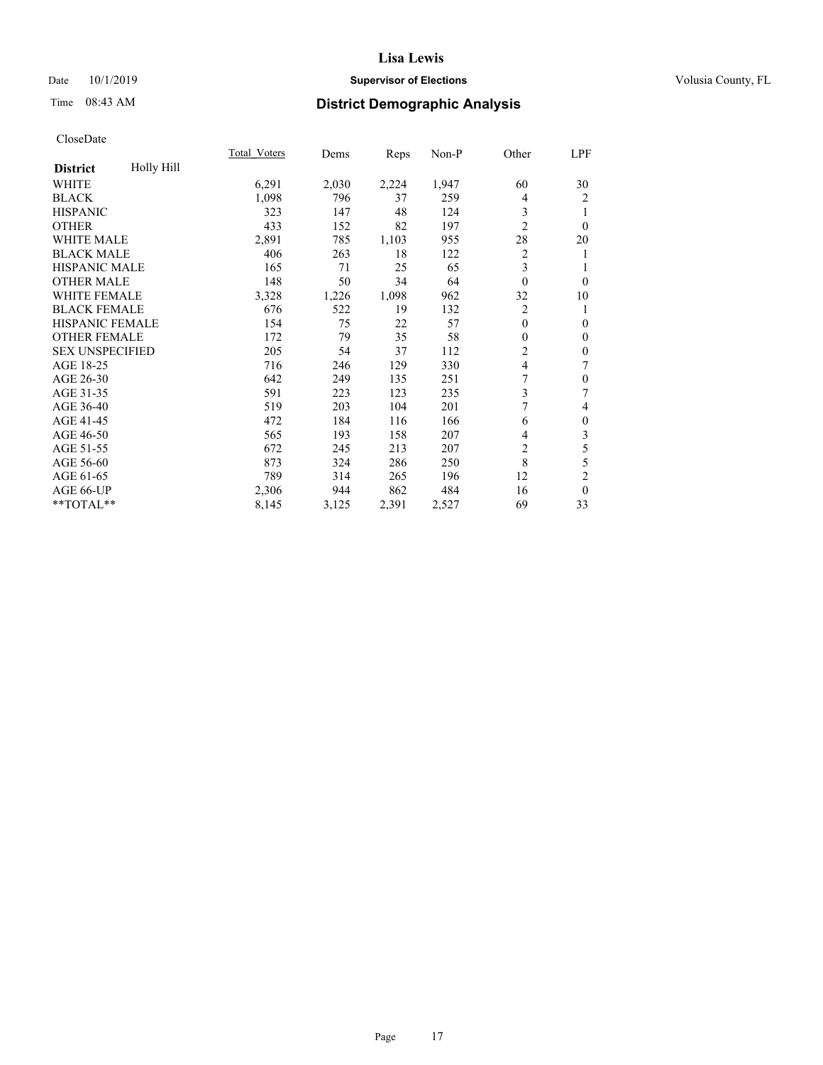# Lisa Lewis

Date 10/1/2019 **Supervisor of Elections** Volusia County, FL

Time 08:43 AM **District Demographic Analysis**

CloseDate

| **District** Holly Hill | Total_Voters | Dems | Reps | Non-P | Other | LPF |
|---|---|---|---|---|---|---|
| WHITE | 6,291 | 2,030 | 2,224 | 1,947 | 60 | 30 |
| BLACK | 1,098 | 796 | 37 | 259 | 4 | 2 |
| HISPANIC | 323 | 147 | 48 | 124 | 3 | 1 |
| OTHER | 433 | 152 | 82 | 197 | 2 | 0 |
| WHITE MALE | 2,891 | 785 | 1,103 | 955 | 28 | 20 |
| BLACK MALE | 406 | 263 | 18 | 122 | 2 | 1 |
| HISPANIC MALE | 165 | 71 | 25 | 65 | 3 | 1 |
| OTHER MALE | 148 | 50 | 34 | 64 | 0 | 0 |
| WHITE FEMALE | 3,328 | 1,226 | 1,098 | 962 | 32 | 10 |
| BLACK FEMALE | 676 | 522 | 19 | 132 | 2 | 1 |
| HISPANIC FEMALE | 154 | 75 | 22 | 57 | 0 | 0 |
| OTHER FEMALE | 172 | 79 | 35 | 58 | 0 | 0 |
| SEX UNSPECIFIED | 205 | 54 | 37 | 112 | 2 | 0 |
| AGE 18-25 | 716 | 246 | 129 | 330 | 4 | 7 |
| AGE 26-30 | 642 | 249 | 135 | 251 | 7 | 0 |
| AGE 31-35 | 591 | 223 | 123 | 235 | 3 | 7 |
| AGE 36-40 | 519 | 203 | 104 | 201 | 7 | 4 |
| AGE 41-45 | 472 | 184 | 116 | 166 | 6 | 0 |
| AGE 46-50 | 565 | 193 | 158 | 207 | 4 | 3 |
| AGE 51-55 | 672 | 245 | 213 | 207 | 2 | 5 |
| AGE 56-60 | 873 | 324 | 286 | 250 | 8 | 5 |
| AGE 61-65 | 789 | 314 | 265 | 196 | 12 | 2 |
| AGE 66-UP | 2,306 | 944 | 862 | 484 | 16 | 0 |
| **TOTAL** | 8,145 | 3,125 | 2,391 | 2,527 | 69 | 33 |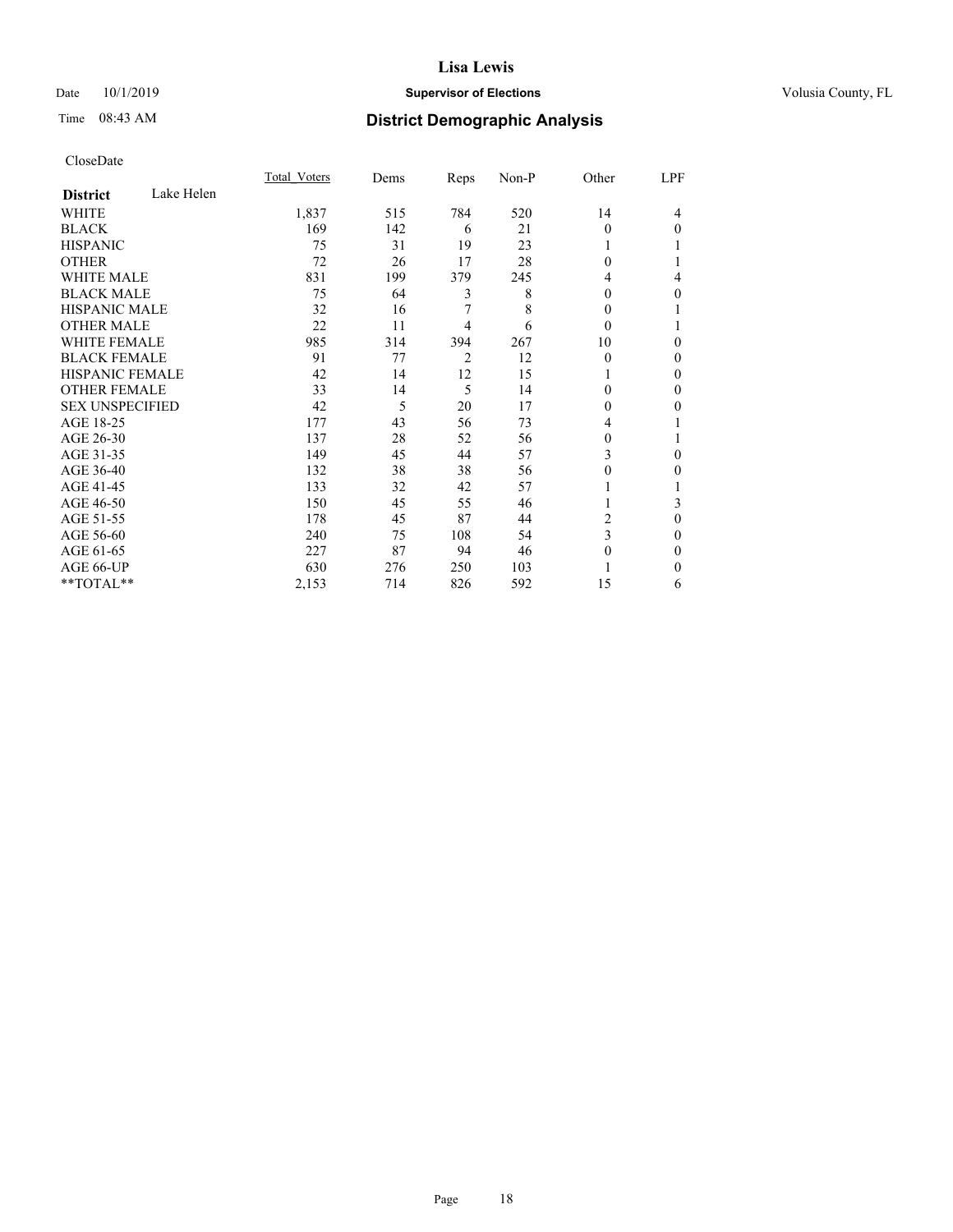# Lisa Lewis

Date 10/1/2019 **Supervisor of Elections** Volusia County, FL

Time 08:43 AM **District Demographic Analysis**

CloseDate

| District: Lake Helen | Total_Voters | Dems | Reps | Non-P | Other | LPF |
|---|---|---|---|---|---|---|
| WHITE | 1,837 | 515 | 784 | 520 | 14 | 4 |
| BLACK | 169 | 142 | 6 | 21 | 0 | 0 |
| HISPANIC | 75 | 31 | 19 | 23 | 1 | 1 |
| OTHER | 72 | 26 | 17 | 28 | 0 | 1 |
| WHITE MALE | 831 | 199 | 379 | 245 | 4 | 4 |
| BLACK MALE | 75 | 64 | 3 | 8 | 0 | 0 |
| HISPANIC MALE | 32 | 16 | 7 | 8 | 0 | 1 |
| OTHER MALE | 22 | 11 | 4 | 6 | 0 | 1 |
| WHITE FEMALE | 985 | 314 | 394 | 267 | 10 | 0 |
| BLACK FEMALE | 91 | 77 | 2 | 12 | 0 | 0 |
| HISPANIC FEMALE | 42 | 14 | 12 | 15 | 1 | 0 |
| OTHER FEMALE | 33 | 14 | 5 | 14 | 0 | 0 |
| SEX UNSPECIFIED | 42 | 5 | 20 | 17 | 0 | 0 |
| AGE 18-25 | 177 | 43 | 56 | 73 | 4 | 1 |
| AGE 26-30 | 137 | 28 | 52 | 56 | 0 | 1 |
| AGE 31-35 | 149 | 45 | 44 | 57 | 3 | 0 |
| AGE 36-40 | 132 | 38 | 38 | 56 | 0 | 0 |
| AGE 41-45 | 133 | 32 | 42 | 57 | 1 | 1 |
| AGE 46-50 | 150 | 45 | 55 | 46 | 1 | 3 |
| AGE 51-55 | 178 | 45 | 87 | 44 | 2 | 0 |
| AGE 56-60 | 240 | 75 | 108 | 54 | 3 | 0 |
| AGE 61-65 | 227 | 87 | 94 | 46 | 0 | 0 |
| AGE 66-UP | 630 | 276 | 250 | 103 | 1 | 0 |
| **TOTAL** | 2,153 | 714 | 826 | 592 | 15 | 6 |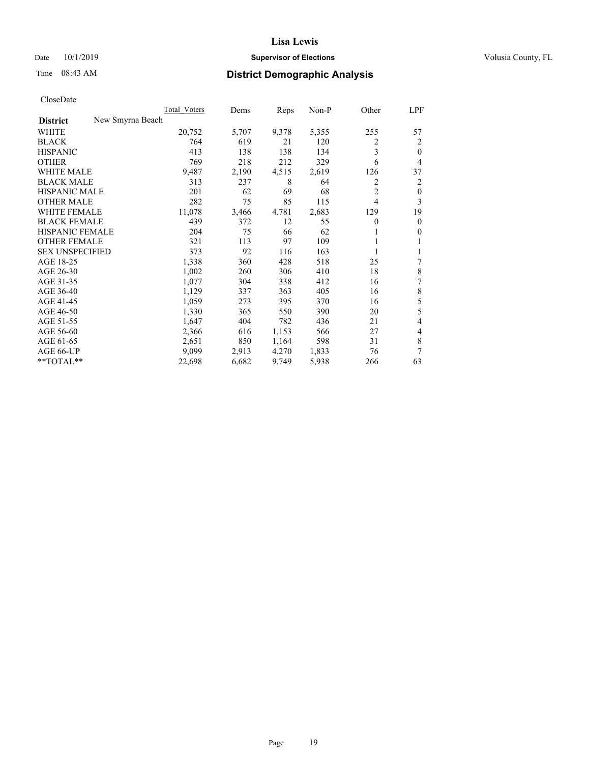# Lisa Lewis

Date 10/1/2019 **Supervisor of Elections** Volusia County, FL

Time 08:43 AM **District Demographic Analysis**

CloseDate

| | Total_Voters | Dems | Reps | Non-P | Other | LPF |
|---|---|---|---|---|---|---|
| **District** New Smyrna Beach | | | | | | |
| WHITE | 20,752 | 5,707 | 9,378 | 5,355 | 255 | 57 |
| BLACK | 764 | 619 | 21 | 120 | 2 | 2 |
| HISPANIC | 413 | 138 | 138 | 134 | 3 | 0 |
| OTHER | 769 | 218 | 212 | 329 | 6 | 4 |
| WHITE MALE | 9,487 | 2,190 | 4,515 | 2,619 | 126 | 37 |
| BLACK MALE | 313 | 237 | 8 | 64 | 2 | 2 |
| HISPANIC MALE | 201 | 62 | 69 | 68 | 2 | 0 |
| OTHER MALE | 282 | 75 | 85 | 115 | 4 | 3 |
| WHITE FEMALE | 11,078 | 3,466 | 4,781 | 2,683 | 129 | 19 |
| BLACK FEMALE | 439 | 372 | 12 | 55 | 0 | 0 |
| HISPANIC FEMALE | 204 | 75 | 66 | 62 | 1 | 0 |
| OTHER FEMALE | 321 | 113 | 97 | 109 | 1 | 1 |
| SEX UNSPECIFIED | 373 | 92 | 116 | 163 | 1 | 1 |
| AGE 18-25 | 1,338 | 360 | 428 | 518 | 25 | 7 |
| AGE 26-30 | 1,002 | 260 | 306 | 410 | 18 | 8 |
| AGE 31-35 | 1,077 | 304 | 338 | 412 | 16 | 7 |
| AGE 36-40 | 1,129 | 337 | 363 | 405 | 16 | 8 |
| AGE 41-45 | 1,059 | 273 | 395 | 370 | 16 | 5 |
| AGE 46-50 | 1,330 | 365 | 550 | 390 | 20 | 5 |
| AGE 51-55 | 1,647 | 404 | 782 | 436 | 21 | 4 |
| AGE 56-60 | 2,366 | 616 | 1,153 | 566 | 27 | 4 |
| AGE 61-65 | 2,651 | 850 | 1,164 | 598 | 31 | 8 |
| AGE 66-UP | 9,099 | 2,913 | 4,270 | 1,833 | 76 | 7 |
| **TOTAL** | 22,698 | 6,682 | 9,749 | 5,938 | 266 | 63 |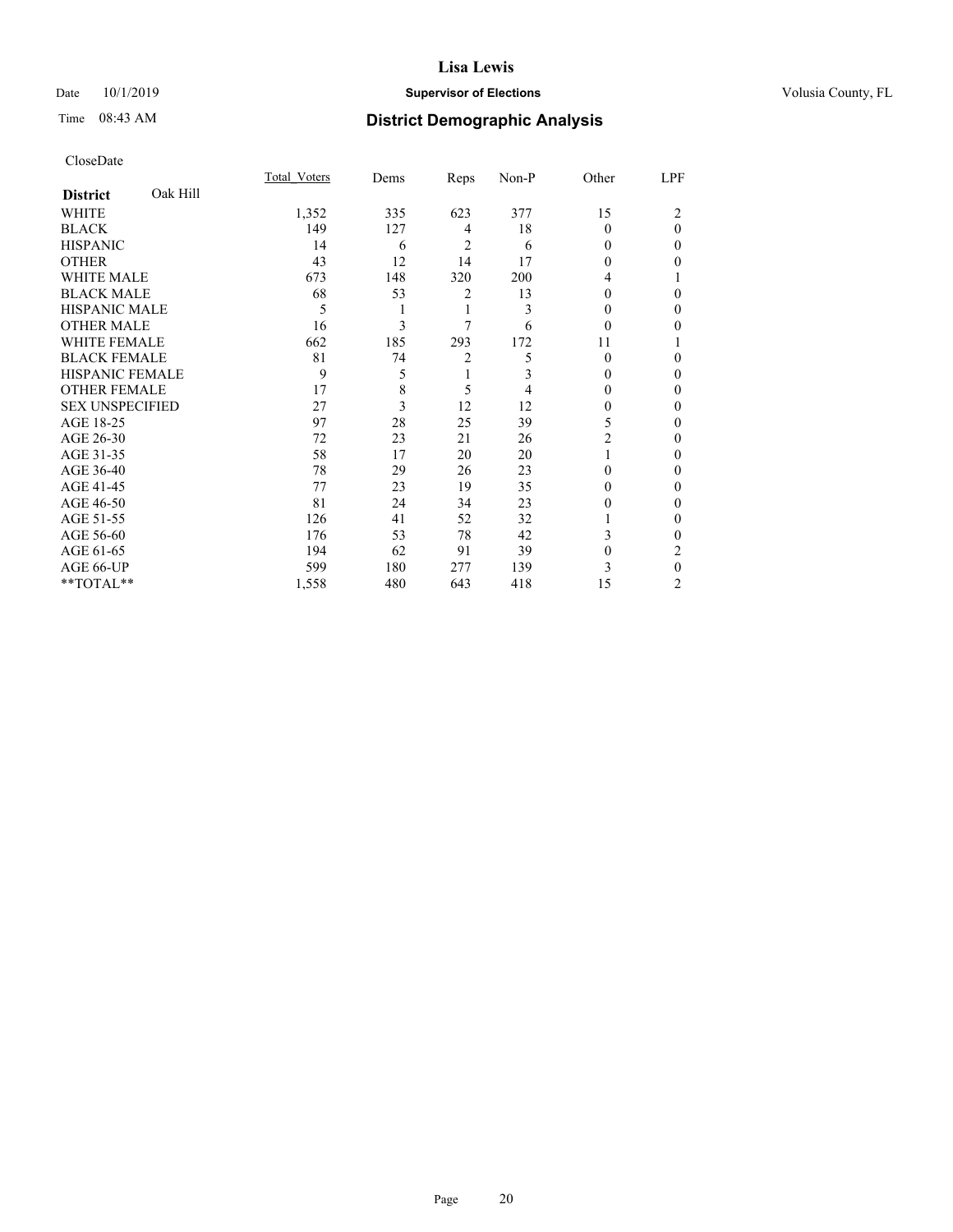# Lisa Lewis

Date 10/1/2019 **Supervisor of Elections** Volusia County, FL

Time 08:43 AM **District Demographic Analysis**

CloseDate

| **District** Oak Hill | Total_Voters | Dems | Reps | Non-P | Other | LPF |
|---|---|---|---|---|---|---|
| WHITE | 1,352 | 335 | 623 | 377 | 15 | 2 |
| BLACK | 149 | 127 | 4 | 18 | 0 | 0 |
| HISPANIC | 14 | 6 | 2 | 6 | 0 | 0 |
| OTHER | 43 | 12 | 14 | 17 | 0 | 0 |
| WHITE MALE | 673 | 148 | 320 | 200 | 4 | 1 |
| BLACK MALE | 68 | 53 | 2 | 13 | 0 | 0 |
| HISPANIC MALE | 5 | 1 | 1 | 3 | 0 | 0 |
| OTHER MALE | 16 | 3 | 7 | 6 | 0 | 0 |
| WHITE FEMALE | 662 | 185 | 293 | 172 | 11 | 1 |
| BLACK FEMALE | 81 | 74 | 2 | 5 | 0 | 0 |
| HISPANIC FEMALE | 9 | 5 | 1 | 3 | 0 | 0 |
| OTHER FEMALE | 17 | 8 | 5 | 4 | 0 | 0 |
| SEX UNSPECIFIED | 27 | 3 | 12 | 12 | 0 | 0 |
| AGE 18-25 | 97 | 28 | 25 | 39 | 5 | 0 |
| AGE 26-30 | 72 | 23 | 21 | 26 | 2 | 0 |
| AGE 31-35 | 58 | 17 | 20 | 20 | 1 | 0 |
| AGE 36-40 | 78 | 29 | 26 | 23 | 0 | 0 |
| AGE 41-45 | 77 | 23 | 19 | 35 | 0 | 0 |
| AGE 46-50 | 81 | 24 | 34 | 23 | 0 | 0 |
| AGE 51-55 | 126 | 41 | 52 | 32 | 1 | 0 |
| AGE 56-60 | 176 | 53 | 78 | 42 | 3 | 0 |
| AGE 61-65 | 194 | 62 | 91 | 39 | 0 | 2 |
| AGE 66-UP | 599 | 180 | 277 | 139 | 3 | 0 |
| **TOTAL** | 1,558 | 480 | 643 | 418 | 15 | 2 |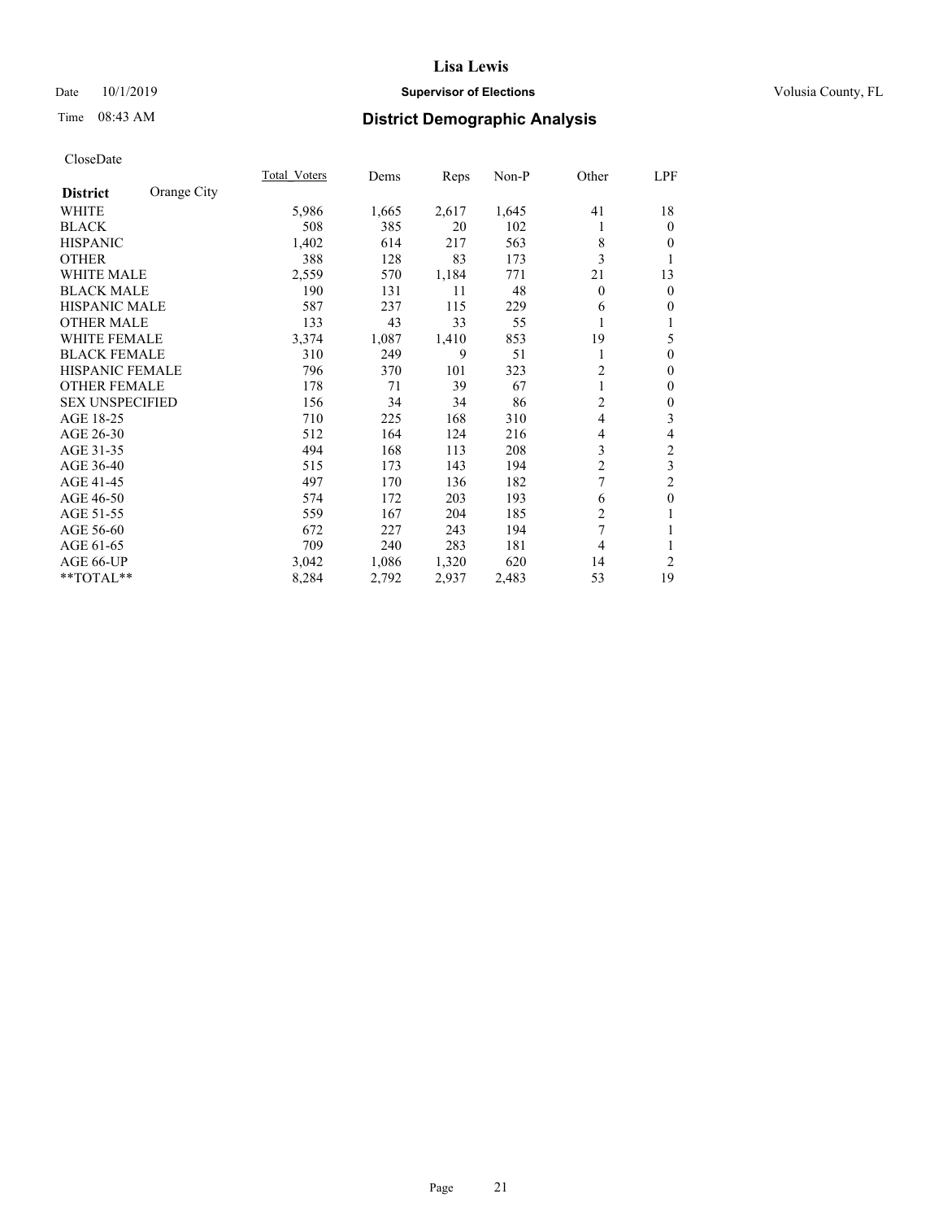# Lisa Lewis

Date 10/1/2019 **Supervisor of Elections** Volusia County, FL

Time 08:43 AM **District Demographic Analysis**

CloseDate

| District | Orange City | Total_Voters | Dems | Reps | Non-P | Other | LPF |
|---|---|---|---|---|---|---|---|
| WHITE | | 5,986 | 1,665 | 2,617 | 1,645 | 41 | 18 |
| BLACK | | 508 | 385 | 20 | 102 | 1 | 0 |
| HISPANIC | | 1,402 | 614 | 217 | 563 | 8 | 0 |
| OTHER | | 388 | 128 | 83 | 173 | 3 | 1 |
| WHITE MALE | | 2,559 | 570 | 1,184 | 771 | 21 | 13 |
| BLACK MALE | | 190 | 131 | 11 | 48 | 0 | 0 |
| HISPANIC MALE | | 587 | 237 | 115 | 229 | 6 | 0 |
| OTHER MALE | | 133 | 43 | 33 | 55 | 1 | 1 |
| WHITE FEMALE | | 3,374 | 1,087 | 1,410 | 853 | 19 | 5 |
| BLACK FEMALE | | 310 | 249 | 9 | 51 | 1 | 0 |
| HISPANIC FEMALE | | 796 | 370 | 101 | 323 | 2 | 0 |
| OTHER FEMALE | | 178 | 71 | 39 | 67 | 1 | 0 |
| SEX UNSPECIFIED | | 156 | 34 | 34 | 86 | 2 | 0 |
| AGE 18-25 | | 710 | 225 | 168 | 310 | 4 | 3 |
| AGE 26-30 | | 512 | 164 | 124 | 216 | 4 | 4 |
| AGE 31-35 | | 494 | 168 | 113 | 208 | 3 | 2 |
| AGE 36-40 | | 515 | 173 | 143 | 194 | 2 | 3 |
| AGE 41-45 | | 497 | 170 | 136 | 182 | 7 | 2 |
| AGE 46-50 | | 574 | 172 | 203 | 193 | 6 | 0 |
| AGE 51-55 | | 559 | 167 | 204 | 185 | 2 | 1 |
| AGE 56-60 | | 672 | 227 | 243 | 194 | 7 | 1 |
| AGE 61-65 | | 709 | 240 | 283 | 181 | 4 | 1 |
| AGE 66-UP | | 3,042 | 1,086 | 1,320 | 620 | 14 | 2 |
| **TOTAL** | | 8,284 | 2,792 | 2,937 | 2,483 | 53 | 19 |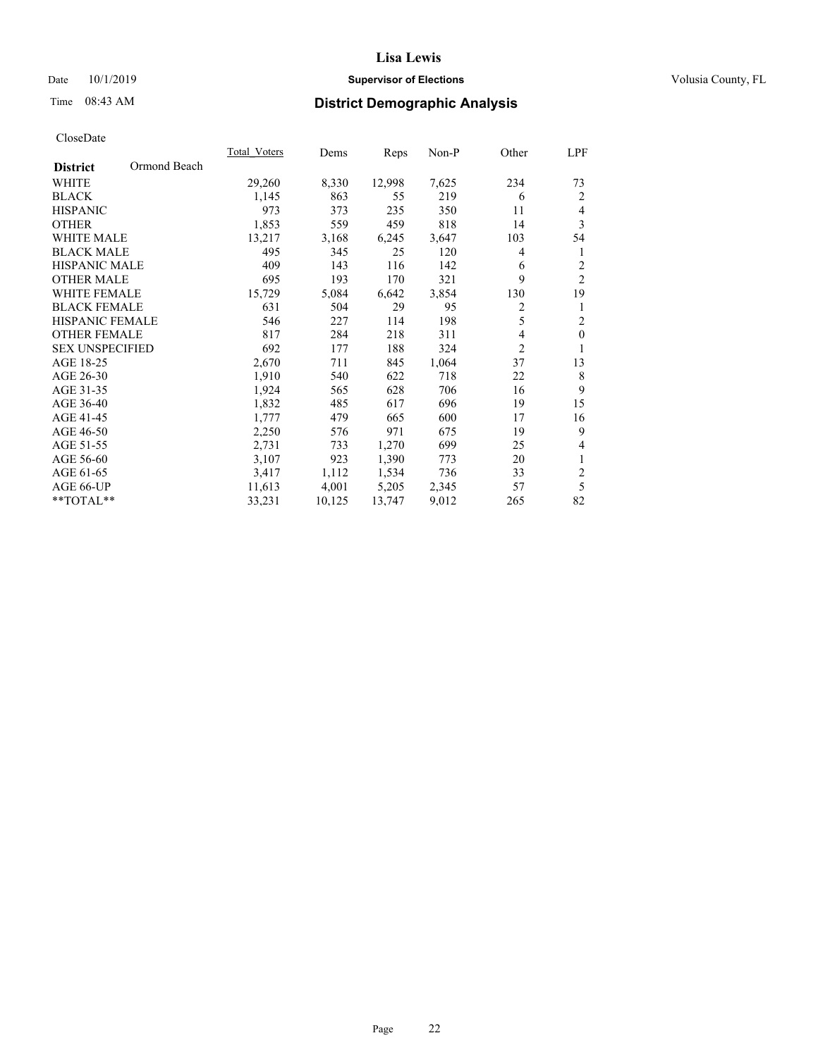# Lisa Lewis

Date 10/1/2019 **Supervisor of Elections** Volusia County, FL

Time 08:43 AM **District Demographic Analysis**

CloseDate

| District | Ormond Beach | Total_Voters | Dems | Reps | Non-P | Other | LPF |
|---|---|---|---|---|---|---|---|
| WHITE | | 29,260 | 8,330 | 12,998 | 7,625 | 234 | 73 |
| BLACK | | 1,145 | 863 | 55 | 219 | 6 | 2 |
| HISPANIC | | 973 | 373 | 235 | 350 | 11 | 4 |
| OTHER | | 1,853 | 559 | 459 | 818 | 14 | 3 |
| WHITE MALE | | 13,217 | 3,168 | 6,245 | 3,647 | 103 | 54 |
| BLACK MALE | | 495 | 345 | 25 | 120 | 4 | 1 |
| HISPANIC MALE | | 409 | 143 | 116 | 142 | 6 | 2 |
| OTHER MALE | | 695 | 193 | 170 | 321 | 9 | 2 |
| WHITE FEMALE | | 15,729 | 5,084 | 6,642 | 3,854 | 130 | 19 |
| BLACK FEMALE | | 631 | 504 | 29 | 95 | 2 | 1 |
| HISPANIC FEMALE | | 546 | 227 | 114 | 198 | 5 | 2 |
| OTHER FEMALE | | 817 | 284 | 218 | 311 | 4 | 0 |
| SEX UNSPECIFIED | | 692 | 177 | 188 | 324 | 2 | 1 |
| AGE 18-25 | | 2,670 | 711 | 845 | 1,064 | 37 | 13 |
| AGE 26-30 | | 1,910 | 540 | 622 | 718 | 22 | 8 |
| AGE 31-35 | | 1,924 | 565 | 628 | 706 | 16 | 9 |
| AGE 36-40 | | 1,832 | 485 | 617 | 696 | 19 | 15 |
| AGE 41-45 | | 1,777 | 479 | 665 | 600 | 17 | 16 |
| AGE 46-50 | | 2,250 | 576 | 971 | 675 | 19 | 9 |
| AGE 51-55 | | 2,731 | 733 | 1,270 | 699 | 25 | 4 |
| AGE 56-60 | | 3,107 | 923 | 1,390 | 773 | 20 | 1 |
| AGE 61-65 | | 3,417 | 1,112 | 1,534 | 736 | 33 | 2 |
| AGE 66-UP | | 11,613 | 4,001 | 5,205 | 2,345 | 57 | 5 |
| **TOTAL** | | 33,231 | 10,125 | 13,747 | 9,012 | 265 | 82 |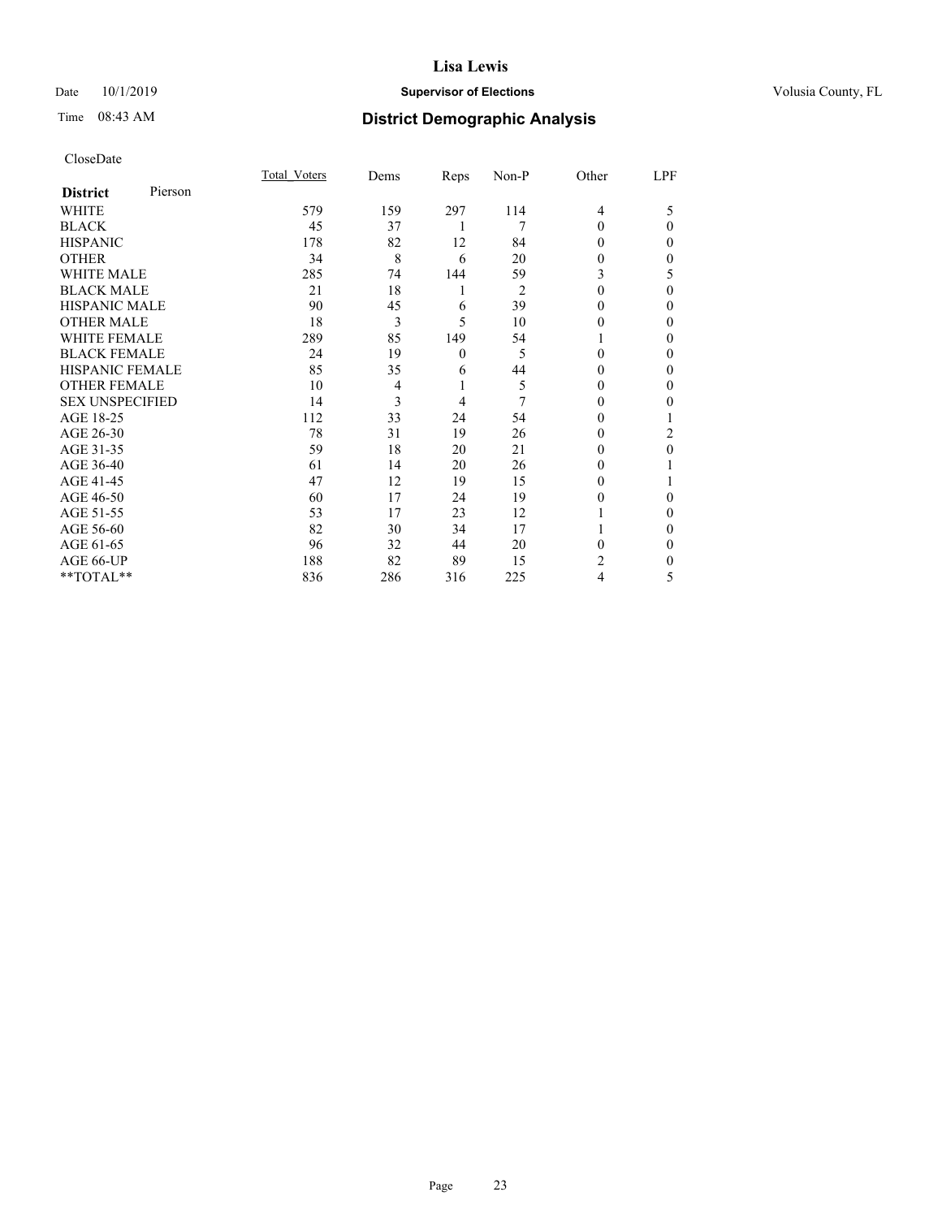**Lisa Lewis**

Date 10/1/2019 **Supervisor of Elections** Volusia County, FL

Time 08:43 AM **District Demographic Analysis**

CloseDate

| **District** Pierson | Total_Voters | Dems | Reps | Non-P | Other | LPF |
|---|---|---|---|---|---|---|
| WHITE | 579 | 159 | 297 | 114 | 4 | 5 |
| BLACK | 45 | 37 | 1 | 7 | 0 | 0 |
| HISPANIC | 178 | 82 | 12 | 84 | 0 | 0 |
| OTHER | 34 | 8 | 6 | 20 | 0 | 0 |
| WHITE MALE | 285 | 74 | 144 | 59 | 3 | 5 |
| BLACK MALE | 21 | 18 | 1 | 2 | 0 | 0 |
| HISPANIC MALE | 90 | 45 | 6 | 39 | 0 | 0 |
| OTHER MALE | 18 | 3 | 5 | 10 | 0 | 0 |
| WHITE FEMALE | 289 | 85 | 149 | 54 | 1 | 0 |
| BLACK FEMALE | 24 | 19 | 0 | 5 | 0 | 0 |
| HISPANIC FEMALE | 85 | 35 | 6 | 44 | 0 | 0 |
| OTHER FEMALE | 10 | 4 | 1 | 5 | 0 | 0 |
| SEX UNSPECIFIED | 14 | 3 | 4 | 7 | 0 | 0 |
| AGE 18-25 | 112 | 33 | 24 | 54 | 0 | 1 |
| AGE 26-30 | 78 | 31 | 19 | 26 | 0 | 2 |
| AGE 31-35 | 59 | 18 | 20 | 21 | 0 | 0 |
| AGE 36-40 | 61 | 14 | 20 | 26 | 0 | 1 |
| AGE 41-45 | 47 | 12 | 19 | 15 | 0 | 1 |
| AGE 46-50 | 60 | 17 | 24 | 19 | 0 | 0 |
| AGE 51-55 | 53 | 17 | 23 | 12 | 1 | 0 |
| AGE 56-60 | 82 | 30 | 34 | 17 | 1 | 0 |
| AGE 61-65 | 96 | 32 | 44 | 20 | 0 | 0 |
| AGE 66-UP | 188 | 82 | 89 | 15 | 2 | 0 |
| **TOTAL** | 836 | 286 | 316 | 225 | 4 | 5 |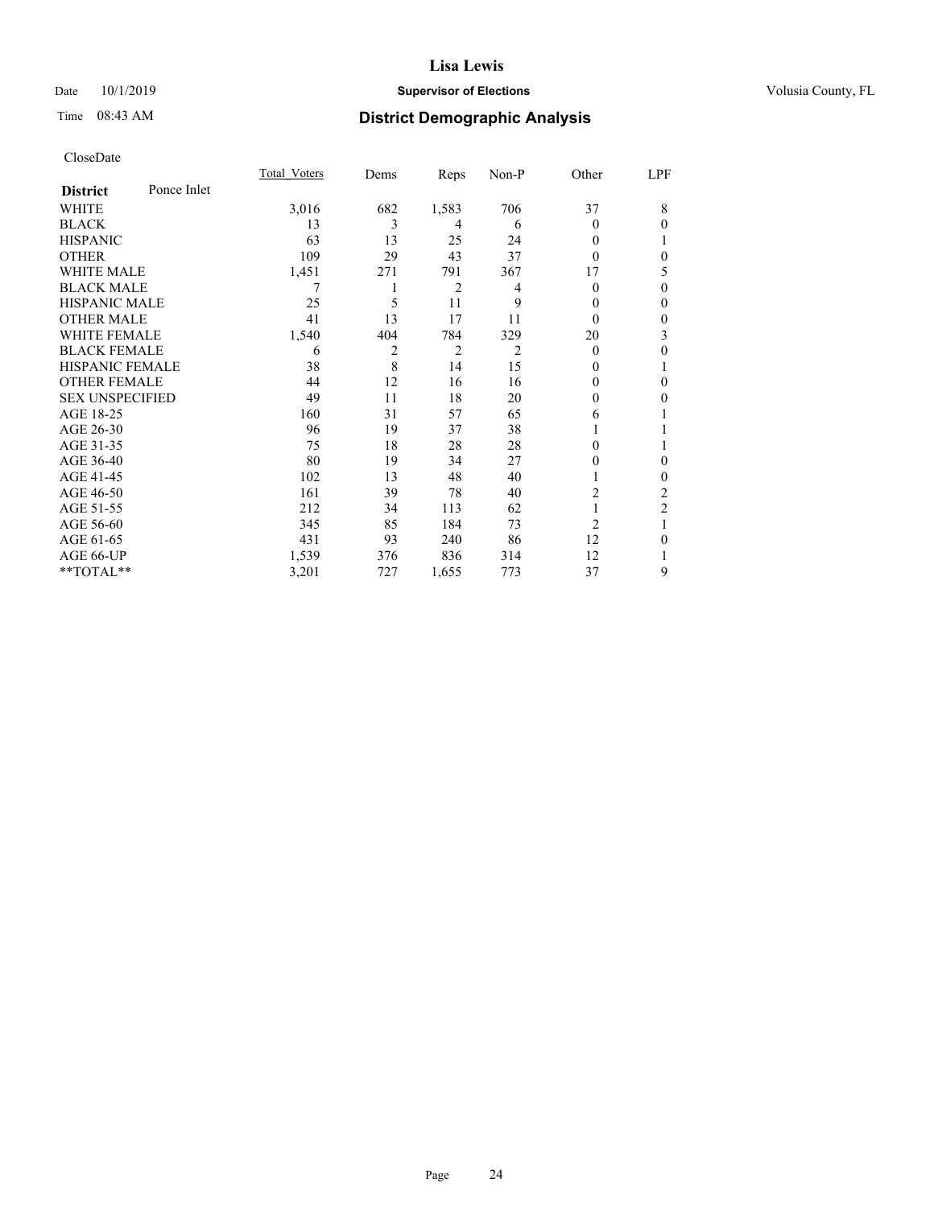Lisa Lewis

Date 10/1/2019 **Supervisor of Elections** Volusia County, FL

Time 08:43 AM **District Demographic Analysis**

CloseDate

| **District** Ponce Inlet | Total_Voters | Dems | Reps | Non-P | Other | LPF |
|---|---|---|---|---|---|---|
| WHITE | 3,016 | 682 | 1,583 | 706 | 37 | 8 |
| BLACK | 13 | 3 | 4 | 6 | 0 | 0 |
| HISPANIC | 63 | 13 | 25 | 24 | 0 | 1 |
| OTHER | 109 | 29 | 43 | 37 | 0 | 0 |
| WHITE MALE | 1,451 | 271 | 791 | 367 | 17 | 5 |
| BLACK MALE | 7 | 1 | 2 | 4 | 0 | 0 |
| HISPANIC MALE | 25 | 5 | 11 | 9 | 0 | 0 |
| OTHER MALE | 41 | 13 | 17 | 11 | 0 | 0 |
| WHITE FEMALE | 1,540 | 404 | 784 | 329 | 20 | 3 |
| BLACK FEMALE | 6 | 2 | 2 | 2 | 0 | 0 |
| HISPANIC FEMALE | 38 | 8 | 14 | 15 | 0 | 1 |
| OTHER FEMALE | 44 | 12 | 16 | 16 | 0 | 0 |
| SEX UNSPECIFIED | 49 | 11 | 18 | 20 | 0 | 0 |
| AGE 18-25 | 160 | 31 | 57 | 65 | 6 | 1 |
| AGE 26-30 | 96 | 19 | 37 | 38 | 1 | 1 |
| AGE 31-35 | 75 | 18 | 28 | 28 | 0 | 1 |
| AGE 36-40 | 80 | 19 | 34 | 27 | 0 | 0 |
| AGE 41-45 | 102 | 13 | 48 | 40 | 1 | 0 |
| AGE 46-50 | 161 | 39 | 78 | 40 | 2 | 2 |
| AGE 51-55 | 212 | 34 | 113 | 62 | 1 | 2 |
| AGE 56-60 | 345 | 85 | 184 | 73 | 2 | 1 |
| AGE 61-65 | 431 | 93 | 240 | 86 | 12 | 0 |
| AGE 66-UP | 1,539 | 376 | 836 | 314 | 12 | 1 |
| **TOTAL** | 3,201 | 727 | 1,655 | 773 | 37 | 9 |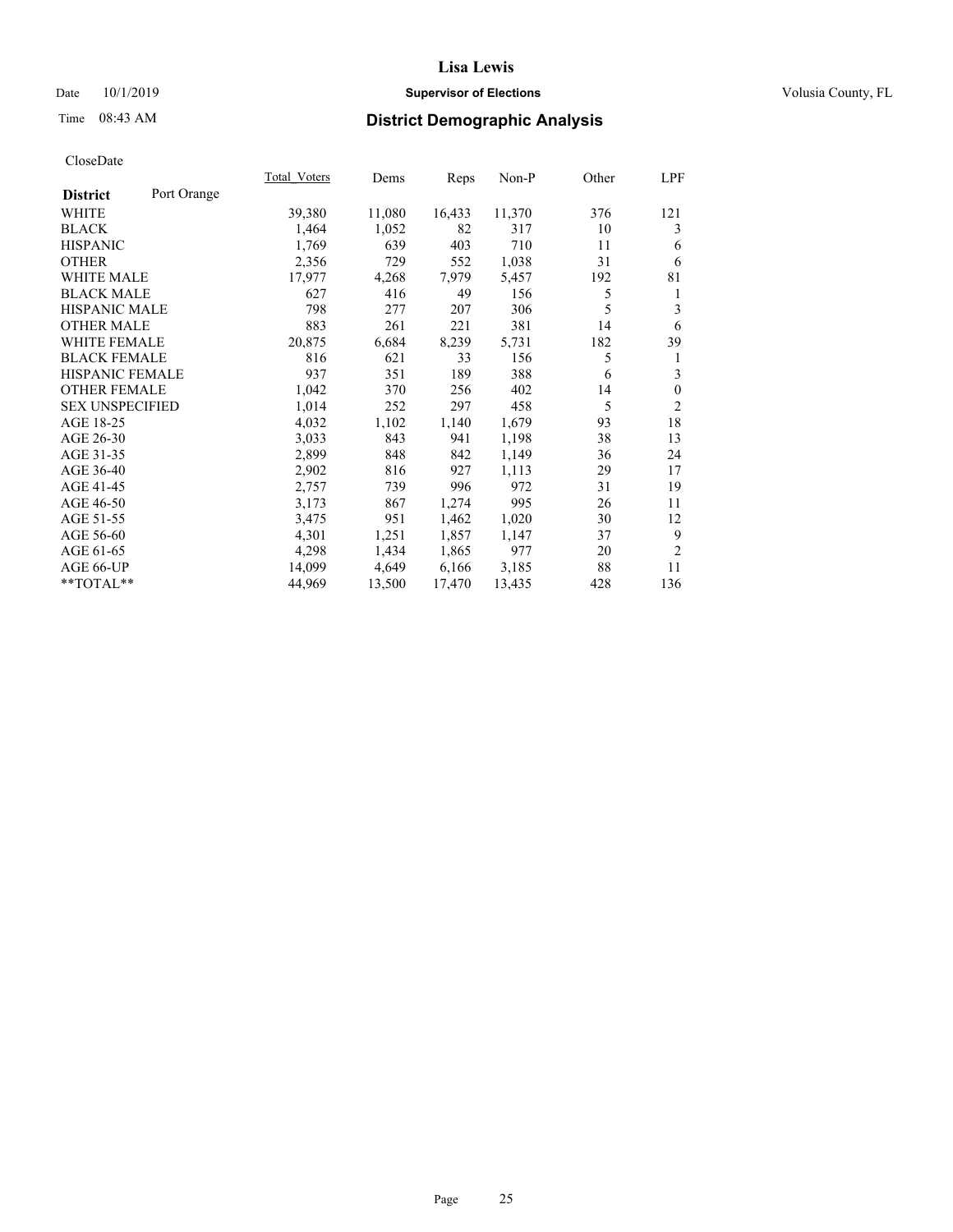# Lisa Lewis

Date 10/1/2019 **Supervisor of Elections** Volusia County, FL

Time 08:43 AM **District Demographic Analysis**

CloseDate

| District: Port Orange | Total_Voters | Dems | Reps | Non-P | Other | LPF |
|---|---|---|---|---|---|---|
| WHITE | 39,380 | 11,080 | 16,433 | 11,370 | 376 | 121 |
| BLACK | 1,464 | 1,052 | 82 | 317 | 10 | 3 |
| HISPANIC | 1,769 | 639 | 403 | 710 | 11 | 6 |
| OTHER | 2,356 | 729 | 552 | 1,038 | 31 | 6 |
| WHITE MALE | 17,977 | 4,268 | 7,979 | 5,457 | 192 | 81 |
| BLACK MALE | 627 | 416 | 49 | 156 | 5 | 1 |
| HISPANIC MALE | 798 | 277 | 207 | 306 | 5 | 3 |
| OTHER MALE | 883 | 261 | 221 | 381 | 14 | 6 |
| WHITE FEMALE | 20,875 | 6,684 | 8,239 | 5,731 | 182 | 39 |
| BLACK FEMALE | 816 | 621 | 33 | 156 | 5 | 1 |
| HISPANIC FEMALE | 937 | 351 | 189 | 388 | 6 | 3 |
| OTHER FEMALE | 1,042 | 370 | 256 | 402 | 14 | 0 |
| SEX UNSPECIFIED | 1,014 | 252 | 297 | 458 | 5 | 2 |
| AGE 18-25 | 4,032 | 1,102 | 1,140 | 1,679 | 93 | 18 |
| AGE 26-30 | 3,033 | 843 | 941 | 1,198 | 38 | 13 |
| AGE 31-35 | 2,899 | 848 | 842 | 1,149 | 36 | 24 |
| AGE 36-40 | 2,902 | 816 | 927 | 1,113 | 29 | 17 |
| AGE 41-45 | 2,757 | 739 | 996 | 972 | 31 | 19 |
| AGE 46-50 | 3,173 | 867 | 1,274 | 995 | 26 | 11 |
| AGE 51-55 | 3,475 | 951 | 1,462 | 1,020 | 30 | 12 |
| AGE 56-60 | 4,301 | 1,251 | 1,857 | 1,147 | 37 | 9 |
| AGE 61-65 | 4,298 | 1,434 | 1,865 | 977 | 20 | 2 |
| AGE 66-UP | 14,099 | 4,649 | 6,166 | 3,185 | 88 | 11 |
| **TOTAL** | 44,969 | 13,500 | 17,470 | 13,435 | 428 | 136 |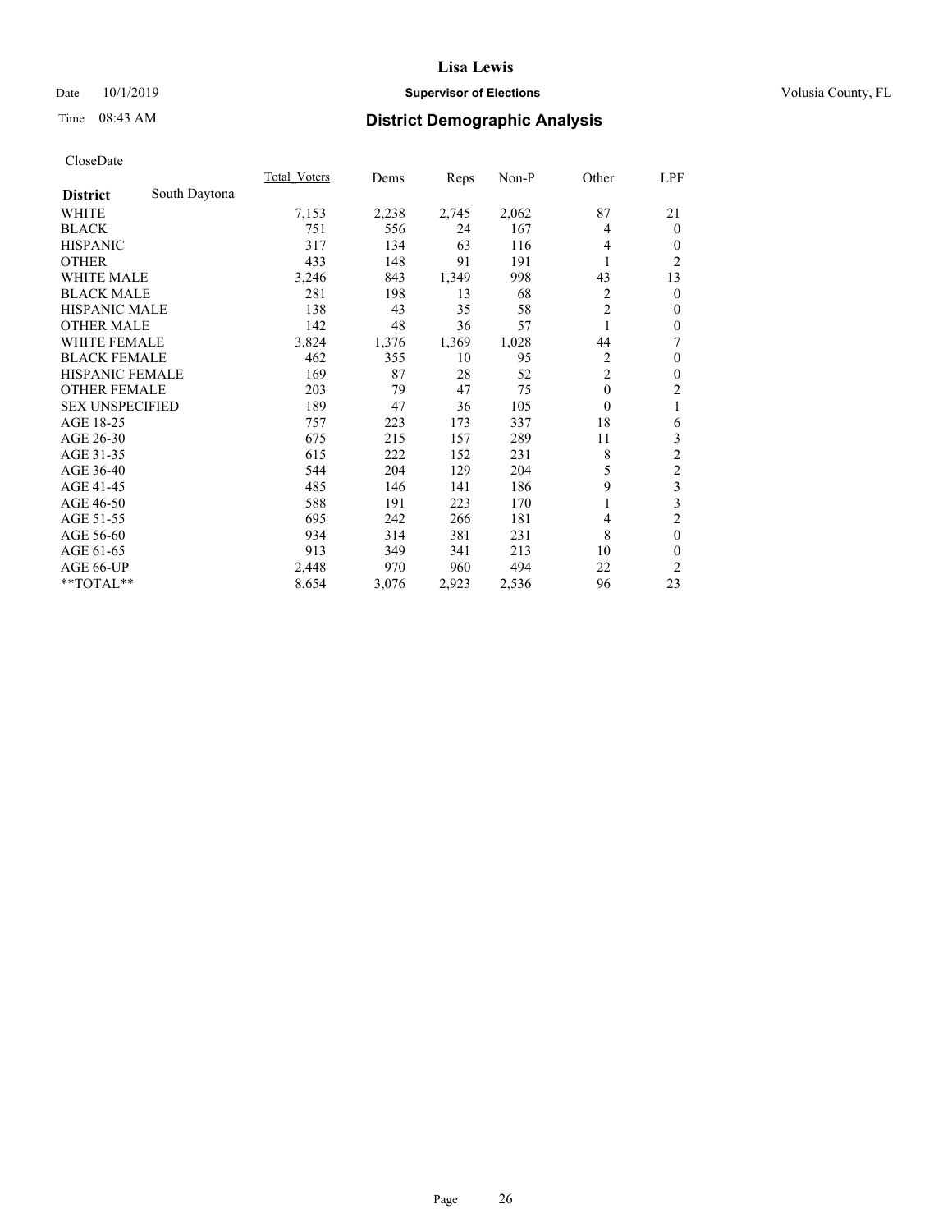# Lisa Lewis

Date 10/1/2019 **Supervisor of Elections** Volusia County, FL

Time 08:43 AM **District Demographic Analysis**

CloseDate

| **District** South Daytona | Total Voters | Dems | Reps | Non-P | Other | LPF |
|---|---|---|---|---|---|---|
| WHITE | 7,153 | 2,238 | 2,745 | 2,062 | 87 | 21 |
| BLACK | 751 | 556 | 24 | 167 | 4 | 0 |
| HISPANIC | 317 | 134 | 63 | 116 | 4 | 0 |
| OTHER | 433 | 148 | 91 | 191 | 1 | 2 |
| WHITE MALE | 3,246 | 843 | 1,349 | 998 | 43 | 13 |
| BLACK MALE | 281 | 198 | 13 | 68 | 2 | 0 |
| HISPANIC MALE | 138 | 43 | 35 | 58 | 2 | 0 |
| OTHER MALE | 142 | 48 | 36 | 57 | 1 | 0 |
| WHITE FEMALE | 3,824 | 1,376 | 1,369 | 1,028 | 44 | 7 |
| BLACK FEMALE | 462 | 355 | 10 | 95 | 2 | 0 |
| HISPANIC FEMALE | 169 | 87 | 28 | 52 | 2 | 0 |
| OTHER FEMALE | 203 | 79 | 47 | 75 | 0 | 2 |
| SEX UNSPECIFIED | 189 | 47 | 36 | 105 | 0 | 1 |
| AGE 18-25 | 757 | 223 | 173 | 337 | 18 | 6 |
| AGE 26-30 | 675 | 215 | 157 | 289 | 11 | 3 |
| AGE 31-35 | 615 | 222 | 152 | 231 | 8 | 2 |
| AGE 36-40 | 544 | 204 | 129 | 204 | 5 | 2 |
| AGE 41-45 | 485 | 146 | 141 | 186 | 9 | 3 |
| AGE 46-50 | 588 | 191 | 223 | 170 | 1 | 3 |
| AGE 51-55 | 695 | 242 | 266 | 181 | 4 | 2 |
| AGE 56-60 | 934 | 314 | 381 | 231 | 8 | 0 |
| AGE 61-65 | 913 | 349 | 341 | 213 | 10 | 0 |
| AGE 66-UP | 2,448 | 970 | 960 | 494 | 22 | 2 |
| **TOTAL** | 8,654 | 3,076 | 2,923 | 2,536 | 96 | 23 |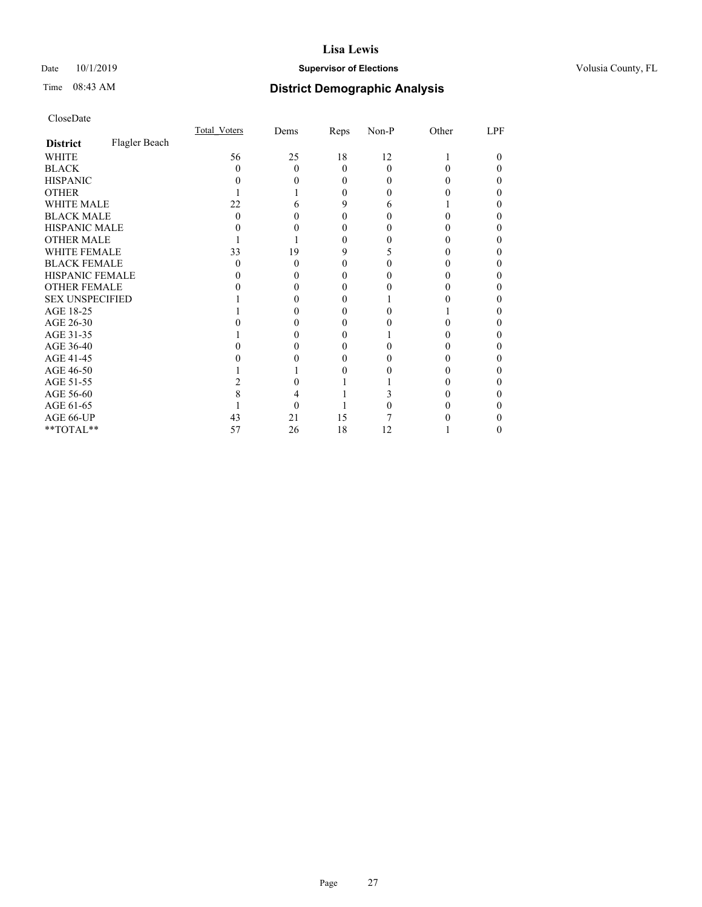# Lisa Lewis

Date 10/1/2019 **Supervisor of Elections** Volusia County, FL

Time 08:43 AM **District Demographic Analysis**

CloseDate

| **District** Flagler Beach | Total_Voters | Dems | Reps | Non-P | Other | LPF |
|---|---|---|---|---|---|---|
| WHITE | 56 | 25 | 18 | 12 | 1 | 0 |
| BLACK | 0 | 0 | 0 | 0 | 0 | 0 |
| HISPANIC | 0 | 0 | 0 | 0 | 0 | 0 |
| OTHER | 1 | 1 | 0 | 0 | 0 | 0 |
| WHITE MALE | 22 | 6 | 9 | 6 | 1 | 0 |
| BLACK MALE | 0 | 0 | 0 | 0 | 0 | 0 |
| HISPANIC MALE | 0 | 0 | 0 | 0 | 0 | 0 |
| OTHER MALE | 1 | 1 | 0 | 0 | 0 | 0 |
| WHITE FEMALE | 33 | 19 | 9 | 5 | 0 | 0 |
| BLACK FEMALE | 0 | 0 | 0 | 0 | 0 | 0 |
| HISPANIC FEMALE | 0 | 0 | 0 | 0 | 0 | 0 |
| OTHER FEMALE | 0 | 0 | 0 | 0 | 0 | 0 |
| SEX UNSPECIFIED | 1 | 0 | 0 | 1 | 0 | 0 |
| AGE 18-25 | 1 | 0 | 0 | 0 | 1 | 0 |
| AGE 26-30 | 0 | 0 | 0 | 0 | 0 | 0 |
| AGE 31-35 | 1 | 0 | 0 | 1 | 0 | 0 |
| AGE 36-40 | 0 | 0 | 0 | 0 | 0 | 0 |
| AGE 41-45 | 0 | 0 | 0 | 0 | 0 | 0 |
| AGE 46-50 | 1 | 1 | 0 | 0 | 0 | 0 |
| AGE 51-55 | 2 | 0 | 1 | 1 | 0 | 0 |
| AGE 56-60 | 8 | 4 | 1 | 3 | 0 | 0 |
| AGE 61-65 | 1 | 0 | 1 | 0 | 0 | 0 |
| AGE 66-UP | 43 | 21 | 15 | 7 | 0 | 0 |
| **TOTAL** | 57 | 26 | 18 | 12 | 1 | 0 |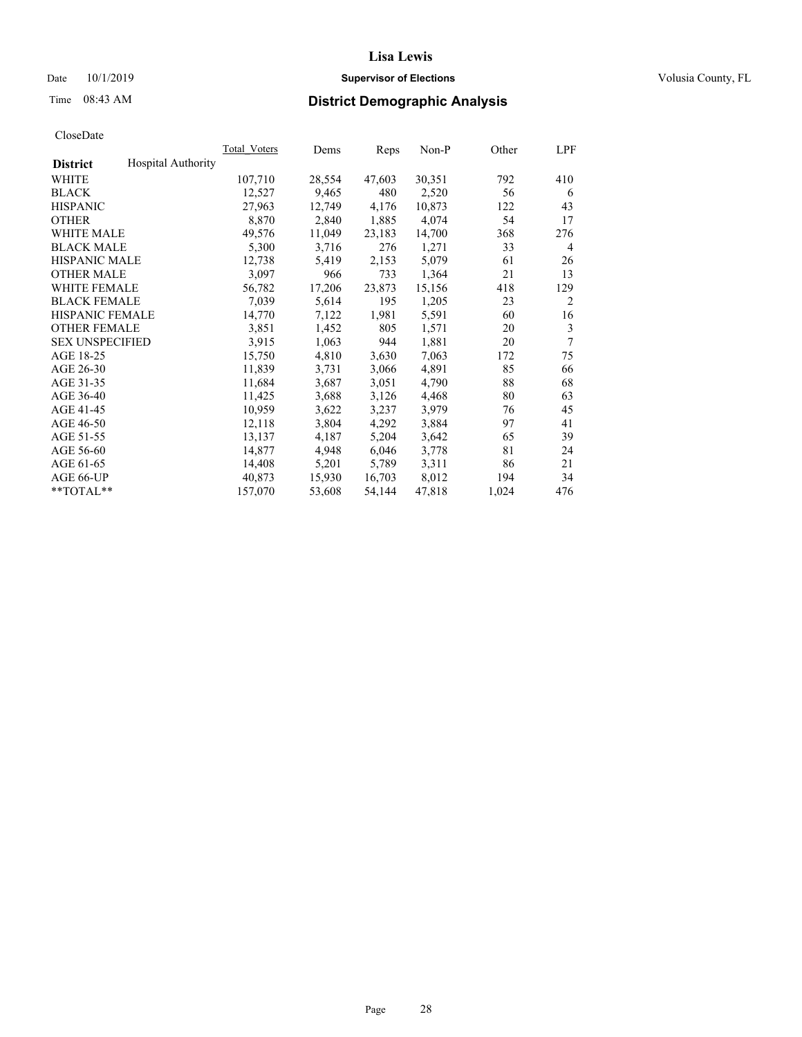CloseDate

| District | Hospital Authority | Total_Voters | Dems | Reps | Non-P | Other | LPF |
|---|---|---|---|---|---|---|---|
| WHITE | | 107,710 | 28,554 | 47,603 | 30,351 | 792 | 410 |
| BLACK | | 12,527 | 9,465 | 480 | 2,520 | 56 | 6 |
| HISPANIC | | 27,963 | 12,749 | 4,176 | 10,873 | 122 | 43 |
| OTHER | | 8,870 | 2,840 | 1,885 | 4,074 | 54 | 17 |
| WHITE MALE | | 49,576 | 11,049 | 23,183 | 14,700 | 368 | 276 |
| BLACK MALE | | 5,300 | 3,716 | 276 | 1,271 | 33 | 4 |
| HISPANIC MALE | | 12,738 | 5,419 | 2,153 | 5,079 | 61 | 26 |
| OTHER MALE | | 3,097 | 966 | 733 | 1,364 | 21 | 13 |
| WHITE FEMALE | | 56,782 | 17,206 | 23,873 | 15,156 | 418 | 129 |
| BLACK FEMALE | | 7,039 | 5,614 | 195 | 1,205 | 23 | 2 |
| HISPANIC FEMALE | | 14,770 | 7,122 | 1,981 | 5,591 | 60 | 16 |
| OTHER FEMALE | | 3,851 | 1,452 | 805 | 1,571 | 20 | 3 |
| SEX UNSPECIFIED | | 3,915 | 1,063 | 944 | 1,881 | 20 | 7 |
| AGE 18-25 | | 15,750 | 4,810 | 3,630 | 7,063 | 172 | 75 |
| AGE 26-30 | | 11,839 | 3,731 | 3,066 | 4,891 | 85 | 66 |
| AGE 31-35 | | 11,684 | 3,687 | 3,051 | 4,790 | 88 | 68 |
| AGE 36-40 | | 11,425 | 3,688 | 3,126 | 4,468 | 80 | 63 |
| AGE 41-45 | | 10,959 | 3,622 | 3,237 | 3,979 | 76 | 45 |
| AGE 46-50 | | 12,118 | 3,804 | 4,292 | 3,884 | 97 | 41 |
| AGE 51-55 | | 13,137 | 4,187 | 5,204 | 3,642 | 65 | 39 |
| AGE 56-60 | | 14,877 | 4,948 | 6,046 | 3,778 | 81 | 24 |
| AGE 61-65 | | 14,408 | 5,201 | 5,789 | 3,311 | 86 | 21 |
| AGE 66-UP | | 40,873 | 15,930 | 16,703 | 8,012 | 194 | 34 |
| **TOTAL** | | 157,070 | 53,608 | 54,144 | 47,818 | 1,024 | 476 |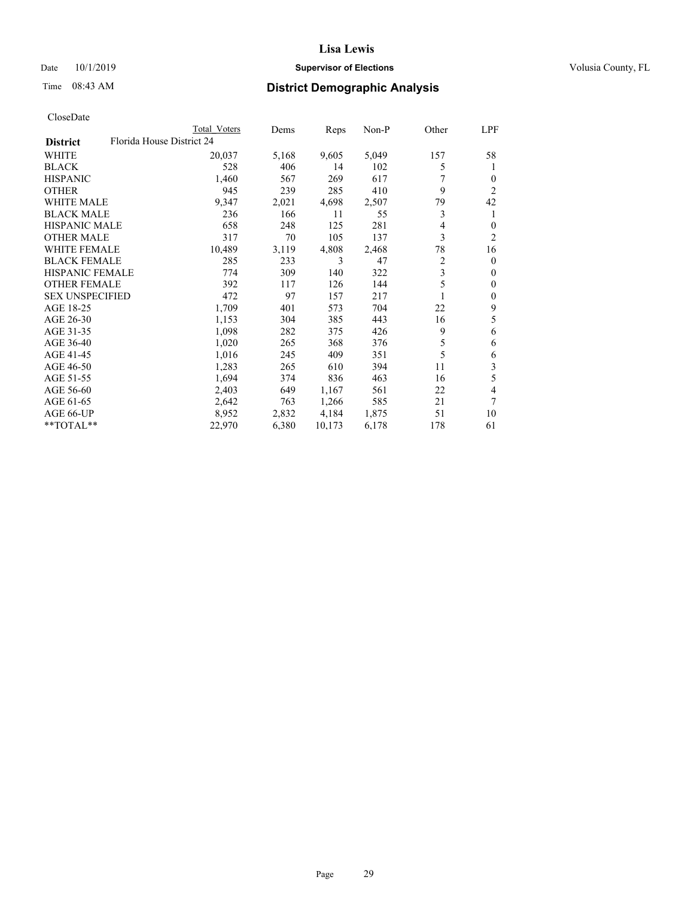# Lisa Lewis

Date 10/1/2019

**Supervisor of Elections**

Volusia County, FL

Time 08:43 AM

## District Demographic Analysis

CloseDate

| District | Total Voters | Dems | Reps | Non-P | Other | LPF |
|---|---|---|---|---|---|---|
| Florida House District 24 | | | | | | |
| WHITE | 20,037 | 5,168 | 9,605 | 5,049 | 157 | 58 |
| BLACK | 528 | 406 | 14 | 102 | 5 | 1 |
| HISPANIC | 1,460 | 567 | 269 | 617 | 7 | 0 |
| OTHER | 945 | 239 | 285 | 410 | 9 | 2 |
| WHITE MALE | 9,347 | 2,021 | 4,698 | 2,507 | 79 | 42 |
| BLACK MALE | 236 | 166 | 11 | 55 | 3 | 1 |
| HISPANIC MALE | 658 | 248 | 125 | 281 | 4 | 0 |
| OTHER MALE | 317 | 70 | 105 | 137 | 3 | 2 |
| WHITE FEMALE | 10,489 | 3,119 | 4,808 | 2,468 | 78 | 16 |
| BLACK FEMALE | 285 | 233 | 3 | 47 | 2 | 0 |
| HISPANIC FEMALE | 774 | 309 | 140 | 322 | 3 | 0 |
| OTHER FEMALE | 392 | 117 | 126 | 144 | 5 | 0 |
| SEX UNSPECIFIED | 472 | 97 | 157 | 217 | 1 | 0 |
| AGE 18-25 | 1,709 | 401 | 573 | 704 | 22 | 9 |
| AGE 26-30 | 1,153 | 304 | 385 | 443 | 16 | 5 |
| AGE 31-35 | 1,098 | 282 | 375 | 426 | 9 | 6 |
| AGE 36-40 | 1,020 | 265 | 368 | 376 | 5 | 6 |
| AGE 41-45 | 1,016 | 245 | 409 | 351 | 5 | 6 |
| AGE 46-50 | 1,283 | 265 | 610 | 394 | 11 | 3 |
| AGE 51-55 | 1,694 | 374 | 836 | 463 | 16 | 5 |
| AGE 56-60 | 2,403 | 649 | 1,167 | 561 | 22 | 4 |
| AGE 61-65 | 2,642 | 763 | 1,266 | 585 | 21 | 7 |
| AGE 66-UP | 8,952 | 2,832 | 4,184 | 1,875 | 51 | 10 |
| **TOTAL** | 22,970 | 6,380 | 10,173 | 6,178 | 178 | 61 |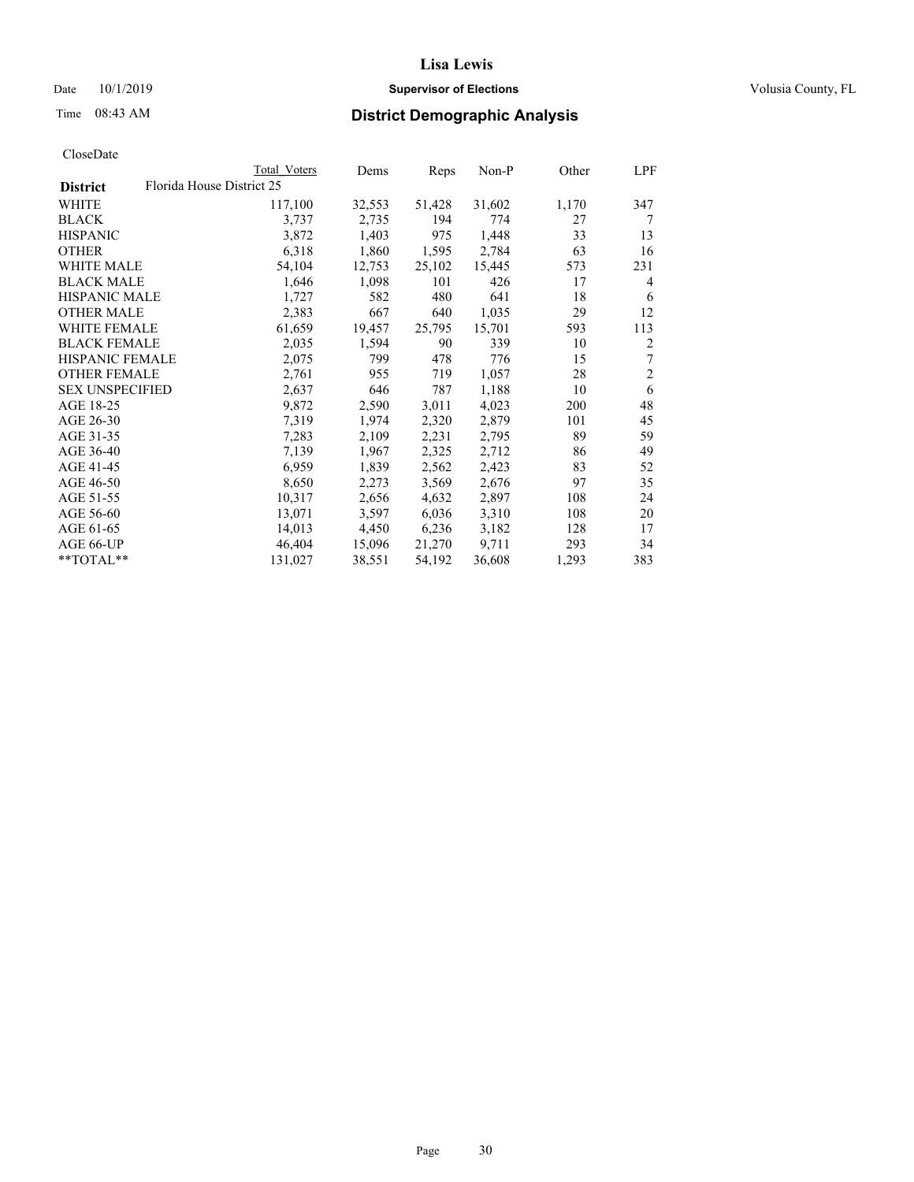# Lisa Lewis

Date 10/1/2019 **Supervisor of Elections** Volusia County, FL

Time 08:43 AM **District Demographic Analysis**

CloseDate

| District | Total Voters | Dems | Reps | Non-P | Other | LPF |
|---|---|---|---|---|---|---|
| Florida House District 25 | | | | | | |
| WHITE | 117,100 | 32,553 | 51,428 | 31,602 | 1,170 | 347 |
| BLACK | 3,737 | 2,735 | 194 | 774 | 27 | 7 |
| HISPANIC | 3,872 | 1,403 | 975 | 1,448 | 33 | 13 |
| OTHER | 6,318 | 1,860 | 1,595 | 2,784 | 63 | 16 |
| WHITE MALE | 54,104 | 12,753 | 25,102 | 15,445 | 573 | 231 |
| BLACK MALE | 1,646 | 1,098 | 101 | 426 | 17 | 4 |
| HISPANIC MALE | 1,727 | 582 | 480 | 641 | 18 | 6 |
| OTHER MALE | 2,383 | 667 | 640 | 1,035 | 29 | 12 |
| WHITE FEMALE | 61,659 | 19,457 | 25,795 | 15,701 | 593 | 113 |
| BLACK FEMALE | 2,035 | 1,594 | 90 | 339 | 10 | 2 |
| HISPANIC FEMALE | 2,075 | 799 | 478 | 776 | 15 | 7 |
| OTHER FEMALE | 2,761 | 955 | 719 | 1,057 | 28 | 2 |
| SEX UNSPECIFIED | 2,637 | 646 | 787 | 1,188 | 10 | 6 |
| AGE 18-25 | 9,872 | 2,590 | 3,011 | 4,023 | 200 | 48 |
| AGE 26-30 | 7,319 | 1,974 | 2,320 | 2,879 | 101 | 45 |
| AGE 31-35 | 7,283 | 2,109 | 2,231 | 2,795 | 89 | 59 |
| AGE 36-40 | 7,139 | 1,967 | 2,325 | 2,712 | 86 | 49 |
| AGE 41-45 | 6,959 | 1,839 | 2,562 | 2,423 | 83 | 52 |
| AGE 46-50 | 8,650 | 2,273 | 3,569 | 2,676 | 97 | 35 |
| AGE 51-55 | 10,317 | 2,656 | 4,632 | 2,897 | 108 | 24 |
| AGE 56-60 | 13,071 | 3,597 | 6,036 | 3,310 | 108 | 20 |
| AGE 61-65 | 14,013 | 4,450 | 6,236 | 3,182 | 128 | 17 |
| AGE 66-UP | 46,404 | 15,096 | 21,270 | 9,711 | 293 | 34 |
| **TOTAL** | 131,027 | 38,551 | 54,192 | 36,608 | 1,293 | 383 |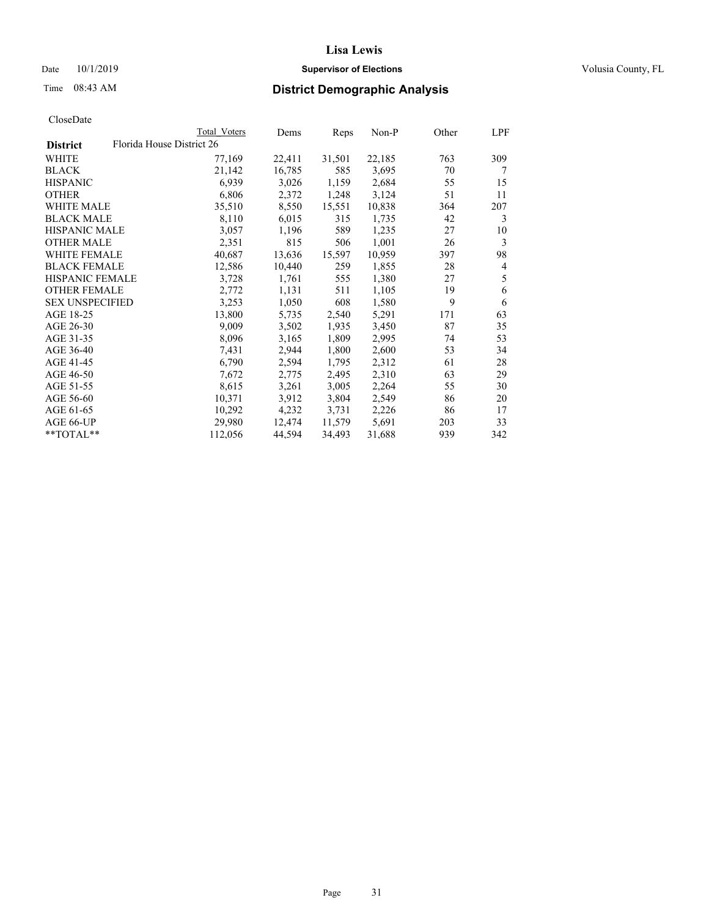# Lisa Lewis

Date 10/1/2019 **Supervisor of Elections** Volusia County, FL

Time 08:43 AM **District Demographic Analysis**

CloseDate

| | Total Voters | Dems | Reps | Non-P | Other | LPF |
|---|---|---|---|---|---|---|
| **District** Florida House District 26 | | | | | | |
| WHITE | 77,169 | 22,411 | 31,501 | 22,185 | 763 | 309 |
| BLACK | 21,142 | 16,785 | 585 | 3,695 | 70 | 7 |
| HISPANIC | 6,939 | 3,026 | 1,159 | 2,684 | 55 | 15 |
| OTHER | 6,806 | 2,372 | 1,248 | 3,124 | 51 | 11 |
| WHITE MALE | 35,510 | 8,550 | 15,551 | 10,838 | 364 | 207 |
| BLACK MALE | 8,110 | 6,015 | 315 | 1,735 | 42 | 3 |
| HISPANIC MALE | 3,057 | 1,196 | 589 | 1,235 | 27 | 10 |
| OTHER MALE | 2,351 | 815 | 506 | 1,001 | 26 | 3 |
| WHITE FEMALE | 40,687 | 13,636 | 15,597 | 10,959 | 397 | 98 |
| BLACK FEMALE | 12,586 | 10,440 | 259 | 1,855 | 28 | 4 |
| HISPANIC FEMALE | 3,728 | 1,761 | 555 | 1,380 | 27 | 5 |
| OTHER FEMALE | 2,772 | 1,131 | 511 | 1,105 | 19 | 6 |
| SEX UNSPECIFIED | 3,253 | 1,050 | 608 | 1,580 | 9 | 6 |
| AGE 18-25 | 13,800 | 5,735 | 2,540 | 5,291 | 171 | 63 |
| AGE 26-30 | 9,009 | 3,502 | 1,935 | 3,450 | 87 | 35 |
| AGE 31-35 | 8,096 | 3,165 | 1,809 | 2,995 | 74 | 53 |
| AGE 36-40 | 7,431 | 2,944 | 1,800 | 2,600 | 53 | 34 |
| AGE 41-45 | 6,790 | 2,594 | 1,795 | 2,312 | 61 | 28 |
| AGE 46-50 | 7,672 | 2,775 | 2,495 | 2,310 | 63 | 29 |
| AGE 51-55 | 8,615 | 3,261 | 3,005 | 2,264 | 55 | 30 |
| AGE 56-60 | 10,371 | 3,912 | 3,804 | 2,549 | 86 | 20 |
| AGE 61-65 | 10,292 | 4,232 | 3,731 | 2,226 | 86 | 17 |
| AGE 66-UP | 29,980 | 12,474 | 11,579 | 5,691 | 203 | 33 |
| **TOTAL** | 112,056 | 44,594 | 34,493 | 31,688 | 939 | 342 |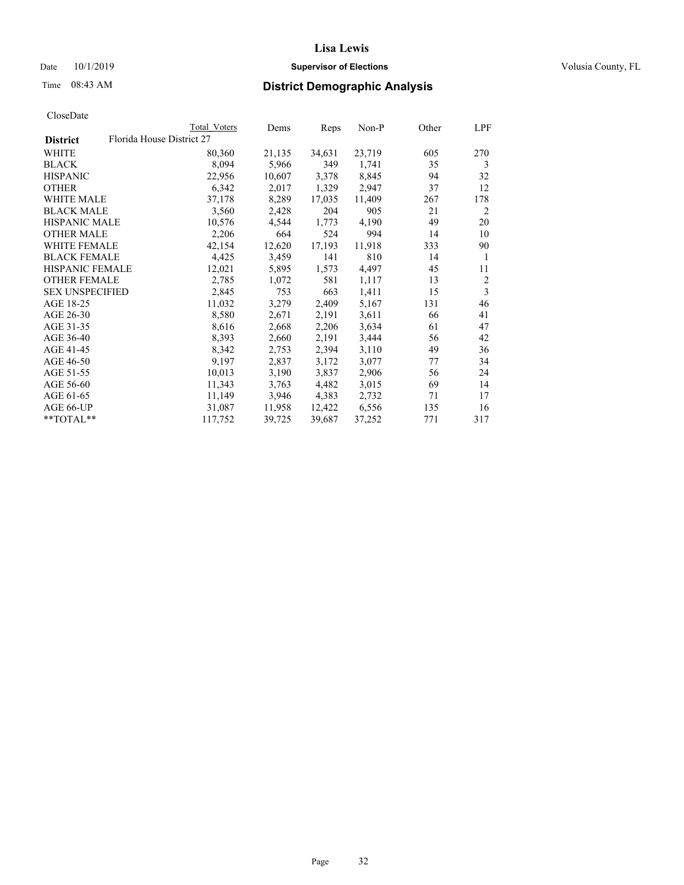**Lisa Lewis**

Date 10/1/2019 **Supervisor of Elections** Volusia County, FL

Time 08:43 AM **District Demographic Analysis**

CloseDate

| District | Florida House District 27 | Total Voters | Dems | Reps | Non-P | Other | LPF |
|---|---|---|---|---|---|---|---|
| WHITE | | 80,360 | 21,135 | 34,631 | 23,719 | 605 | 270 |
| BLACK | | 8,094 | 5,966 | 349 | 1,741 | 35 | 3 |
| HISPANIC | | 22,956 | 10,607 | 3,378 | 8,845 | 94 | 32 |
| OTHER | | 6,342 | 2,017 | 1,329 | 2,947 | 37 | 12 |
| WHITE MALE | | 37,178 | 8,289 | 17,035 | 11,409 | 267 | 178 |
| BLACK MALE | | 3,560 | 2,428 | 204 | 905 | 21 | 2 |
| HISPANIC MALE | | 10,576 | 4,544 | 1,773 | 4,190 | 49 | 20 |
| OTHER MALE | | 2,206 | 664 | 524 | 994 | 14 | 10 |
| WHITE FEMALE | | 42,154 | 12,620 | 17,193 | 11,918 | 333 | 90 |
| BLACK FEMALE | | 4,425 | 3,459 | 141 | 810 | 14 | 1 |
| HISPANIC FEMALE | | 12,021 | 5,895 | 1,573 | 4,497 | 45 | 11 |
| OTHER FEMALE | | 2,785 | 1,072 | 581 | 1,117 | 13 | 2 |
| SEX UNSPECIFIED | | 2,845 | 753 | 663 | 1,411 | 15 | 3 |
| AGE 18-25 | | 11,032 | 3,279 | 2,409 | 5,167 | 131 | 46 |
| AGE 26-30 | | 8,580 | 2,671 | 2,191 | 3,611 | 66 | 41 |
| AGE 31-35 | | 8,616 | 2,668 | 2,206 | 3,634 | 61 | 47 |
| AGE 36-40 | | 8,393 | 2,660 | 2,191 | 3,444 | 56 | 42 |
| AGE 41-45 | | 8,342 | 2,753 | 2,394 | 3,110 | 49 | 36 |
| AGE 46-50 | | 9,197 | 2,837 | 3,172 | 3,077 | 77 | 34 |
| AGE 51-55 | | 10,013 | 3,190 | 3,837 | 2,906 | 56 | 24 |
| AGE 56-60 | | 11,343 | 3,763 | 4,482 | 3,015 | 69 | 14 |
| AGE 61-65 | | 11,149 | 3,946 | 4,383 | 2,732 | 71 | 17 |
| AGE 66-UP | | 31,087 | 11,958 | 12,422 | 6,556 | 135 | 16 |
| **TOTAL** | | 117,752 | 39,725 | 39,687 | 37,252 | 771 | 317 |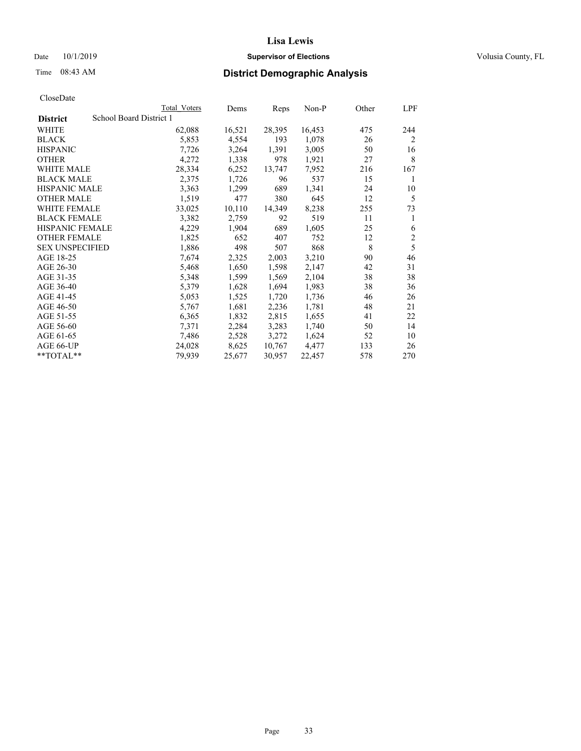# Lisa Lewis

Date 10/1/2019 **Supervisor of Elections** Volusia County, FL

Time 08:43 AM **District Demographic Analysis**

CloseDate

| **District** School Board District 1 | Total Voters | Dems | Reps | Non-P | Other | LPF |
|---|---|---|---|---|---|---|
| WHITE | 62,088 | 16,521 | 28,395 | 16,453 | 475 | 244 |
| BLACK | 5,853 | 4,554 | 193 | 1,078 | 26 | 2 |
| HISPANIC | 7,726 | 3,264 | 1,391 | 3,005 | 50 | 16 |
| OTHER | 4,272 | 1,338 | 978 | 1,921 | 27 | 8 |
| WHITE MALE | 28,334 | 6,252 | 13,747 | 7,952 | 216 | 167 |
| BLACK MALE | 2,375 | 1,726 | 96 | 537 | 15 | 1 |
| HISPANIC MALE | 3,363 | 1,299 | 689 | 1,341 | 24 | 10 |
| OTHER MALE | 1,519 | 477 | 380 | 645 | 12 | 5 |
| WHITE FEMALE | 33,025 | 10,110 | 14,349 | 8,238 | 255 | 73 |
| BLACK FEMALE | 3,382 | 2,759 | 92 | 519 | 11 | 1 |
| HISPANIC FEMALE | 4,229 | 1,904 | 689 | 1,605 | 25 | 6 |
| OTHER FEMALE | 1,825 | 652 | 407 | 752 | 12 | 2 |
| SEX UNSPECIFIED | 1,886 | 498 | 507 | 868 | 8 | 5 |
| AGE 18-25 | 7,674 | 2,325 | 2,003 | 3,210 | 90 | 46 |
| AGE 26-30 | 5,468 | 1,650 | 1,598 | 2,147 | 42 | 31 |
| AGE 31-35 | 5,348 | 1,599 | 1,569 | 2,104 | 38 | 38 |
| AGE 36-40 | 5,379 | 1,628 | 1,694 | 1,983 | 38 | 36 |
| AGE 41-45 | 5,053 | 1,525 | 1,720 | 1,736 | 46 | 26 |
| AGE 46-50 | 5,767 | 1,681 | 2,236 | 1,781 | 48 | 21 |
| AGE 51-55 | 6,365 | 1,832 | 2,815 | 1,655 | 41 | 22 |
| AGE 56-60 | 7,371 | 2,284 | 3,283 | 1,740 | 50 | 14 |
| AGE 61-65 | 7,486 | 2,528 | 3,272 | 1,624 | 52 | 10 |
| AGE 66-UP | 24,028 | 8,625 | 10,767 | 4,477 | 133 | 26 |
| **TOTAL** | 79,939 | 25,677 | 30,957 | 22,457 | 578 | 270 |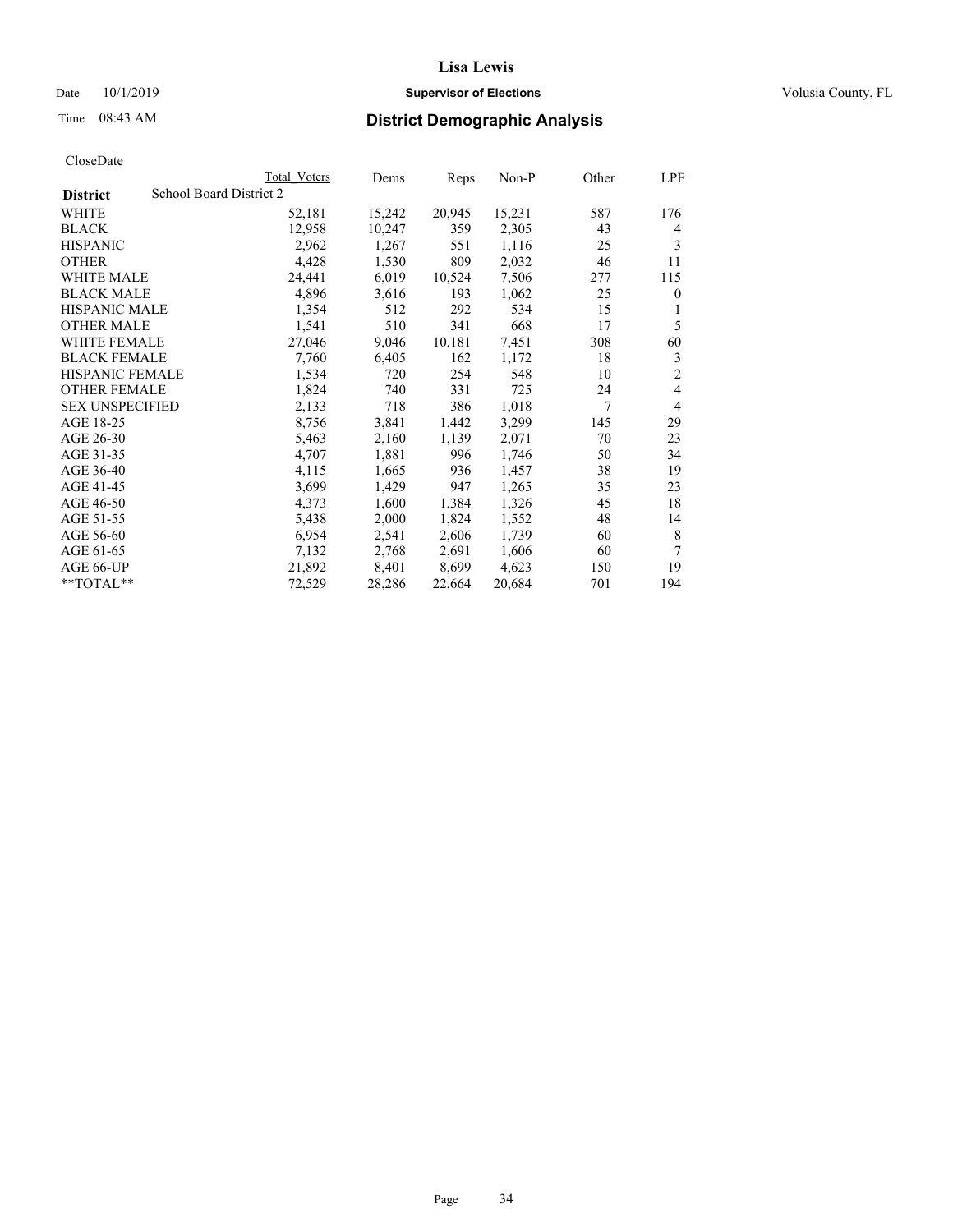# Lisa Lewis

Date 10/1/2019 **Supervisor of Elections** Volusia County, FL

Time 08:43 AM **District Demographic Analysis**

CloseDate

| | Total Voters | Dems | Reps | Non-P | Other | LPF |
|---|---|---|---|---|---|---|
| **District** School Board District 2 | | | | | | |
| WHITE | 52,181 | 15,242 | 20,945 | 15,231 | 587 | 176 |
| BLACK | 12,958 | 10,247 | 359 | 2,305 | 43 | 4 |
| HISPANIC | 2,962 | 1,267 | 551 | 1,116 | 25 | 3 |
| OTHER | 4,428 | 1,530 | 809 | 2,032 | 46 | 11 |
| WHITE MALE | 24,441 | 6,019 | 10,524 | 7,506 | 277 | 115 |
| BLACK MALE | 4,896 | 3,616 | 193 | 1,062 | 25 | 0 |
| HISPANIC MALE | 1,354 | 512 | 292 | 534 | 15 | 1 |
| OTHER MALE | 1,541 | 510 | 341 | 668 | 17 | 5 |
| WHITE FEMALE | 27,046 | 9,046 | 10,181 | 7,451 | 308 | 60 |
| BLACK FEMALE | 7,760 | 6,405 | 162 | 1,172 | 18 | 3 |
| HISPANIC FEMALE | 1,534 | 720 | 254 | 548 | 10 | 2 |
| OTHER FEMALE | 1,824 | 740 | 331 | 725 | 24 | 4 |
| SEX UNSPECIFIED | 2,133 | 718 | 386 | 1,018 | 7 | 4 |
| AGE 18-25 | 8,756 | 3,841 | 1,442 | 3,299 | 145 | 29 |
| AGE 26-30 | 5,463 | 2,160 | 1,139 | 2,071 | 70 | 23 |
| AGE 31-35 | 4,707 | 1,881 | 996 | 1,746 | 50 | 34 |
| AGE 36-40 | 4,115 | 1,665 | 936 | 1,457 | 38 | 19 |
| AGE 41-45 | 3,699 | 1,429 | 947 | 1,265 | 35 | 23 |
| AGE 46-50 | 4,373 | 1,600 | 1,384 | 1,326 | 45 | 18 |
| AGE 51-55 | 5,438 | 2,000 | 1,824 | 1,552 | 48 | 14 |
| AGE 56-60 | 6,954 | 2,541 | 2,606 | 1,739 | 60 | 8 |
| AGE 61-65 | 7,132 | 2,768 | 2,691 | 1,606 | 60 | 7 |
| AGE 66-UP | 21,892 | 8,401 | 8,699 | 4,623 | 150 | 19 |
| **TOTAL** | 72,529 | 28,286 | 22,664 | 20,684 | 701 | 194 |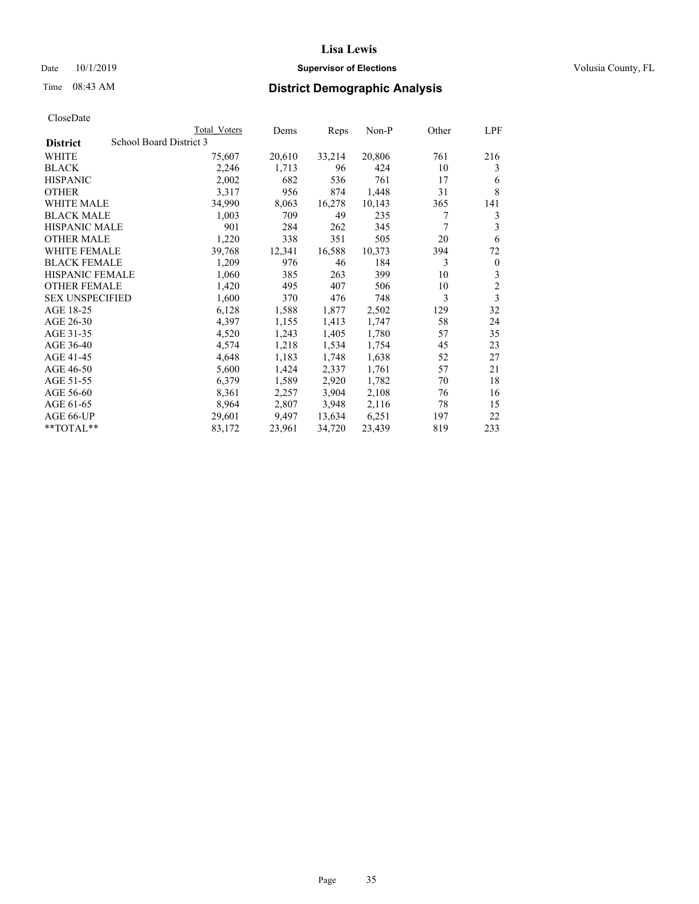# Lisa Lewis

Date 10/1/2019 **Supervisor of Elections** Volusia County, FL

Time 08:43 AM **District Demographic Analysis**

CloseDate

| | Total Voters | Dems | Reps | Non-P | Other | LPF |
|---|---|---|---|---|---|---|
| **District** School Board District 3 | | | | | | |
| WHITE | 75,607 | 20,610 | 33,214 | 20,806 | 761 | 216 |
| BLACK | 2,246 | 1,713 | 96 | 424 | 10 | 3 |
| HISPANIC | 2,002 | 682 | 536 | 761 | 17 | 6 |
| OTHER | 3,317 | 956 | 874 | 1,448 | 31 | 8 |
| WHITE MALE | 34,990 | 8,063 | 16,278 | 10,143 | 365 | 141 |
| BLACK MALE | 1,003 | 709 | 49 | 235 | 7 | 3 |
| HISPANIC MALE | 901 | 284 | 262 | 345 | 7 | 3 |
| OTHER MALE | 1,220 | 338 | 351 | 505 | 20 | 6 |
| WHITE FEMALE | 39,768 | 12,341 | 16,588 | 10,373 | 394 | 72 |
| BLACK FEMALE | 1,209 | 976 | 46 | 184 | 3 | 0 |
| HISPANIC FEMALE | 1,060 | 385 | 263 | 399 | 10 | 3 |
| OTHER FEMALE | 1,420 | 495 | 407 | 506 | 10 | 2 |
| SEX UNSPECIFIED | 1,600 | 370 | 476 | 748 | 3 | 3 |
| AGE 18-25 | 6,128 | 1,588 | 1,877 | 2,502 | 129 | 32 |
| AGE 26-30 | 4,397 | 1,155 | 1,413 | 1,747 | 58 | 24 |
| AGE 31-35 | 4,520 | 1,243 | 1,405 | 1,780 | 57 | 35 |
| AGE 36-40 | 4,574 | 1,218 | 1,534 | 1,754 | 45 | 23 |
| AGE 41-45 | 4,648 | 1,183 | 1,748 | 1,638 | 52 | 27 |
| AGE 46-50 | 5,600 | 1,424 | 2,337 | 1,761 | 57 | 21 |
| AGE 51-55 | 6,379 | 1,589 | 2,920 | 1,782 | 70 | 18 |
| AGE 56-60 | 8,361 | 2,257 | 3,904 | 2,108 | 76 | 16 |
| AGE 61-65 | 8,964 | 2,807 | 3,948 | 2,116 | 78 | 15 |
| AGE 66-UP | 29,601 | 9,497 | 13,634 | 6,251 | 197 | 22 |
| **TOTAL** | 83,172 | 23,961 | 34,720 | 23,439 | 819 | 233 |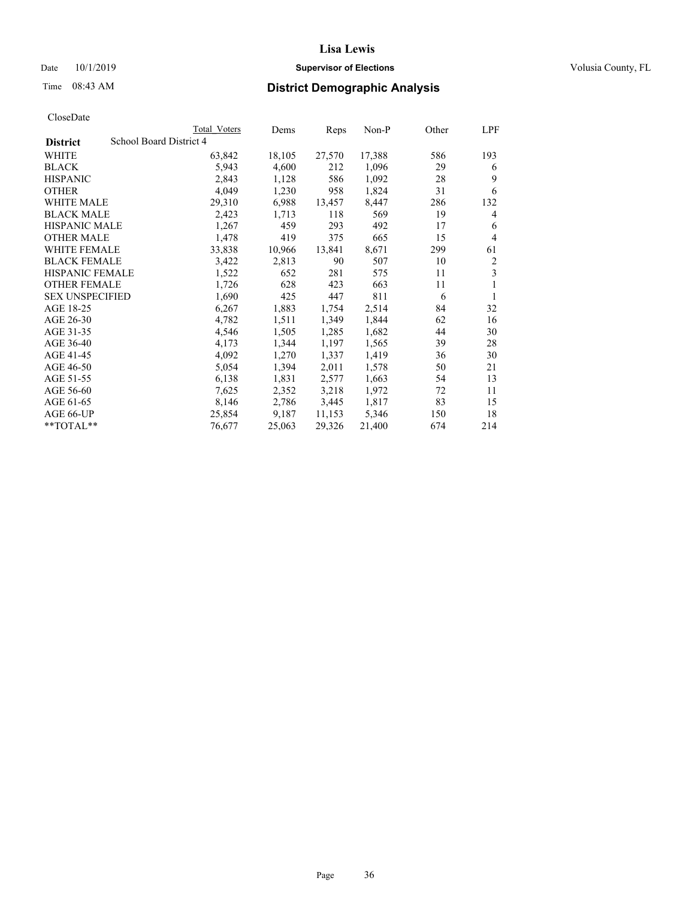**Lisa Lewis**

Date 10/1/2019 **Supervisor of Elections** Volusia County, FL

Time 08:43 AM **District Demographic Analysis**

CloseDate

| District | Total Voters | Dems | Reps | Non-P | Other | LPF |
|---|---|---|---|---|---|---|
| School Board District 4 | | | | | | |
| WHITE | 63,842 | 18,105 | 27,570 | 17,388 | 586 | 193 |
| BLACK | 5,943 | 4,600 | 212 | 1,096 | 29 | 6 |
| HISPANIC | 2,843 | 1,128 | 586 | 1,092 | 28 | 9 |
| OTHER | 4,049 | 1,230 | 958 | 1,824 | 31 | 6 |
| WHITE MALE | 29,310 | 6,988 | 13,457 | 8,447 | 286 | 132 |
| BLACK MALE | 2,423 | 1,713 | 118 | 569 | 19 | 4 |
| HISPANIC MALE | 1,267 | 459 | 293 | 492 | 17 | 6 |
| OTHER MALE | 1,478 | 419 | 375 | 665 | 15 | 4 |
| WHITE FEMALE | 33,838 | 10,966 | 13,841 | 8,671 | 299 | 61 |
| BLACK FEMALE | 3,422 | 2,813 | 90 | 507 | 10 | 2 |
| HISPANIC FEMALE | 1,522 | 652 | 281 | 575 | 11 | 3 |
| OTHER FEMALE | 1,726 | 628 | 423 | 663 | 11 | 1 |
| SEX UNSPECIFIED | 1,690 | 425 | 447 | 811 | 6 | 1 |
| AGE 18-25 | 6,267 | 1,883 | 1,754 | 2,514 | 84 | 32 |
| AGE 26-30 | 4,782 | 1,511 | 1,349 | 1,844 | 62 | 16 |
| AGE 31-35 | 4,546 | 1,505 | 1,285 | 1,682 | 44 | 30 |
| AGE 36-40 | 4,173 | 1,344 | 1,197 | 1,565 | 39 | 28 |
| AGE 41-45 | 4,092 | 1,270 | 1,337 | 1,419 | 36 | 30 |
| AGE 46-50 | 5,054 | 1,394 | 2,011 | 1,578 | 50 | 21 |
| AGE 51-55 | 6,138 | 1,831 | 2,577 | 1,663 | 54 | 13 |
| AGE 56-60 | 7,625 | 2,352 | 3,218 | 1,972 | 72 | 11 |
| AGE 61-65 | 8,146 | 2,786 | 3,445 | 1,817 | 83 | 15 |
| AGE 66-UP | 25,854 | 9,187 | 11,153 | 5,346 | 150 | 18 |
| **TOTAL** | 76,677 | 25,063 | 29,326 | 21,400 | 674 | 214 |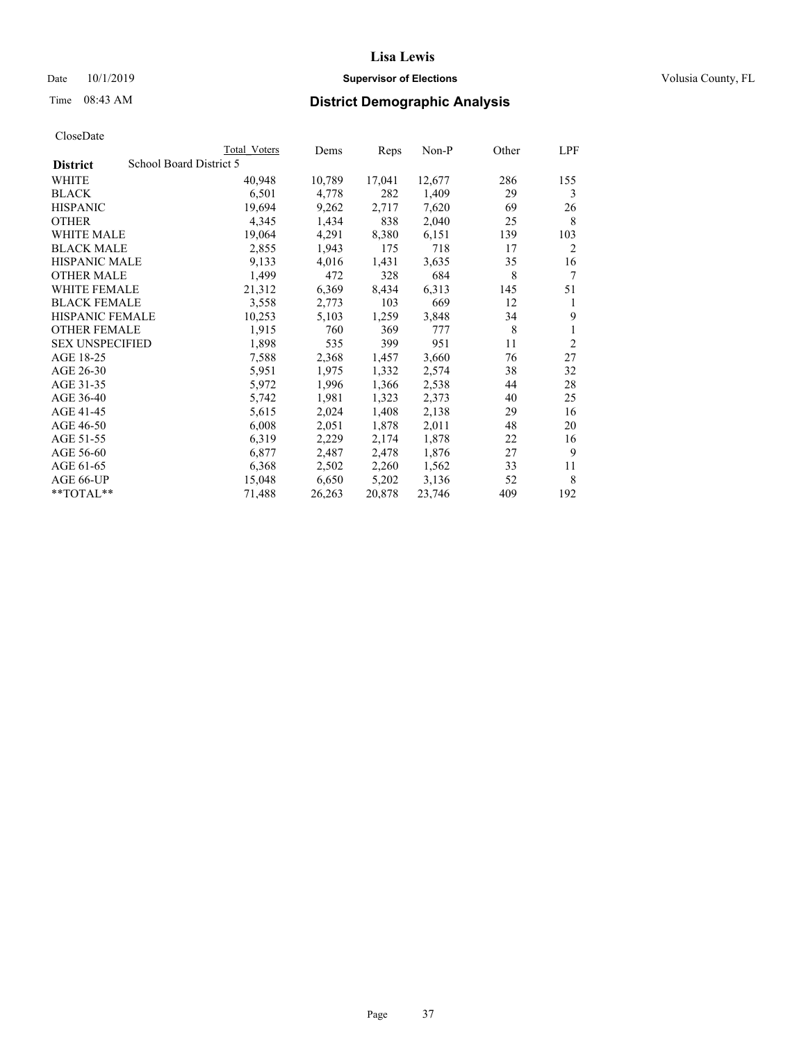CloseDate

| District | School Board District 5 | Total Voters | Dems | Reps | Non-P | Other | LPF |
|---|---|---|---|---|---|---|---|
| WHITE | | 40,948 | 10,789 | 17,041 | 12,677 | 286 | 155 |
| BLACK | | 6,501 | 4,778 | 282 | 1,409 | 29 | 3 |
| HISPANIC | | 19,694 | 9,262 | 2,717 | 7,620 | 69 | 26 |
| OTHER | | 4,345 | 1,434 | 838 | 2,040 | 25 | 8 |
| WHITE MALE | | 19,064 | 4,291 | 8,380 | 6,151 | 139 | 103 |
| BLACK MALE | | 2,855 | 1,943 | 175 | 718 | 17 | 2 |
| HISPANIC MALE | | 9,133 | 4,016 | 1,431 | 3,635 | 35 | 16 |
| OTHER MALE | | 1,499 | 472 | 328 | 684 | 8 | 7 |
| WHITE FEMALE | | 21,312 | 6,369 | 8,434 | 6,313 | 145 | 51 |
| BLACK FEMALE | | 3,558 | 2,773 | 103 | 669 | 12 | 1 |
| HISPANIC FEMALE | | 10,253 | 5,103 | 1,259 | 3,848 | 34 | 9 |
| OTHER FEMALE | | 1,915 | 760 | 369 | 777 | 8 | 1 |
| SEX UNSPECIFIED | | 1,898 | 535 | 399 | 951 | 11 | 2 |
| AGE 18-25 | | 7,588 | 2,368 | 1,457 | 3,660 | 76 | 27 |
| AGE 26-30 | | 5,951 | 1,975 | 1,332 | 2,574 | 38 | 32 |
| AGE 31-35 | | 5,972 | 1,996 | 1,366 | 2,538 | 44 | 28 |
| AGE 36-40 | | 5,742 | 1,981 | 1,323 | 2,373 | 40 | 25 |
| AGE 41-45 | | 5,615 | 2,024 | 1,408 | 2,138 | 29 | 16 |
| AGE 46-50 | | 6,008 | 2,051 | 1,878 | 2,011 | 48 | 20 |
| AGE 51-55 | | 6,319 | 2,229 | 2,174 | 1,878 | 22 | 16 |
| AGE 56-60 | | 6,877 | 2,487 | 2,478 | 1,876 | 27 | 9 |
| AGE 61-65 | | 6,368 | 2,502 | 2,260 | 1,562 | 33 | 11 |
| AGE 66-UP | | 15,048 | 6,650 | 5,202 | 3,136 | 52 | 8 |
| **TOTAL** | | 71,488 | 26,263 | 20,878 | 23,746 | 409 | 192 |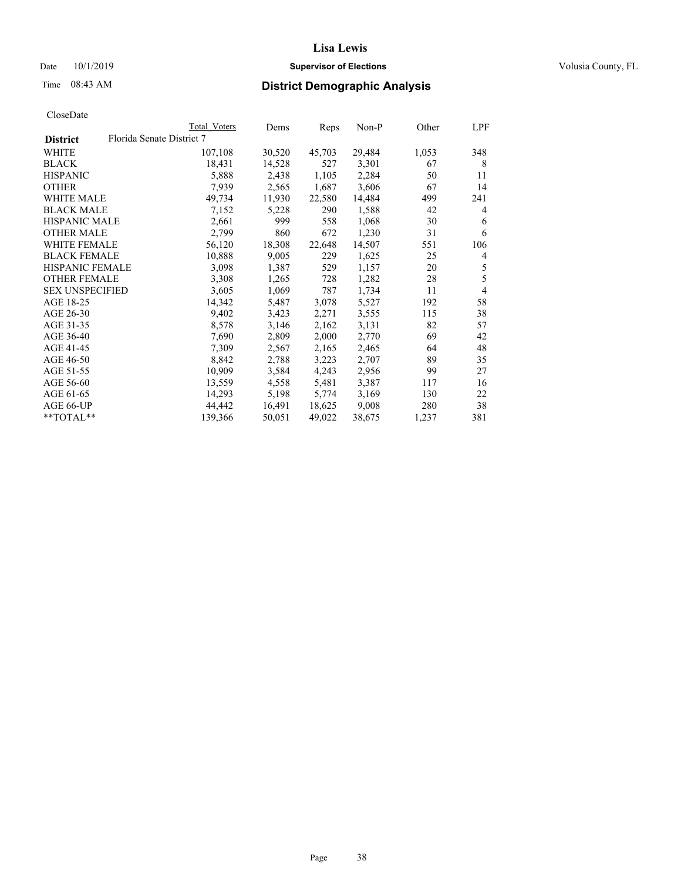# Lisa Lewis

Date 10/1/2019 **Supervisor of Elections** Volusia County, FL

Time 08:43 AM **District Demographic Analysis**

CloseDate

| | Total Voters | Dems | Reps | Non-P | Other | LPF |
|---|---|---|---|---|---|---|
| **District** Florida Senate District 7 | | | | | | |
| WHITE | 107,108 | 30,520 | 45,703 | 29,484 | 1,053 | 348 |
| BLACK | 18,431 | 14,528 | 527 | 3,301 | 67 | 8 |
| HISPANIC | 5,888 | 2,438 | 1,105 | 2,284 | 50 | 11 |
| OTHER | 7,939 | 2,565 | 1,687 | 3,606 | 67 | 14 |
| WHITE MALE | 49,734 | 11,930 | 22,580 | 14,484 | 499 | 241 |
| BLACK MALE | 7,152 | 5,228 | 290 | 1,588 | 42 | 4 |
| HISPANIC MALE | 2,661 | 999 | 558 | 1,068 | 30 | 6 |
| OTHER MALE | 2,799 | 860 | 672 | 1,230 | 31 | 6 |
| WHITE FEMALE | 56,120 | 18,308 | 22,648 | 14,507 | 551 | 106 |
| BLACK FEMALE | 10,888 | 9,005 | 229 | 1,625 | 25 | 4 |
| HISPANIC FEMALE | 3,098 | 1,387 | 529 | 1,157 | 20 | 5 |
| OTHER FEMALE | 3,308 | 1,265 | 728 | 1,282 | 28 | 5 |
| SEX UNSPECIFIED | 3,605 | 1,069 | 787 | 1,734 | 11 | 4 |
| AGE 18-25 | 14,342 | 5,487 | 3,078 | 5,527 | 192 | 58 |
| AGE 26-30 | 9,402 | 3,423 | 2,271 | 3,555 | 115 | 38 |
| AGE 31-35 | 8,578 | 3,146 | 2,162 | 3,131 | 82 | 57 |
| AGE 36-40 | 7,690 | 2,809 | 2,000 | 2,770 | 69 | 42 |
| AGE 41-45 | 7,309 | 2,567 | 2,165 | 2,465 | 64 | 48 |
| AGE 46-50 | 8,842 | 2,788 | 3,223 | 2,707 | 89 | 35 |
| AGE 51-55 | 10,909 | 3,584 | 4,243 | 2,956 | 99 | 27 |
| AGE 56-60 | 13,559 | 4,558 | 5,481 | 3,387 | 117 | 16 |
| AGE 61-65 | 14,293 | 5,198 | 5,774 | 3,169 | 130 | 22 |
| AGE 66-UP | 44,442 | 16,491 | 18,625 | 9,008 | 280 | 38 |
| **TOTAL** | 139,366 | 50,051 | 49,022 | 38,675 | 1,237 | 381 |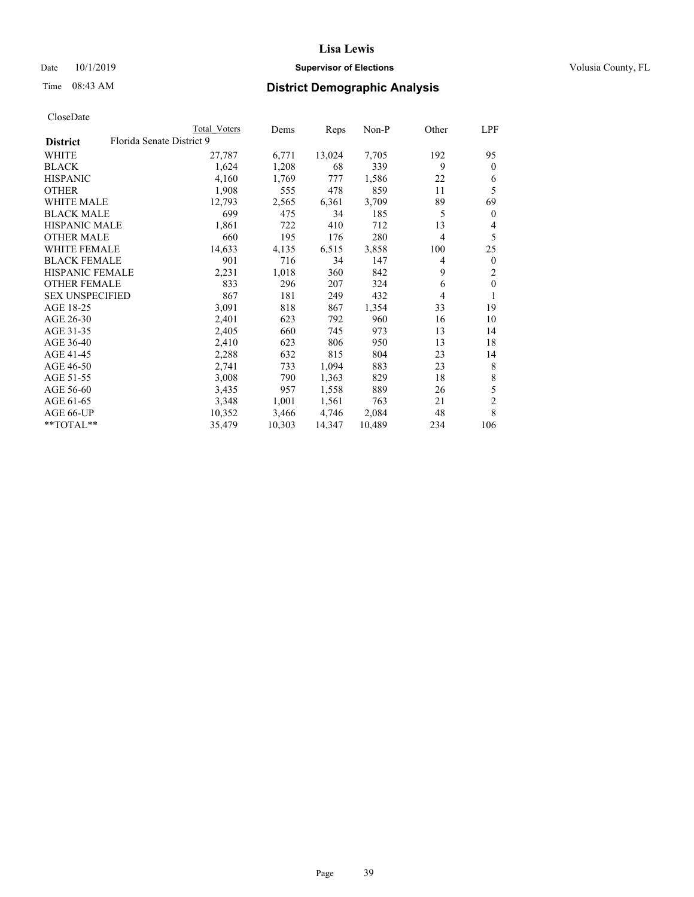**Lisa Lewis**

Date 10/1/2019 **Supervisor of Elections** Volusia County, FL

Time 08:43 AM **District Demographic Analysis**

CloseDate

| **District** | Florida Senate District 9 | Total Voters | Dems | Reps | Non-P | Other | LPF |
|---|---|---|---|---|---|---|---|
| WHITE | | 27,787 | 6,771 | 13,024 | 7,705 | 192 | 95 |
| BLACK | | 1,624 | 1,208 | 68 | 339 | 9 | 0 |
| HISPANIC | | 4,160 | 1,769 | 777 | 1,586 | 22 | 6 |
| OTHER | | 1,908 | 555 | 478 | 859 | 11 | 5 |
| WHITE MALE | | 12,793 | 2,565 | 6,361 | 3,709 | 89 | 69 |
| BLACK MALE | | 699 | 475 | 34 | 185 | 5 | 0 |
| HISPANIC MALE | | 1,861 | 722 | 410 | 712 | 13 | 4 |
| OTHER MALE | | 660 | 195 | 176 | 280 | 4 | 5 |
| WHITE FEMALE | | 14,633 | 4,135 | 6,515 | 3,858 | 100 | 25 |
| BLACK FEMALE | | 901 | 716 | 34 | 147 | 4 | 0 |
| HISPANIC FEMALE | | 2,231 | 1,018 | 360 | 842 | 9 | 2 |
| OTHER FEMALE | | 833 | 296 | 207 | 324 | 6 | 0 |
| SEX UNSPECIFIED | | 867 | 181 | 249 | 432 | 4 | 1 |
| AGE 18-25 | | 3,091 | 818 | 867 | 1,354 | 33 | 19 |
| AGE 26-30 | | 2,401 | 623 | 792 | 960 | 16 | 10 |
| AGE 31-35 | | 2,405 | 660 | 745 | 973 | 13 | 14 |
| AGE 36-40 | | 2,410 | 623 | 806 | 950 | 13 | 18 |
| AGE 41-45 | | 2,288 | 632 | 815 | 804 | 23 | 14 |
| AGE 46-50 | | 2,741 | 733 | 1,094 | 883 | 23 | 8 |
| AGE 51-55 | | 3,008 | 790 | 1,363 | 829 | 18 | 8 |
| AGE 56-60 | | 3,435 | 957 | 1,558 | 889 | 26 | 5 |
| AGE 61-65 | | 3,348 | 1,001 | 1,561 | 763 | 21 | 2 |
| AGE 66-UP | | 10,352 | 3,466 | 4,746 | 2,084 | 48 | 8 |
| **TOTAL** | | 35,479 | 10,303 | 14,347 | 10,489 | 234 | 106 |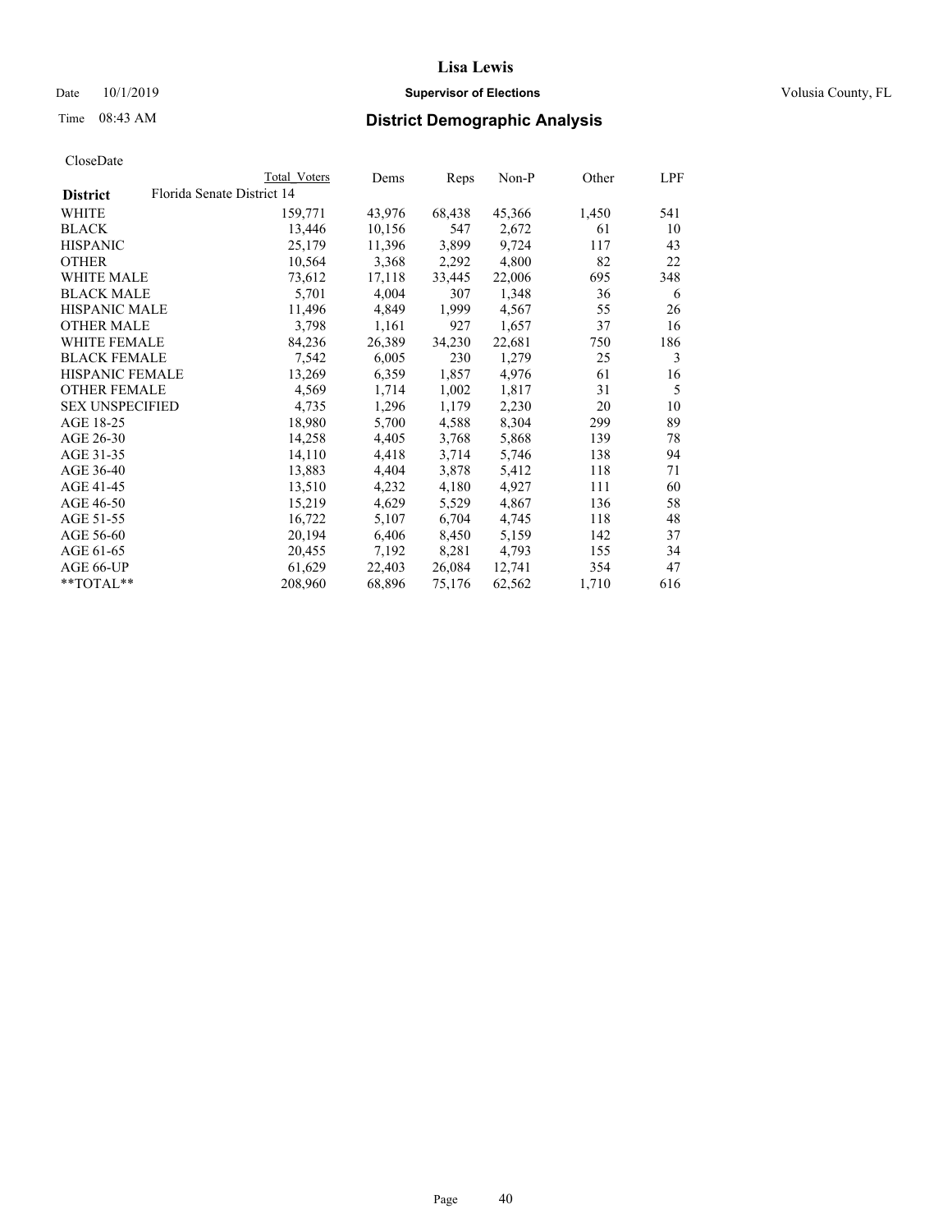# Lisa Lewis

Date 10/1/2019 **Supervisor of Elections** Volusia County, FL

Time 08:43 AM **District Demographic Analysis**

CloseDate

| | Total Voters | Dems | Reps | Non-P | Other | LPF |
|---|---|---|---|---|---|---|
| **District** Florida Senate District 14 | | | | | | |
| WHITE | 159,771 | 43,976 | 68,438 | 45,366 | 1,450 | 541 |
| BLACK | 13,446 | 10,156 | 547 | 2,672 | 61 | 10 |
| HISPANIC | 25,179 | 11,396 | 3,899 | 9,724 | 117 | 43 |
| OTHER | 10,564 | 3,368 | 2,292 | 4,800 | 82 | 22 |
| WHITE MALE | 73,612 | 17,118 | 33,445 | 22,006 | 695 | 348 |
| BLACK MALE | 5,701 | 4,004 | 307 | 1,348 | 36 | 6 |
| HISPANIC MALE | 11,496 | 4,849 | 1,999 | 4,567 | 55 | 26 |
| OTHER MALE | 3,798 | 1,161 | 927 | 1,657 | 37 | 16 |
| WHITE FEMALE | 84,236 | 26,389 | 34,230 | 22,681 | 750 | 186 |
| BLACK FEMALE | 7,542 | 6,005 | 230 | 1,279 | 25 | 3 |
| HISPANIC FEMALE | 13,269 | 6,359 | 1,857 | 4,976 | 61 | 16 |
| OTHER FEMALE | 4,569 | 1,714 | 1,002 | 1,817 | 31 | 5 |
| SEX UNSPECIFIED | 4,735 | 1,296 | 1,179 | 2,230 | 20 | 10 |
| AGE 18-25 | 18,980 | 5,700 | 4,588 | 8,304 | 299 | 89 |
| AGE 26-30 | 14,258 | 4,405 | 3,768 | 5,868 | 139 | 78 |
| AGE 31-35 | 14,110 | 4,418 | 3,714 | 5,746 | 138 | 94 |
| AGE 36-40 | 13,883 | 4,404 | 3,878 | 5,412 | 118 | 71 |
| AGE 41-45 | 13,510 | 4,232 | 4,180 | 4,927 | 111 | 60 |
| AGE 46-50 | 15,219 | 4,629 | 5,529 | 4,867 | 136 | 58 |
| AGE 51-55 | 16,722 | 5,107 | 6,704 | 4,745 | 118 | 48 |
| AGE 56-60 | 20,194 | 6,406 | 8,450 | 5,159 | 142 | 37 |
| AGE 61-65 | 20,455 | 7,192 | 8,281 | 4,793 | 155 | 34 |
| AGE 66-UP | 61,629 | 22,403 | 26,084 | 12,741 | 354 | 47 |
| **TOTAL** | 208,960 | 68,896 | 75,176 | 62,562 | 1,710 | 616 |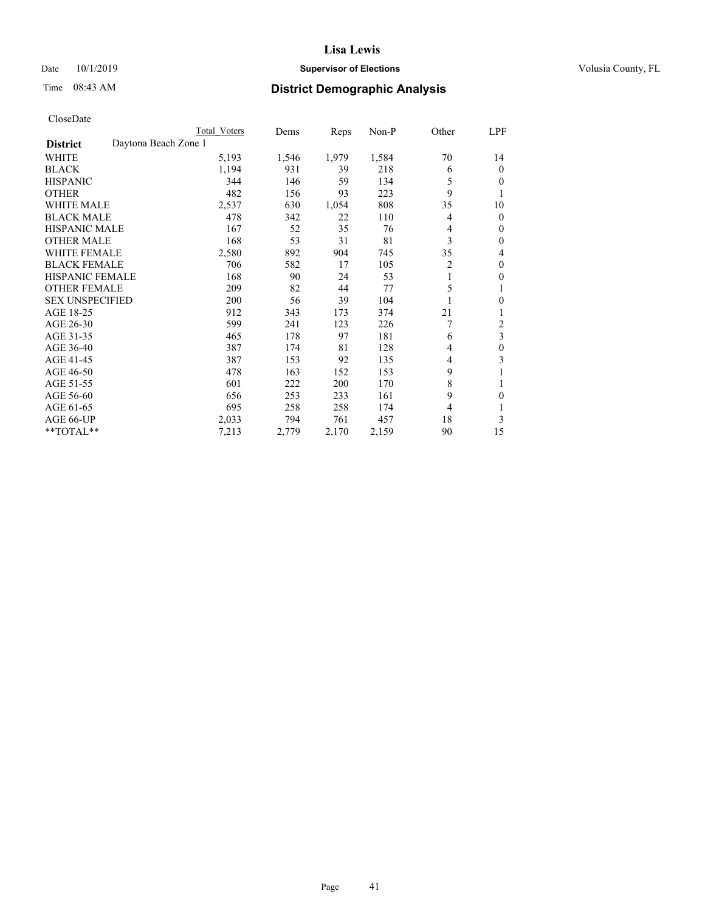# Lisa Lewis

Date 10/1/2019 **Supervisor of Elections** Volusia County, FL

Time 08:43 AM **District Demographic Analysis**

CloseDate

| **District** | Daytona Beach Zone 1 | Total Voters | Dems | Reps | Non-P | Other | LPF |
|---|---|---|---|---|---|---|---|
| WHITE | | 5,193 | 1,546 | 1,979 | 1,584 | 70 | 14 |
| BLACK | | 1,194 | 931 | 39 | 218 | 6 | 0 |
| HISPANIC | | 344 | 146 | 59 | 134 | 5 | 0 |
| OTHER | | 482 | 156 | 93 | 223 | 9 | 1 |
| WHITE MALE | | 2,537 | 630 | 1,054 | 808 | 35 | 10 |
| BLACK MALE | | 478 | 342 | 22 | 110 | 4 | 0 |
| HISPANIC MALE | | 167 | 52 | 35 | 76 | 4 | 0 |
| OTHER MALE | | 168 | 53 | 31 | 81 | 3 | 0 |
| WHITE FEMALE | | 2,580 | 892 | 904 | 745 | 35 | 4 |
| BLACK FEMALE | | 706 | 582 | 17 | 105 | 2 | 0 |
| HISPANIC FEMALE | | 168 | 90 | 24 | 53 | 1 | 0 |
| OTHER FEMALE | | 209 | 82 | 44 | 77 | 5 | 1 |
| SEX UNSPECIFIED | | 200 | 56 | 39 | 104 | 1 | 0 |
| AGE 18-25 | | 912 | 343 | 173 | 374 | 21 | 1 |
| AGE 26-30 | | 599 | 241 | 123 | 226 | 7 | 2 |
| AGE 31-35 | | 465 | 178 | 97 | 181 | 6 | 3 |
| AGE 36-40 | | 387 | 174 | 81 | 128 | 4 | 0 |
| AGE 41-45 | | 387 | 153 | 92 | 135 | 4 | 3 |
| AGE 46-50 | | 478 | 163 | 152 | 153 | 9 | 1 |
| AGE 51-55 | | 601 | 222 | 200 | 170 | 8 | 1 |
| AGE 56-60 | | 656 | 253 | 233 | 161 | 9 | 0 |
| AGE 61-65 | | 695 | 258 | 258 | 174 | 4 | 1 |
| AGE 66-UP | | 2,033 | 794 | 761 | 457 | 18 | 3 |
| **TOTAL** | | 7,213 | 2,779 | 2,170 | 2,159 | 90 | 15 |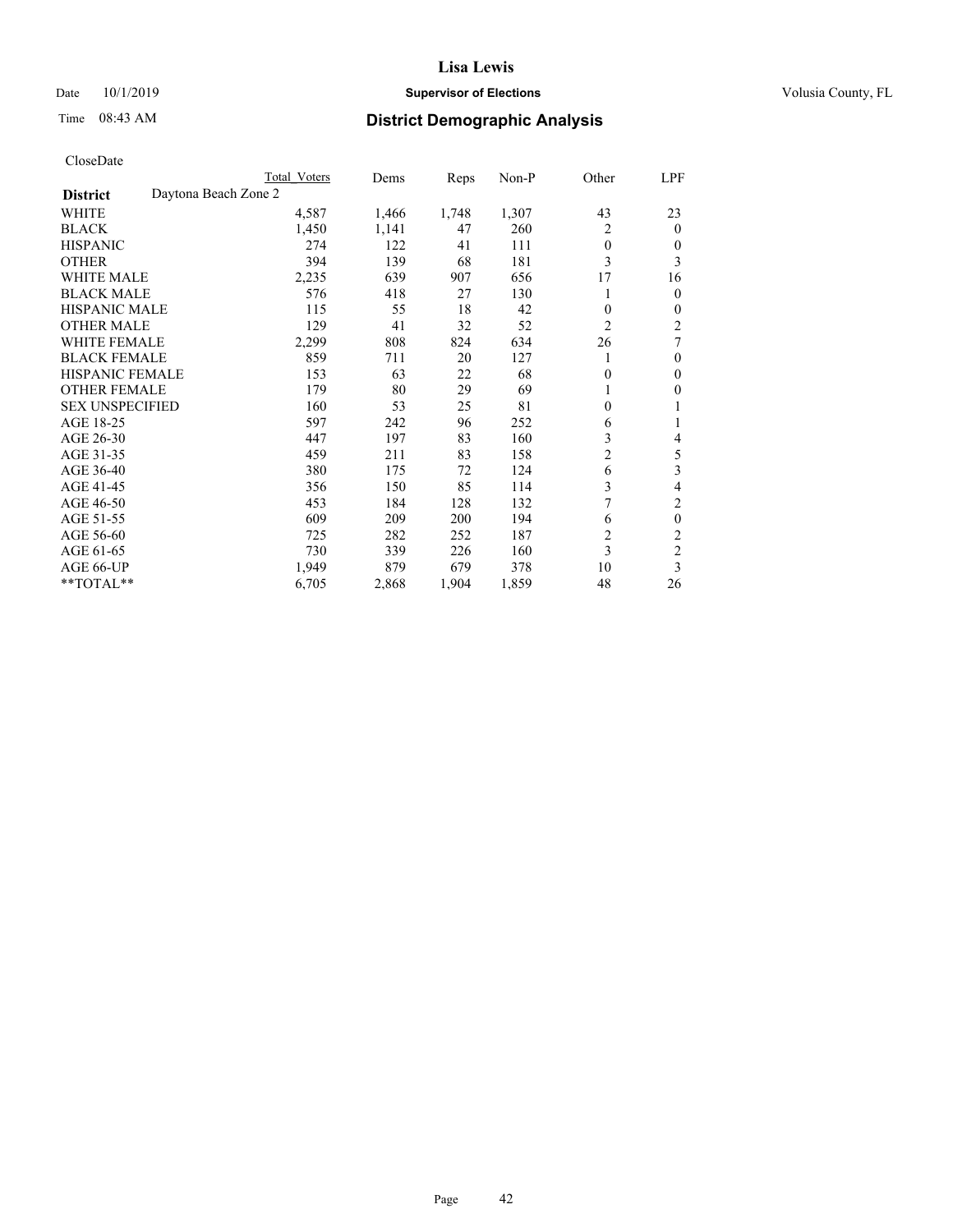# Lisa Lewis

Date 10/1/2019 **Supervisor of Elections** Volusia County, FL

Time 08:43 AM **District Demographic Analysis**

CloseDate

| District | Total Voters | Dems | Reps | Non-P | Other | LPF |
|---|---|---|---|---|---|---|
| Daytona Beach Zone 2 | | | | | | |
| WHITE | 4,587 | 1,466 | 1,748 | 1,307 | 43 | 23 |
| BLACK | 1,450 | 1,141 | 47 | 260 | 2 | 0 |
| HISPANIC | 274 | 122 | 41 | 111 | 0 | 0 |
| OTHER | 394 | 139 | 68 | 181 | 3 | 3 |
| WHITE MALE | 2,235 | 639 | 907 | 656 | 17 | 16 |
| BLACK MALE | 576 | 418 | 27 | 130 | 1 | 0 |
| HISPANIC MALE | 115 | 55 | 18 | 42 | 0 | 0 |
| OTHER MALE | 129 | 41 | 32 | 52 | 2 | 2 |
| WHITE FEMALE | 2,299 | 808 | 824 | 634 | 26 | 7 |
| BLACK FEMALE | 859 | 711 | 20 | 127 | 1 | 0 |
| HISPANIC FEMALE | 153 | 63 | 22 | 68 | 0 | 0 |
| OTHER FEMALE | 179 | 80 | 29 | 69 | 1 | 0 |
| SEX UNSPECIFIED | 160 | 53 | 25 | 81 | 0 | 1 |
| AGE 18-25 | 597 | 242 | 96 | 252 | 6 | 1 |
| AGE 26-30 | 447 | 197 | 83 | 160 | 3 | 4 |
| AGE 31-35 | 459 | 211 | 83 | 158 | 2 | 5 |
| AGE 36-40 | 380 | 175 | 72 | 124 | 6 | 3 |
| AGE 41-45 | 356 | 150 | 85 | 114 | 3 | 4 |
| AGE 46-50 | 453 | 184 | 128 | 132 | 7 | 2 |
| AGE 51-55 | 609 | 209 | 200 | 194 | 6 | 0 |
| AGE 56-60 | 725 | 282 | 252 | 187 | 2 | 2 |
| AGE 61-65 | 730 | 339 | 226 | 160 | 3 | 2 |
| AGE 66-UP | 1,949 | 879 | 679 | 378 | 10 | 3 |
| **TOTAL** | 6,705 | 2,868 | 1,904 | 1,859 | 48 | 26 |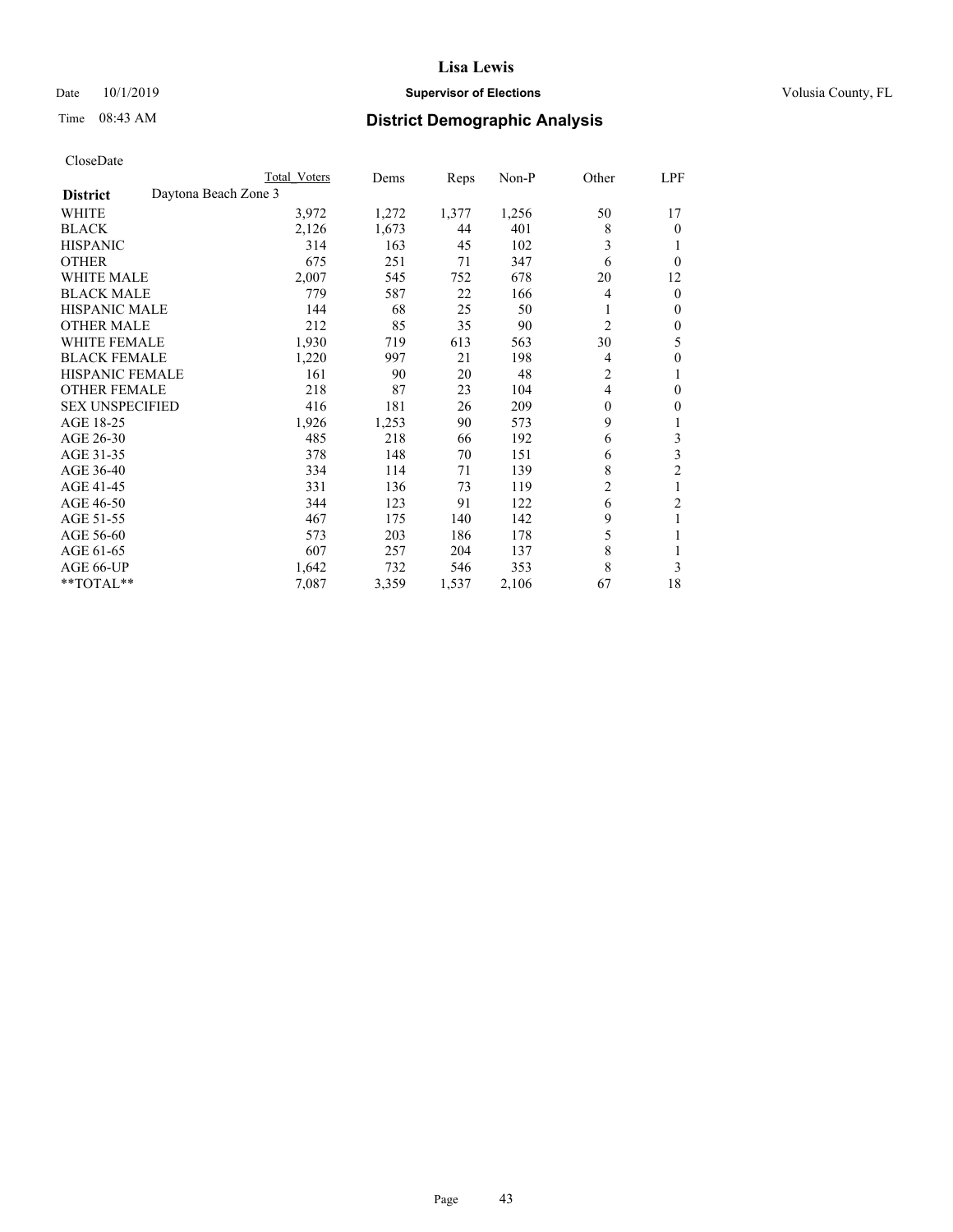# Lisa Lewis

Date 10/1/2019 **Supervisor of Elections** Volusia County, FL

Time 08:43 AM **District Demographic Analysis**

CloseDate

| District: Daytona Beach Zone 3 | Total Voters | Dems | Reps | Non-P | Other | LPF |
|---|---|---|---|---|---|---|
| WHITE | 3,972 | 1,272 | 1,377 | 1,256 | 50 | 17 |
| BLACK | 2,126 | 1,673 | 44 | 401 | 8 | 0 |
| HISPANIC | 314 | 163 | 45 | 102 | 3 | 1 |
| OTHER | 675 | 251 | 71 | 347 | 6 | 0 |
| WHITE MALE | 2,007 | 545 | 752 | 678 | 20 | 12 |
| BLACK MALE | 779 | 587 | 22 | 166 | 4 | 0 |
| HISPANIC MALE | 144 | 68 | 25 | 50 | 1 | 0 |
| OTHER MALE | 212 | 85 | 35 | 90 | 2 | 0 |
| WHITE FEMALE | 1,930 | 719 | 613 | 563 | 30 | 5 |
| BLACK FEMALE | 1,220 | 997 | 21 | 198 | 4 | 0 |
| HISPANIC FEMALE | 161 | 90 | 20 | 48 | 2 | 1 |
| OTHER FEMALE | 218 | 87 | 23 | 104 | 4 | 0 |
| SEX UNSPECIFIED | 416 | 181 | 26 | 209 | 0 | 0 |
| AGE 18-25 | 1,926 | 1,253 | 90 | 573 | 9 | 1 |
| AGE 26-30 | 485 | 218 | 66 | 192 | 6 | 3 |
| AGE 31-35 | 378 | 148 | 70 | 151 | 6 | 3 |
| AGE 36-40 | 334 | 114 | 71 | 139 | 8 | 2 |
| AGE 41-45 | 331 | 136 | 73 | 119 | 2 | 1 |
| AGE 46-50 | 344 | 123 | 91 | 122 | 6 | 2 |
| AGE 51-55 | 467 | 175 | 140 | 142 | 9 | 1 |
| AGE 56-60 | 573 | 203 | 186 | 178 | 5 | 1 |
| AGE 61-65 | 607 | 257 | 204 | 137 | 8 | 1 |
| AGE 66-UP | 1,642 | 732 | 546 | 353 | 8 | 3 |
| **TOTAL** | 7,087 | 3,359 | 1,537 | 2,106 | 67 | 18 |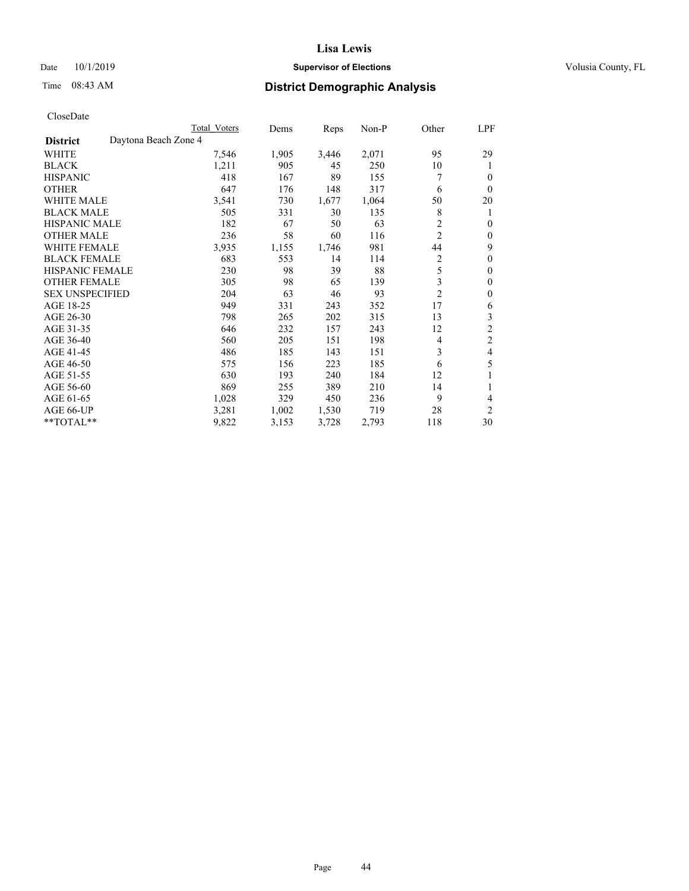# Lisa Lewis

Date 10/1/2019 **Supervisor of Elections** Volusia County, FL

Time 08:43 AM **District Demographic Analysis**

CloseDate

| | Total Voters | Dems | Reps | Non-P | Other | LPF |
|---|---|---|---|---|---|---|
| **District** Daytona Beach Zone 4 | | | | | | |
| WHITE | 7,546 | 1,905 | 3,446 | 2,071 | 95 | 29 |
| BLACK | 1,211 | 905 | 45 | 250 | 10 | 1 |
| HISPANIC | 418 | 167 | 89 | 155 | 7 | 0 |
| OTHER | 647 | 176 | 148 | 317 | 6 | 0 |
| WHITE MALE | 3,541 | 730 | 1,677 | 1,064 | 50 | 20 |
| BLACK MALE | 505 | 331 | 30 | 135 | 8 | 1 |
| HISPANIC MALE | 182 | 67 | 50 | 63 | 2 | 0 |
| OTHER MALE | 236 | 58 | 60 | 116 | 2 | 0 |
| WHITE FEMALE | 3,935 | 1,155 | 1,746 | 981 | 44 | 9 |
| BLACK FEMALE | 683 | 553 | 14 | 114 | 2 | 0 |
| HISPANIC FEMALE | 230 | 98 | 39 | 88 | 5 | 0 |
| OTHER FEMALE | 305 | 98 | 65 | 139 | 3 | 0 |
| SEX UNSPECIFIED | 204 | 63 | 46 | 93 | 2 | 0 |
| AGE 18-25 | 949 | 331 | 243 | 352 | 17 | 6 |
| AGE 26-30 | 798 | 265 | 202 | 315 | 13 | 3 |
| AGE 31-35 | 646 | 232 | 157 | 243 | 12 | 2 |
| AGE 36-40 | 560 | 205 | 151 | 198 | 4 | 2 |
| AGE 41-45 | 486 | 185 | 143 | 151 | 3 | 4 |
| AGE 46-50 | 575 | 156 | 223 | 185 | 6 | 5 |
| AGE 51-55 | 630 | 193 | 240 | 184 | 12 | 1 |
| AGE 56-60 | 869 | 255 | 389 | 210 | 14 | 1 |
| AGE 61-65 | 1,028 | 329 | 450 | 236 | 9 | 4 |
| AGE 66-UP | 3,281 | 1,002 | 1,530 | 719 | 28 | 2 |
| **TOTAL** | 9,822 | 3,153 | 3,728 | 2,793 | 118 | 30 |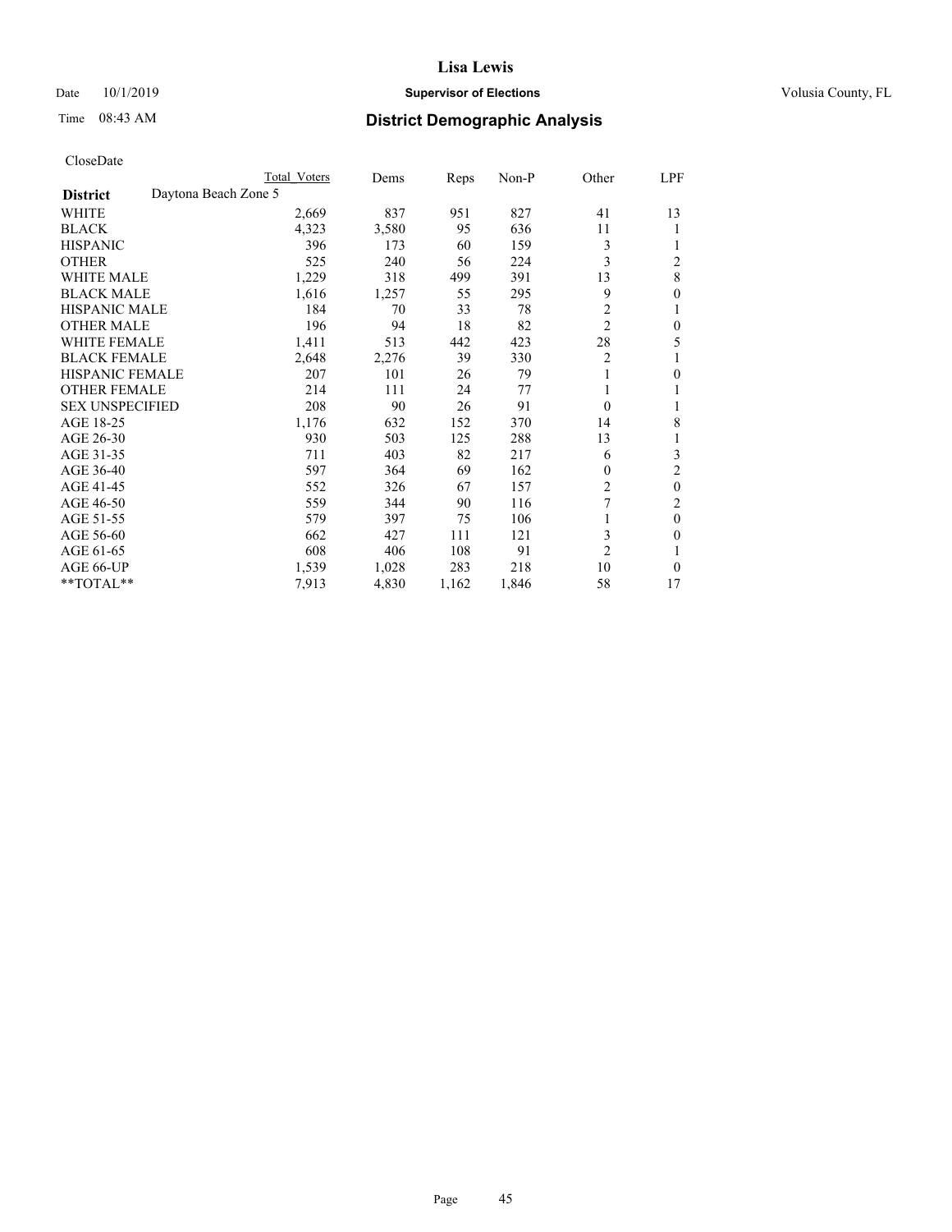# Lisa Lewis

Date 10/1/2019 **Supervisor of Elections** Volusia County, FL

Time 08:43 AM **District Demographic Analysis**

CloseDate

| | Total Voters | Dems | Reps | Non-P | Other | LPF |
|---|---|---|---|---|---|---|
| **District** Daytona Beach Zone 5 | | | | | | |
| WHITE | 2,669 | 837 | 951 | 827 | 41 | 13 |
| BLACK | 4,323 | 3,580 | 95 | 636 | 11 | 1 |
| HISPANIC | 396 | 173 | 60 | 159 | 3 | 1 |
| OTHER | 525 | 240 | 56 | 224 | 3 | 2 |
| WHITE MALE | 1,229 | 318 | 499 | 391 | 13 | 8 |
| BLACK MALE | 1,616 | 1,257 | 55 | 295 | 9 | 0 |
| HISPANIC MALE | 184 | 70 | 33 | 78 | 2 | 1 |
| OTHER MALE | 196 | 94 | 18 | 82 | 2 | 0 |
| WHITE FEMALE | 1,411 | 513 | 442 | 423 | 28 | 5 |
| BLACK FEMALE | 2,648 | 2,276 | 39 | 330 | 2 | 1 |
| HISPANIC FEMALE | 207 | 101 | 26 | 79 | 1 | 0 |
| OTHER FEMALE | 214 | 111 | 24 | 77 | 1 | 1 |
| SEX UNSPECIFIED | 208 | 90 | 26 | 91 | 0 | 1 |
| AGE 18-25 | 1,176 | 632 | 152 | 370 | 14 | 8 |
| AGE 26-30 | 930 | 503 | 125 | 288 | 13 | 1 |
| AGE 31-35 | 711 | 403 | 82 | 217 | 6 | 3 |
| AGE 36-40 | 597 | 364 | 69 | 162 | 0 | 2 |
| AGE 41-45 | 552 | 326 | 67 | 157 | 2 | 0 |
| AGE 46-50 | 559 | 344 | 90 | 116 | 7 | 2 |
| AGE 51-55 | 579 | 397 | 75 | 106 | 1 | 0 |
| AGE 56-60 | 662 | 427 | 111 | 121 | 3 | 0 |
| AGE 61-65 | 608 | 406 | 108 | 91 | 2 | 1 |
| AGE 66-UP | 1,539 | 1,028 | 283 | 218 | 10 | 0 |
| **TOTAL** | 7,913 | 4,830 | 1,162 | 1,846 | 58 | 17 |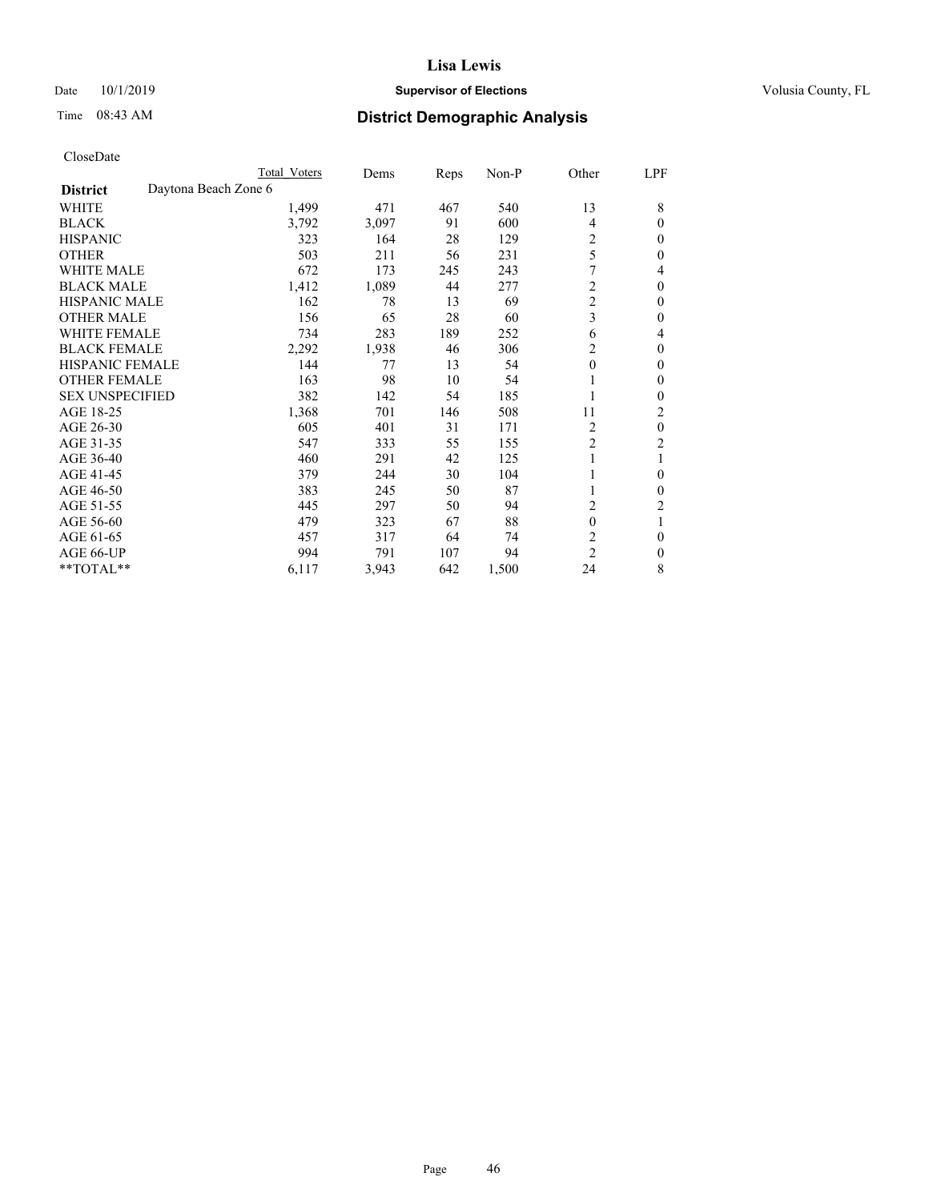# Lisa Lewis

Date 10/1/2019 — **Supervisor of Elections** — Volusia County, FL

Time 08:43 AM — **District Demographic Analysis**

CloseDate

| | Total Voters | Dems | Reps | Non-P | Other | LPF |
|---|---|---|---|---|---|---|
| **District** Daytona Beach Zone 6 | | | | | | |
| WHITE | 1,499 | 471 | 467 | 540 | 13 | 8 |
| BLACK | 3,792 | 3,097 | 91 | 600 | 4 | 0 |
| HISPANIC | 323 | 164 | 28 | 129 | 2 | 0 |
| OTHER | 503 | 211 | 56 | 231 | 5 | 0 |
| WHITE MALE | 672 | 173 | 245 | 243 | 7 | 4 |
| BLACK MALE | 1,412 | 1,089 | 44 | 277 | 2 | 0 |
| HISPANIC MALE | 162 | 78 | 13 | 69 | 2 | 0 |
| OTHER MALE | 156 | 65 | 28 | 60 | 3 | 0 |
| WHITE FEMALE | 734 | 283 | 189 | 252 | 6 | 4 |
| BLACK FEMALE | 2,292 | 1,938 | 46 | 306 | 2 | 0 |
| HISPANIC FEMALE | 144 | 77 | 13 | 54 | 0 | 0 |
| OTHER FEMALE | 163 | 98 | 10 | 54 | 1 | 0 |
| SEX UNSPECIFIED | 382 | 142 | 54 | 185 | 1 | 0 |
| AGE 18-25 | 1,368 | 701 | 146 | 508 | 11 | 2 |
| AGE 26-30 | 605 | 401 | 31 | 171 | 2 | 0 |
| AGE 31-35 | 547 | 333 | 55 | 155 | 2 | 2 |
| AGE 36-40 | 460 | 291 | 42 | 125 | 1 | 1 |
| AGE 41-45 | 379 | 244 | 30 | 104 | 1 | 0 |
| AGE 46-50 | 383 | 245 | 50 | 87 | 1 | 0 |
| AGE 51-55 | 445 | 297 | 50 | 94 | 2 | 2 |
| AGE 56-60 | 479 | 323 | 67 | 88 | 0 | 1 |
| AGE 61-65 | 457 | 317 | 64 | 74 | 2 | 0 |
| AGE 66-UP | 994 | 791 | 107 | 94 | 2 | 0 |
| **TOTAL** | 6,117 | 3,943 | 642 | 1,500 | 24 | 8 |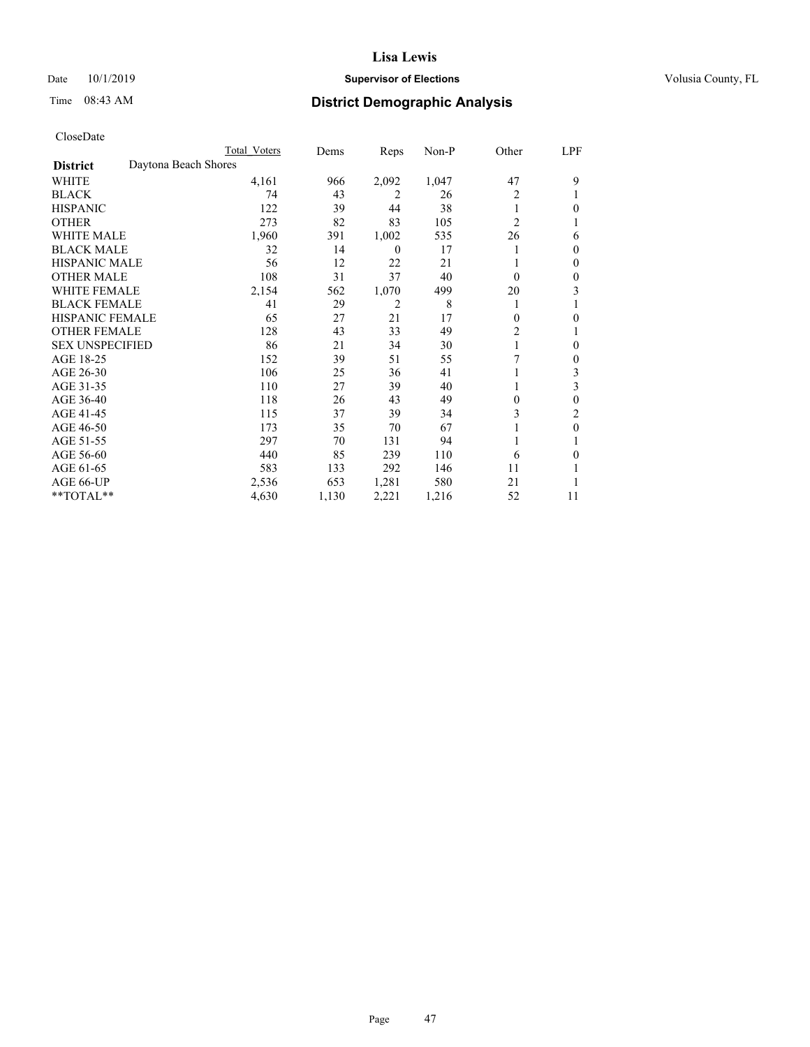# Lisa Lewis

Date 10/1/2019 **Supervisor of Elections** Volusia County, FL

Time 08:43 AM **District Demographic Analysis**

CloseDate

| | Total Voters | Dems | Reps | Non-P | Other | LPF |
|---|---|---|---|---|---|---|
| **District** Daytona Beach Shores | | | | | | |
| WHITE | 4,161 | 966 | 2,092 | 1,047 | 47 | 9 |
| BLACK | 74 | 43 | 2 | 26 | 2 | 1 |
| HISPANIC | 122 | 39 | 44 | 38 | 1 | 0 |
| OTHER | 273 | 82 | 83 | 105 | 2 | 1 |
| WHITE MALE | 1,960 | 391 | 1,002 | 535 | 26 | 6 |
| BLACK MALE | 32 | 14 | 0 | 17 | 1 | 0 |
| HISPANIC MALE | 56 | 12 | 22 | 21 | 1 | 0 |
| OTHER MALE | 108 | 31 | 37 | 40 | 0 | 0 |
| WHITE FEMALE | 2,154 | 562 | 1,070 | 499 | 20 | 3 |
| BLACK FEMALE | 41 | 29 | 2 | 8 | 1 | 1 |
| HISPANIC FEMALE | 65 | 27 | 21 | 17 | 0 | 0 |
| OTHER FEMALE | 128 | 43 | 33 | 49 | 2 | 1 |
| SEX UNSPECIFIED | 86 | 21 | 34 | 30 | 1 | 0 |
| AGE 18-25 | 152 | 39 | 51 | 55 | 7 | 0 |
| AGE 26-30 | 106 | 25 | 36 | 41 | 1 | 3 |
| AGE 31-35 | 110 | 27 | 39 | 40 | 1 | 3 |
| AGE 36-40 | 118 | 26 | 43 | 49 | 0 | 0 |
| AGE 41-45 | 115 | 37 | 39 | 34 | 3 | 2 |
| AGE 46-50 | 173 | 35 | 70 | 67 | 1 | 0 |
| AGE 51-55 | 297 | 70 | 131 | 94 | 1 | 1 |
| AGE 56-60 | 440 | 85 | 239 | 110 | 6 | 0 |
| AGE 61-65 | 583 | 133 | 292 | 146 | 11 | 1 |
| AGE 66-UP | 2,536 | 653 | 1,281 | 580 | 21 | 1 |
| **TOTAL** | 4,630 | 1,130 | 2,221 | 1,216 | 52 | 11 |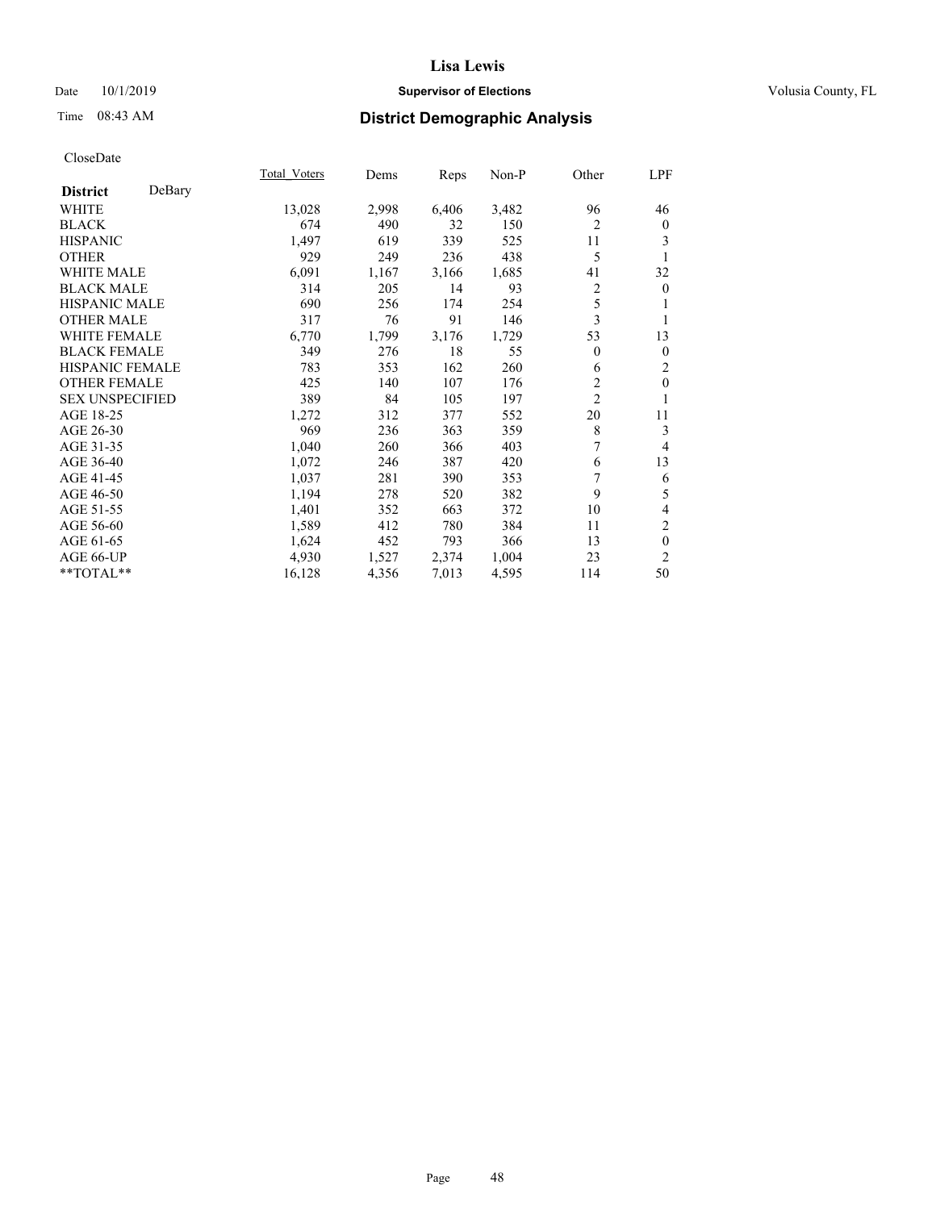# Lisa Lewis

Date 10/1/2019 **Supervisor of Elections** Volusia County, FL

Time 08:43 AM **District Demographic Analysis**

CloseDate

| **District** DeBary | Total_Voters | Dems | Reps | Non-P | Other | LPF |
|---|---|---|---|---|---|---|
| WHITE | 13,028 | 2,998 | 6,406 | 3,482 | 96 | 46 |
| BLACK | 674 | 490 | 32 | 150 | 2 | 0 |
| HISPANIC | 1,497 | 619 | 339 | 525 | 11 | 3 |
| OTHER | 929 | 249 | 236 | 438 | 5 | 1 |
| WHITE MALE | 6,091 | 1,167 | 3,166 | 1,685 | 41 | 32 |
| BLACK MALE | 314 | 205 | 14 | 93 | 2 | 0 |
| HISPANIC MALE | 690 | 256 | 174 | 254 | 5 | 1 |
| OTHER MALE | 317 | 76 | 91 | 146 | 3 | 1 |
| WHITE FEMALE | 6,770 | 1,799 | 3,176 | 1,729 | 53 | 13 |
| BLACK FEMALE | 349 | 276 | 18 | 55 | 0 | 0 |
| HISPANIC FEMALE | 783 | 353 | 162 | 260 | 6 | 2 |
| OTHER FEMALE | 425 | 140 | 107 | 176 | 2 | 0 |
| SEX UNSPECIFIED | 389 | 84 | 105 | 197 | 2 | 1 |
| AGE 18-25 | 1,272 | 312 | 377 | 552 | 20 | 11 |
| AGE 26-30 | 969 | 236 | 363 | 359 | 8 | 3 |
| AGE 31-35 | 1,040 | 260 | 366 | 403 | 7 | 4 |
| AGE 36-40 | 1,072 | 246 | 387 | 420 | 6 | 13 |
| AGE 41-45 | 1,037 | 281 | 390 | 353 | 7 | 6 |
| AGE 46-50 | 1,194 | 278 | 520 | 382 | 9 | 5 |
| AGE 51-55 | 1,401 | 352 | 663 | 372 | 10 | 4 |
| AGE 56-60 | 1,589 | 412 | 780 | 384 | 11 | 2 |
| AGE 61-65 | 1,624 | 452 | 793 | 366 | 13 | 0 |
| AGE 66-UP | 4,930 | 1,527 | 2,374 | 1,004 | 23 | 2 |
| **TOTAL** | 16,128 | 4,356 | 7,013 | 4,595 | 114 | 50 |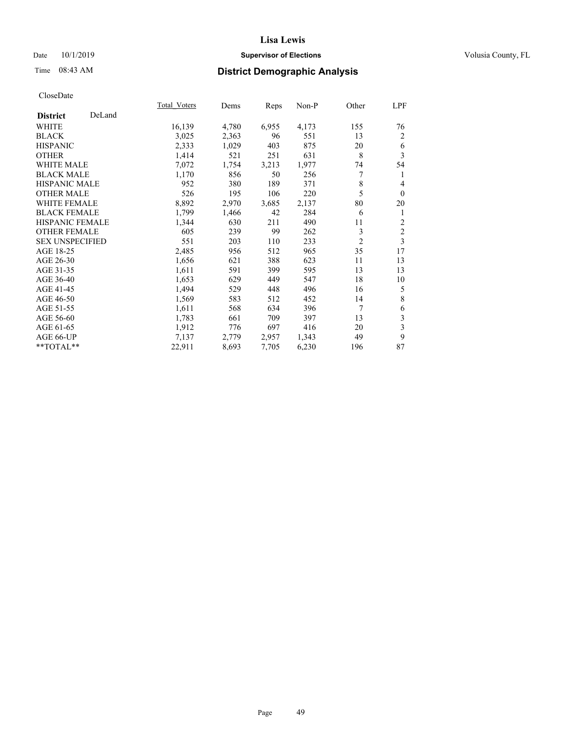# Lisa Lewis

Date 10/1/2019 **Supervisor of Elections** Volusia County, FL

Time 08:43 AM **District Demographic Analysis**

CloseDate

| **District** DeLand | Total_Voters | Dems | Reps | Non-P | Other | LPF |
|---|---|---|---|---|---|---|
| WHITE | 16,139 | 4,780 | 6,955 | 4,173 | 155 | 76 |
| BLACK | 3,025 | 2,363 | 96 | 551 | 13 | 2 |
| HISPANIC | 2,333 | 1,029 | 403 | 875 | 20 | 6 |
| OTHER | 1,414 | 521 | 251 | 631 | 8 | 3 |
| WHITE MALE | 7,072 | 1,754 | 3,213 | 1,977 | 74 | 54 |
| BLACK MALE | 1,170 | 856 | 50 | 256 | 7 | 1 |
| HISPANIC MALE | 952 | 380 | 189 | 371 | 8 | 4 |
| OTHER MALE | 526 | 195 | 106 | 220 | 5 | 0 |
| WHITE FEMALE | 8,892 | 2,970 | 3,685 | 2,137 | 80 | 20 |
| BLACK FEMALE | 1,799 | 1,466 | 42 | 284 | 6 | 1 |
| HISPANIC FEMALE | 1,344 | 630 | 211 | 490 | 11 | 2 |
| OTHER FEMALE | 605 | 239 | 99 | 262 | 3 | 2 |
| SEX UNSPECIFIED | 551 | 203 | 110 | 233 | 2 | 3 |
| AGE 18-25 | 2,485 | 956 | 512 | 965 | 35 | 17 |
| AGE 26-30 | 1,656 | 621 | 388 | 623 | 11 | 13 |
| AGE 31-35 | 1,611 | 591 | 399 | 595 | 13 | 13 |
| AGE 36-40 | 1,653 | 629 | 449 | 547 | 18 | 10 |
| AGE 41-45 | 1,494 | 529 | 448 | 496 | 16 | 5 |
| AGE 46-50 | 1,569 | 583 | 512 | 452 | 14 | 8 |
| AGE 51-55 | 1,611 | 568 | 634 | 396 | 7 | 6 |
| AGE 56-60 | 1,783 | 661 | 709 | 397 | 13 | 3 |
| AGE 61-65 | 1,912 | 776 | 697 | 416 | 20 | 3 |
| AGE 66-UP | 7,137 | 2,779 | 2,957 | 1,343 | 49 | 9 |
| **TOTAL** | 22,911 | 8,693 | 7,705 | 6,230 | 196 | 87 |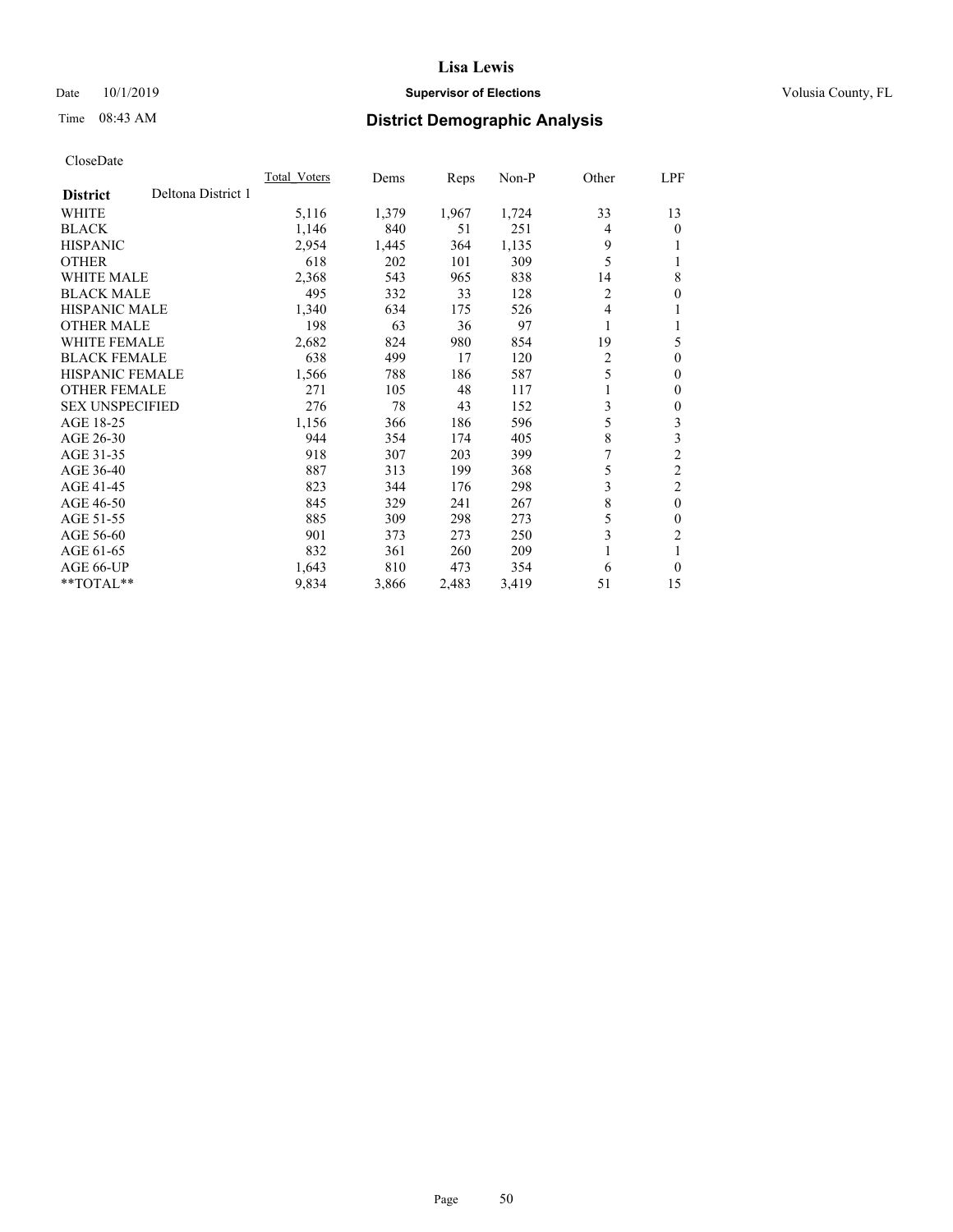# Lisa Lewis

Date 10/1/2019 **Supervisor of Elections** Volusia County, FL

Time 08:43 AM **District Demographic Analysis**

CloseDate

| | Total_Voters | Dems | Reps | Non-P | Other | LPF |
|---|---|---|---|---|---|---|
| **District** Deltona District 1 | | | | | | |
| WHITE | 5,116 | 1,379 | 1,967 | 1,724 | 33 | 13 |
| BLACK | 1,146 | 840 | 51 | 251 | 4 | 0 |
| HISPANIC | 2,954 | 1,445 | 364 | 1,135 | 9 | 1 |
| OTHER | 618 | 202 | 101 | 309 | 5 | 1 |
| WHITE MALE | 2,368 | 543 | 965 | 838 | 14 | 8 |
| BLACK MALE | 495 | 332 | 33 | 128 | 2 | 0 |
| HISPANIC MALE | 1,340 | 634 | 175 | 526 | 4 | 1 |
| OTHER MALE | 198 | 63 | 36 | 97 | 1 | 1 |
| WHITE FEMALE | 2,682 | 824 | 980 | 854 | 19 | 5 |
| BLACK FEMALE | 638 | 499 | 17 | 120 | 2 | 0 |
| HISPANIC FEMALE | 1,566 | 788 | 186 | 587 | 5 | 0 |
| OTHER FEMALE | 271 | 105 | 48 | 117 | 1 | 0 |
| SEX UNSPECIFIED | 276 | 78 | 43 | 152 | 3 | 0 |
| AGE 18-25 | 1,156 | 366 | 186 | 596 | 5 | 3 |
| AGE 26-30 | 944 | 354 | 174 | 405 | 8 | 3 |
| AGE 31-35 | 918 | 307 | 203 | 399 | 7 | 2 |
| AGE 36-40 | 887 | 313 | 199 | 368 | 5 | 2 |
| AGE 41-45 | 823 | 344 | 176 | 298 | 3 | 2 |
| AGE 46-50 | 845 | 329 | 241 | 267 | 8 | 0 |
| AGE 51-55 | 885 | 309 | 298 | 273 | 5 | 0 |
| AGE 56-60 | 901 | 373 | 273 | 250 | 3 | 2 |
| AGE 61-65 | 832 | 361 | 260 | 209 | 1 | 1 |
| AGE 66-UP | 1,643 | 810 | 473 | 354 | 6 | 0 |
| **TOTAL** | 9,834 | 3,866 | 2,483 | 3,419 | 51 | 15 |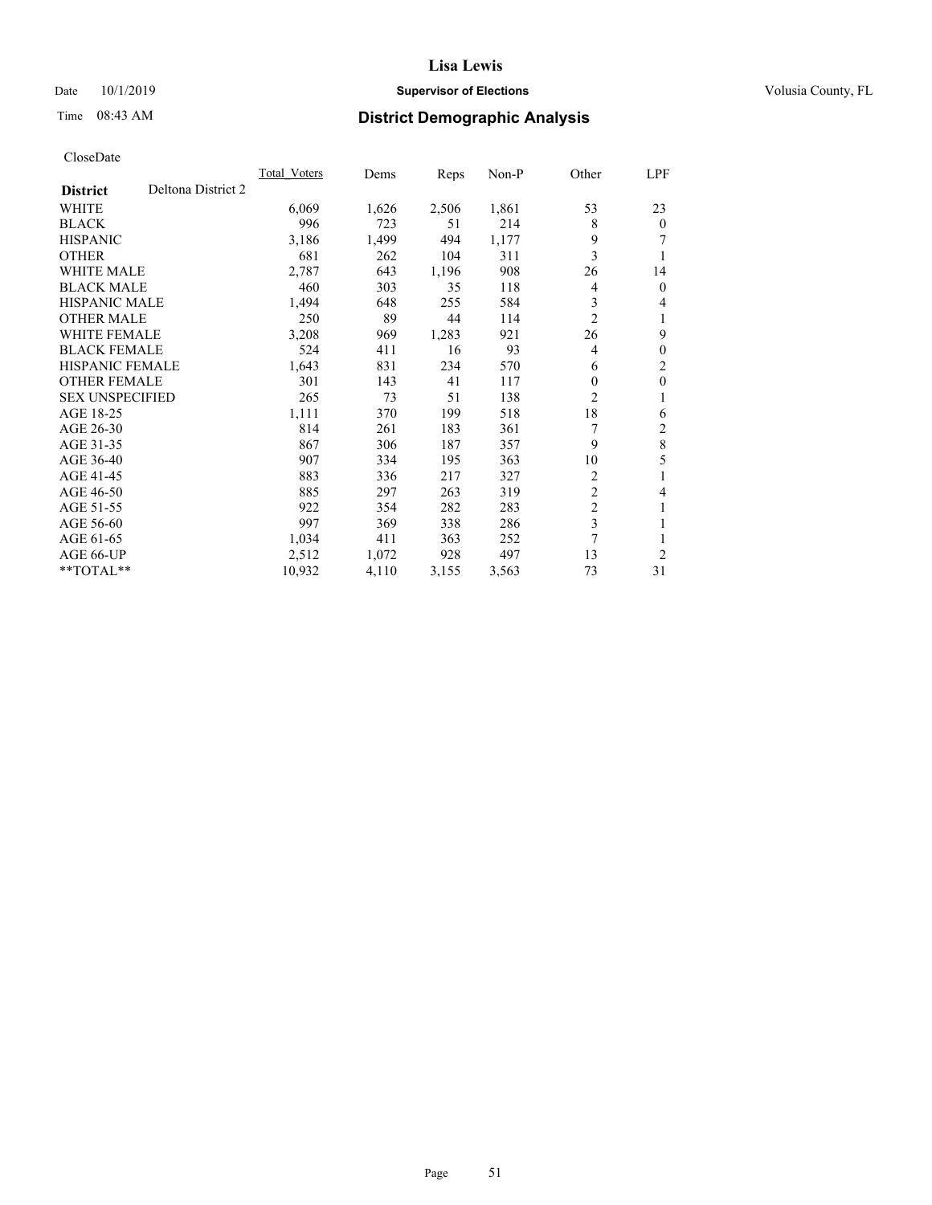# Lisa Lewis

Date 10/1/2019 **Supervisor of Elections** Volusia County, FL

Time 08:43 AM **District Demographic Analysis**

CloseDate

| **District** Deltona District 2 | Total_Voters | Dems | Reps | Non-P | Other | LPF |
|---|---|---|---|---|---|---|
| WHITE | 6,069 | 1,626 | 2,506 | 1,861 | 53 | 23 |
| BLACK | 996 | 723 | 51 | 214 | 8 | 0 |
| HISPANIC | 3,186 | 1,499 | 494 | 1,177 | 9 | 7 |
| OTHER | 681 | 262 | 104 | 311 | 3 | 1 |
| WHITE MALE | 2,787 | 643 | 1,196 | 908 | 26 | 14 |
| BLACK MALE | 460 | 303 | 35 | 118 | 4 | 0 |
| HISPANIC MALE | 1,494 | 648 | 255 | 584 | 3 | 4 |
| OTHER MALE | 250 | 89 | 44 | 114 | 2 | 1 |
| WHITE FEMALE | 3,208 | 969 | 1,283 | 921 | 26 | 9 |
| BLACK FEMALE | 524 | 411 | 16 | 93 | 4 | 0 |
| HISPANIC FEMALE | 1,643 | 831 | 234 | 570 | 6 | 2 |
| OTHER FEMALE | 301 | 143 | 41 | 117 | 0 | 0 |
| SEX UNSPECIFIED | 265 | 73 | 51 | 138 | 2 | 1 |
| AGE 18-25 | 1,111 | 370 | 199 | 518 | 18 | 6 |
| AGE 26-30 | 814 | 261 | 183 | 361 | 7 | 2 |
| AGE 31-35 | 867 | 306 | 187 | 357 | 9 | 8 |
| AGE 36-40 | 907 | 334 | 195 | 363 | 10 | 5 |
| AGE 41-45 | 883 | 336 | 217 | 327 | 2 | 1 |
| AGE 46-50 | 885 | 297 | 263 | 319 | 2 | 4 |
| AGE 51-55 | 922 | 354 | 282 | 283 | 2 | 1 |
| AGE 56-60 | 997 | 369 | 338 | 286 | 3 | 1 |
| AGE 61-65 | 1,034 | 411 | 363 | 252 | 7 | 1 |
| AGE 66-UP | 2,512 | 1,072 | 928 | 497 | 13 | 2 |
| **TOTAL** | 10,932 | 4,110 | 3,155 | 3,563 | 73 | 31 |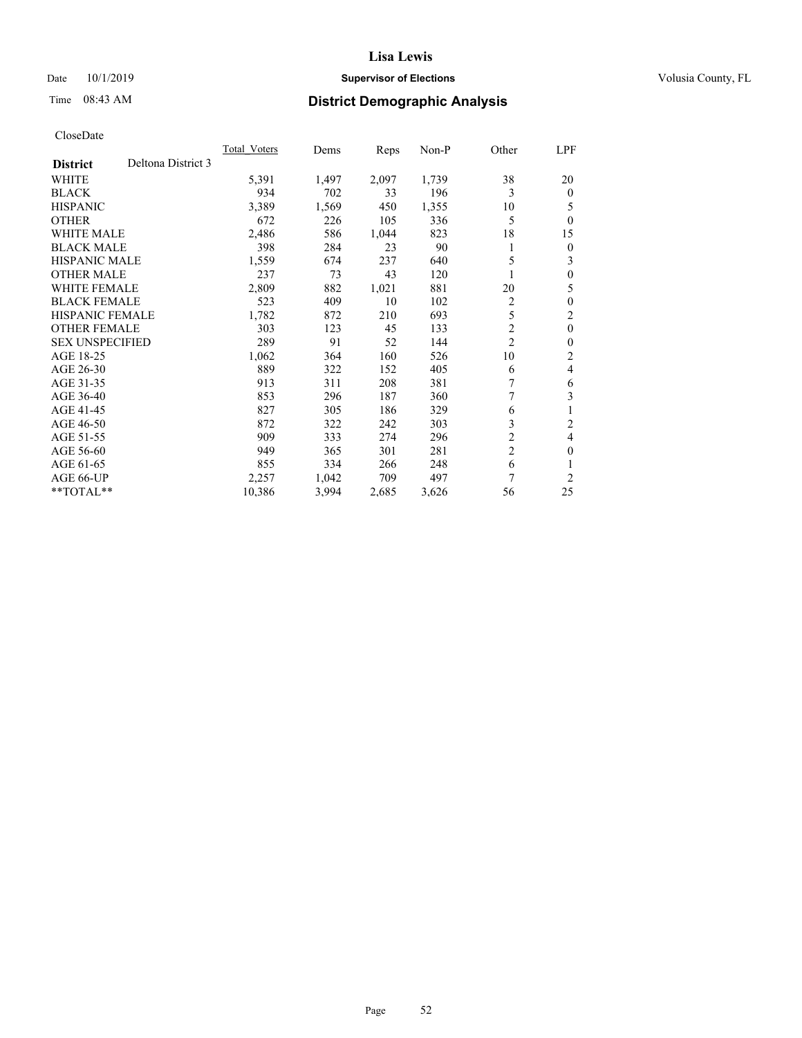# Lisa Lewis

Date 10/1/2019 **Supervisor of Elections** Volusia County, FL

Time 08:43 AM **District Demographic Analysis**

CloseDate

| **District** | Deltona District 3 | Total_Voters | Dems | Reps | Non-P | Other | LPF |
|---|---|---|---|---|---|---|---|
| WHITE | | 5,391 | 1,497 | 2,097 | 1,739 | 38 | 20 |
| BLACK | | 934 | 702 | 33 | 196 | 3 | 0 |
| HISPANIC | | 3,389 | 1,569 | 450 | 1,355 | 10 | 5 |
| OTHER | | 672 | 226 | 105 | 336 | 5 | 0 |
| WHITE MALE | | 2,486 | 586 | 1,044 | 823 | 18 | 15 |
| BLACK MALE | | 398 | 284 | 23 | 90 | 1 | 0 |
| HISPANIC MALE | | 1,559 | 674 | 237 | 640 | 5 | 3 |
| OTHER MALE | | 237 | 73 | 43 | 120 | 1 | 0 |
| WHITE FEMALE | | 2,809 | 882 | 1,021 | 881 | 20 | 5 |
| BLACK FEMALE | | 523 | 409 | 10 | 102 | 2 | 0 |
| HISPANIC FEMALE | | 1,782 | 872 | 210 | 693 | 5 | 2 |
| OTHER FEMALE | | 303 | 123 | 45 | 133 | 2 | 0 |
| SEX UNSPECIFIED | | 289 | 91 | 52 | 144 | 2 | 0 |
| AGE 18-25 | | 1,062 | 364 | 160 | 526 | 10 | 2 |
| AGE 26-30 | | 889 | 322 | 152 | 405 | 6 | 4 |
| AGE 31-35 | | 913 | 311 | 208 | 381 | 7 | 6 |
| AGE 36-40 | | 853 | 296 | 187 | 360 | 7 | 3 |
| AGE 41-45 | | 827 | 305 | 186 | 329 | 6 | 1 |
| AGE 46-50 | | 872 | 322 | 242 | 303 | 3 | 2 |
| AGE 51-55 | | 909 | 333 | 274 | 296 | 2 | 4 |
| AGE 56-60 | | 949 | 365 | 301 | 281 | 2 | 0 |
| AGE 61-65 | | 855 | 334 | 266 | 248 | 6 | 1 |
| AGE 66-UP | | 2,257 | 1,042 | 709 | 497 | 7 | 2 |
| **TOTAL** | | 10,386 | 3,994 | 2,685 | 3,626 | 56 | 25 |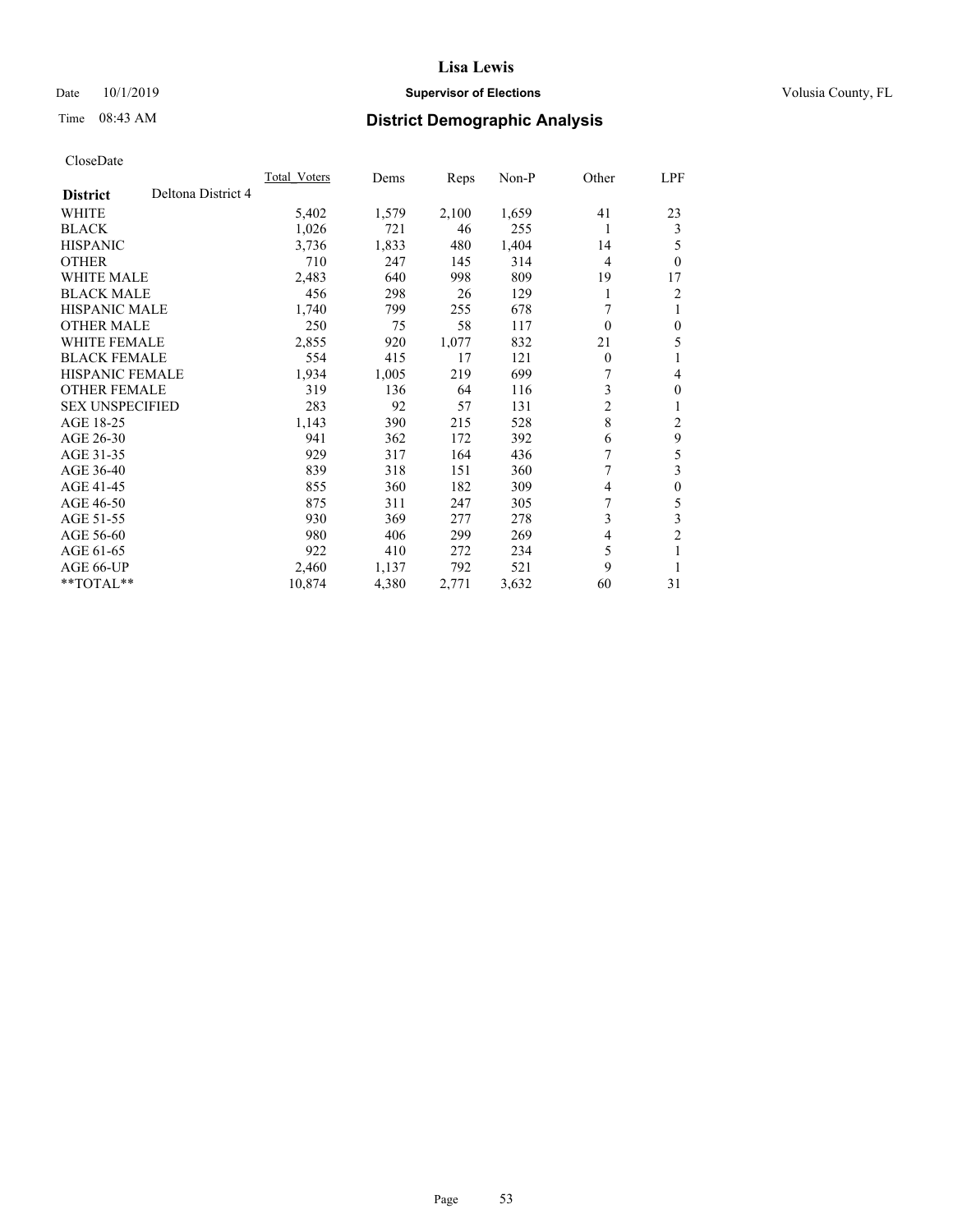# Lisa Lewis

Date 10/1/2019 **Supervisor of Elections** Volusia County, FL

Time 08:43 AM **District Demographic Analysis**

CloseDate

| **District** Deltona District 4 | Total_Voters | Dems | Reps | Non-P | Other | LPF |
|---|---|---|---|---|---|---|
| WHITE | 5,402 | 1,579 | 2,100 | 1,659 | 41 | 23 |
| BLACK | 1,026 | 721 | 46 | 255 | 1 | 3 |
| HISPANIC | 3,736 | 1,833 | 480 | 1,404 | 14 | 5 |
| OTHER | 710 | 247 | 145 | 314 | 4 | 0 |
| WHITE MALE | 2,483 | 640 | 998 | 809 | 19 | 17 |
| BLACK MALE | 456 | 298 | 26 | 129 | 1 | 2 |
| HISPANIC MALE | 1,740 | 799 | 255 | 678 | 7 | 1 |
| OTHER MALE | 250 | 75 | 58 | 117 | 0 | 0 |
| WHITE FEMALE | 2,855 | 920 | 1,077 | 832 | 21 | 5 |
| BLACK FEMALE | 554 | 415 | 17 | 121 | 0 | 1 |
| HISPANIC FEMALE | 1,934 | 1,005 | 219 | 699 | 7 | 4 |
| OTHER FEMALE | 319 | 136 | 64 | 116 | 3 | 0 |
| SEX UNSPECIFIED | 283 | 92 | 57 | 131 | 2 | 1 |
| AGE 18-25 | 1,143 | 390 | 215 | 528 | 8 | 2 |
| AGE 26-30 | 941 | 362 | 172 | 392 | 6 | 9 |
| AGE 31-35 | 929 | 317 | 164 | 436 | 7 | 5 |
| AGE 36-40 | 839 | 318 | 151 | 360 | 7 | 3 |
| AGE 41-45 | 855 | 360 | 182 | 309 | 4 | 0 |
| AGE 46-50 | 875 | 311 | 247 | 305 | 7 | 5 |
| AGE 51-55 | 930 | 369 | 277 | 278 | 3 | 3 |
| AGE 56-60 | 980 | 406 | 299 | 269 | 4 | 2 |
| AGE 61-65 | 922 | 410 | 272 | 234 | 5 | 1 |
| AGE 66-UP | 2,460 | 1,137 | 792 | 521 | 9 | 1 |
| **TOTAL** | 10,874 | 4,380 | 2,771 | 3,632 | 60 | 31 |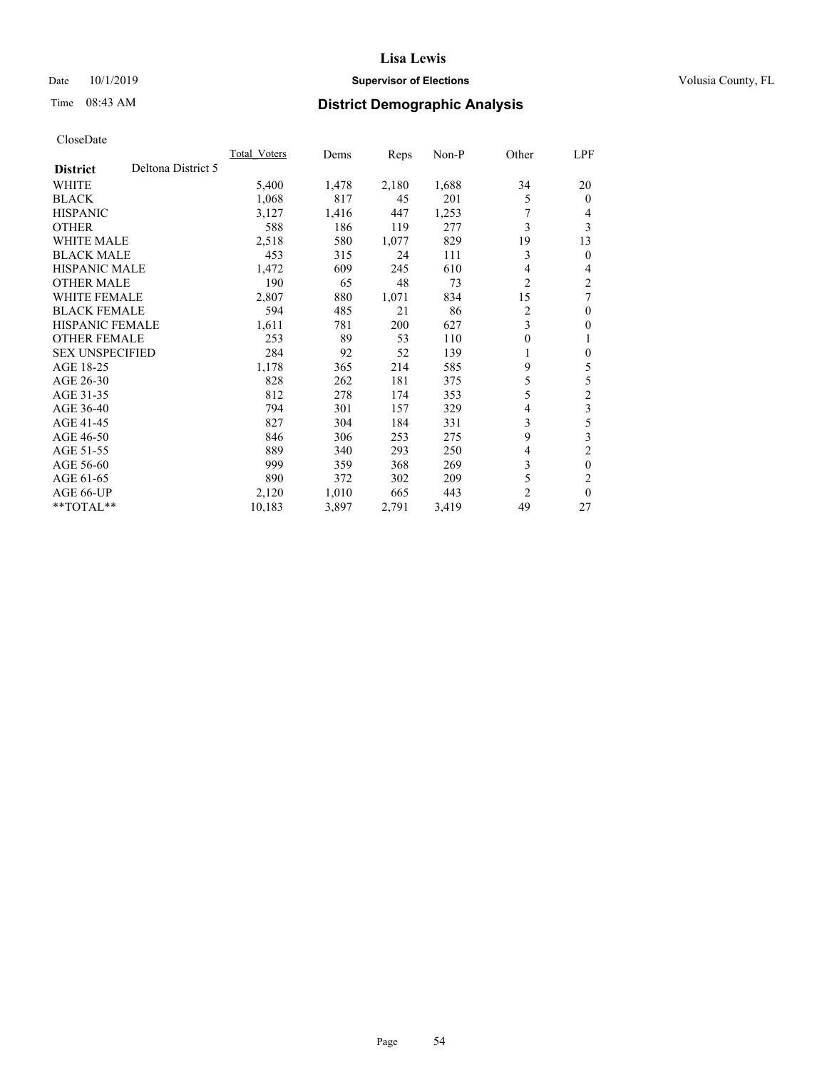# Lisa Lewis

Date 10/1/2019 **Supervisor of Elections** Volusia County, FL

Time 08:43 AM **District Demographic Analysis**

CloseDate

| District | Deltona District 5 | Total_Voters | Dems | Reps | Non-P | Other | LPF |
|---|---|---|---|---|---|---|---|
| WHITE | | 5,400 | 1,478 | 2,180 | 1,688 | 34 | 20 |
| BLACK | | 1,068 | 817 | 45 | 201 | 5 | 0 |
| HISPANIC | | 3,127 | 1,416 | 447 | 1,253 | 7 | 4 |
| OTHER | | 588 | 186 | 119 | 277 | 3 | 3 |
| WHITE MALE | | 2,518 | 580 | 1,077 | 829 | 19 | 13 |
| BLACK MALE | | 453 | 315 | 24 | 111 | 3 | 0 |
| HISPANIC MALE | | 1,472 | 609 | 245 | 610 | 4 | 4 |
| OTHER MALE | | 190 | 65 | 48 | 73 | 2 | 2 |
| WHITE FEMALE | | 2,807 | 880 | 1,071 | 834 | 15 | 7 |
| BLACK FEMALE | | 594 | 485 | 21 | 86 | 2 | 0 |
| HISPANIC FEMALE | | 1,611 | 781 | 200 | 627 | 3 | 0 |
| OTHER FEMALE | | 253 | 89 | 53 | 110 | 0 | 1 |
| SEX UNSPECIFIED | | 284 | 92 | 52 | 139 | 1 | 0 |
| AGE 18-25 | | 1,178 | 365 | 214 | 585 | 9 | 5 |
| AGE 26-30 | | 828 | 262 | 181 | 375 | 5 | 5 |
| AGE 31-35 | | 812 | 278 | 174 | 353 | 5 | 2 |
| AGE 36-40 | | 794 | 301 | 157 | 329 | 4 | 3 |
| AGE 41-45 | | 827 | 304 | 184 | 331 | 3 | 5 |
| AGE 46-50 | | 846 | 306 | 253 | 275 | 9 | 3 |
| AGE 51-55 | | 889 | 340 | 293 | 250 | 4 | 2 |
| AGE 56-60 | | 999 | 359 | 368 | 269 | 3 | 0 |
| AGE 61-65 | | 890 | 372 | 302 | 209 | 5 | 2 |
| AGE 66-UP | | 2,120 | 1,010 | 665 | 443 | 2 | 0 |
| **TOTAL** | | 10,183 | 3,897 | 2,791 | 3,419 | 49 | 27 |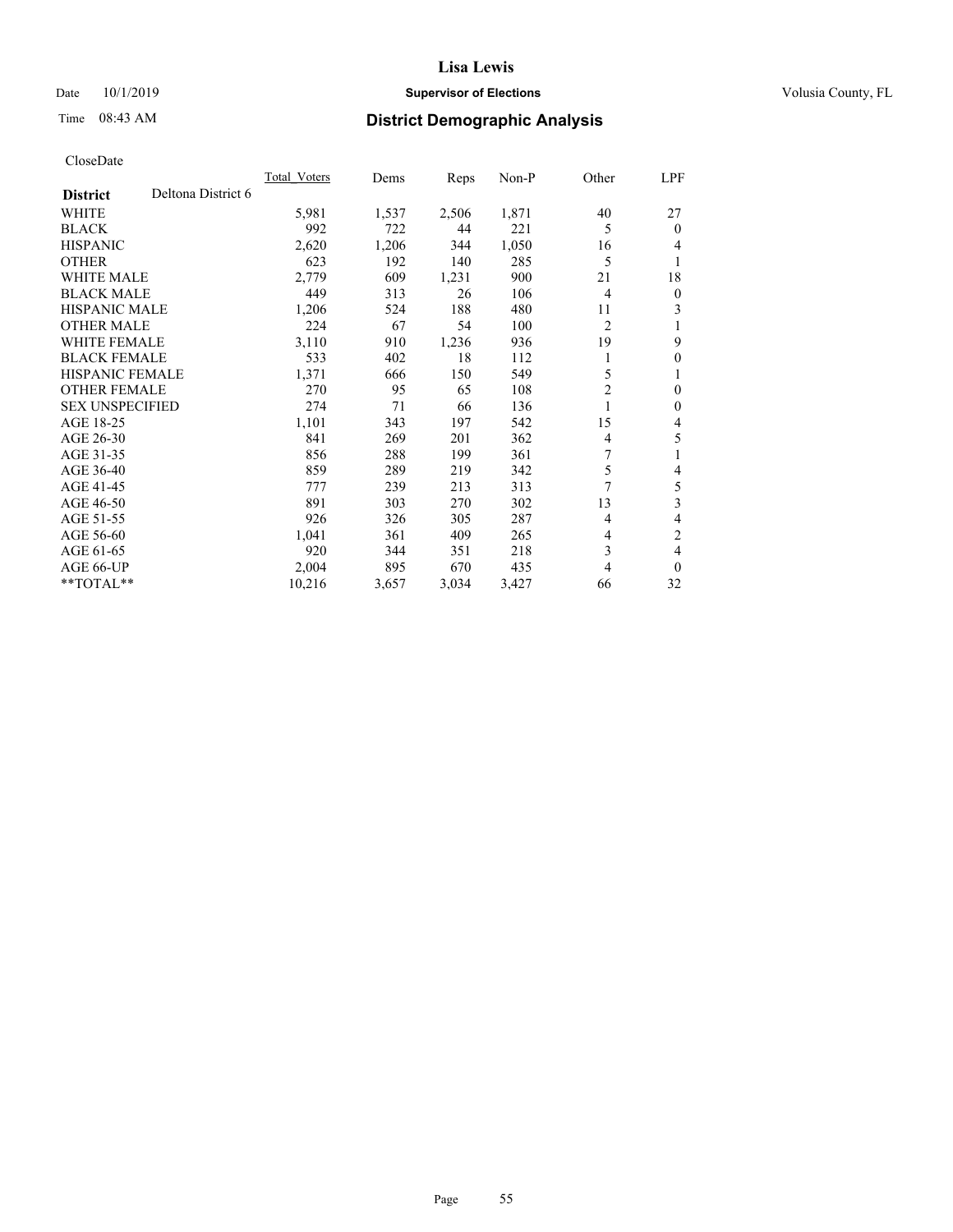**Lisa Lewis**

Date 10/1/2019 **Supervisor of Elections** Volusia County, FL

Time 08:43 AM

## District Demographic Analysis

CloseDate

| **District** Deltona District 6 | Total_Voters | Dems | Reps | Non-P | Other | LPF |
|---|---|---|---|---|---|---|
| WHITE | 5,981 | 1,537 | 2,506 | 1,871 | 40 | 27 |
| BLACK | 992 | 722 | 44 | 221 | 5 | 0 |
| HISPANIC | 2,620 | 1,206 | 344 | 1,050 | 16 | 4 |
| OTHER | 623 | 192 | 140 | 285 | 5 | 1 |
| WHITE MALE | 2,779 | 609 | 1,231 | 900 | 21 | 18 |
| BLACK MALE | 449 | 313 | 26 | 106 | 4 | 0 |
| HISPANIC MALE | 1,206 | 524 | 188 | 480 | 11 | 3 |
| OTHER MALE | 224 | 67 | 54 | 100 | 2 | 1 |
| WHITE FEMALE | 3,110 | 910 | 1,236 | 936 | 19 | 9 |
| BLACK FEMALE | 533 | 402 | 18 | 112 | 1 | 0 |
| HISPANIC FEMALE | 1,371 | 666 | 150 | 549 | 5 | 1 |
| OTHER FEMALE | 270 | 95 | 65 | 108 | 2 | 0 |
| SEX UNSPECIFIED | 274 | 71 | 66 | 136 | 1 | 0 |
| AGE 18-25 | 1,101 | 343 | 197 | 542 | 15 | 4 |
| AGE 26-30 | 841 | 269 | 201 | 362 | 4 | 5 |
| AGE 31-35 | 856 | 288 | 199 | 361 | 7 | 1 |
| AGE 36-40 | 859 | 289 | 219 | 342 | 5 | 4 |
| AGE 41-45 | 777 | 239 | 213 | 313 | 7 | 5 |
| AGE 46-50 | 891 | 303 | 270 | 302 | 13 | 3 |
| AGE 51-55 | 926 | 326 | 305 | 287 | 4 | 4 |
| AGE 56-60 | 1,041 | 361 | 409 | 265 | 4 | 2 |
| AGE 61-65 | 920 | 344 | 351 | 218 | 3 | 4 |
| AGE 66-UP | 2,004 | 895 | 670 | 435 | 4 | 0 |
| **TOTAL** | 10,216 | 3,657 | 3,034 | 3,427 | 66 | 32 |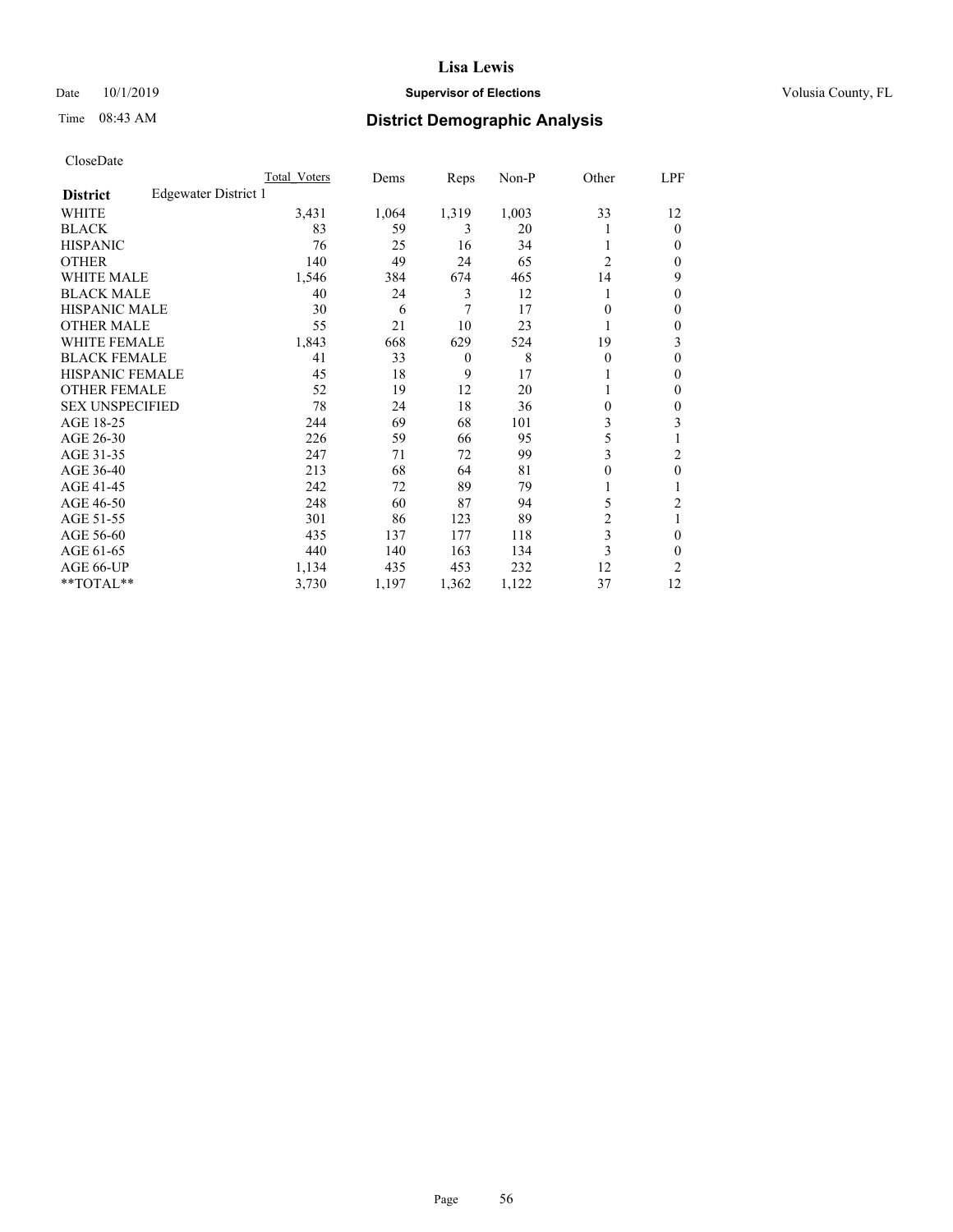# Lisa Lewis

Date 10/1/2019 **Supervisor of Elections** Volusia County, FL

Time 08:43 AM **District Demographic Analysis**

CloseDate

| District | Edgewater District 1 | Total Voters | Dems | Reps | Non-P | Other | LPF |
|---|---|---|---|---|---|---|---|
| WHITE | | 3,431 | 1,064 | 1,319 | 1,003 | 33 | 12 |
| BLACK | | 83 | 59 | 3 | 20 | 1 | 0 |
| HISPANIC | | 76 | 25 | 16 | 34 | 1 | 0 |
| OTHER | | 140 | 49 | 24 | 65 | 2 | 0 |
| WHITE MALE | | 1,546 | 384 | 674 | 465 | 14 | 9 |
| BLACK MALE | | 40 | 24 | 3 | 12 | 1 | 0 |
| HISPANIC MALE | | 30 | 6 | 7 | 17 | 0 | 0 |
| OTHER MALE | | 55 | 21 | 10 | 23 | 1 | 0 |
| WHITE FEMALE | | 1,843 | 668 | 629 | 524 | 19 | 3 |
| BLACK FEMALE | | 41 | 33 | 0 | 8 | 0 | 0 |
| HISPANIC FEMALE | | 45 | 18 | 9 | 17 | 1 | 0 |
| OTHER FEMALE | | 52 | 19 | 12 | 20 | 1 | 0 |
| SEX UNSPECIFIED | | 78 | 24 | 18 | 36 | 0 | 0 |
| AGE 18-25 | | 244 | 69 | 68 | 101 | 3 | 3 |
| AGE 26-30 | | 226 | 59 | 66 | 95 | 5 | 1 |
| AGE 31-35 | | 247 | 71 | 72 | 99 | 3 | 2 |
| AGE 36-40 | | 213 | 68 | 64 | 81 | 0 | 0 |
| AGE 41-45 | | 242 | 72 | 89 | 79 | 1 | 1 |
| AGE 46-50 | | 248 | 60 | 87 | 94 | 5 | 2 |
| AGE 51-55 | | 301 | 86 | 123 | 89 | 2 | 1 |
| AGE 56-60 | | 435 | 137 | 177 | 118 | 3 | 0 |
| AGE 61-65 | | 440 | 140 | 163 | 134 | 3 | 0 |
| AGE 66-UP | | 1,134 | 435 | 453 | 232 | 12 | 2 |
| **TOTAL** | | 3,730 | 1,197 | 1,362 | 1,122 | 37 | 12 |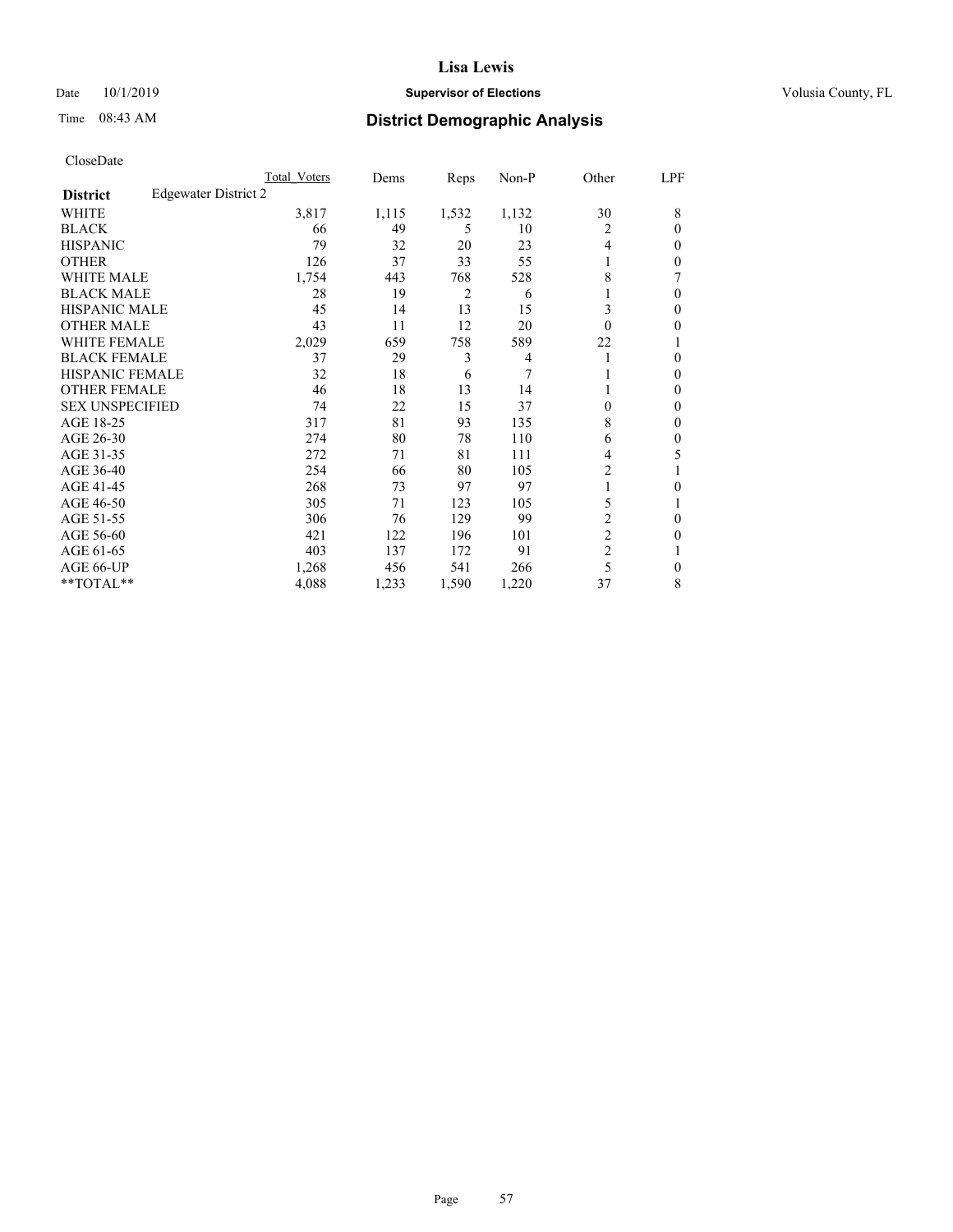# Lisa Lewis

Date 10/1/2019 **Supervisor of Elections** Volusia County, FL

Time 08:43 AM **District Demographic Analysis**

CloseDate

| **District** Edgewater District 2 | Total Voters | Dems | Reps | Non-P | Other | LPF |
|---|---|---|---|---|---|---|
| WHITE | 3,817 | 1,115 | 1,532 | 1,132 | 30 | 8 |
| BLACK | 66 | 49 | 5 | 10 | 2 | 0 |
| HISPANIC | 79 | 32 | 20 | 23 | 4 | 0 |
| OTHER | 126 | 37 | 33 | 55 | 1 | 0 |
| WHITE MALE | 1,754 | 443 | 768 | 528 | 8 | 7 |
| BLACK MALE | 28 | 19 | 2 | 6 | 1 | 0 |
| HISPANIC MALE | 45 | 14 | 13 | 15 | 3 | 0 |
| OTHER MALE | 43 | 11 | 12 | 20 | 0 | 0 |
| WHITE FEMALE | 2,029 | 659 | 758 | 589 | 22 | 1 |
| BLACK FEMALE | 37 | 29 | 3 | 4 | 1 | 0 |
| HISPANIC FEMALE | 32 | 18 | 6 | 7 | 1 | 0 |
| OTHER FEMALE | 46 | 18 | 13 | 14 | 1 | 0 |
| SEX UNSPECIFIED | 74 | 22 | 15 | 37 | 0 | 0 |
| AGE 18-25 | 317 | 81 | 93 | 135 | 8 | 0 |
| AGE 26-30 | 274 | 80 | 78 | 110 | 6 | 0 |
| AGE 31-35 | 272 | 71 | 81 | 111 | 4 | 5 |
| AGE 36-40 | 254 | 66 | 80 | 105 | 2 | 1 |
| AGE 41-45 | 268 | 73 | 97 | 97 | 1 | 0 |
| AGE 46-50 | 305 | 71 | 123 | 105 | 5 | 1 |
| AGE 51-55 | 306 | 76 | 129 | 99 | 2 | 0 |
| AGE 56-60 | 421 | 122 | 196 | 101 | 2 | 0 |
| AGE 61-65 | 403 | 137 | 172 | 91 | 2 | 1 |
| AGE 66-UP | 1,268 | 456 | 541 | 266 | 5 | 0 |
| **TOTAL** | 4,088 | 1,233 | 1,590 | 1,220 | 37 | 8 |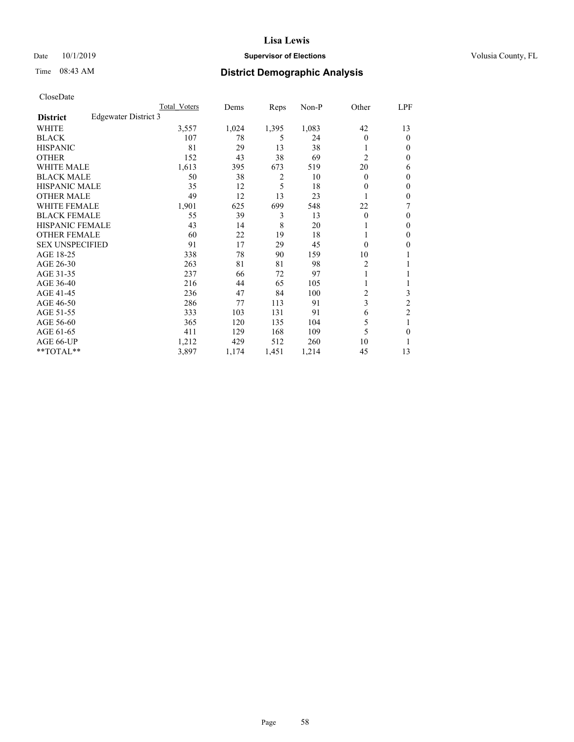# Lisa Lewis

Date 10/1/2019 **Supervisor of Elections** Volusia County, FL

Time 08:43 AM **District Demographic Analysis**

CloseDate

| | Total Voters | Dems | Reps | Non-P | Other | LPF |
|---|---|---|---|---|---|---|
| **District** Edgewater District 3 | | | | | | |
| WHITE | 3,557 | 1,024 | 1,395 | 1,083 | 42 | 13 |
| BLACK | 107 | 78 | 5 | 24 | 0 | 0 |
| HISPANIC | 81 | 29 | 13 | 38 | 1 | 0 |
| OTHER | 152 | 43 | 38 | 69 | 2 | 0 |
| WHITE MALE | 1,613 | 395 | 673 | 519 | 20 | 6 |
| BLACK MALE | 50 | 38 | 2 | 10 | 0 | 0 |
| HISPANIC MALE | 35 | 12 | 5 | 18 | 0 | 0 |
| OTHER MALE | 49 | 12 | 13 | 23 | 1 | 0 |
| WHITE FEMALE | 1,901 | 625 | 699 | 548 | 22 | 7 |
| BLACK FEMALE | 55 | 39 | 3 | 13 | 0 | 0 |
| HISPANIC FEMALE | 43 | 14 | 8 | 20 | 1 | 0 |
| OTHER FEMALE | 60 | 22 | 19 | 18 | 1 | 0 |
| SEX UNSPECIFIED | 91 | 17 | 29 | 45 | 0 | 0 |
| AGE 18-25 | 338 | 78 | 90 | 159 | 10 | 1 |
| AGE 26-30 | 263 | 81 | 81 | 98 | 2 | 1 |
| AGE 31-35 | 237 | 66 | 72 | 97 | 1 | 1 |
| AGE 36-40 | 216 | 44 | 65 | 105 | 1 | 1 |
| AGE 41-45 | 236 | 47 | 84 | 100 | 2 | 3 |
| AGE 46-50 | 286 | 77 | 113 | 91 | 3 | 2 |
| AGE 51-55 | 333 | 103 | 131 | 91 | 6 | 2 |
| AGE 56-60 | 365 | 120 | 135 | 104 | 5 | 1 |
| AGE 61-65 | 411 | 129 | 168 | 109 | 5 | 0 |
| AGE 66-UP | 1,212 | 429 | 512 | 260 | 10 | 1 |
| **TOTAL** | 3,897 | 1,174 | 1,451 | 1,214 | 45 | 13 |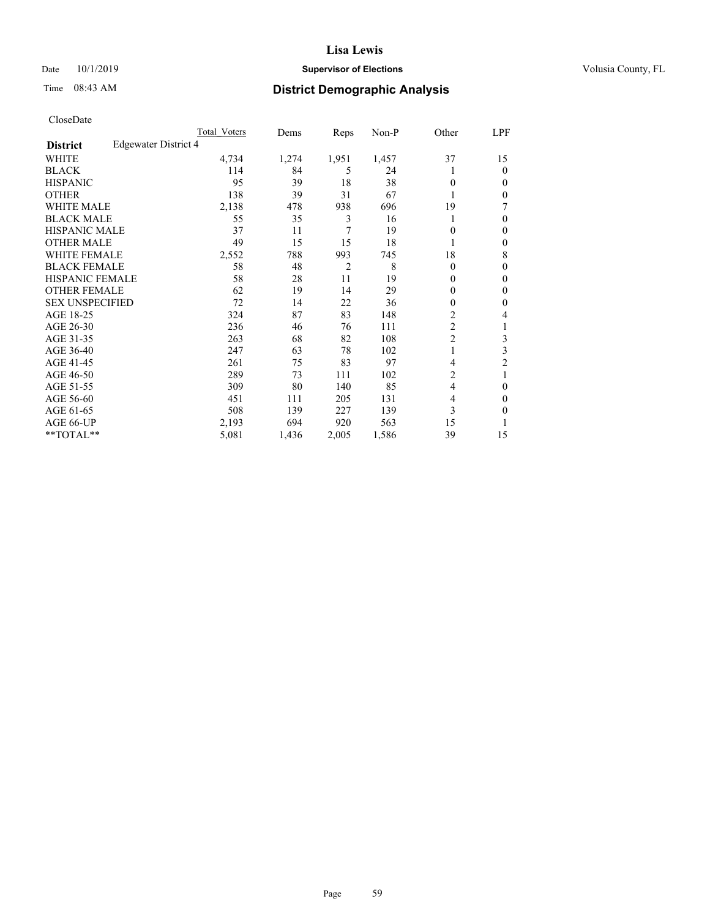# Lisa Lewis

Date 10/1/2019 **Supervisor of Elections** Volusia County, FL

Time 08:43 AM **District Demographic Analysis**

CloseDate

| District | Edgewater District 4 | Total Voters | Dems | Reps | Non-P | Other | LPF |
|---|---|---|---|---|---|---|---|
| WHITE | | 4,734 | 1,274 | 1,951 | 1,457 | 37 | 15 |
| BLACK | | 114 | 84 | 5 | 24 | 1 | 0 |
| HISPANIC | | 95 | 39 | 18 | 38 | 0 | 0 |
| OTHER | | 138 | 39 | 31 | 67 | 1 | 0 |
| WHITE MALE | | 2,138 | 478 | 938 | 696 | 19 | 7 |
| BLACK MALE | | 55 | 35 | 3 | 16 | 1 | 0 |
| HISPANIC MALE | | 37 | 11 | 7 | 19 | 0 | 0 |
| OTHER MALE | | 49 | 15 | 15 | 18 | 1 | 0 |
| WHITE FEMALE | | 2,552 | 788 | 993 | 745 | 18 | 8 |
| BLACK FEMALE | | 58 | 48 | 2 | 8 | 0 | 0 |
| HISPANIC FEMALE | | 58 | 28 | 11 | 19 | 0 | 0 |
| OTHER FEMALE | | 62 | 19 | 14 | 29 | 0 | 0 |
| SEX UNSPECIFIED | | 72 | 14 | 22 | 36 | 0 | 0 |
| AGE 18-25 | | 324 | 87 | 83 | 148 | 2 | 4 |
| AGE 26-30 | | 236 | 46 | 76 | 111 | 2 | 1 |
| AGE 31-35 | | 263 | 68 | 82 | 108 | 2 | 3 |
| AGE 36-40 | | 247 | 63 | 78 | 102 | 1 | 3 |
| AGE 41-45 | | 261 | 75 | 83 | 97 | 4 | 2 |
| AGE 46-50 | | 289 | 73 | 111 | 102 | 2 | 1 |
| AGE 51-55 | | 309 | 80 | 140 | 85 | 4 | 0 |
| AGE 56-60 | | 451 | 111 | 205 | 131 | 4 | 0 |
| AGE 61-65 | | 508 | 139 | 227 | 139 | 3 | 0 |
| AGE 66-UP | | 2,193 | 694 | 920 | 563 | 15 | 1 |
| **TOTAL** | | 5,081 | 1,436 | 2,005 | 1,586 | 39 | 15 |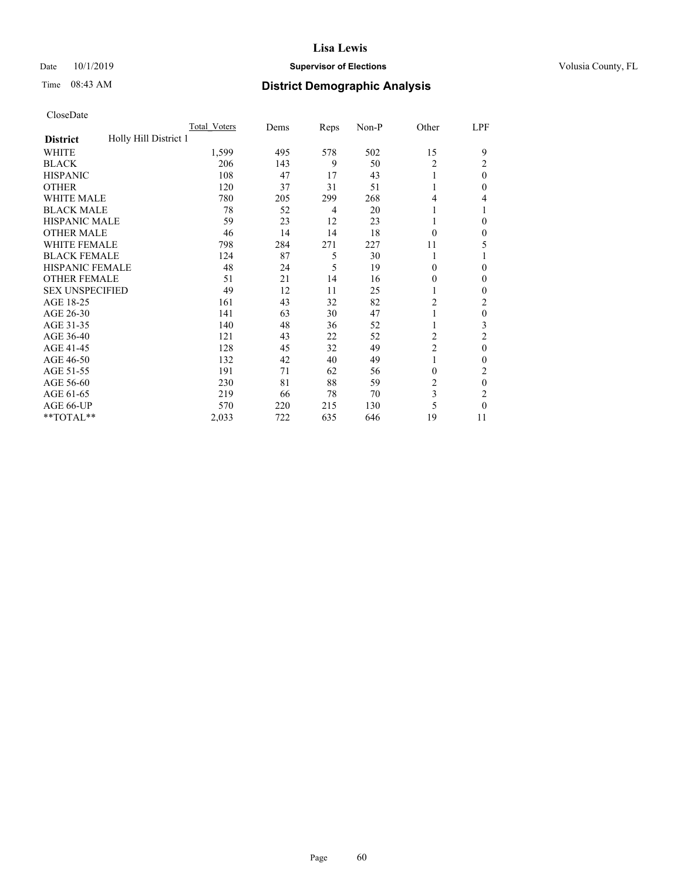# District Demographic Analysis

CloseDate

| | Total_Voters | Dems | Reps | Non-P | Other | LPF |
|---|---|---|---|---|---|---|
| **District** Holly Hill District 1 | | | | | | |
| WHITE | 1,599 | 495 | 578 | 502 | 15 | 9 |
| BLACK | 206 | 143 | 9 | 50 | 2 | 2 |
| HISPANIC | 108 | 47 | 17 | 43 | 1 | 0 |
| OTHER | 120 | 37 | 31 | 51 | 1 | 0 |
| WHITE MALE | 780 | 205 | 299 | 268 | 4 | 4 |
| BLACK MALE | 78 | 52 | 4 | 20 | 1 | 1 |
| HISPANIC MALE | 59 | 23 | 12 | 23 | 1 | 0 |
| OTHER MALE | 46 | 14 | 14 | 18 | 0 | 0 |
| WHITE FEMALE | 798 | 284 | 271 | 227 | 11 | 5 |
| BLACK FEMALE | 124 | 87 | 5 | 30 | 1 | 1 |
| HISPANIC FEMALE | 48 | 24 | 5 | 19 | 0 | 0 |
| OTHER FEMALE | 51 | 21 | 14 | 16 | 0 | 0 |
| SEX UNSPECIFIED | 49 | 12 | 11 | 25 | 1 | 0 |
| AGE 18-25 | 161 | 43 | 32 | 82 | 2 | 2 |
| AGE 26-30 | 141 | 63 | 30 | 47 | 1 | 0 |
| AGE 31-35 | 140 | 48 | 36 | 52 | 1 | 3 |
| AGE 36-40 | 121 | 43 | 22 | 52 | 2 | 2 |
| AGE 41-45 | 128 | 45 | 32 | 49 | 2 | 0 |
| AGE 46-50 | 132 | 42 | 40 | 49 | 1 | 0 |
| AGE 51-55 | 191 | 71 | 62 | 56 | 0 | 2 |
| AGE 56-60 | 230 | 81 | 88 | 59 | 2 | 0 |
| AGE 61-65 | 219 | 66 | 78 | 70 | 3 | 2 |
| AGE 66-UP | 570 | 220 | 215 | 130 | 5 | 0 |
| **TOTAL** | 2,033 | 722 | 635 | 646 | 19 | 11 |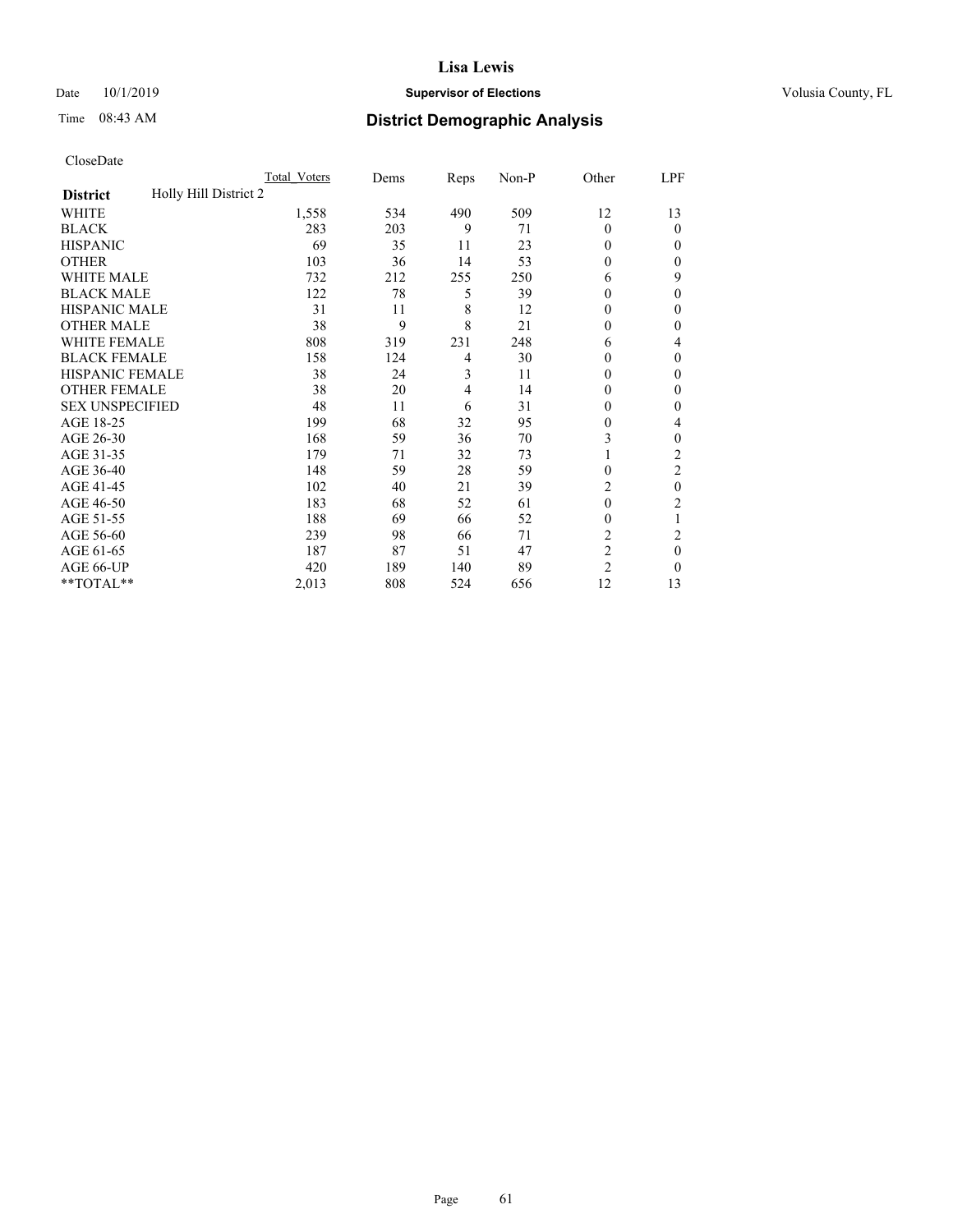# Lisa Lewis

Date 10/1/2019 **Supervisor of Elections** Volusia County, FL

Time 08:43 AM **District Demographic Analysis**

CloseDate

| | Total_Voters | Dems | Reps | Non-P | Other | LPF |
|---|---|---|---|---|---|---|
| **District** Holly Hill District 2 | | | | | | |
| WHITE | 1,558 | 534 | 490 | 509 | 12 | 13 |
| BLACK | 283 | 203 | 9 | 71 | 0 | 0 |
| HISPANIC | 69 | 35 | 11 | 23 | 0 | 0 |
| OTHER | 103 | 36 | 14 | 53 | 0 | 0 |
| WHITE MALE | 732 | 212 | 255 | 250 | 6 | 9 |
| BLACK MALE | 122 | 78 | 5 | 39 | 0 | 0 |
| HISPANIC MALE | 31 | 11 | 8 | 12 | 0 | 0 |
| OTHER MALE | 38 | 9 | 8 | 21 | 0 | 0 |
| WHITE FEMALE | 808 | 319 | 231 | 248 | 6 | 4 |
| BLACK FEMALE | 158 | 124 | 4 | 30 | 0 | 0 |
| HISPANIC FEMALE | 38 | 24 | 3 | 11 | 0 | 0 |
| OTHER FEMALE | 38 | 20 | 4 | 14 | 0 | 0 |
| SEX UNSPECIFIED | 48 | 11 | 6 | 31 | 0 | 0 |
| AGE 18-25 | 199 | 68 | 32 | 95 | 0 | 4 |
| AGE 26-30 | 168 | 59 | 36 | 70 | 3 | 0 |
| AGE 31-35 | 179 | 71 | 32 | 73 | 1 | 2 |
| AGE 36-40 | 148 | 59 | 28 | 59 | 0 | 2 |
| AGE 41-45 | 102 | 40 | 21 | 39 | 2 | 0 |
| AGE 46-50 | 183 | 68 | 52 | 61 | 0 | 2 |
| AGE 51-55 | 188 | 69 | 66 | 52 | 0 | 1 |
| AGE 56-60 | 239 | 98 | 66 | 71 | 2 | 2 |
| AGE 61-65 | 187 | 87 | 51 | 47 | 2 | 0 |
| AGE 66-UP | 420 | 189 | 140 | 89 | 2 | 0 |
| **TOTAL** | 2,013 | 808 | 524 | 656 | 12 | 13 |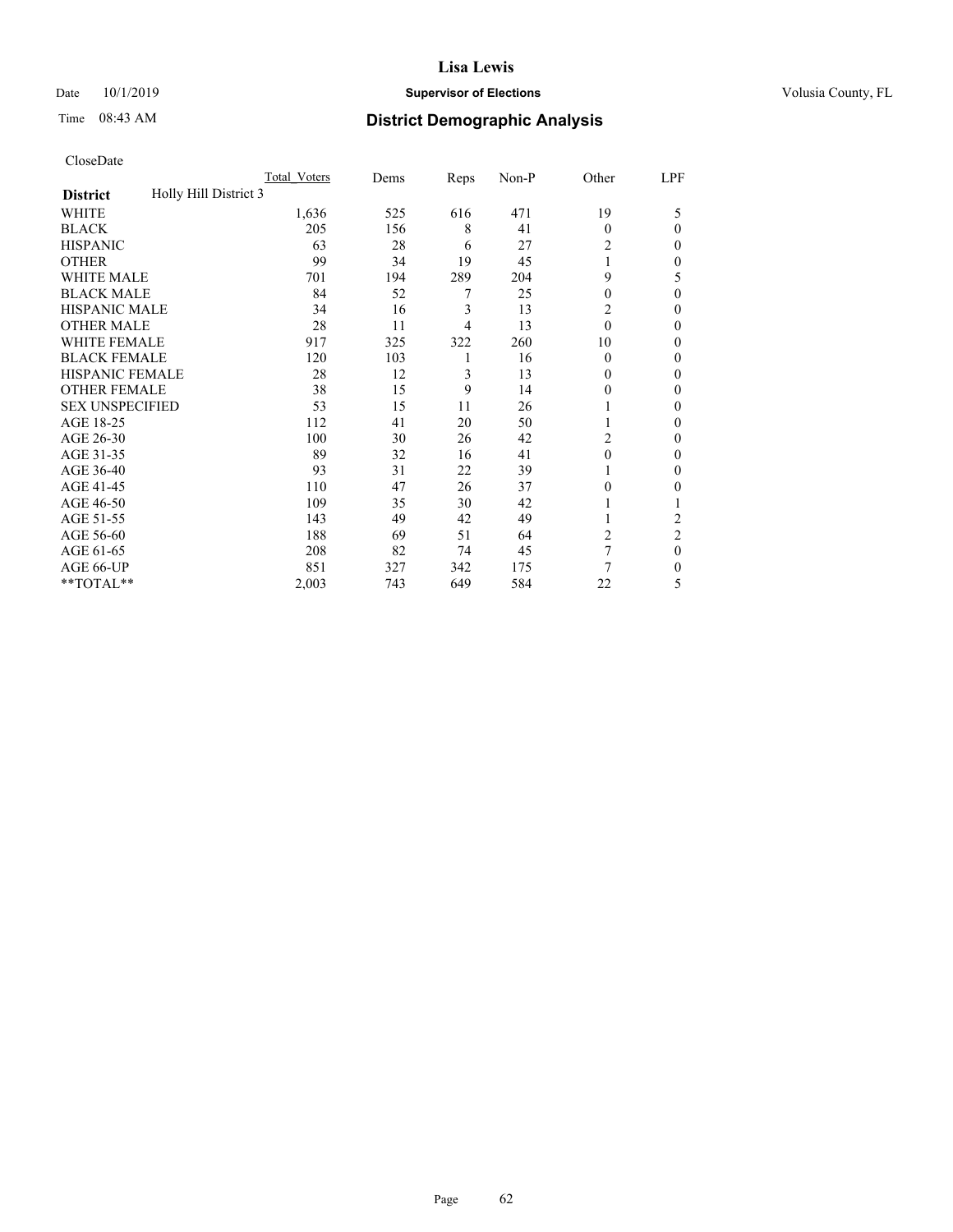# Lisa Lewis

Date 10/1/2019 **Supervisor of Elections** Volusia County, FL

Time 08:43 AM **District Demographic Analysis**

CloseDate

| | Total_Voters | Dems | Reps | Non-P | Other | LPF |
|---|---|---|---|---|---|---|
| **District** Holly Hill District 3 | | | | | | |
| WHITE | 1,636 | 525 | 616 | 471 | 19 | 5 |
| BLACK | 205 | 156 | 8 | 41 | 0 | 0 |
| HISPANIC | 63 | 28 | 6 | 27 | 2 | 0 |
| OTHER | 99 | 34 | 19 | 45 | 1 | 0 |
| WHITE MALE | 701 | 194 | 289 | 204 | 9 | 5 |
| BLACK MALE | 84 | 52 | 7 | 25 | 0 | 0 |
| HISPANIC MALE | 34 | 16 | 3 | 13 | 2 | 0 |
| OTHER MALE | 28 | 11 | 4 | 13 | 0 | 0 |
| WHITE FEMALE | 917 | 325 | 322 | 260 | 10 | 0 |
| BLACK FEMALE | 120 | 103 | 1 | 16 | 0 | 0 |
| HISPANIC FEMALE | 28 | 12 | 3 | 13 | 0 | 0 |
| OTHER FEMALE | 38 | 15 | 9 | 14 | 0 | 0 |
| SEX UNSPECIFIED | 53 | 15 | 11 | 26 | 1 | 0 |
| AGE 18-25 | 112 | 41 | 20 | 50 | 1 | 0 |
| AGE 26-30 | 100 | 30 | 26 | 42 | 2 | 0 |
| AGE 31-35 | 89 | 32 | 16 | 41 | 0 | 0 |
| AGE 36-40 | 93 | 31 | 22 | 39 | 1 | 0 |
| AGE 41-45 | 110 | 47 | 26 | 37 | 0 | 0 |
| AGE 46-50 | 109 | 35 | 30 | 42 | 1 | 1 |
| AGE 51-55 | 143 | 49 | 42 | 49 | 1 | 2 |
| AGE 56-60 | 188 | 69 | 51 | 64 | 2 | 2 |
| AGE 61-65 | 208 | 82 | 74 | 45 | 7 | 0 |
| AGE 66-UP | 851 | 327 | 342 | 175 | 7 | 0 |
| **TOTAL** | 2,003 | 743 | 649 | 584 | 22 | 5 |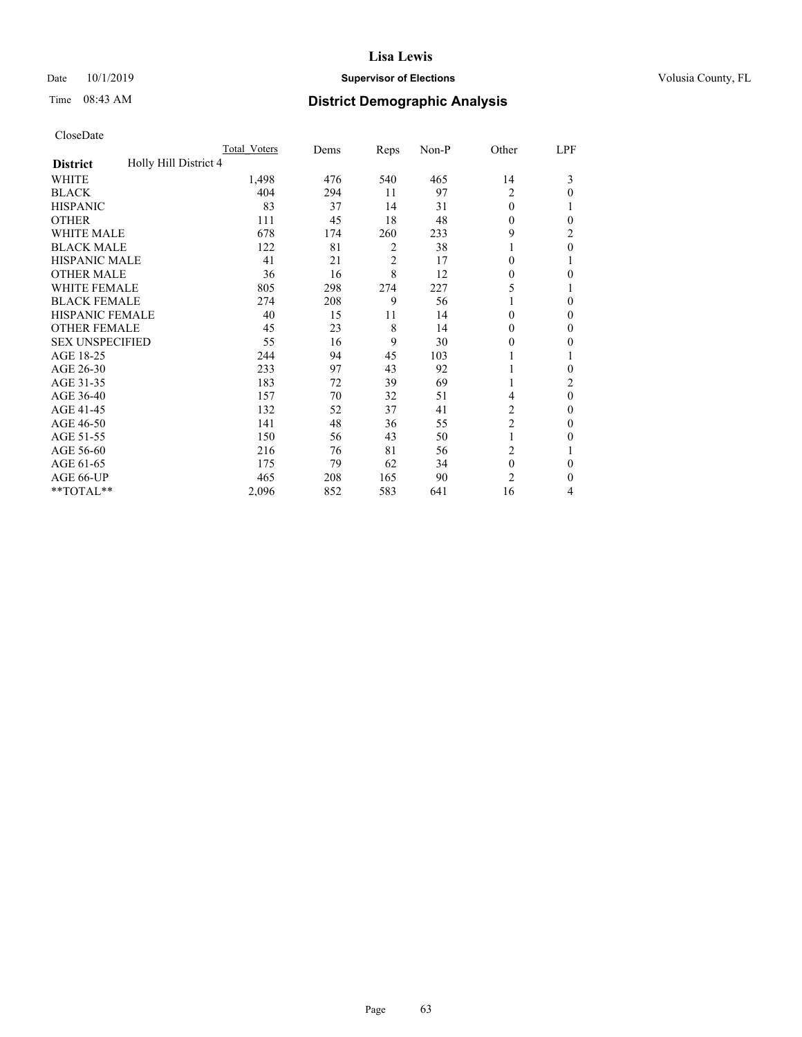# Lisa Lewis

Date 10/1/2019 **Supervisor of Elections** Volusia County, FL

Time 08:43 AM **District Demographic Analysis**

CloseDate

| **District** Holly Hill District 4 | Total Voters | Dems | Reps | Non-P | Other | LPF |
|---|---|---|---|---|---|---|
| WHITE | 1,498 | 476 | 540 | 465 | 14 | 3 |
| BLACK | 404 | 294 | 11 | 97 | 2 | 0 |
| HISPANIC | 83 | 37 | 14 | 31 | 0 | 1 |
| OTHER | 111 | 45 | 18 | 48 | 0 | 0 |
| WHITE MALE | 678 | 174 | 260 | 233 | 9 | 2 |
| BLACK MALE | 122 | 81 | 2 | 38 | 1 | 0 |
| HISPANIC MALE | 41 | 21 | 2 | 17 | 0 | 1 |
| OTHER MALE | 36 | 16 | 8 | 12 | 0 | 0 |
| WHITE FEMALE | 805 | 298 | 274 | 227 | 5 | 1 |
| BLACK FEMALE | 274 | 208 | 9 | 56 | 1 | 0 |
| HISPANIC FEMALE | 40 | 15 | 11 | 14 | 0 | 0 |
| OTHER FEMALE | 45 | 23 | 8 | 14 | 0 | 0 |
| SEX UNSPECIFIED | 55 | 16 | 9 | 30 | 0 | 0 |
| AGE 18-25 | 244 | 94 | 45 | 103 | 1 | 1 |
| AGE 26-30 | 233 | 97 | 43 | 92 | 1 | 0 |
| AGE 31-35 | 183 | 72 | 39 | 69 | 1 | 2 |
| AGE 36-40 | 157 | 70 | 32 | 51 | 4 | 0 |
| AGE 41-45 | 132 | 52 | 37 | 41 | 2 | 0 |
| AGE 46-50 | 141 | 48 | 36 | 55 | 2 | 0 |
| AGE 51-55 | 150 | 56 | 43 | 50 | 1 | 0 |
| AGE 56-60 | 216 | 76 | 81 | 56 | 2 | 1 |
| AGE 61-65 | 175 | 79 | 62 | 34 | 0 | 0 |
| AGE 66-UP | 465 | 208 | 165 | 90 | 2 | 0 |
| **TOTAL** | 2,096 | 852 | 583 | 641 | 16 | 4 |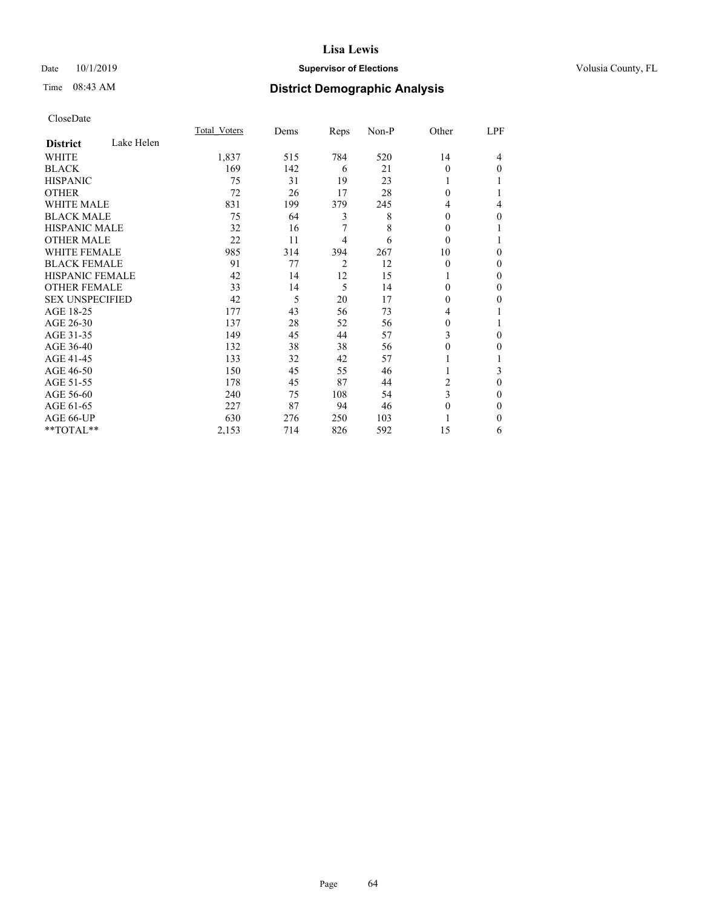# Lisa Lewis

Date 10/1/2019 **Supervisor of Elections** Volusia County, FL

Time 08:43 AM **District Demographic Analysis**

CloseDate

| District | Lake Helen | Total_Voters | Dems | Reps | Non-P | Other | LPF |
|---|---|---|---|---|---|---|---|
| WHITE | | 1,837 | 515 | 784 | 520 | 14 | 4 |
| BLACK | | 169 | 142 | 6 | 21 | 0 | 0 |
| HISPANIC | | 75 | 31 | 19 | 23 | 1 | 1 |
| OTHER | | 72 | 26 | 17 | 28 | 0 | 1 |
| WHITE MALE | | 831 | 199 | 379 | 245 | 4 | 4 |
| BLACK MALE | | 75 | 64 | 3 | 8 | 0 | 0 |
| HISPANIC MALE | | 32 | 16 | 7 | 8 | 0 | 1 |
| OTHER MALE | | 22 | 11 | 4 | 6 | 0 | 1 |
| WHITE FEMALE | | 985 | 314 | 394 | 267 | 10 | 0 |
| BLACK FEMALE | | 91 | 77 | 2 | 12 | 0 | 0 |
| HISPANIC FEMALE | | 42 | 14 | 12 | 15 | 1 | 0 |
| OTHER FEMALE | | 33 | 14 | 5 | 14 | 0 | 0 |
| SEX UNSPECIFIED | | 42 | 5 | 20 | 17 | 0 | 0 |
| AGE 18-25 | | 177 | 43 | 56 | 73 | 4 | 1 |
| AGE 26-30 | | 137 | 28 | 52 | 56 | 0 | 1 |
| AGE 31-35 | | 149 | 45 | 44 | 57 | 3 | 0 |
| AGE 36-40 | | 132 | 38 | 38 | 56 | 0 | 0 |
| AGE 41-45 | | 133 | 32 | 42 | 57 | 1 | 1 |
| AGE 46-50 | | 150 | 45 | 55 | 46 | 1 | 3 |
| AGE 51-55 | | 178 | 45 | 87 | 44 | 2 | 0 |
| AGE 56-60 | | 240 | 75 | 108 | 54 | 3 | 0 |
| AGE 61-65 | | 227 | 87 | 94 | 46 | 0 | 0 |
| AGE 66-UP | | 630 | 276 | 250 | 103 | 1 | 0 |
| **TOTAL** | | 2,153 | 714 | 826 | 592 | 15 | 6 |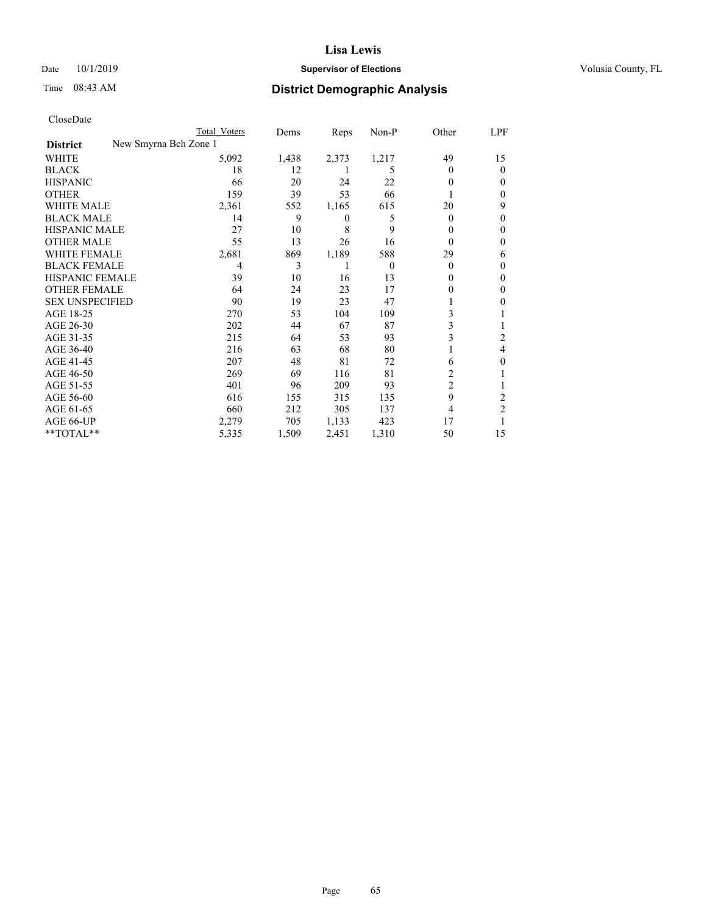# Lisa Lewis

Date 10/1/2019 **Supervisor of Elections** Volusia County, FL

Time 08:43 AM **District Demographic Analysis**

CloseDate

| | Total Voters | Dems | Reps | Non-P | Other | LPF |
|---|---|---|---|---|---|---|
| **District** New Smyrna Bch Zone 1 | | | | | | |
| WHITE | 5,092 | 1,438 | 2,373 | 1,217 | 49 | 15 |
| BLACK | 18 | 12 | 1 | 5 | 0 | 0 |
| HISPANIC | 66 | 20 | 24 | 22 | 0 | 0 |
| OTHER | 159 | 39 | 53 | 66 | 1 | 0 |
| WHITE MALE | 2,361 | 552 | 1,165 | 615 | 20 | 9 |
| BLACK MALE | 14 | 9 | 0 | 5 | 0 | 0 |
| HISPANIC MALE | 27 | 10 | 8 | 9 | 0 | 0 |
| OTHER MALE | 55 | 13 | 26 | 16 | 0 | 0 |
| WHITE FEMALE | 2,681 | 869 | 1,189 | 588 | 29 | 6 |
| BLACK FEMALE | 4 | 3 | 1 | 0 | 0 | 0 |
| HISPANIC FEMALE | 39 | 10 | 16 | 13 | 0 | 0 |
| OTHER FEMALE | 64 | 24 | 23 | 17 | 0 | 0 |
| SEX UNSPECIFIED | 90 | 19 | 23 | 47 | 1 | 0 |
| AGE 18-25 | 270 | 53 | 104 | 109 | 3 | 1 |
| AGE 26-30 | 202 | 44 | 67 | 87 | 3 | 1 |
| AGE 31-35 | 215 | 64 | 53 | 93 | 3 | 2 |
| AGE 36-40 | 216 | 63 | 68 | 80 | 1 | 4 |
| AGE 41-45 | 207 | 48 | 81 | 72 | 6 | 0 |
| AGE 46-50 | 269 | 69 | 116 | 81 | 2 | 1 |
| AGE 51-55 | 401 | 96 | 209 | 93 | 2 | 1 |
| AGE 56-60 | 616 | 155 | 315 | 135 | 9 | 2 |
| AGE 61-65 | 660 | 212 | 305 | 137 | 4 | 2 |
| AGE 66-UP | 2,279 | 705 | 1,133 | 423 | 17 | 1 |
| **TOTAL** | 5,335 | 1,509 | 2,451 | 1,310 | 50 | 15 |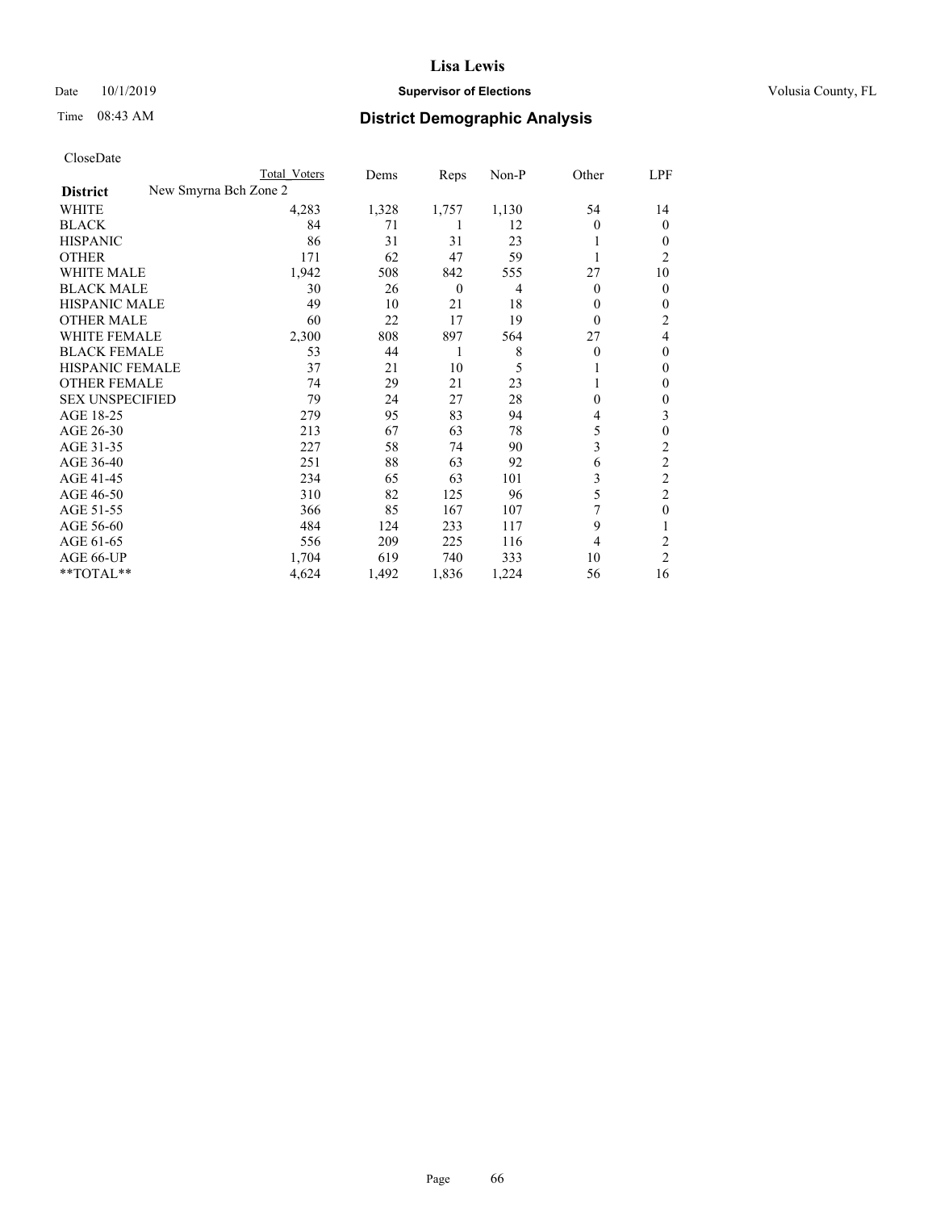# Lisa Lewis

Date 10/1/2019 **Supervisor of Elections** Volusia County, FL

Time 08:43 AM **District Demographic Analysis**

CloseDate

| District | New Smyrna Bch Zone 2 Total Voters | Dems | Reps | Non-P | Other | LPF |
|---|---|---|---|---|---|---|
| WHITE | 4,283 | 1,328 | 1,757 | 1,130 | 54 | 14 |
| BLACK | 84 | 71 | 1 | 12 | 0 | 0 |
| HISPANIC | 86 | 31 | 31 | 23 | 1 | 0 |
| OTHER | 171 | 62 | 47 | 59 | 1 | 2 |
| WHITE MALE | 1,942 | 508 | 842 | 555 | 27 | 10 |
| BLACK MALE | 30 | 26 | 0 | 4 | 0 | 0 |
| HISPANIC MALE | 49 | 10 | 21 | 18 | 0 | 0 |
| OTHER MALE | 60 | 22 | 17 | 19 | 0 | 2 |
| WHITE FEMALE | 2,300 | 808 | 897 | 564 | 27 | 4 |
| BLACK FEMALE | 53 | 44 | 1 | 8 | 0 | 0 |
| HISPANIC FEMALE | 37 | 21 | 10 | 5 | 1 | 0 |
| OTHER FEMALE | 74 | 29 | 21 | 23 | 1 | 0 |
| SEX UNSPECIFIED | 79 | 24 | 27 | 28 | 0 | 0 |
| AGE 18-25 | 279 | 95 | 83 | 94 | 4 | 3 |
| AGE 26-30 | 213 | 67 | 63 | 78 | 5 | 0 |
| AGE 31-35 | 227 | 58 | 74 | 90 | 3 | 2 |
| AGE 36-40 | 251 | 88 | 63 | 92 | 6 | 2 |
| AGE 41-45 | 234 | 65 | 63 | 101 | 3 | 2 |
| AGE 46-50 | 310 | 82 | 125 | 96 | 5 | 2 |
| AGE 51-55 | 366 | 85 | 167 | 107 | 7 | 0 |
| AGE 56-60 | 484 | 124 | 233 | 117 | 9 | 1 |
| AGE 61-65 | 556 | 209 | 225 | 116 | 4 | 2 |
| AGE 66-UP | 1,704 | 619 | 740 | 333 | 10 | 2 |
| **TOTAL** | 4,624 | 1,492 | 1,836 | 1,224 | 56 | 16 |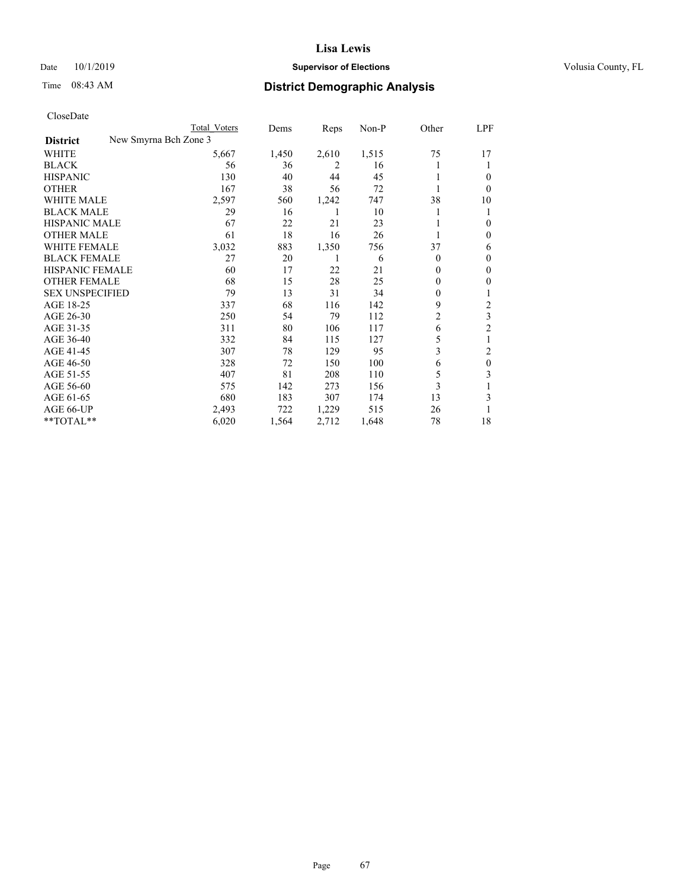Lisa Lewis

Date 10/1/2019 **Supervisor of Elections** Volusia County, FL

Time 08:43 AM **District Demographic Analysis**

CloseDate

| District | New Smyrna Bch Zone 3 | Total Voters | Dems | Reps | Non-P | Other | LPF |
|---|---|---|---|---|---|---|---|
| WHITE | | 5,667 | 1,450 | 2,610 | 1,515 | 75 | 17 |
| BLACK | | 56 | 36 | 2 | 16 | 1 | 1 |
| HISPANIC | | 130 | 40 | 44 | 45 | 1 | 0 |
| OTHER | | 167 | 38 | 56 | 72 | 1 | 0 |
| WHITE MALE | | 2,597 | 560 | 1,242 | 747 | 38 | 10 |
| BLACK MALE | | 29 | 16 | 1 | 10 | 1 | 1 |
| HISPANIC MALE | | 67 | 22 | 21 | 23 | 1 | 0 |
| OTHER MALE | | 61 | 18 | 16 | 26 | 1 | 0 |
| WHITE FEMALE | | 3,032 | 883 | 1,350 | 756 | 37 | 6 |
| BLACK FEMALE | | 27 | 20 | 1 | 6 | 0 | 0 |
| HISPANIC FEMALE | | 60 | 17 | 22 | 21 | 0 | 0 |
| OTHER FEMALE | | 68 | 15 | 28 | 25 | 0 | 0 |
| SEX UNSPECIFIED | | 79 | 13 | 31 | 34 | 0 | 1 |
| AGE 18-25 | | 337 | 68 | 116 | 142 | 9 | 2 |
| AGE 26-30 | | 250 | 54 | 79 | 112 | 2 | 3 |
| AGE 31-35 | | 311 | 80 | 106 | 117 | 6 | 2 |
| AGE 36-40 | | 332 | 84 | 115 | 127 | 5 | 1 |
| AGE 41-45 | | 307 | 78 | 129 | 95 | 3 | 2 |
| AGE 46-50 | | 328 | 72 | 150 | 100 | 6 | 0 |
| AGE 51-55 | | 407 | 81 | 208 | 110 | 5 | 3 |
| AGE 56-60 | | 575 | 142 | 273 | 156 | 3 | 1 |
| AGE 61-65 | | 680 | 183 | 307 | 174 | 13 | 3 |
| AGE 66-UP | | 2,493 | 722 | 1,229 | 515 | 26 | 1 |
| **TOTAL** | | 6,020 | 1,564 | 2,712 | 1,648 | 78 | 18 |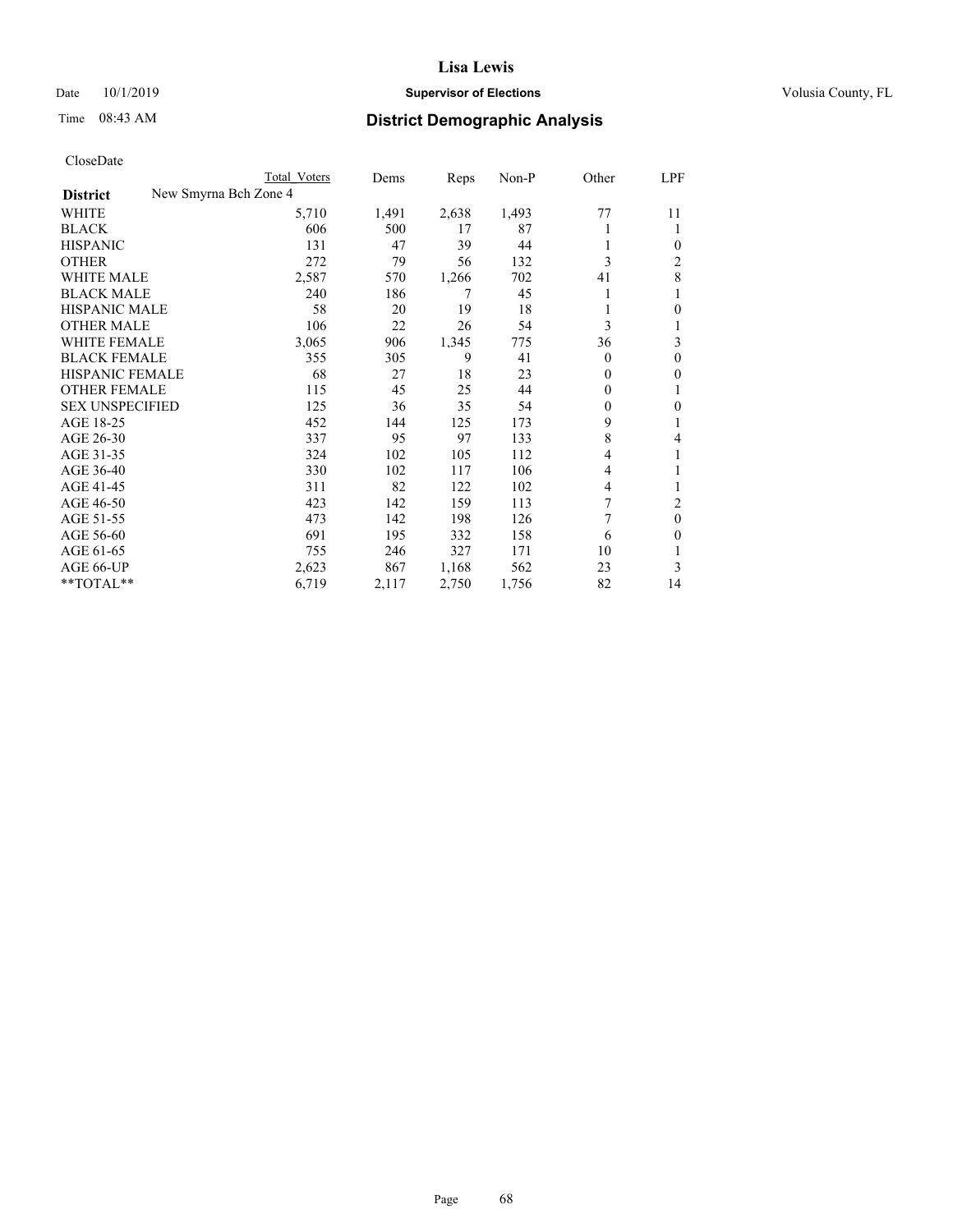**Lisa Lewis**

Date 10/1/2019 **Supervisor of Elections** Volusia County, FL

Time 08:43 AM **District Demographic Analysis**

CloseDate

| District | New Smyrna Bch Zone 4 | Total Voters | Dems | Reps | Non-P | Other | LPF |
|---|---|---|---|---|---|---|---|
| WHITE | | 5,710 | 1,491 | 2,638 | 1,493 | 77 | 11 |
| BLACK | | 606 | 500 | 17 | 87 | 1 | 1 |
| HISPANIC | | 131 | 47 | 39 | 44 | 1 | 0 |
| OTHER | | 272 | 79 | 56 | 132 | 3 | 2 |
| WHITE MALE | | 2,587 | 570 | 1,266 | 702 | 41 | 8 |
| BLACK MALE | | 240 | 186 | 7 | 45 | 1 | 1 |
| HISPANIC MALE | | 58 | 20 | 19 | 18 | 1 | 0 |
| OTHER MALE | | 106 | 22 | 26 | 54 | 3 | 1 |
| WHITE FEMALE | | 3,065 | 906 | 1,345 | 775 | 36 | 3 |
| BLACK FEMALE | | 355 | 305 | 9 | 41 | 0 | 0 |
| HISPANIC FEMALE | | 68 | 27 | 18 | 23 | 0 | 0 |
| OTHER FEMALE | | 115 | 45 | 25 | 44 | 0 | 1 |
| SEX UNSPECIFIED | | 125 | 36 | 35 | 54 | 0 | 0 |
| AGE 18-25 | | 452 | 144 | 125 | 173 | 9 | 1 |
| AGE 26-30 | | 337 | 95 | 97 | 133 | 8 | 4 |
| AGE 31-35 | | 324 | 102 | 105 | 112 | 4 | 1 |
| AGE 36-40 | | 330 | 102 | 117 | 106 | 4 | 1 |
| AGE 41-45 | | 311 | 82 | 122 | 102 | 4 | 1 |
| AGE 46-50 | | 423 | 142 | 159 | 113 | 7 | 2 |
| AGE 51-55 | | 473 | 142 | 198 | 126 | 7 | 0 |
| AGE 56-60 | | 691 | 195 | 332 | 158 | 6 | 0 |
| AGE 61-65 | | 755 | 246 | 327 | 171 | 10 | 1 |
| AGE 66-UP | | 2,623 | 867 | 1,168 | 562 | 23 | 3 |
| **TOTAL** | | 6,719 | 2,117 | 2,750 | 1,756 | 82 | 14 |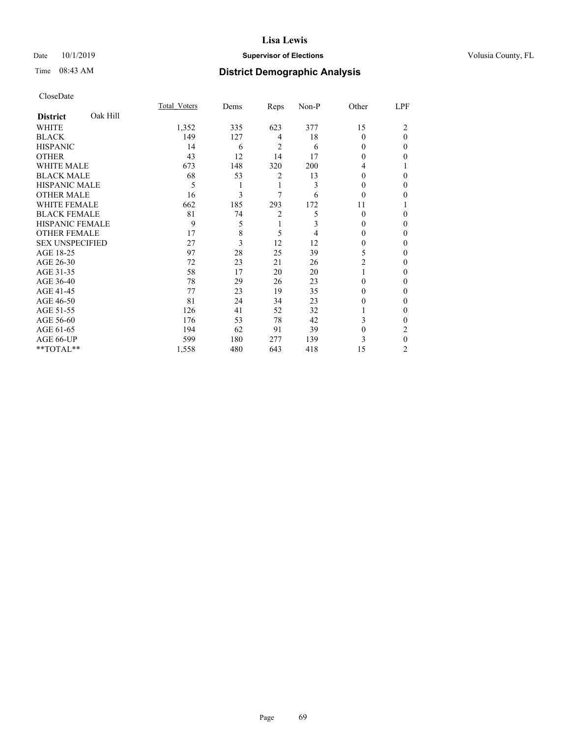CloseDate

| District Oak Hill | Total_Voters | Dems | Reps | Non-P | Other | LPF |
|---|---|---|---|---|---|---|
| WHITE | 1,352 | 335 | 623 | 377 | 15 | 2 |
| BLACK | 149 | 127 | 4 | 18 | 0 | 0 |
| HISPANIC | 14 | 6 | 2 | 6 | 0 | 0 |
| OTHER | 43 | 12 | 14 | 17 | 0 | 0 |
| WHITE MALE | 673 | 148 | 320 | 200 | 4 | 1 |
| BLACK MALE | 68 | 53 | 2 | 13 | 0 | 0 |
| HISPANIC MALE | 5 | 1 | 1 | 3 | 0 | 0 |
| OTHER MALE | 16 | 3 | 7 | 6 | 0 | 0 |
| WHITE FEMALE | 662 | 185 | 293 | 172 | 11 | 1 |
| BLACK FEMALE | 81 | 74 | 2 | 5 | 0 | 0 |
| HISPANIC FEMALE | 9 | 5 | 1 | 3 | 0 | 0 |
| OTHER FEMALE | 17 | 8 | 5 | 4 | 0 | 0 |
| SEX UNSPECIFIED | 27 | 3 | 12 | 12 | 0 | 0 |
| AGE 18-25 | 97 | 28 | 25 | 39 | 5 | 0 |
| AGE 26-30 | 72 | 23 | 21 | 26 | 2 | 0 |
| AGE 31-35 | 58 | 17 | 20 | 20 | 1 | 0 |
| AGE 36-40 | 78 | 29 | 26 | 23 | 0 | 0 |
| AGE 41-45 | 77 | 23 | 19 | 35 | 0 | 0 |
| AGE 46-50 | 81 | 24 | 34 | 23 | 0 | 0 |
| AGE 51-55 | 126 | 41 | 52 | 32 | 1 | 0 |
| AGE 56-60 | 176 | 53 | 78 | 42 | 3 | 0 |
| AGE 61-65 | 194 | 62 | 91 | 39 | 0 | 2 |
| AGE 66-UP | 599 | 180 | 277 | 139 | 3 | 0 |
| **TOTAL** | 1,558 | 480 | 643 | 418 | 15 | 2 |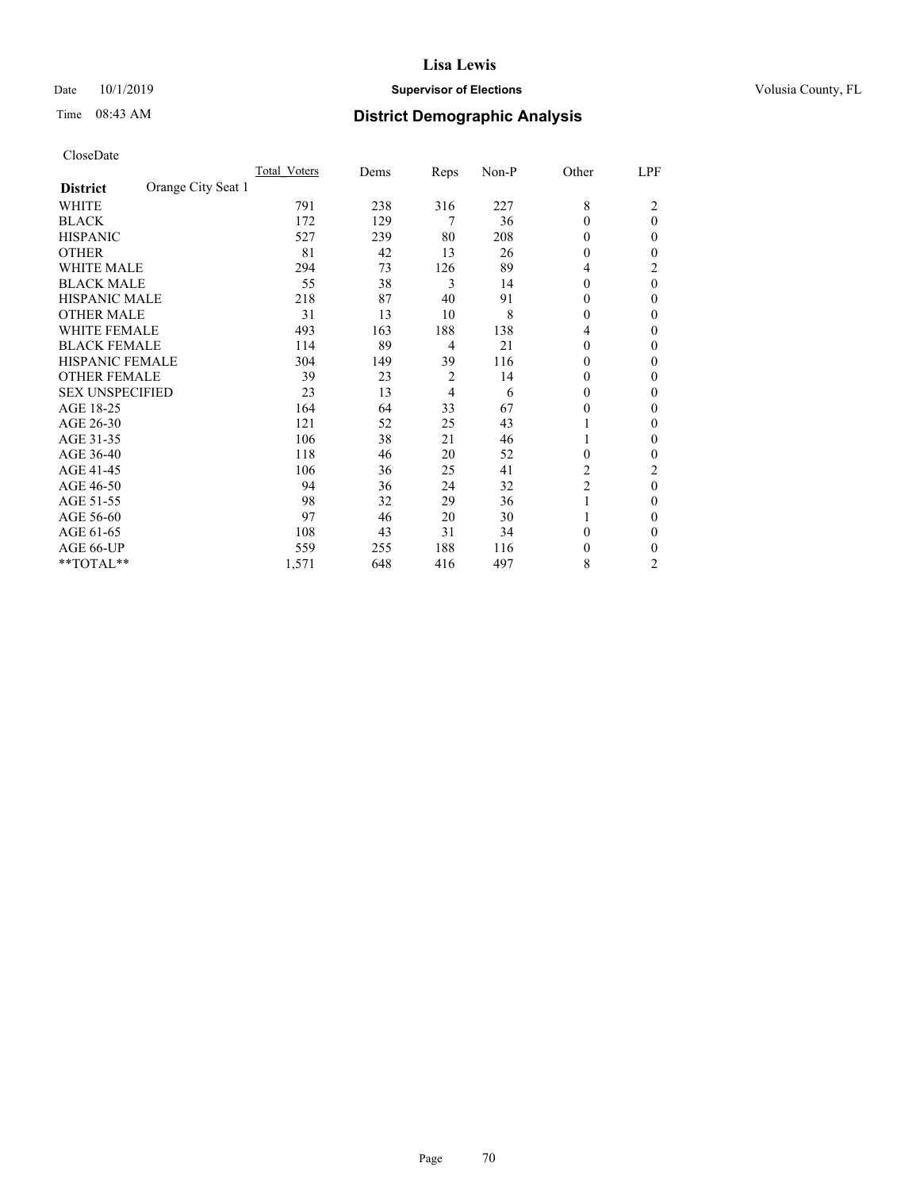**Lisa Lewis**

Date 10/1/2019 **Supervisor of Elections** Volusia County, FL

Time 08:43 AM **District Demographic Analysis**

CloseDate

| **District** Orange City Seat 1 | Total_Voters | Dems | Reps | Non-P | Other | LPF |
|---|---|---|---|---|---|---|
| WHITE | 791 | 238 | 316 | 227 | 8 | 2 |
| BLACK | 172 | 129 | 7 | 36 | 0 | 0 |
| HISPANIC | 527 | 239 | 80 | 208 | 0 | 0 |
| OTHER | 81 | 42 | 13 | 26 | 0 | 0 |
| WHITE MALE | 294 | 73 | 126 | 89 | 4 | 2 |
| BLACK MALE | 55 | 38 | 3 | 14 | 0 | 0 |
| HISPANIC MALE | 218 | 87 | 40 | 91 | 0 | 0 |
| OTHER MALE | 31 | 13 | 10 | 8 | 0 | 0 |
| WHITE FEMALE | 493 | 163 | 188 | 138 | 4 | 0 |
| BLACK FEMALE | 114 | 89 | 4 | 21 | 0 | 0 |
| HISPANIC FEMALE | 304 | 149 | 39 | 116 | 0 | 0 |
| OTHER FEMALE | 39 | 23 | 2 | 14 | 0 | 0 |
| SEX UNSPECIFIED | 23 | 13 | 4 | 6 | 0 | 0 |
| AGE 18-25 | 164 | 64 | 33 | 67 | 0 | 0 |
| AGE 26-30 | 121 | 52 | 25 | 43 | 1 | 0 |
| AGE 31-35 | 106 | 38 | 21 | 46 | 1 | 0 |
| AGE 36-40 | 118 | 46 | 20 | 52 | 0 | 0 |
| AGE 41-45 | 106 | 36 | 25 | 41 | 2 | 2 |
| AGE 46-50 | 94 | 36 | 24 | 32 | 2 | 0 |
| AGE 51-55 | 98 | 32 | 29 | 36 | 1 | 0 |
| AGE 56-60 | 97 | 46 | 20 | 30 | 1 | 0 |
| AGE 61-65 | 108 | 43 | 31 | 34 | 0 | 0 |
| AGE 66-UP | 559 | 255 | 188 | 116 | 0 | 0 |
| **TOTAL** | 1,571 | 648 | 416 | 497 | 8 | 2 |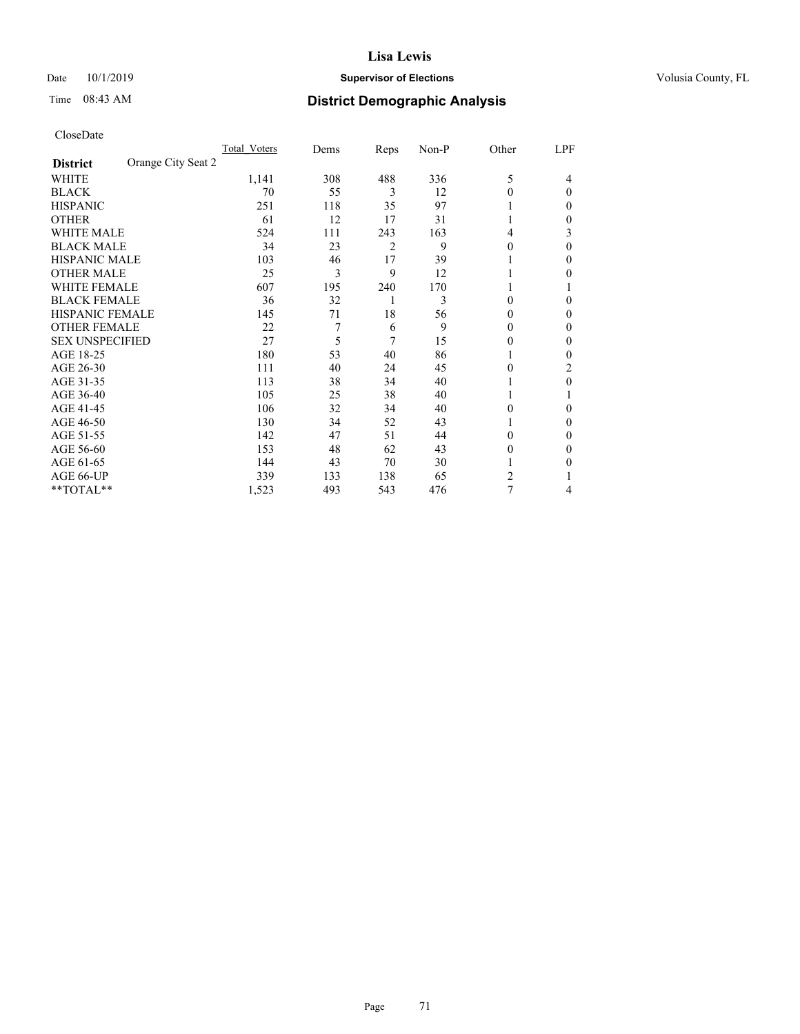Date 10/1/2019

Time 08:43 AM

# Lisa Lewis

## Supervisor of Elections

Volusia County, FL

## District Demographic Analysis

CloseDate

| District | Orange City Seat 2 | Total_Voters | Dems | Reps | Non-P | Other | LPF |
|---|---|---|---|---|---|---|---|
| WHITE | | 1,141 | 308 | 488 | 336 | 5 | 4 |
| BLACK | | 70 | 55 | 3 | 12 | 0 | 0 |
| HISPANIC | | 251 | 118 | 35 | 97 | 1 | 0 |
| OTHER | | 61 | 12 | 17 | 31 | 1 | 0 |
| WHITE MALE | | 524 | 111 | 243 | 163 | 4 | 3 |
| BLACK MALE | | 34 | 23 | 2 | 9 | 0 | 0 |
| HISPANIC MALE | | 103 | 46 | 17 | 39 | 1 | 0 |
| OTHER MALE | | 25 | 3 | 9 | 12 | 1 | 0 |
| WHITE FEMALE | | 607 | 195 | 240 | 170 | 1 | 1 |
| BLACK FEMALE | | 36 | 32 | 1 | 3 | 0 | 0 |
| HISPANIC FEMALE | | 145 | 71 | 18 | 56 | 0 | 0 |
| OTHER FEMALE | | 22 | 7 | 6 | 9 | 0 | 0 |
| SEX UNSPECIFIED | | 27 | 5 | 7 | 15 | 0 | 0 |
| AGE 18-25 | | 180 | 53 | 40 | 86 | 1 | 0 |
| AGE 26-30 | | 111 | 40 | 24 | 45 | 0 | 2 |
| AGE 31-35 | | 113 | 38 | 34 | 40 | 1 | 0 |
| AGE 36-40 | | 105 | 25 | 38 | 40 | 1 | 1 |
| AGE 41-45 | | 106 | 32 | 34 | 40 | 0 | 0 |
| AGE 46-50 | | 130 | 34 | 52 | 43 | 1 | 0 |
| AGE 51-55 | | 142 | 47 | 51 | 44 | 0 | 0 |
| AGE 56-60 | | 153 | 48 | 62 | 43 | 0 | 0 |
| AGE 61-65 | | 144 | 43 | 70 | 30 | 1 | 0 |
| AGE 66-UP | | 339 | 133 | 138 | 65 | 2 | 1 |
| **TOTAL** | | 1,523 | 493 | 543 | 476 | 7 | 4 |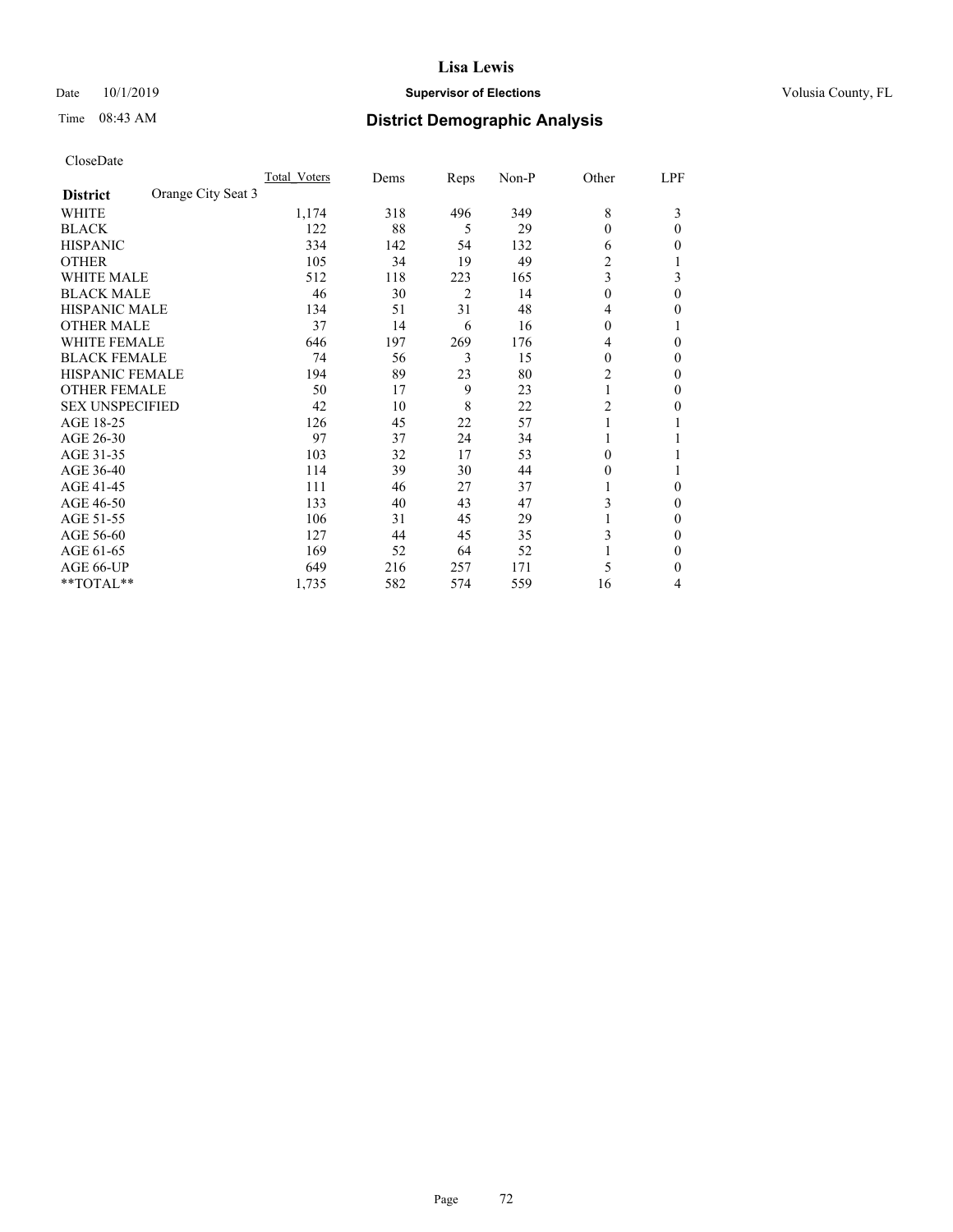# Lisa Lewis

Date 10/1/2019 **Supervisor of Elections** Volusia County, FL

Time 08:43 AM **District Demographic Analysis**

CloseDate

| District | Orange City Seat 3 | Total_Voters | Dems | Reps | Non-P | Other | LPF |
|---|---|---|---|---|---|---|---|
| WHITE | | 1,174 | 318 | 496 | 349 | 8 | 3 |
| BLACK | | 122 | 88 | 5 | 29 | 0 | 0 |
| HISPANIC | | 334 | 142 | 54 | 132 | 6 | 0 |
| OTHER | | 105 | 34 | 19 | 49 | 2 | 1 |
| WHITE MALE | | 512 | 118 | 223 | 165 | 3 | 3 |
| BLACK MALE | | 46 | 30 | 2 | 14 | 0 | 0 |
| HISPANIC MALE | | 134 | 51 | 31 | 48 | 4 | 0 |
| OTHER MALE | | 37 | 14 | 6 | 16 | 0 | 1 |
| WHITE FEMALE | | 646 | 197 | 269 | 176 | 4 | 0 |
| BLACK FEMALE | | 74 | 56 | 3 | 15 | 0 | 0 |
| HISPANIC FEMALE | | 194 | 89 | 23 | 80 | 2 | 0 |
| OTHER FEMALE | | 50 | 17 | 9 | 23 | 1 | 0 |
| SEX UNSPECIFIED | | 42 | 10 | 8 | 22 | 2 | 0 |
| AGE 18-25 | | 126 | 45 | 22 | 57 | 1 | 1 |
| AGE 26-30 | | 97 | 37 | 24 | 34 | 1 | 1 |
| AGE 31-35 | | 103 | 32 | 17 | 53 | 0 | 1 |
| AGE 36-40 | | 114 | 39 | 30 | 44 | 0 | 1 |
| AGE 41-45 | | 111 | 46 | 27 | 37 | 1 | 0 |
| AGE 46-50 | | 133 | 40 | 43 | 47 | 3 | 0 |
| AGE 51-55 | | 106 | 31 | 45 | 29 | 1 | 0 |
| AGE 56-60 | | 127 | 44 | 45 | 35 | 3 | 0 |
| AGE 61-65 | | 169 | 52 | 64 | 52 | 1 | 0 |
| AGE 66-UP | | 649 | 216 | 257 | 171 | 5 | 0 |
| **TOTAL** | | 1,735 | 582 | 574 | 559 | 16 | 4 |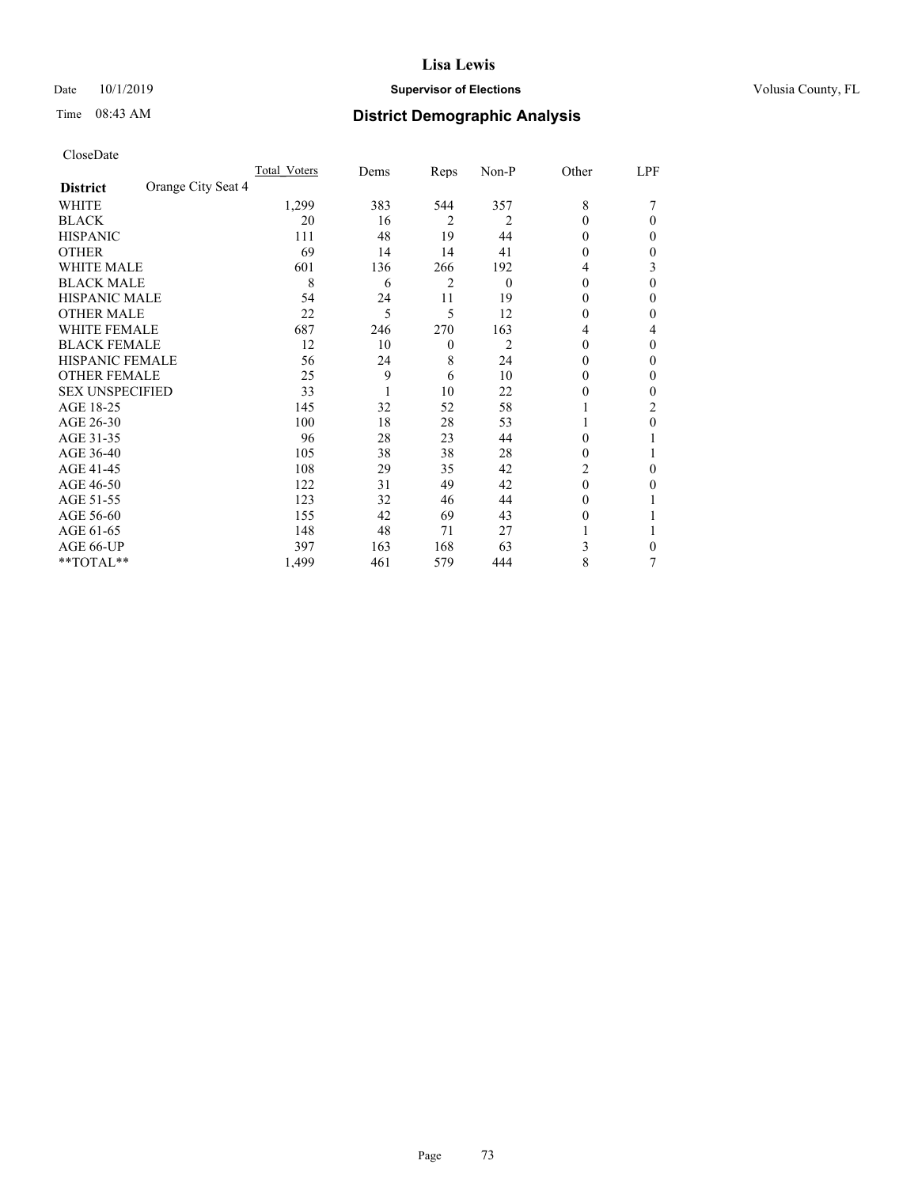# Lisa Lewis

Date 10/1/2019 **Supervisor of Elections** Volusia County, FL

Time 08:43 AM **District Demographic Analysis**

CloseDate

| District | Orange City Seat 4 | Total_Voters | Dems | Reps | Non-P | Other | LPF |
|---|---|---|---|---|---|---|---|
| WHITE | | 1,299 | 383 | 544 | 357 | 8 | 7 |
| BLACK | | 20 | 16 | 2 | 2 | 0 | 0 |
| HISPANIC | | 111 | 48 | 19 | 44 | 0 | 0 |
| OTHER | | 69 | 14 | 14 | 41 | 0 | 0 |
| WHITE MALE | | 601 | 136 | 266 | 192 | 4 | 3 |
| BLACK MALE | | 8 | 6 | 2 | 0 | 0 | 0 |
| HISPANIC MALE | | 54 | 24 | 11 | 19 | 0 | 0 |
| OTHER MALE | | 22 | 5 | 5 | 12 | 0 | 0 |
| WHITE FEMALE | | 687 | 246 | 270 | 163 | 4 | 4 |
| BLACK FEMALE | | 12 | 10 | 0 | 2 | 0 | 0 |
| HISPANIC FEMALE | | 56 | 24 | 8 | 24 | 0 | 0 |
| OTHER FEMALE | | 25 | 9 | 6 | 10 | 0 | 0 |
| SEX UNSPECIFIED | | 33 | 1 | 10 | 22 | 0 | 0 |
| AGE 18-25 | | 145 | 32 | 52 | 58 | 1 | 2 |
| AGE 26-30 | | 100 | 18 | 28 | 53 | 1 | 0 |
| AGE 31-35 | | 96 | 28 | 23 | 44 | 0 | 1 |
| AGE 36-40 | | 105 | 38 | 38 | 28 | 0 | 1 |
| AGE 41-45 | | 108 | 29 | 35 | 42 | 2 | 0 |
| AGE 46-50 | | 122 | 31 | 49 | 42 | 0 | 0 |
| AGE 51-55 | | 123 | 32 | 46 | 44 | 0 | 1 |
| AGE 56-60 | | 155 | 42 | 69 | 43 | 0 | 1 |
| AGE 61-65 | | 148 | 48 | 71 | 27 | 1 | 1 |
| AGE 66-UP | | 397 | 163 | 168 | 63 | 3 | 0 |
| **TOTAL** | | 1,499 | 461 | 579 | 444 | 8 | 7 |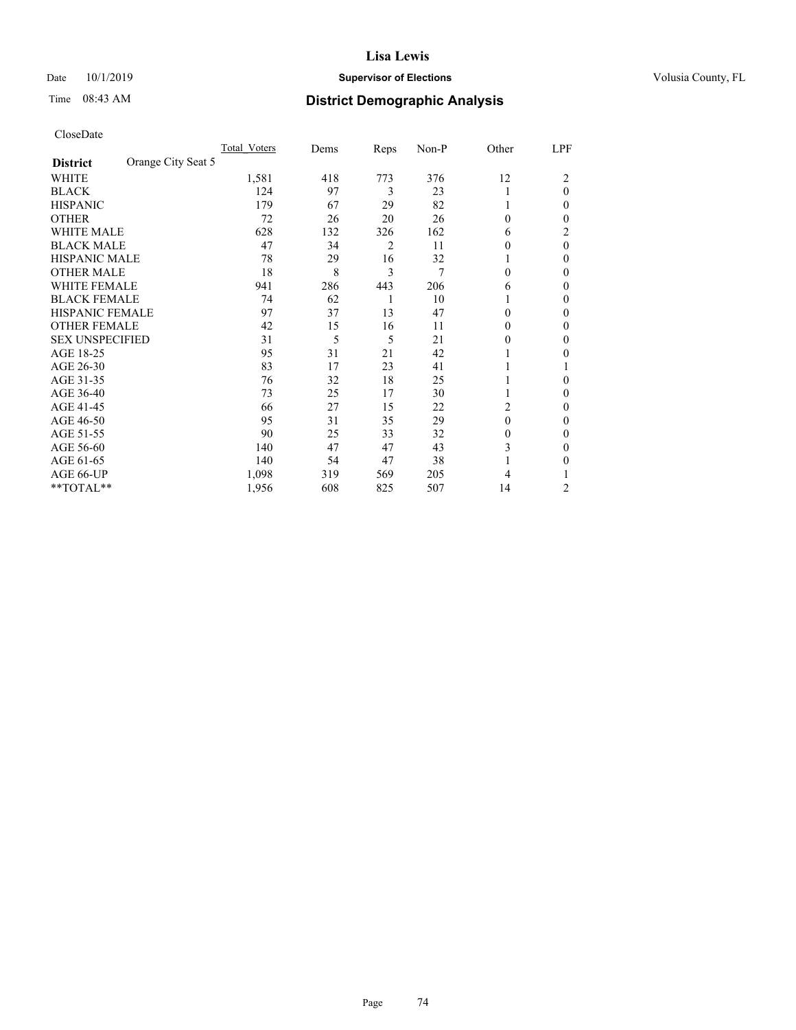# Lisa Lewis

Date 10/1/2019 **Supervisor of Elections** Volusia County, FL

Time 08:43 AM **District Demographic Analysis**

CloseDate

| **District** Orange City Seat 5 | Total Voters | Dems | Reps | Non-P | Other | LPF |
|---|---|---|---|---|---|---|
| WHITE | 1,581 | 418 | 773 | 376 | 12 | 2 |
| BLACK | 124 | 97 | 3 | 23 | 1 | 0 |
| HISPANIC | 179 | 67 | 29 | 82 | 1 | 0 |
| OTHER | 72 | 26 | 20 | 26 | 0 | 0 |
| WHITE MALE | 628 | 132 | 326 | 162 | 6 | 2 |
| BLACK MALE | 47 | 34 | 2 | 11 | 0 | 0 |
| HISPANIC MALE | 78 | 29 | 16 | 32 | 1 | 0 |
| OTHER MALE | 18 | 8 | 3 | 7 | 0 | 0 |
| WHITE FEMALE | 941 | 286 | 443 | 206 | 6 | 0 |
| BLACK FEMALE | 74 | 62 | 1 | 10 | 1 | 0 |
| HISPANIC FEMALE | 97 | 37 | 13 | 47 | 0 | 0 |
| OTHER FEMALE | 42 | 15 | 16 | 11 | 0 | 0 |
| SEX UNSPECIFIED | 31 | 5 | 5 | 21 | 0 | 0 |
| AGE 18-25 | 95 | 31 | 21 | 42 | 1 | 0 |
| AGE 26-30 | 83 | 17 | 23 | 41 | 1 | 1 |
| AGE 31-35 | 76 | 32 | 18 | 25 | 1 | 0 |
| AGE 36-40 | 73 | 25 | 17 | 30 | 1 | 0 |
| AGE 41-45 | 66 | 27 | 15 | 22 | 2 | 0 |
| AGE 46-50 | 95 | 31 | 35 | 29 | 0 | 0 |
| AGE 51-55 | 90 | 25 | 33 | 32 | 0 | 0 |
| AGE 56-60 | 140 | 47 | 47 | 43 | 3 | 0 |
| AGE 61-65 | 140 | 54 | 47 | 38 | 1 | 0 |
| AGE 66-UP | 1,098 | 319 | 569 | 205 | 4 | 1 |
| **TOTAL** | 1,956 | 608 | 825 | 507 | 14 | 2 |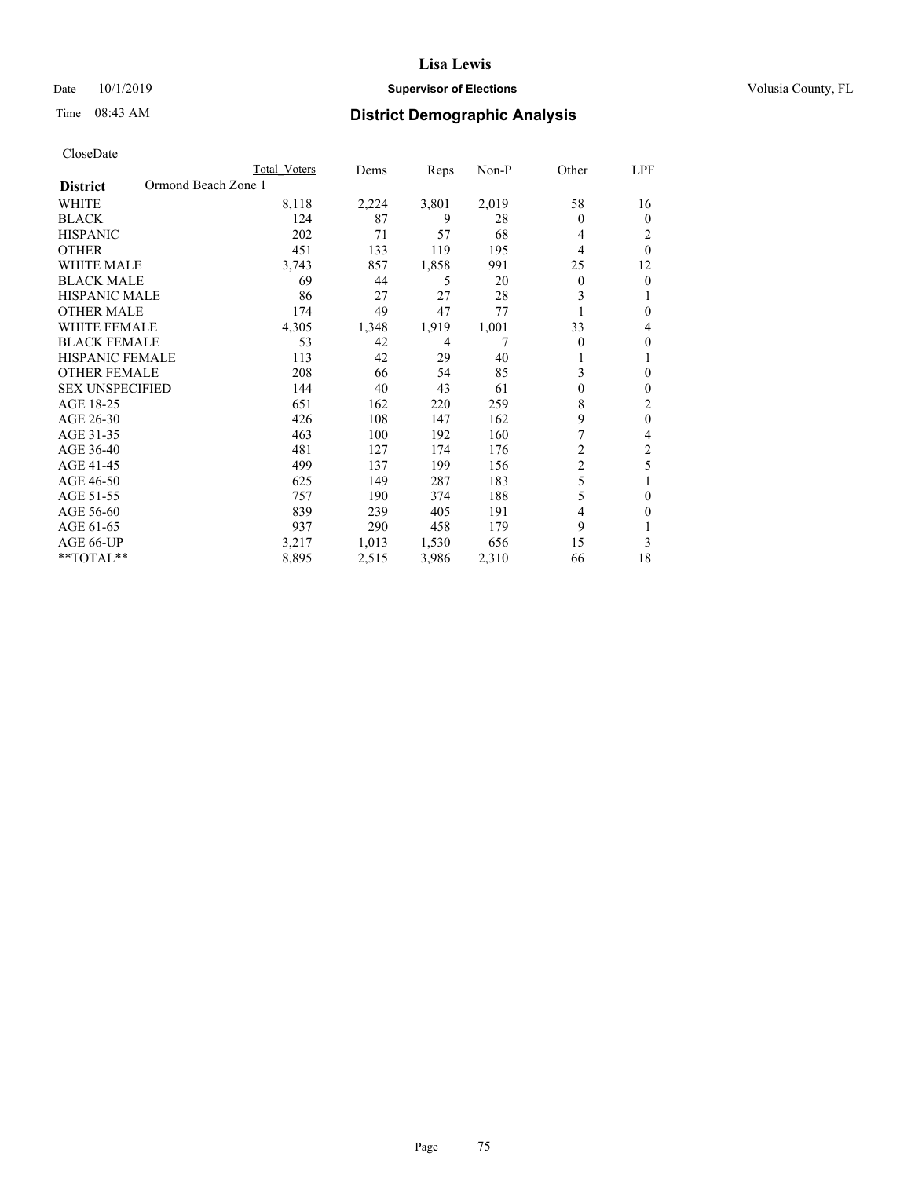# Lisa Lewis

Date 10/1/2019 **Supervisor of Elections** Volusia County, FL

Time 08:43 AM **District Demographic Analysis**

CloseDate

| | Total Voters | Dems | Reps | Non-P | Other | LPF |
|---|---|---|---|---|---|---|
| **District** Ormond Beach Zone 1 | | | | | | |
| WHITE | 8,118 | 2,224 | 3,801 | 2,019 | 58 | 16 |
| BLACK | 124 | 87 | 9 | 28 | 0 | 0 |
| HISPANIC | 202 | 71 | 57 | 68 | 4 | 2 |
| OTHER | 451 | 133 | 119 | 195 | 4 | 0 |
| WHITE MALE | 3,743 | 857 | 1,858 | 991 | 25 | 12 |
| BLACK MALE | 69 | 44 | 5 | 20 | 0 | 0 |
| HISPANIC MALE | 86 | 27 | 27 | 28 | 3 | 1 |
| OTHER MALE | 174 | 49 | 47 | 77 | 1 | 0 |
| WHITE FEMALE | 4,305 | 1,348 | 1,919 | 1,001 | 33 | 4 |
| BLACK FEMALE | 53 | 42 | 4 | 7 | 0 | 0 |
| HISPANIC FEMALE | 113 | 42 | 29 | 40 | 1 | 1 |
| OTHER FEMALE | 208 | 66 | 54 | 85 | 3 | 0 |
| SEX UNSPECIFIED | 144 | 40 | 43 | 61 | 0 | 0 |
| AGE 18-25 | 651 | 162 | 220 | 259 | 8 | 2 |
| AGE 26-30 | 426 | 108 | 147 | 162 | 9 | 0 |
| AGE 31-35 | 463 | 100 | 192 | 160 | 7 | 4 |
| AGE 36-40 | 481 | 127 | 174 | 176 | 2 | 2 |
| AGE 41-45 | 499 | 137 | 199 | 156 | 2 | 5 |
| AGE 46-50 | 625 | 149 | 287 | 183 | 5 | 1 |
| AGE 51-55 | 757 | 190 | 374 | 188 | 5 | 0 |
| AGE 56-60 | 839 | 239 | 405 | 191 | 4 | 0 |
| AGE 61-65 | 937 | 290 | 458 | 179 | 9 | 1 |
| AGE 66-UP | 3,217 | 1,013 | 1,530 | 656 | 15 | 3 |
| **TOTAL** | 8,895 | 2,515 | 3,986 | 2,310 | 66 | 18 |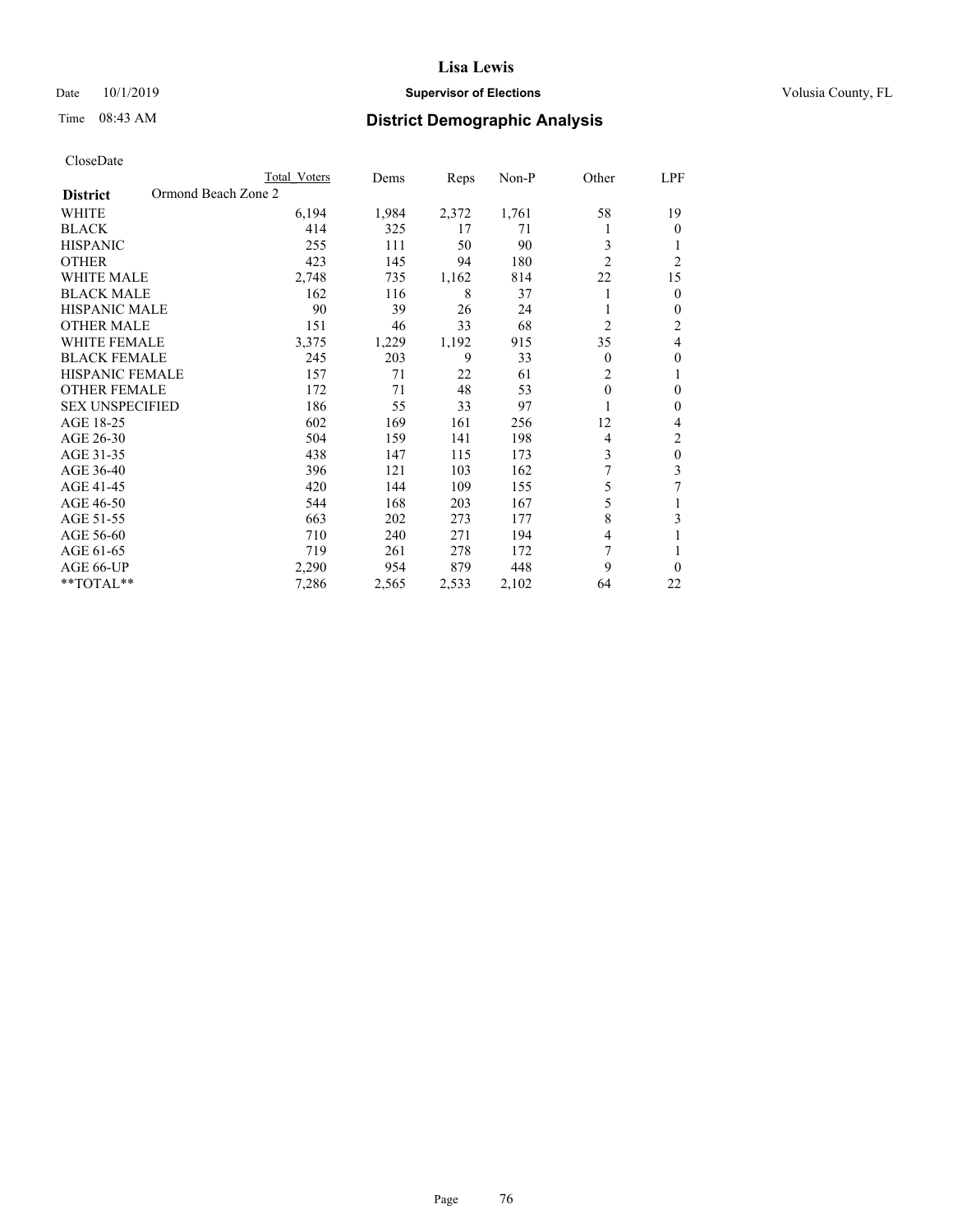# Lisa Lewis

Date 10/1/2019 **Supervisor of Elections** Volusia County, FL

Time 08:43 AM **District Demographic Analysis**

CloseDate

| District | Ormond Beach Zone 2 | Total Voters | Dems | Reps | Non-P | Other | LPF |
|---|---|---|---|---|---|---|---|
| WHITE | | 6,194 | 1,984 | 2,372 | 1,761 | 58 | 19 |
| BLACK | | 414 | 325 | 17 | 71 | 1 | 0 |
| HISPANIC | | 255 | 111 | 50 | 90 | 3 | 1 |
| OTHER | | 423 | 145 | 94 | 180 | 2 | 2 |
| WHITE MALE | | 2,748 | 735 | 1,162 | 814 | 22 | 15 |
| BLACK MALE | | 162 | 116 | 8 | 37 | 1 | 0 |
| HISPANIC MALE | | 90 | 39 | 26 | 24 | 1 | 0 |
| OTHER MALE | | 151 | 46 | 33 | 68 | 2 | 2 |
| WHITE FEMALE | | 3,375 | 1,229 | 1,192 | 915 | 35 | 4 |
| BLACK FEMALE | | 245 | 203 | 9 | 33 | 0 | 0 |
| HISPANIC FEMALE | | 157 | 71 | 22 | 61 | 2 | 1 |
| OTHER FEMALE | | 172 | 71 | 48 | 53 | 0 | 0 |
| SEX UNSPECIFIED | | 186 | 55 | 33 | 97 | 1 | 0 |
| AGE 18-25 | | 602 | 169 | 161 | 256 | 12 | 4 |
| AGE 26-30 | | 504 | 159 | 141 | 198 | 4 | 2 |
| AGE 31-35 | | 438 | 147 | 115 | 173 | 3 | 0 |
| AGE 36-40 | | 396 | 121 | 103 | 162 | 7 | 3 |
| AGE 41-45 | | 420 | 144 | 109 | 155 | 5 | 7 |
| AGE 46-50 | | 544 | 168 | 203 | 167 | 5 | 1 |
| AGE 51-55 | | 663 | 202 | 273 | 177 | 8 | 3 |
| AGE 56-60 | | 710 | 240 | 271 | 194 | 4 | 1 |
| AGE 61-65 | | 719 | 261 | 278 | 172 | 7 | 1 |
| AGE 66-UP | | 2,290 | 954 | 879 | 448 | 9 | 0 |
| **TOTAL** | | 7,286 | 2,565 | 2,533 | 2,102 | 64 | 22 |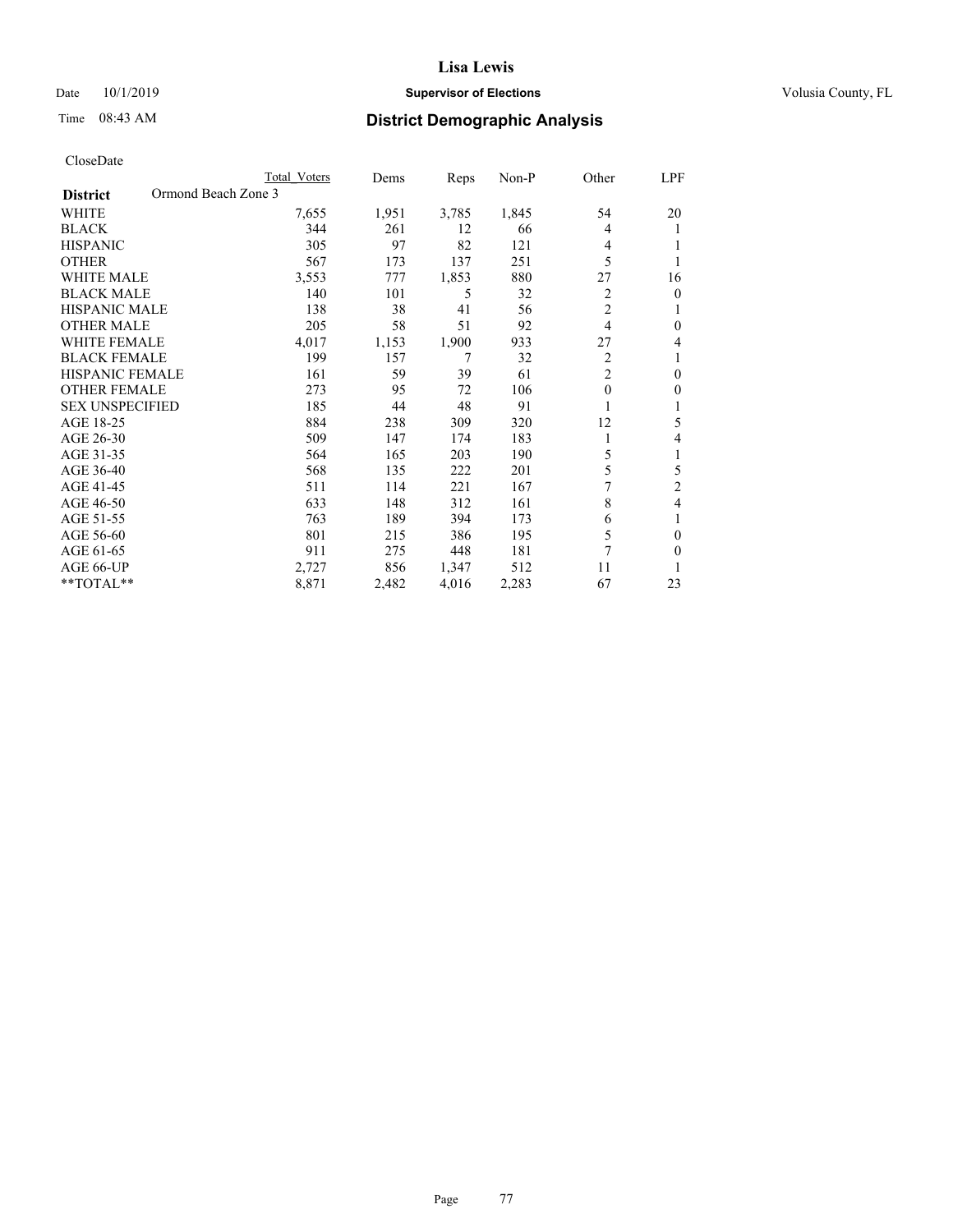# Lisa Lewis

Date 10/1/2019 **Supervisor of Elections** Volusia County, FL

Time 08:43 AM **District Demographic Analysis**

CloseDate

| | Total Voters | Dems | Reps | Non-P | Other | LPF |
|---|---|---|---|---|---|---|
| **District** Ormond Beach Zone 3 | | | | | | |
| WHITE | 7,655 | 1,951 | 3,785 | 1,845 | 54 | 20 |
| BLACK | 344 | 261 | 12 | 66 | 4 | 1 |
| HISPANIC | 305 | 97 | 82 | 121 | 4 | 1 |
| OTHER | 567 | 173 | 137 | 251 | 5 | 1 |
| WHITE MALE | 3,553 | 777 | 1,853 | 880 | 27 | 16 |
| BLACK MALE | 140 | 101 | 5 | 32 | 2 | 0 |
| HISPANIC MALE | 138 | 38 | 41 | 56 | 2 | 1 |
| OTHER MALE | 205 | 58 | 51 | 92 | 4 | 0 |
| WHITE FEMALE | 4,017 | 1,153 | 1,900 | 933 | 27 | 4 |
| BLACK FEMALE | 199 | 157 | 7 | 32 | 2 | 1 |
| HISPANIC FEMALE | 161 | 59 | 39 | 61 | 2 | 0 |
| OTHER FEMALE | 273 | 95 | 72 | 106 | 0 | 0 |
| SEX UNSPECIFIED | 185 | 44 | 48 | 91 | 1 | 1 |
| AGE 18-25 | 884 | 238 | 309 | 320 | 12 | 5 |
| AGE 26-30 | 509 | 147 | 174 | 183 | 1 | 4 |
| AGE 31-35 | 564 | 165 | 203 | 190 | 5 | 1 |
| AGE 36-40 | 568 | 135 | 222 | 201 | 5 | 5 |
| AGE 41-45 | 511 | 114 | 221 | 167 | 7 | 2 |
| AGE 46-50 | 633 | 148 | 312 | 161 | 8 | 4 |
| AGE 51-55 | 763 | 189 | 394 | 173 | 6 | 1 |
| AGE 56-60 | 801 | 215 | 386 | 195 | 5 | 0 |
| AGE 61-65 | 911 | 275 | 448 | 181 | 7 | 0 |
| AGE 66-UP | 2,727 | 856 | 1,347 | 512 | 11 | 1 |
| **TOTAL** | 8,871 | 2,482 | 4,016 | 2,283 | 67 | 23 |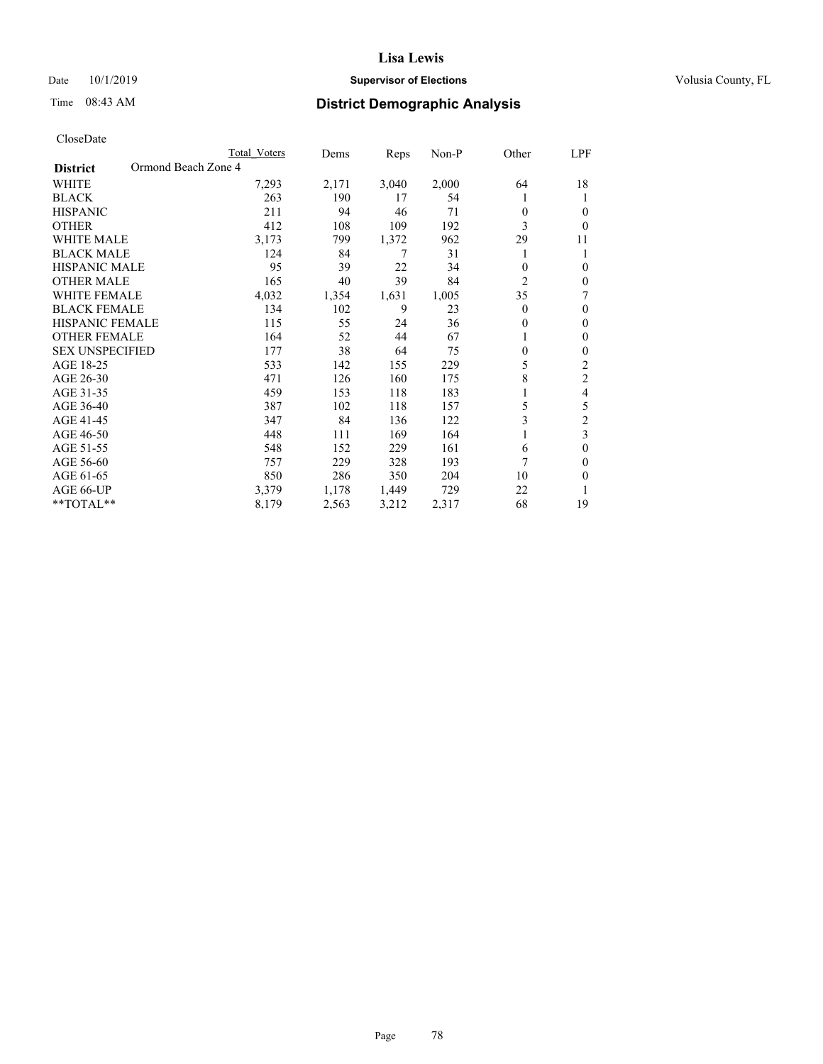# Lisa Lewis

Date 10/1/2019 **Supervisor of Elections** Volusia County, FL

Time 08:43 AM **District Demographic Analysis**

CloseDate

| District | Ormond Beach Zone 4 | Total Voters | Dems | Reps | Non-P | Other | LPF |
|---|---|---|---|---|---|---|---|
| WHITE | | 7,293 | 2,171 | 3,040 | 2,000 | 64 | 18 |
| BLACK | | 263 | 190 | 17 | 54 | 1 | 1 |
| HISPANIC | | 211 | 94 | 46 | 71 | 0 | 0 |
| OTHER | | 412 | 108 | 109 | 192 | 3 | 0 |
| WHITE MALE | | 3,173 | 799 | 1,372 | 962 | 29 | 11 |
| BLACK MALE | | 124 | 84 | 7 | 31 | 1 | 1 |
| HISPANIC MALE | | 95 | 39 | 22 | 34 | 0 | 0 |
| OTHER MALE | | 165 | 40 | 39 | 84 | 2 | 0 |
| WHITE FEMALE | | 4,032 | 1,354 | 1,631 | 1,005 | 35 | 7 |
| BLACK FEMALE | | 134 | 102 | 9 | 23 | 0 | 0 |
| HISPANIC FEMALE | | 115 | 55 | 24 | 36 | 0 | 0 |
| OTHER FEMALE | | 164 | 52 | 44 | 67 | 1 | 0 |
| SEX UNSPECIFIED | | 177 | 38 | 64 | 75 | 0 | 0 |
| AGE 18-25 | | 533 | 142 | 155 | 229 | 5 | 2 |
| AGE 26-30 | | 471 | 126 | 160 | 175 | 8 | 2 |
| AGE 31-35 | | 459 | 153 | 118 | 183 | 1 | 4 |
| AGE 36-40 | | 387 | 102 | 118 | 157 | 5 | 5 |
| AGE 41-45 | | 347 | 84 | 136 | 122 | 3 | 2 |
| AGE 46-50 | | 448 | 111 | 169 | 164 | 1 | 3 |
| AGE 51-55 | | 548 | 152 | 229 | 161 | 6 | 0 |
| AGE 56-60 | | 757 | 229 | 328 | 193 | 7 | 0 |
| AGE 61-65 | | 850 | 286 | 350 | 204 | 10 | 0 |
| AGE 66-UP | | 3,379 | 1,178 | 1,449 | 729 | 22 | 1 |
| **TOTAL** | | 8,179 | 2,563 | 3,212 | 2,317 | 68 | 19 |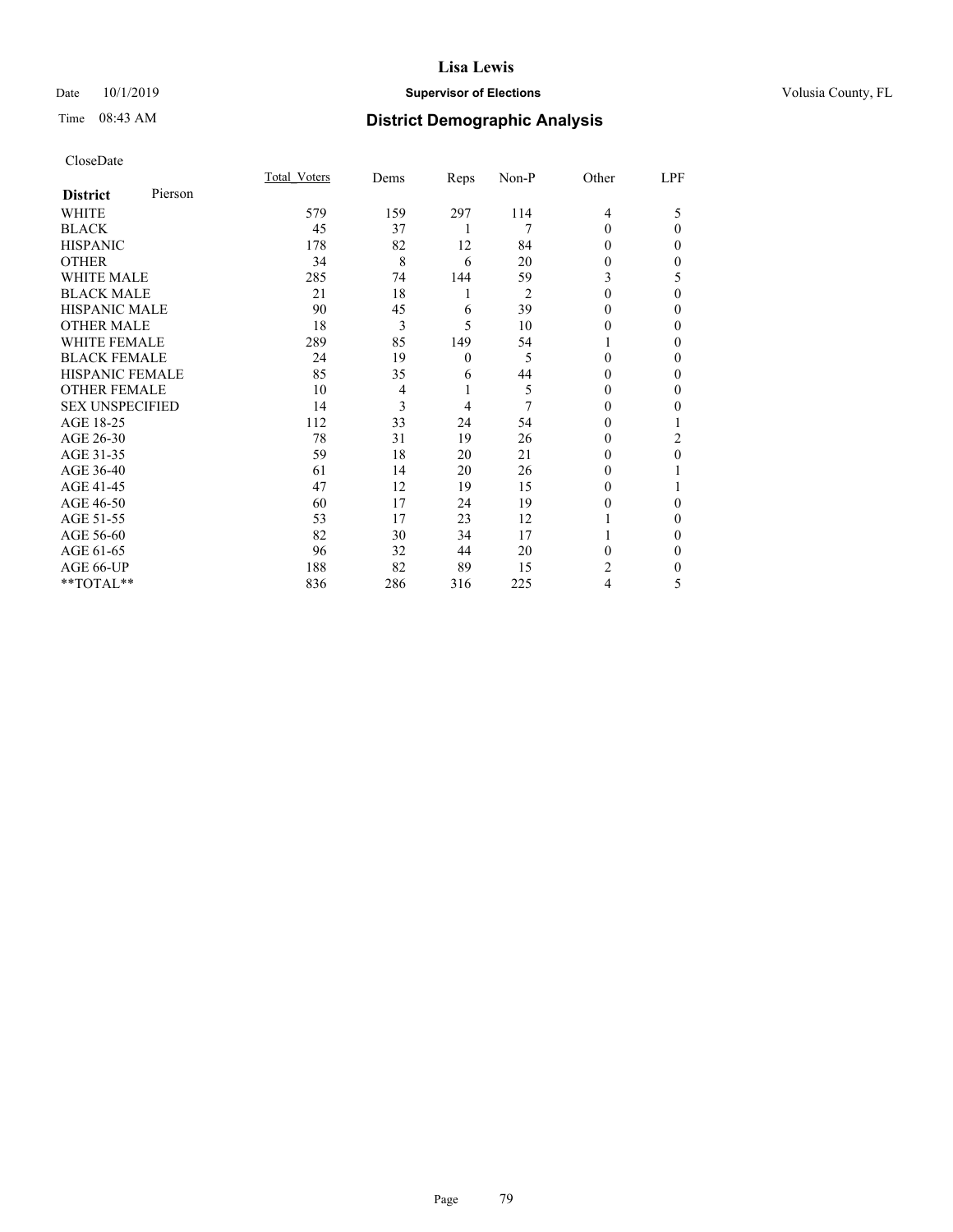**Lisa Lewis**

Date 10/1/2019 **Supervisor of Elections** Volusia County, FL

Time 08:43 AM

## District Demographic Analysis

CloseDate

| District Pierson | Total_Voters | Dems | Reps | Non-P | Other | LPF |
|---|---|---|---|---|---|---|
| WHITE | 579 | 159 | 297 | 114 | 4 | 5 |
| BLACK | 45 | 37 | 1 | 7 | 0 | 0 |
| HISPANIC | 178 | 82 | 12 | 84 | 0 | 0 |
| OTHER | 34 | 8 | 6 | 20 | 0 | 0 |
| WHITE MALE | 285 | 74 | 144 | 59 | 3 | 5 |
| BLACK MALE | 21 | 18 | 1 | 2 | 0 | 0 |
| HISPANIC MALE | 90 | 45 | 6 | 39 | 0 | 0 |
| OTHER MALE | 18 | 3 | 5 | 10 | 0 | 0 |
| WHITE FEMALE | 289 | 85 | 149 | 54 | 1 | 0 |
| BLACK FEMALE | 24 | 19 | 0 | 5 | 0 | 0 |
| HISPANIC FEMALE | 85 | 35 | 6 | 44 | 0 | 0 |
| OTHER FEMALE | 10 | 4 | 1 | 5 | 0 | 0 |
| SEX UNSPECIFIED | 14 | 3 | 4 | 7 | 0 | 0 |
| AGE 18-25 | 112 | 33 | 24 | 54 | 0 | 1 |
| AGE 26-30 | 78 | 31 | 19 | 26 | 0 | 2 |
| AGE 31-35 | 59 | 18 | 20 | 21 | 0 | 0 |
| AGE 36-40 | 61 | 14 | 20 | 26 | 0 | 1 |
| AGE 41-45 | 47 | 12 | 19 | 15 | 0 | 1 |
| AGE 46-50 | 60 | 17 | 24 | 19 | 0 | 0 |
| AGE 51-55 | 53 | 17 | 23 | 12 | 1 | 0 |
| AGE 56-60 | 82 | 30 | 34 | 17 | 1 | 0 |
| AGE 61-65 | 96 | 32 | 44 | 20 | 0 | 0 |
| AGE 66-UP | 188 | 82 | 89 | 15 | 2 | 0 |
| **TOTAL** | 836 | 286 | 316 | 225 | 4 | 5 |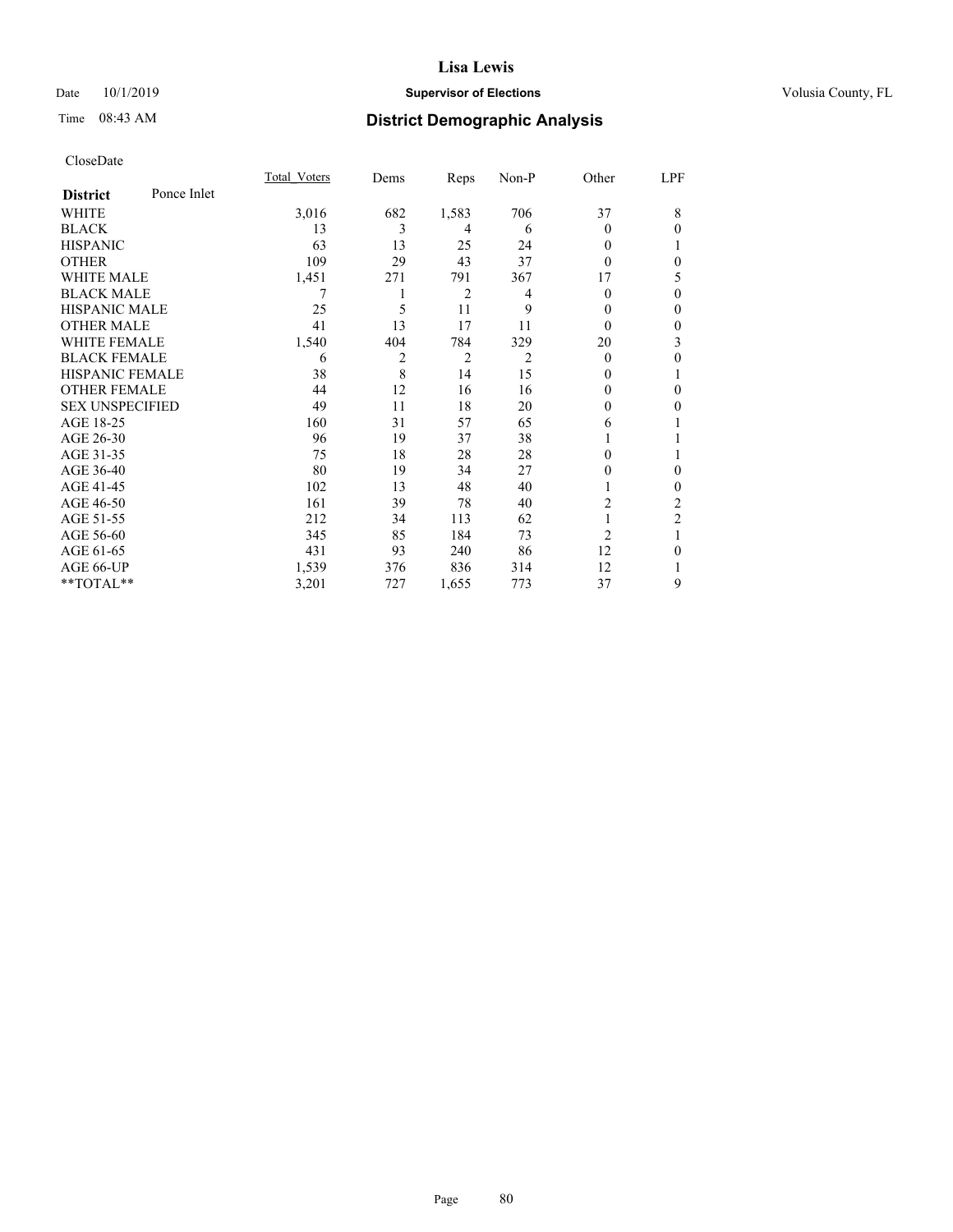# Lisa Lewis

Date 10/1/2019 **Supervisor of Elections** Volusia County, FL

Time 08:43 AM **District Demographic Analysis**

CloseDate

| **District** Ponce Inlet | Total_Voters | Dems | Reps | Non-P | Other | LPF |
|---|---|---|---|---|---|---|
| WHITE | 3,016 | 682 | 1,583 | 706 | 37 | 8 |
| BLACK | 13 | 3 | 4 | 6 | 0 | 0 |
| HISPANIC | 63 | 13 | 25 | 24 | 0 | 1 |
| OTHER | 109 | 29 | 43 | 37 | 0 | 0 |
| WHITE MALE | 1,451 | 271 | 791 | 367 | 17 | 5 |
| BLACK MALE | 7 | 1 | 2 | 4 | 0 | 0 |
| HISPANIC MALE | 25 | 5 | 11 | 9 | 0 | 0 |
| OTHER MALE | 41 | 13 | 17 | 11 | 0 | 0 |
| WHITE FEMALE | 1,540 | 404 | 784 | 329 | 20 | 3 |
| BLACK FEMALE | 6 | 2 | 2 | 2 | 0 | 0 |
| HISPANIC FEMALE | 38 | 8 | 14 | 15 | 0 | 1 |
| OTHER FEMALE | 44 | 12 | 16 | 16 | 0 | 0 |
| SEX UNSPECIFIED | 49 | 11 | 18 | 20 | 0 | 0 |
| AGE 18-25 | 160 | 31 | 57 | 65 | 6 | 1 |
| AGE 26-30 | 96 | 19 | 37 | 38 | 1 | 1 |
| AGE 31-35 | 75 | 18 | 28 | 28 | 0 | 1 |
| AGE 36-40 | 80 | 19 | 34 | 27 | 0 | 0 |
| AGE 41-45 | 102 | 13 | 48 | 40 | 1 | 0 |
| AGE 46-50 | 161 | 39 | 78 | 40 | 2 | 2 |
| AGE 51-55 | 212 | 34 | 113 | 62 | 1 | 2 |
| AGE 56-60 | 345 | 85 | 184 | 73 | 2 | 1 |
| AGE 61-65 | 431 | 93 | 240 | 86 | 12 | 0 |
| AGE 66-UP | 1,539 | 376 | 836 | 314 | 12 | 1 |
| **TOTAL** | 3,201 | 727 | 1,655 | 773 | 37 | 9 |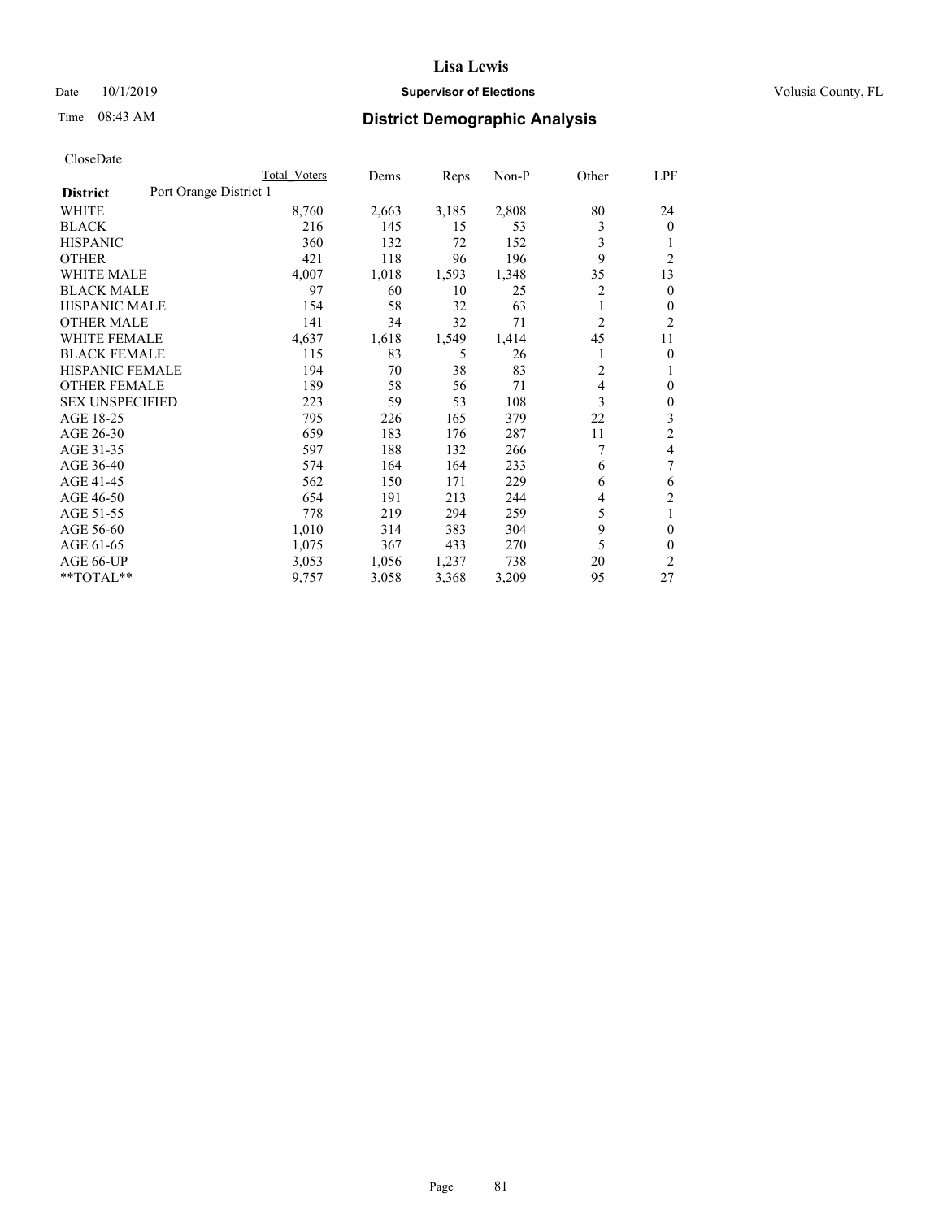CloseDate

| District | Port Orange District 1 | Total Voters | Dems | Reps | Non-P | Other | LPF |
|---|---|---|---|---|---|---|---|
| WHITE | | 8,760 | 2,663 | 3,185 | 2,808 | 80 | 24 |
| BLACK | | 216 | 145 | 15 | 53 | 3 | 0 |
| HISPANIC | | 360 | 132 | 72 | 152 | 3 | 1 |
| OTHER | | 421 | 118 | 96 | 196 | 9 | 2 |
| WHITE MALE | | 4,007 | 1,018 | 1,593 | 1,348 | 35 | 13 |
| BLACK MALE | | 97 | 60 | 10 | 25 | 2 | 0 |
| HISPANIC MALE | | 154 | 58 | 32 | 63 | 1 | 0 |
| OTHER MALE | | 141 | 34 | 32 | 71 | 2 | 2 |
| WHITE FEMALE | | 4,637 | 1,618 | 1,549 | 1,414 | 45 | 11 |
| BLACK FEMALE | | 115 | 83 | 5 | 26 | 1 | 0 |
| HISPANIC FEMALE | | 194 | 70 | 38 | 83 | 2 | 1 |
| OTHER FEMALE | | 189 | 58 | 56 | 71 | 4 | 0 |
| SEX UNSPECIFIED | | 223 | 59 | 53 | 108 | 3 | 0 |
| AGE 18-25 | | 795 | 226 | 165 | 379 | 22 | 3 |
| AGE 26-30 | | 659 | 183 | 176 | 287 | 11 | 2 |
| AGE 31-35 | | 597 | 188 | 132 | 266 | 7 | 4 |
| AGE 36-40 | | 574 | 164 | 164 | 233 | 6 | 7 |
| AGE 41-45 | | 562 | 150 | 171 | 229 | 6 | 6 |
| AGE 46-50 | | 654 | 191 | 213 | 244 | 4 | 2 |
| AGE 51-55 | | 778 | 219 | 294 | 259 | 5 | 1 |
| AGE 56-60 | | 1,010 | 314 | 383 | 304 | 9 | 0 |
| AGE 61-65 | | 1,075 | 367 | 433 | 270 | 5 | 0 |
| AGE 66-UP | | 3,053 | 1,056 | 1,237 | 738 | 20 | 2 |
| **TOTAL** | | 9,757 | 3,058 | 3,368 | 3,209 | 95 | 27 |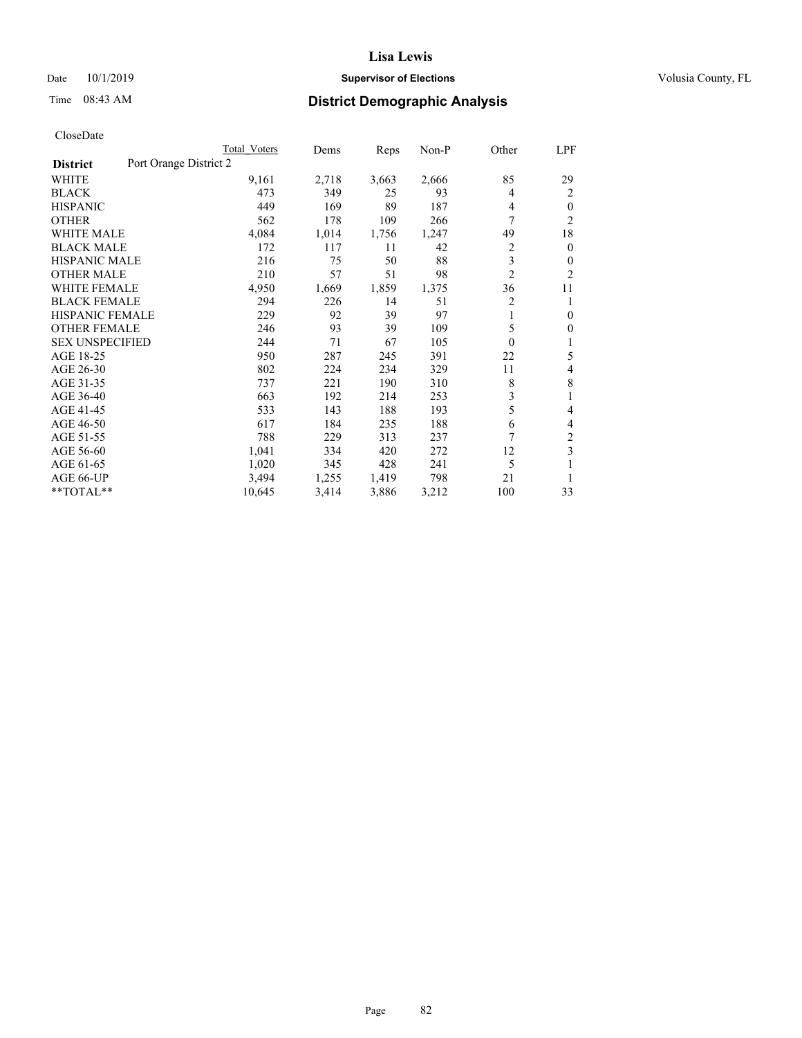# Lisa Lewis

Date 10/1/2019 **Supervisor of Elections** Volusia County, FL

Time 08:43 AM **District Demographic Analysis**

CloseDate

| District | Port Orange District 2 | Total Voters | Dems | Reps | Non-P | Other | LPF |
|---|---|---|---|---|---|---|---|
| WHITE | | 9,161 | 2,718 | 3,663 | 2,666 | 85 | 29 |
| BLACK | | 473 | 349 | 25 | 93 | 4 | 2 |
| HISPANIC | | 449 | 169 | 89 | 187 | 4 | 0 |
| OTHER | | 562 | 178 | 109 | 266 | 7 | 2 |
| WHITE MALE | | 4,084 | 1,014 | 1,756 | 1,247 | 49 | 18 |
| BLACK MALE | | 172 | 117 | 11 | 42 | 2 | 0 |
| HISPANIC MALE | | 216 | 75 | 50 | 88 | 3 | 0 |
| OTHER MALE | | 210 | 57 | 51 | 98 | 2 | 2 |
| WHITE FEMALE | | 4,950 | 1,669 | 1,859 | 1,375 | 36 | 11 |
| BLACK FEMALE | | 294 | 226 | 14 | 51 | 2 | 1 |
| HISPANIC FEMALE | | 229 | 92 | 39 | 97 | 1 | 0 |
| OTHER FEMALE | | 246 | 93 | 39 | 109 | 5 | 0 |
| SEX UNSPECIFIED | | 244 | 71 | 67 | 105 | 0 | 1 |
| AGE 18-25 | | 950 | 287 | 245 | 391 | 22 | 5 |
| AGE 26-30 | | 802 | 224 | 234 | 329 | 11 | 4 |
| AGE 31-35 | | 737 | 221 | 190 | 310 | 8 | 8 |
| AGE 36-40 | | 663 | 192 | 214 | 253 | 3 | 1 |
| AGE 41-45 | | 533 | 143 | 188 | 193 | 5 | 4 |
| AGE 46-50 | | 617 | 184 | 235 | 188 | 6 | 4 |
| AGE 51-55 | | 788 | 229 | 313 | 237 | 7 | 2 |
| AGE 56-60 | | 1,041 | 334 | 420 | 272 | 12 | 3 |
| AGE 61-65 | | 1,020 | 345 | 428 | 241 | 5 | 1 |
| AGE 66-UP | | 3,494 | 1,255 | 1,419 | 798 | 21 | 1 |
| **TOTAL** | | 10,645 | 3,414 | 3,886 | 3,212 | 100 | 33 |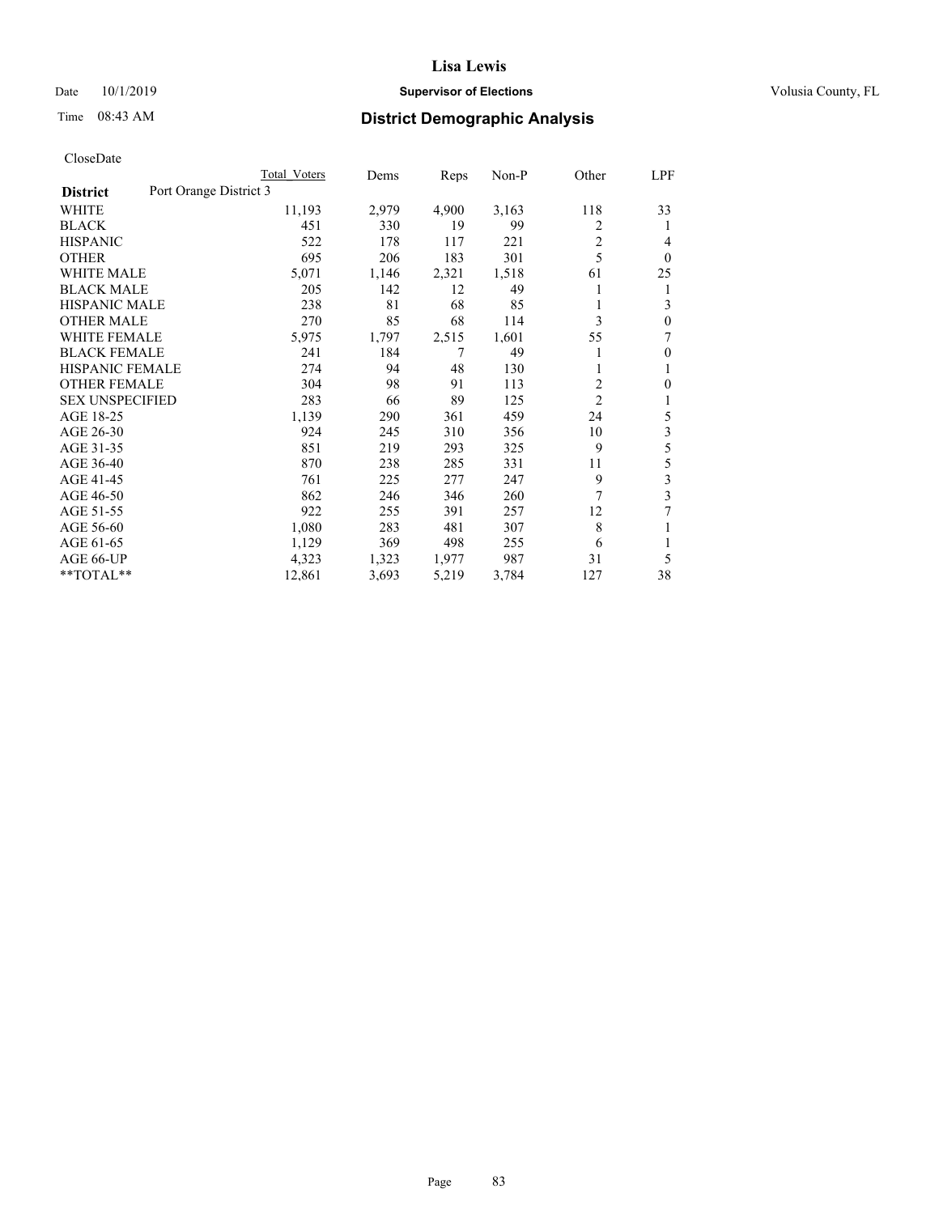# Lisa Lewis

Date 10/1/2019 **Supervisor of Elections** Volusia County, FL

Time 08:43 AM **District Demographic Analysis**

CloseDate

| **District** Port Orange District 3 | Total Voters | Dems | Reps | Non-P | Other | LPF |
|---|---|---|---|---|---|---|
| WHITE | 11,193 | 2,979 | 4,900 | 3,163 | 118 | 33 |
| BLACK | 451 | 330 | 19 | 99 | 2 | 1 |
| HISPANIC | 522 | 178 | 117 | 221 | 2 | 4 |
| OTHER | 695 | 206 | 183 | 301 | 5 | 0 |
| WHITE MALE | 5,071 | 1,146 | 2,321 | 1,518 | 61 | 25 |
| BLACK MALE | 205 | 142 | 12 | 49 | 1 | 1 |
| HISPANIC MALE | 238 | 81 | 68 | 85 | 1 | 3 |
| OTHER MALE | 270 | 85 | 68 | 114 | 3 | 0 |
| WHITE FEMALE | 5,975 | 1,797 | 2,515 | 1,601 | 55 | 7 |
| BLACK FEMALE | 241 | 184 | 7 | 49 | 1 | 0 |
| HISPANIC FEMALE | 274 | 94 | 48 | 130 | 1 | 1 |
| OTHER FEMALE | 304 | 98 | 91 | 113 | 2 | 0 |
| SEX UNSPECIFIED | 283 | 66 | 89 | 125 | 2 | 1 |
| AGE 18-25 | 1,139 | 290 | 361 | 459 | 24 | 5 |
| AGE 26-30 | 924 | 245 | 310 | 356 | 10 | 3 |
| AGE 31-35 | 851 | 219 | 293 | 325 | 9 | 5 |
| AGE 36-40 | 870 | 238 | 285 | 331 | 11 | 5 |
| AGE 41-45 | 761 | 225 | 277 | 247 | 9 | 3 |
| AGE 46-50 | 862 | 246 | 346 | 260 | 7 | 3 |
| AGE 51-55 | 922 | 255 | 391 | 257 | 12 | 7 |
| AGE 56-60 | 1,080 | 283 | 481 | 307 | 8 | 1 |
| AGE 61-65 | 1,129 | 369 | 498 | 255 | 6 | 1 |
| AGE 66-UP | 4,323 | 1,323 | 1,977 | 987 | 31 | 5 |
| **TOTAL** | 12,861 | 3,693 | 5,219 | 3,784 | 127 | 38 |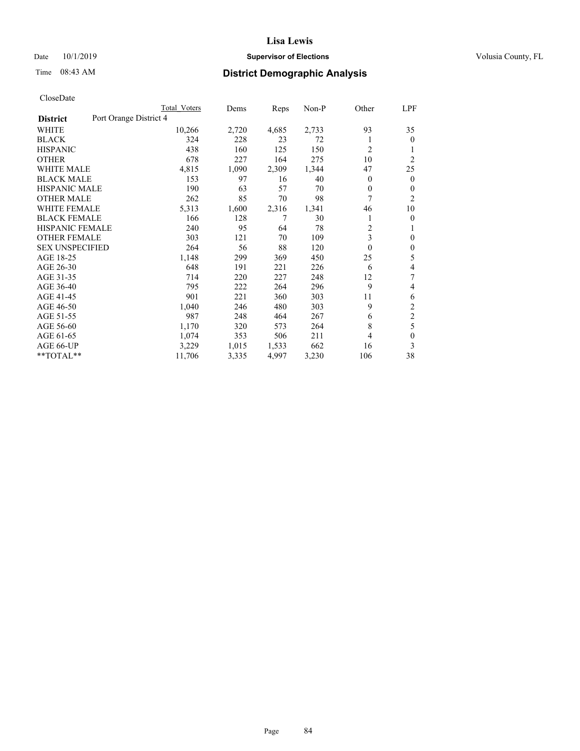# Lisa Lewis

Date 10/1/2019 **Supervisor of Elections** Volusia County, FL

Time 08:43 AM **District Demographic Analysis**

CloseDate

| | Total Voters | Dems | Reps | Non-P | Other | LPF |
|---|---|---|---|---|---|---|
| **District** Port Orange District 4 | | | | | | |
| WHITE | 10,266 | 2,720 | 4,685 | 2,733 | 93 | 35 |
| BLACK | 324 | 228 | 23 | 72 | 1 | 0 |
| HISPANIC | 438 | 160 | 125 | 150 | 2 | 1 |
| OTHER | 678 | 227 | 164 | 275 | 10 | 2 |
| WHITE MALE | 4,815 | 1,090 | 2,309 | 1,344 | 47 | 25 |
| BLACK MALE | 153 | 97 | 16 | 40 | 0 | 0 |
| HISPANIC MALE | 190 | 63 | 57 | 70 | 0 | 0 |
| OTHER MALE | 262 | 85 | 70 | 98 | 7 | 2 |
| WHITE FEMALE | 5,313 | 1,600 | 2,316 | 1,341 | 46 | 10 |
| BLACK FEMALE | 166 | 128 | 7 | 30 | 1 | 0 |
| HISPANIC FEMALE | 240 | 95 | 64 | 78 | 2 | 1 |
| OTHER FEMALE | 303 | 121 | 70 | 109 | 3 | 0 |
| SEX UNSPECIFIED | 264 | 56 | 88 | 120 | 0 | 0 |
| AGE 18-25 | 1,148 | 299 | 369 | 450 | 25 | 5 |
| AGE 26-30 | 648 | 191 | 221 | 226 | 6 | 4 |
| AGE 31-35 | 714 | 220 | 227 | 248 | 12 | 7 |
| AGE 36-40 | 795 | 222 | 264 | 296 | 9 | 4 |
| AGE 41-45 | 901 | 221 | 360 | 303 | 11 | 6 |
| AGE 46-50 | 1,040 | 246 | 480 | 303 | 9 | 2 |
| AGE 51-55 | 987 | 248 | 464 | 267 | 6 | 2 |
| AGE 56-60 | 1,170 | 320 | 573 | 264 | 8 | 5 |
| AGE 61-65 | 1,074 | 353 | 506 | 211 | 4 | 0 |
| AGE 66-UP | 3,229 | 1,015 | 1,533 | 662 | 16 | 3 |
| **TOTAL** | 11,706 | 3,335 | 4,997 | 3,230 | 106 | 38 |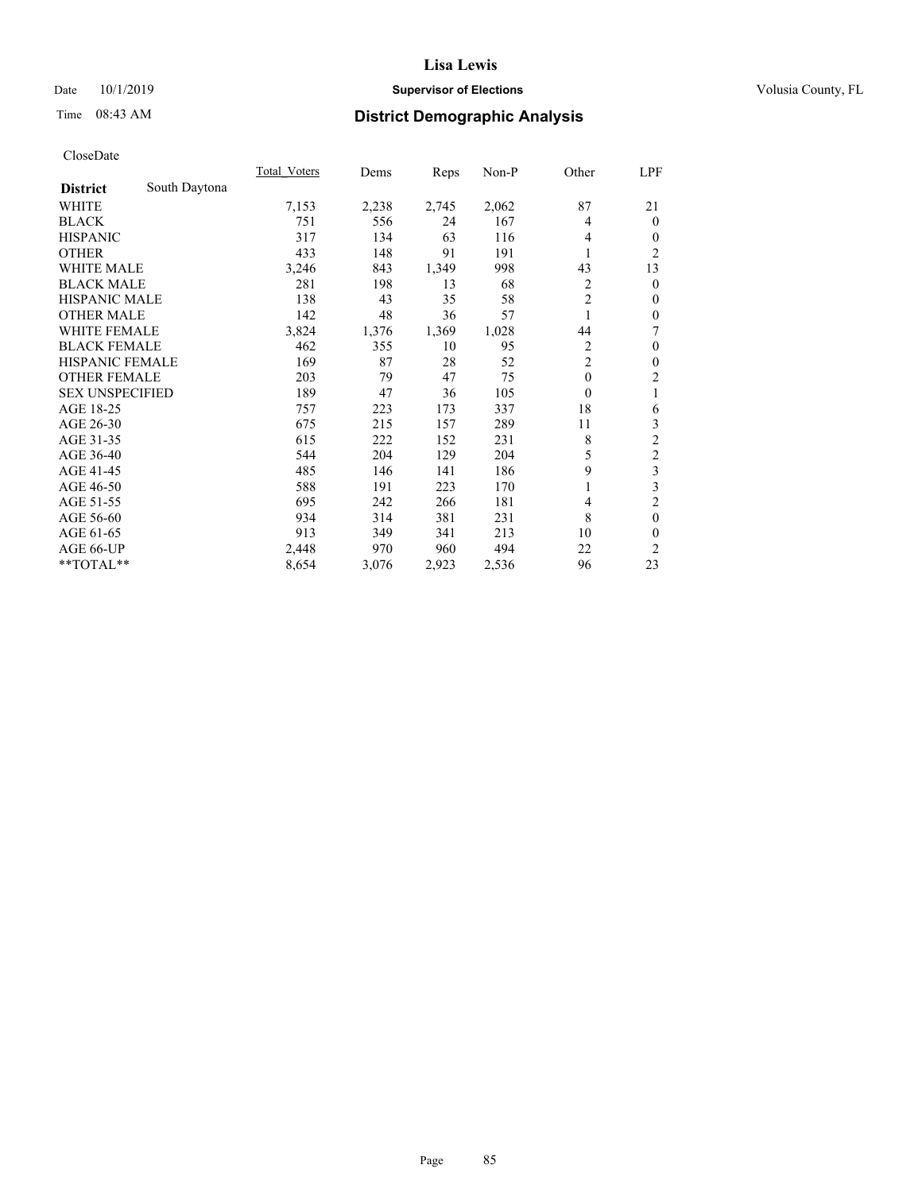**Lisa Lewis**

Date 10/1/2019 **Supervisor of Elections** Volusia County, FL

Time 08:43 AM **District Demographic Analysis**

CloseDate

| **District** South Daytona | Total_Voters | Dems | Reps | Non-P | Other | LPF |
|---|---|---|---|---|---|---|
| WHITE | 7,153 | 2,238 | 2,745 | 2,062 | 87 | 21 |
| BLACK | 751 | 556 | 24 | 167 | 4 | 0 |
| HISPANIC | 317 | 134 | 63 | 116 | 4 | 0 |
| OTHER | 433 | 148 | 91 | 191 | 1 | 2 |
| WHITE MALE | 3,246 | 843 | 1,349 | 998 | 43 | 13 |
| BLACK MALE | 281 | 198 | 13 | 68 | 2 | 0 |
| HISPANIC MALE | 138 | 43 | 35 | 58 | 2 | 0 |
| OTHER MALE | 142 | 48 | 36 | 57 | 1 | 0 |
| WHITE FEMALE | 3,824 | 1,376 | 1,369 | 1,028 | 44 | 7 |
| BLACK FEMALE | 462 | 355 | 10 | 95 | 2 | 0 |
| HISPANIC FEMALE | 169 | 87 | 28 | 52 | 2 | 0 |
| OTHER FEMALE | 203 | 79 | 47 | 75 | 0 | 2 |
| SEX UNSPECIFIED | 189 | 47 | 36 | 105 | 0 | 1 |
| AGE 18-25 | 757 | 223 | 173 | 337 | 18 | 6 |
| AGE 26-30 | 675 | 215 | 157 | 289 | 11 | 3 |
| AGE 31-35 | 615 | 222 | 152 | 231 | 8 | 2 |
| AGE 36-40 | 544 | 204 | 129 | 204 | 5 | 2 |
| AGE 41-45 | 485 | 146 | 141 | 186 | 9 | 3 |
| AGE 46-50 | 588 | 191 | 223 | 170 | 1 | 3 |
| AGE 51-55 | 695 | 242 | 266 | 181 | 4 | 2 |
| AGE 56-60 | 934 | 314 | 381 | 231 | 8 | 0 |
| AGE 61-65 | 913 | 349 | 341 | 213 | 10 | 0 |
| AGE 66-UP | 2,448 | 970 | 960 | 494 | 22 | 2 |
| **TOTAL** | 8,654 | 3,076 | 2,923 | 2,536 | 96 | 23 |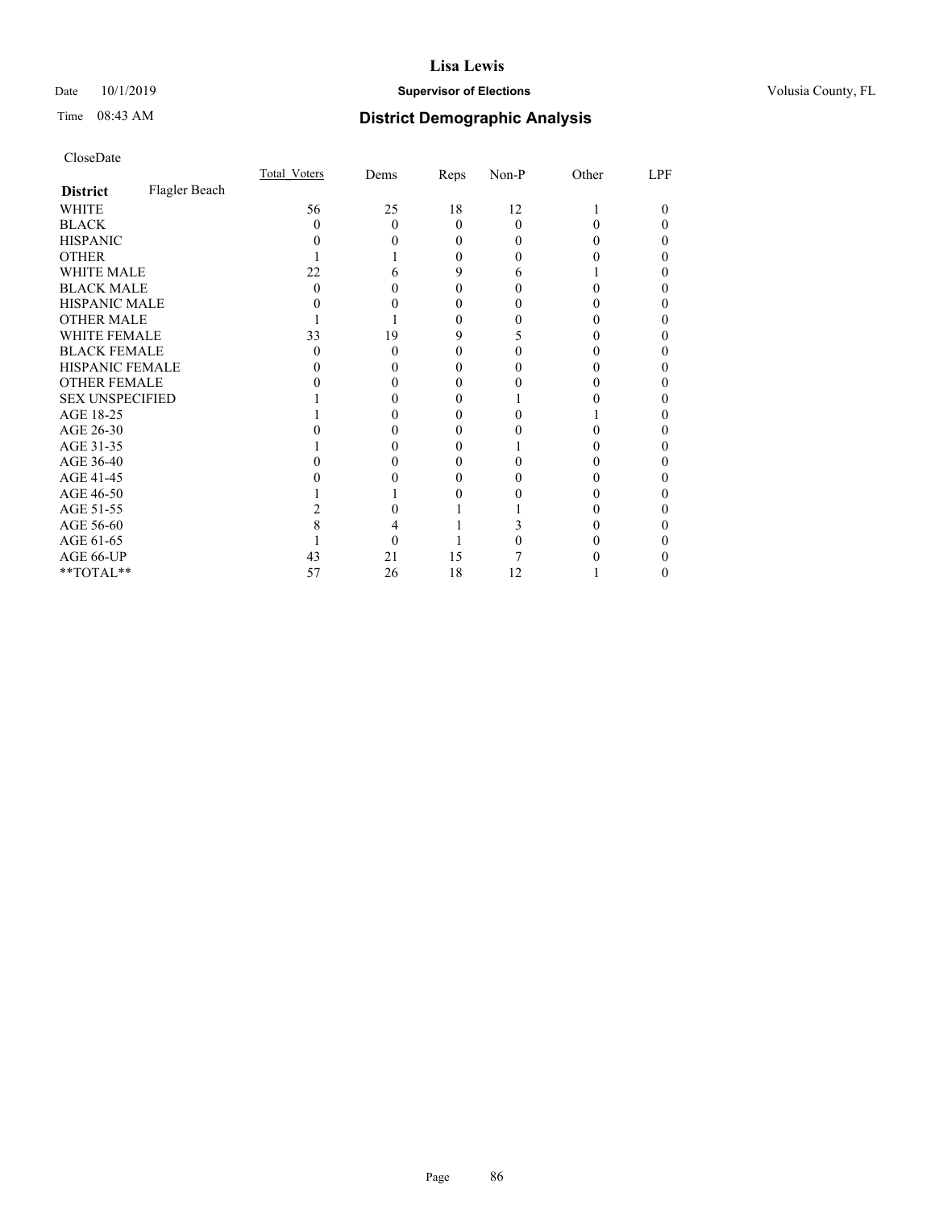**Lisa Lewis**

Date 10/1/2019 **Supervisor of Elections** Volusia County, FL

Time 08:43 AM **District Demographic Analysis**

CloseDate

| District | Flagler Beach | Total_Voters | Dems | Reps | Non-P | Other | LPF |
|---|---|---|---|---|---|---|---|
| WHITE | | 56 | 25 | 18 | 12 | 1 | 0 |
| BLACK | | 0 | 0 | 0 | 0 | 0 | 0 |
| HISPANIC | | 0 | 0 | 0 | 0 | 0 | 0 |
| OTHER | | 1 | 1 | 0 | 0 | 0 | 0 |
| WHITE MALE | | 22 | 6 | 9 | 6 | 1 | 0 |
| BLACK MALE | | 0 | 0 | 0 | 0 | 0 | 0 |
| HISPANIC MALE | | 0 | 0 | 0 | 0 | 0 | 0 |
| OTHER MALE | | 1 | 1 | 0 | 0 | 0 | 0 |
| WHITE FEMALE | | 33 | 19 | 9 | 5 | 0 | 0 |
| BLACK FEMALE | | 0 | 0 | 0 | 0 | 0 | 0 |
| HISPANIC FEMALE | | 0 | 0 | 0 | 0 | 0 | 0 |
| OTHER FEMALE | | 0 | 0 | 0 | 0 | 0 | 0 |
| SEX UNSPECIFIED | | 1 | 0 | 0 | 1 | 0 | 0 |
| AGE 18-25 | | 1 | 0 | 0 | 0 | 1 | 0 |
| AGE 26-30 | | 0 | 0 | 0 | 0 | 0 | 0 |
| AGE 31-35 | | 1 | 0 | 0 | 1 | 0 | 0 |
| AGE 36-40 | | 0 | 0 | 0 | 0 | 0 | 0 |
| AGE 41-45 | | 0 | 0 | 0 | 0 | 0 | 0 |
| AGE 46-50 | | 1 | 1 | 0 | 0 | 0 | 0 |
| AGE 51-55 | | 2 | 0 | 1 | 1 | 0 | 0 |
| AGE 56-60 | | 8 | 4 | 1 | 3 | 0 | 0 |
| AGE 61-65 | | 1 | 0 | 1 | 0 | 0 | 0 |
| AGE 66-UP | | 43 | 21 | 15 | 7 | 0 | 0 |
| **TOTAL** | | 57 | 26 | 18 | 12 | 1 | 0 |